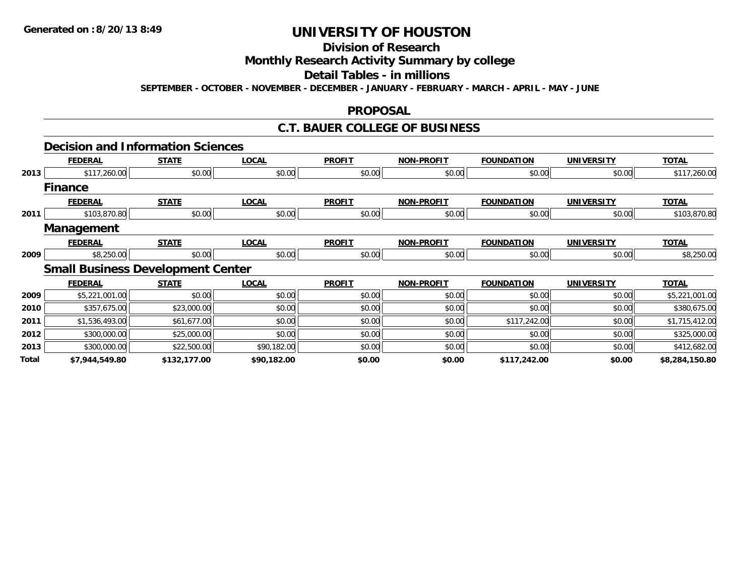**Generated on :8/20/13 8:49**

# UNIVERSITY OF HOUSTON

## Division of Research

## Monthly Research Activity Summary by college

## Detail Tables - in millions

**SEPTEMBER - OCTOBER - NOVEMBER - DECEMBER - JANUARY - FEBRUARY - MARCH - APRIL - MAY - JUNE**

## PROPOSAL

## C.T. BAUER COLLEGE OF BUSINESS

### Decision and Information Sciences

| | FEDERAL | STATE | LOCAL | PROFIT | NON-PROFIT | FOUNDATION | UNIVERSITY | TOTAL |
|---|---|---|---|---|---|---|---|---|
| 2013 | $117,260.00 | $0.00 | $0.00 | $0.00 | $0.00 | $0.00 | $0.00 | $117,260.00 |

### Finance

| | FEDERAL | STATE | LOCAL | PROFIT | NON-PROFIT | FOUNDATION | UNIVERSITY | TOTAL |
|---|---|---|---|---|---|---|---|---|
| 2011 | $103,870.80 | $0.00 | $0.00 | $0.00 | $0.00 | $0.00 | $0.00 | $103,870.80 |

### Management

| | FEDERAL | STATE | LOCAL | PROFIT | NON-PROFIT | FOUNDATION | UNIVERSITY | TOTAL |
|---|---|---|---|---|---|---|---|---|
| 2009 | $8,250.00 | $0.00 | $0.00 | $0.00 | $0.00 | $0.00 | $0.00 | $8,250.00 |

### Small Business Development Center

| | FEDERAL | STATE | LOCAL | PROFIT | NON-PROFIT | FOUNDATION | UNIVERSITY | TOTAL |
|---|---|---|---|---|---|---|---|---|
| 2009 | $5,221,001.00 | $0.00 | $0.00 | $0.00 | $0.00 | $0.00 | $0.00 | $5,221,001.00 |
| 2010 | $357,675.00 | $23,000.00 | $0.00 | $0.00 | $0.00 | $0.00 | $0.00 | $380,675.00 |
| 2011 | $1,536,493.00 | $61,677.00 | $0.00 | $0.00 | $0.00 | $117,242.00 | $0.00 | $1,715,412.00 |
| 2012 | $300,000.00 | $25,000.00 | $0.00 | $0.00 | $0.00 | $0.00 | $0.00 | $325,000.00 |
| 2013 | $300,000.00 | $22,500.00 | $90,182.00 | $0.00 | $0.00 | $0.00 | $0.00 | $412,682.00 |
| **Total** | **$7,944,549.80** | **$132,177.00** | **$90,182.00** | **$0.00** | **$0.00** | **$117,242.00** | **$0.00** | **$8,284,150.80** |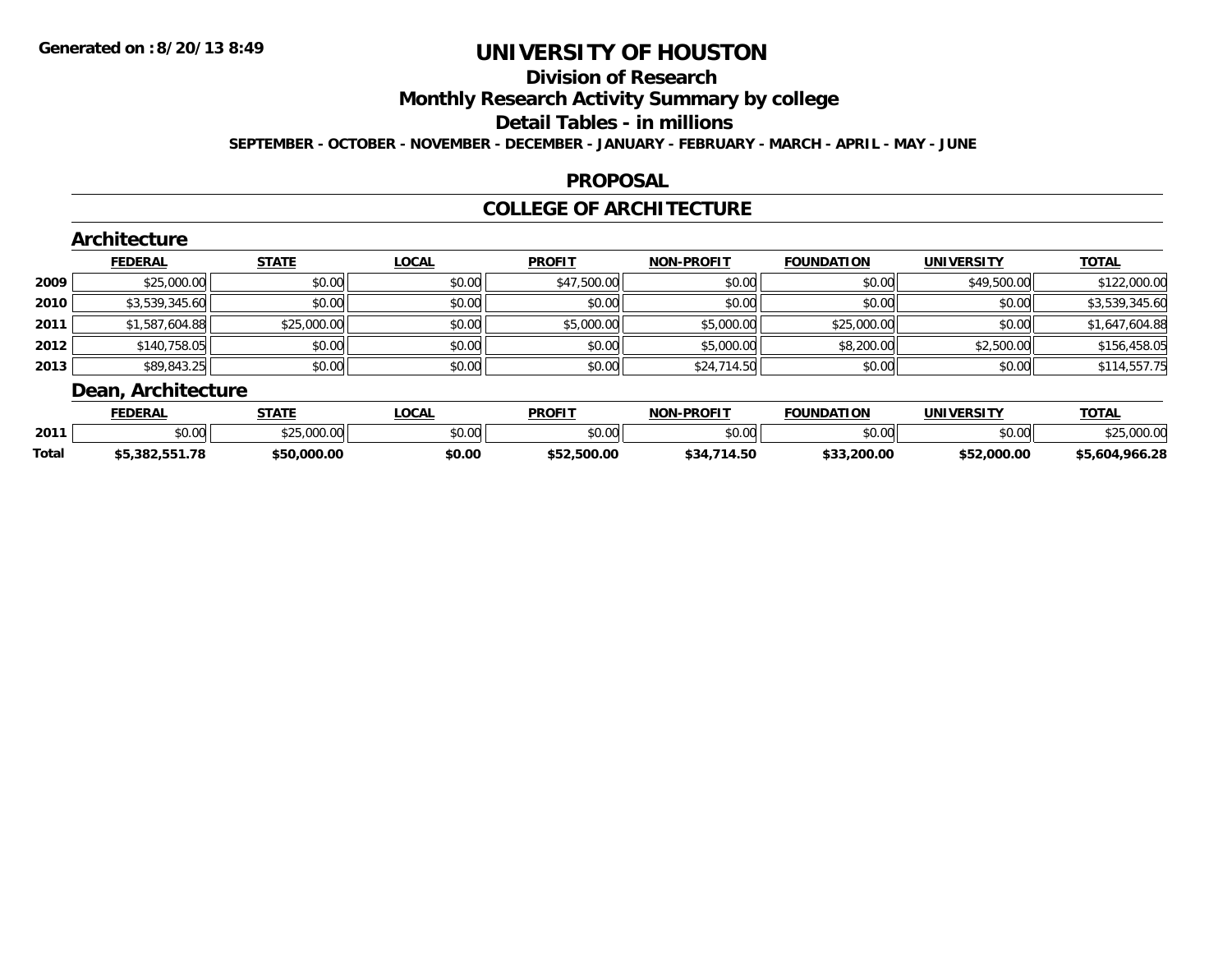# UNIVERSITY OF HOUSTON

## Division of Research

## Monthly Research Activity Summary by college

## Detail Tables - in millions

**SEPTEMBER - OCTOBER - NOVEMBER - DECEMBER - JANUARY - FEBRUARY - MARCH - APRIL - MAY - JUNE**

**Generated on : 8/20/13 8:49**

## PROPOSAL

## COLLEGE OF ARCHITECTURE

### Architecture

| | FEDERAL | STATE | LOCAL | PROFIT | NON-PROFIT | FOUNDATION | UNIVERSITY | TOTAL |
|---|---|---|---|---|---|---|---|---|
| 2009 | $25,000.00 | $0.00 | $0.00 | $47,500.00 | $0.00 | $0.00 | $49,500.00 | $122,000.00 |
| 2010 | $3,539,345.60 | $0.00 | $0.00 | $0.00 | $0.00 | $0.00 | $0.00 | $3,539,345.60 |
| 2011 | $1,587,604.88 | $25,000.00 | $0.00 | $5,000.00 | $5,000.00 | $25,000.00 | $0.00 | $1,647,604.88 |
| 2012 | $140,758.05 | $0.00 | $0.00 | $0.00 | $5,000.00 | $8,200.00 | $2,500.00 | $156,458.05 |
| 2013 | $89,843.25 | $0.00 | $0.00 | $0.00 | $24,714.50 | $0.00 | $0.00 | $114,557.75 |

### Dean, Architecture

| | FEDERAL | STATE | LOCAL | PROFIT | NON-PROFIT | FOUNDATION | UNIVERSITY | TOTAL |
|---|---|---|---|---|---|---|---|---|
| 2011 | $0.00 | $25,000.00 | $0.00 | $0.00 | $0.00 | $0.00 | $0.00 | $25,000.00 |
| **Total** | **$5,382,551.78** | **$50,000.00** | **$0.00** | **$52,500.00** | **$34,714.50** | **$33,200.00** | **$52,000.00** | **$5,604,966.28** |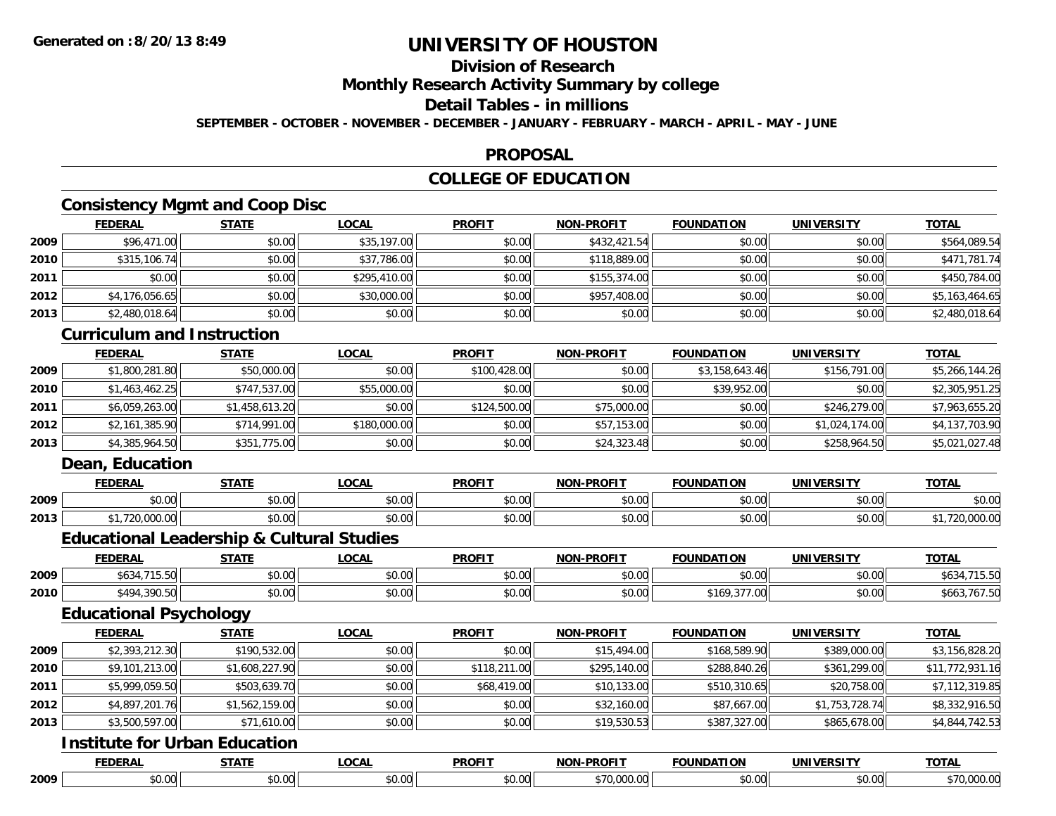# UNIVERSITY OF HOUSTON

## Division of Research

## Monthly Research Activity Summary by college

## Detail Tables - in millions

**SEPTEMBER - OCTOBER - NOVEMBER - DECEMBER - JANUARY - FEBRUARY - MARCH - APRIL - MAY - JUNE**

## PROPOSAL

## COLLEGE OF EDUCATION

### Consistency Mgmt and Coop Disc

| | FEDERAL | STATE | LOCAL | PROFIT | NON-PROFIT | FOUNDATION | UNIVERSITY | TOTAL |
|---|---|---|---|---|---|---|---|---|
| 2009 | $96,471.00 | $0.00 | $35,197.00 | $0.00 | $432,421.54 | $0.00 | $0.00 | $564,089.54 |
| 2010 | $315,106.74 | $0.00 | $37,786.00 | $0.00 | $118,889.00 | $0.00 | $0.00 | $471,781.74 |
| 2011 | $0.00 | $0.00 | $295,410.00 | $0.00 | $155,374.00 | $0.00 | $0.00 | $450,784.00 |
| 2012 | $4,176,056.65 | $0.00 | $30,000.00 | $0.00 | $957,408.00 | $0.00 | $0.00 | $5,163,464.65 |
| 2013 | $2,480,018.64 | $0.00 | $0.00 | $0.00 | $0.00 | $0.00 | $0.00 | $2,480,018.64 |

### Curriculum and Instruction

| | FEDERAL | STATE | LOCAL | PROFIT | NON-PROFIT | FOUNDATION | UNIVERSITY | TOTAL |
|---|---|---|---|---|---|---|---|---|
| 2009 | $1,800,281.80 | $50,000.00 | $0.00 | $100,428.00 | $0.00 | $3,158,643.46 | $156,791.00 | $5,266,144.26 |
| 2010 | $1,463,462.25 | $747,537.00 | $55,000.00 | $0.00 | $0.00 | $39,952.00 | $0.00 | $2,305,951.25 |
| 2011 | $6,059,263.00 | $1,458,613.20 | $0.00 | $124,500.00 | $75,000.00 | $0.00 | $246,279.00 | $7,963,655.20 |
| 2012 | $2,161,385.90 | $714,991.00 | $180,000.00 | $0.00 | $57,153.00 | $0.00 | $1,024,174.00 | $4,137,703.90 |
| 2013 | $4,385,964.50 | $351,775.00 | $0.00 | $0.00 | $24,323.48 | $0.00 | $258,964.50 | $5,021,027.48 |

### Dean, Education

| | FEDERAL | STATE | LOCAL | PROFIT | NON-PROFIT | FOUNDATION | UNIVERSITY | TOTAL |
|---|---|---|---|---|---|---|---|---|
| 2009 | $0.00 | $0.00 | $0.00 | $0.00 | $0.00 | $0.00 | $0.00 | $0.00 |
| 2013 | $1,720,000.00 | $0.00 | $0.00 | $0.00 | $0.00 | $0.00 | $0.00 | $1,720,000.00 |

### Educational Leadership & Cultural Studies

| | FEDERAL | STATE | LOCAL | PROFIT | NON-PROFIT | FOUNDATION | UNIVERSITY | TOTAL |
|---|---|---|---|---|---|---|---|---|
| 2009 | $634,715.50 | $0.00 | $0.00 | $0.00 | $0.00 | $0.00 | $0.00 | $634,715.50 |
| 2010 | $494,390.50 | $0.00 | $0.00 | $0.00 | $0.00 | $169,377.00 | $0.00 | $663,767.50 |

### Educational Psychology

| | FEDERAL | STATE | LOCAL | PROFIT | NON-PROFIT | FOUNDATION | UNIVERSITY | TOTAL |
|---|---|---|---|---|---|---|---|---|
| 2009 | $2,393,212.30 | $190,532.00 | $0.00 | $0.00 | $15,494.00 | $168,589.90 | $389,000.00 | $3,156,828.20 |
| 2010 | $9,101,213.00 | $1,608,227.90 | $0.00 | $118,211.00 | $295,140.00 | $288,840.26 | $361,299.00 | $11,772,931.16 |
| 2011 | $5,999,059.50 | $503,639.70 | $0.00 | $68,419.00 | $10,133.00 | $510,310.65 | $20,758.00 | $7,112,319.85 |
| 2012 | $4,897,201.76 | $1,562,159.00 | $0.00 | $0.00 | $32,160.00 | $87,667.00 | $1,753,728.74 | $8,332,916.50 |
| 2013 | $3,500,597.00 | $71,610.00 | $0.00 | $0.00 | $19,530.53 | $387,327.00 | $865,678.00 | $4,844,742.53 |

### Institute for Urban Education

| | FEDERAL | STATE | LOCAL | PROFIT | NON-PROFIT | FOUNDATION | UNIVERSITY | TOTAL |
|---|---|---|---|---|---|---|---|---|
| 2009 | $0.00 | $0.00 | $0.00 | $0.00 | $70,000.00 | $0.00 | $0.00 | $70,000.00 |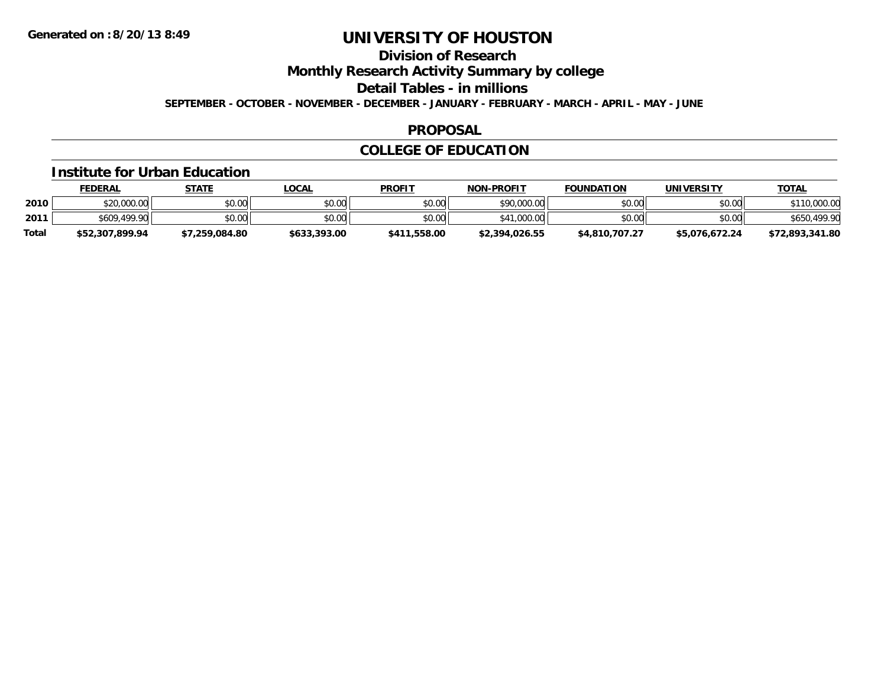**Generated on :8/20/13 8:49**

# UNIVERSITY OF HOUSTON

## Division of Research

## Monthly Research Activity Summary by college

## Detail Tables - in millions

**SEPTEMBER - OCTOBER - NOVEMBER - DECEMBER - JANUARY - FEBRUARY - MARCH - APRIL - MAY - JUNE**

## PROPOSAL

## COLLEGE OF EDUCATION

### Institute for Urban Education

| | FEDERAL | STATE | LOCAL | PROFIT | NON-PROFIT | FOUNDATION | UNIVERSITY | TOTAL |
|---|---|---|---|---|---|---|---|---|
| 2010 | $20,000.00 | $0.00 | $0.00 | $0.00 | $90,000.00 | $0.00 | $0.00 | $110,000.00 |
| 2011 | $609,499.90 | $0.00 | $0.00 | $0.00 | $41,000.00 | $0.00 | $0.00 | $650,499.90 |
| **Total** | **$52,307,899.94** | **$7,259,084.80** | **$633,393.00** | **$411,558.00** | **$2,394,026.55** | **$4,810,707.27** | **$5,076,672.24** | **$72,893,341.80** |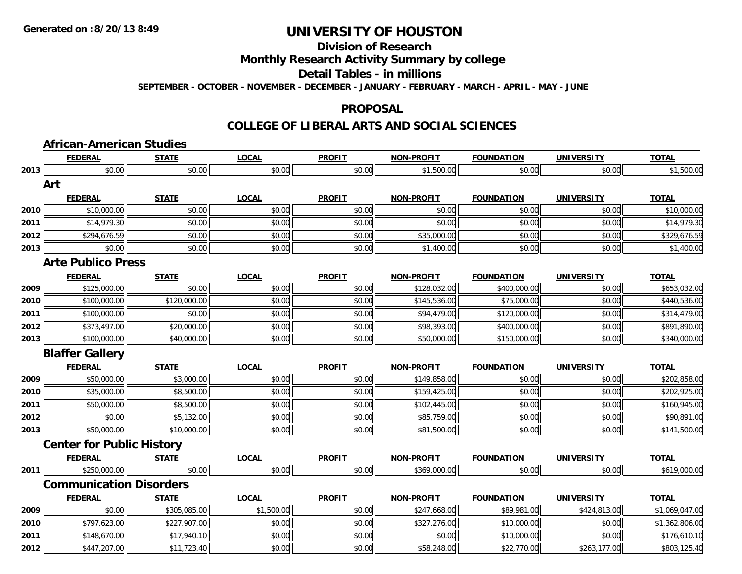# UNIVERSITY OF HOUSTON

## Division of Research

## Monthly Research Activity Summary by college

## Detail Tables - in millions

**SEPTEMBER - OCTOBER - NOVEMBER - DECEMBER - JANUARY - FEBRUARY - MARCH - APRIL - MAY - JUNE**

## PROPOSAL

## COLLEGE OF LIBERAL ARTS AND SOCIAL SCIENCES

### African-American Studies

| | FEDERAL | STATE | LOCAL | PROFIT | NON-PROFIT | FOUNDATION | UNIVERSITY | TOTAL |
|---|---|---|---|---|---|---|---|---|
| 2013 | $0.00 | $0.00 | $0.00 | $0.00 | $1,500.00 | $0.00 | $0.00 | $1,500.00 |

### Art

| | FEDERAL | STATE | LOCAL | PROFIT | NON-PROFIT | FOUNDATION | UNIVERSITY | TOTAL |
|---|---|---|---|---|---|---|---|---|
| 2010 | $10,000.00 | $0.00 | $0.00 | $0.00 | $0.00 | $0.00 | $0.00 | $10,000.00 |
| 2011 | $14,979.30 | $0.00 | $0.00 | $0.00 | $0.00 | $0.00 | $0.00 | $14,979.30 |
| 2012 | $294,676.59 | $0.00 | $0.00 | $0.00 | $35,000.00 | $0.00 | $0.00 | $329,676.59 |
| 2013 | $0.00 | $0.00 | $0.00 | $0.00 | $1,400.00 | $0.00 | $0.00 | $1,400.00 |

### Arte Publico Press

| | FEDERAL | STATE | LOCAL | PROFIT | NON-PROFIT | FOUNDATION | UNIVERSITY | TOTAL |
|---|---|---|---|---|---|---|---|---|
| 2009 | $125,000.00 | $0.00 | $0.00 | $0.00 | $128,032.00 | $400,000.00 | $0.00 | $653,032.00 |
| 2010 | $100,000.00 | $120,000.00 | $0.00 | $0.00 | $145,536.00 | $75,000.00 | $0.00 | $440,536.00 |
| 2011 | $100,000.00 | $0.00 | $0.00 | $0.00 | $94,479.00 | $120,000.00 | $0.00 | $314,479.00 |
| 2012 | $373,497.00 | $20,000.00 | $0.00 | $0.00 | $98,393.00 | $400,000.00 | $0.00 | $891,890.00 |
| 2013 | $100,000.00 | $40,000.00 | $0.00 | $0.00 | $50,000.00 | $150,000.00 | $0.00 | $340,000.00 |

### Blaffer Gallery

| | FEDERAL | STATE | LOCAL | PROFIT | NON-PROFIT | FOUNDATION | UNIVERSITY | TOTAL |
|---|---|---|---|---|---|---|---|---|
| 2009 | $50,000.00 | $3,000.00 | $0.00 | $0.00 | $149,858.00 | $0.00 | $0.00 | $202,858.00 |
| 2010 | $35,000.00 | $8,500.00 | $0.00 | $0.00 | $159,425.00 | $0.00 | $0.00 | $202,925.00 |
| 2011 | $50,000.00 | $8,500.00 | $0.00 | $0.00 | $102,445.00 | $0.00 | $0.00 | $160,945.00 |
| 2012 | $0.00 | $5,132.00 | $0.00 | $0.00 | $85,759.00 | $0.00 | $0.00 | $90,891.00 |
| 2013 | $50,000.00 | $10,000.00 | $0.00 | $0.00 | $81,500.00 | $0.00 | $0.00 | $141,500.00 |

### Center for Public History

| | FEDERAL | STATE | LOCAL | PROFIT | NON-PROFIT | FOUNDATION | UNIVERSITY | TOTAL |
|---|---|---|---|---|---|---|---|---|
| 2011 | $250,000.00 | $0.00 | $0.00 | $0.00 | $369,000.00 | $0.00 | $0.00 | $619,000.00 |

### Communication Disorders

| | FEDERAL | STATE | LOCAL | PROFIT | NON-PROFIT | FOUNDATION | UNIVERSITY | TOTAL |
|---|---|---|---|---|---|---|---|---|
| 2009 | $0.00 | $305,085.00 | $1,500.00 | $0.00 | $247,668.00 | $89,981.00 | $424,813.00 | $1,069,047.00 |
| 2010 | $797,623.00 | $227,907.00 | $0.00 | $0.00 | $327,276.00 | $10,000.00 | $0.00 | $1,362,806.00 |
| 2011 | $148,670.00 | $17,940.10 | $0.00 | $0.00 | $0.00 | $10,000.00 | $0.00 | $176,610.10 |
| 2012 | $447,207.00 | $11,723.40 | $0.00 | $0.00 | $58,248.00 | $22,770.00 | $263,177.00 | $803,125.40 |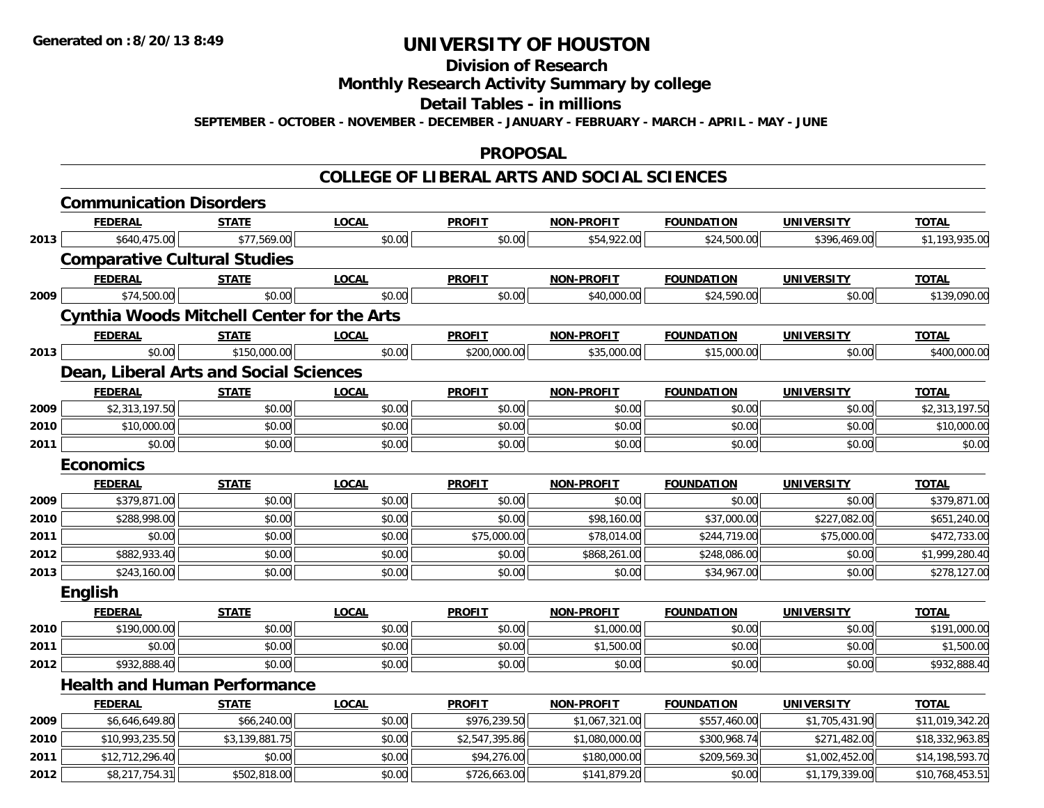**Generated on :8/20/13 8:49**

# UNIVERSITY OF HOUSTON

## Division of Research

## Monthly Research Activity Summary by college

## Detail Tables - in millions

**SEPTEMBER - OCTOBER - NOVEMBER - DECEMBER - JANUARY - FEBRUARY - MARCH - APRIL - MAY - JUNE**

## PROPOSAL

## COLLEGE OF LIBERAL ARTS AND SOCIAL SCIENCES

### Communication Disorders

| | FEDERAL | STATE | LOCAL | PROFIT | NON-PROFIT | FOUNDATION | UNIVERSITY | TOTAL |
|---|---|---|---|---|---|---|---|---|
| 2013 | $640,475.00 | $77,569.00 | $0.00 | $0.00 | $54,922.00 | $24,500.00 | $396,469.00 | $1,193,935.00 |

### Comparative Cultural Studies

| | FEDERAL | STATE | LOCAL | PROFIT | NON-PROFIT | FOUNDATION | UNIVERSITY | TOTAL |
|---|---|---|---|---|---|---|---|---|
| 2009 | $74,500.00 | $0.00 | $0.00 | $0.00 | $40,000.00 | $24,590.00 | $0.00 | $139,090.00 |

### Cynthia Woods Mitchell Center for the Arts

| | FEDERAL | STATE | LOCAL | PROFIT | NON-PROFIT | FOUNDATION | UNIVERSITY | TOTAL |
|---|---|---|---|---|---|---|---|---|
| 2013 | $0.00 | $150,000.00 | $0.00 | $200,000.00 | $35,000.00 | $15,000.00 | $0.00 | $400,000.00 |

### Dean, Liberal Arts and Social Sciences

| | FEDERAL | STATE | LOCAL | PROFIT | NON-PROFIT | FOUNDATION | UNIVERSITY | TOTAL |
|---|---|---|---|---|---|---|---|---|
| 2009 | $2,313,197.50 | $0.00 | $0.00 | $0.00 | $0.00 | $0.00 | $0.00 | $2,313,197.50 |
| 2010 | $10,000.00 | $0.00 | $0.00 | $0.00 | $0.00 | $0.00 | $0.00 | $10,000.00 |
| 2011 | $0.00 | $0.00 | $0.00 | $0.00 | $0.00 | $0.00 | $0.00 | $0.00 |

### Economics

| | FEDERAL | STATE | LOCAL | PROFIT | NON-PROFIT | FOUNDATION | UNIVERSITY | TOTAL |
|---|---|---|---|---|---|---|---|---|
| 2009 | $379,871.00 | $0.00 | $0.00 | $0.00 | $0.00 | $0.00 | $0.00 | $379,871.00 |
| 2010 | $288,998.00 | $0.00 | $0.00 | $0.00 | $98,160.00 | $37,000.00 | $227,082.00 | $651,240.00 |
| 2011 | $0.00 | $0.00 | $0.00 | $75,000.00 | $78,014.00 | $244,719.00 | $75,000.00 | $472,733.00 |
| 2012 | $882,933.40 | $0.00 | $0.00 | $0.00 | $868,261.00 | $248,086.00 | $0.00 | $1,999,280.40 |
| 2013 | $243,160.00 | $0.00 | $0.00 | $0.00 | $0.00 | $34,967.00 | $0.00 | $278,127.00 |

### English

| | FEDERAL | STATE | LOCAL | PROFIT | NON-PROFIT | FOUNDATION | UNIVERSITY | TOTAL |
|---|---|---|---|---|---|---|---|---|
| 2010 | $190,000.00 | $0.00 | $0.00 | $0.00 | $1,000.00 | $0.00 | $0.00 | $191,000.00 |
| 2011 | $0.00 | $0.00 | $0.00 | $0.00 | $1,500.00 | $0.00 | $0.00 | $1,500.00 |
| 2012 | $932,888.40 | $0.00 | $0.00 | $0.00 | $0.00 | $0.00 | $0.00 | $932,888.40 |

### Health and Human Performance

| | FEDERAL | STATE | LOCAL | PROFIT | NON-PROFIT | FOUNDATION | UNIVERSITY | TOTAL |
|---|---|---|---|---|---|---|---|---|
| 2009 | $6,646,649.80 | $66,240.00 | $0.00 | $976,239.50 | $1,067,321.00 | $557,460.00 | $1,705,431.90 | $11,019,342.20 |
| 2010 | $10,993,235.50 | $3,139,881.75 | $0.00 | $2,547,395.86 | $1,080,000.00 | $300,968.74 | $271,482.00 | $18,332,963.85 |
| 2011 | $12,712,296.40 | $0.00 | $0.00 | $94,276.00 | $180,000.00 | $209,569.30 | $1,002,452.00 | $14,198,593.70 |
| 2012 | $8,217,754.31 | $502,818.00 | $0.00 | $726,663.00 | $141,879.20 | $0.00 | $1,179,339.00 | $10,768,453.51 |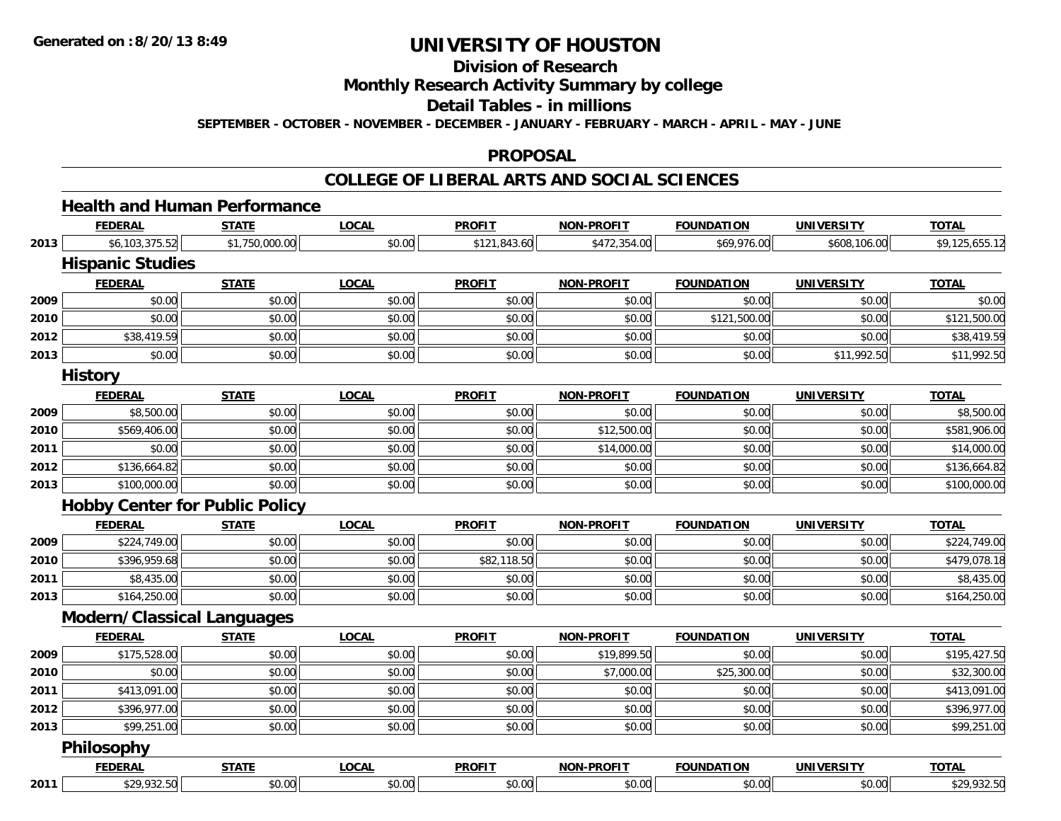# UNIVERSITY OF HOUSTON

## Division of Research

## Monthly Research Activity Summary by college

## Detail Tables - in millions

**SEPTEMBER - OCTOBER - NOVEMBER - DECEMBER - JANUARY - FEBRUARY - MARCH - APRIL - MAY - JUNE**

## PROPOSAL

## COLLEGE OF LIBERAL ARTS AND SOCIAL SCIENCES

### Health and Human Performance

| | FEDERAL | STATE | LOCAL | PROFIT | NON-PROFIT | FOUNDATION | UNIVERSITY | TOTAL |
|---|---|---|---|---|---|---|---|---|
| 2013 | $6,103,375.52 | $1,750,000.00 | $0.00 | $121,843.60 | $472,354.00 | $69,976.00 | $608,106.00 | $9,125,655.12 |

### Hispanic Studies

| | FEDERAL | STATE | LOCAL | PROFIT | NON-PROFIT | FOUNDATION | UNIVERSITY | TOTAL |
|---|---|---|---|---|---|---|---|---|
| 2009 | $0.00 | $0.00 | $0.00 | $0.00 | $0.00 | $0.00 | $0.00 | $0.00 |
| 2010 | $0.00 | $0.00 | $0.00 | $0.00 | $0.00 | $121,500.00 | $0.00 | $121,500.00 |
| 2012 | $38,419.59 | $0.00 | $0.00 | $0.00 | $0.00 | $0.00 | $0.00 | $38,419.59 |
| 2013 | $0.00 | $0.00 | $0.00 | $0.00 | $0.00 | $0.00 | $11,992.50 | $11,992.50 |

### History

| | FEDERAL | STATE | LOCAL | PROFIT | NON-PROFIT | FOUNDATION | UNIVERSITY | TOTAL |
|---|---|---|---|---|---|---|---|---|
| 2009 | $8,500.00 | $0.00 | $0.00 | $0.00 | $0.00 | $0.00 | $0.00 | $8,500.00 |
| 2010 | $569,406.00 | $0.00 | $0.00 | $0.00 | $12,500.00 | $0.00 | $0.00 | $581,906.00 |
| 2011 | $0.00 | $0.00 | $0.00 | $0.00 | $14,000.00 | $0.00 | $0.00 | $14,000.00 |
| 2012 | $136,664.82 | $0.00 | $0.00 | $0.00 | $0.00 | $0.00 | $0.00 | $136,664.82 |
| 2013 | $100,000.00 | $0.00 | $0.00 | $0.00 | $0.00 | $0.00 | $0.00 | $100,000.00 |

### Hobby Center for Public Policy

| | FEDERAL | STATE | LOCAL | PROFIT | NON-PROFIT | FOUNDATION | UNIVERSITY | TOTAL |
|---|---|---|---|---|---|---|---|---|
| 2009 | $224,749.00 | $0.00 | $0.00 | $0.00 | $0.00 | $0.00 | $0.00 | $224,749.00 |
| 2010 | $396,959.68 | $0.00 | $0.00 | $82,118.50 | $0.00 | $0.00 | $0.00 | $479,078.18 |
| 2011 | $8,435.00 | $0.00 | $0.00 | $0.00 | $0.00 | $0.00 | $0.00 | $8,435.00 |
| 2013 | $164,250.00 | $0.00 | $0.00 | $0.00 | $0.00 | $0.00 | $0.00 | $164,250.00 |

### Modern/Classical Languages

| | FEDERAL | STATE | LOCAL | PROFIT | NON-PROFIT | FOUNDATION | UNIVERSITY | TOTAL |
|---|---|---|---|---|---|---|---|---|
| 2009 | $175,528.00 | $0.00 | $0.00 | $0.00 | $19,899.50 | $0.00 | $0.00 | $195,427.50 |
| 2010 | $0.00 | $0.00 | $0.00 | $0.00 | $7,000.00 | $25,300.00 | $0.00 | $32,300.00 |
| 2011 | $413,091.00 | $0.00 | $0.00 | $0.00 | $0.00 | $0.00 | $0.00 | $413,091.00 |
| 2012 | $396,977.00 | $0.00 | $0.00 | $0.00 | $0.00 | $0.00 | $0.00 | $396,977.00 |
| 2013 | $99,251.00 | $0.00 | $0.00 | $0.00 | $0.00 | $0.00 | $0.00 | $99,251.00 |

### Philosophy

| | FEDERAL | STATE | LOCAL | PROFIT | NON-PROFIT | FOUNDATION | UNIVERSITY | TOTAL |
|---|---|---|---|---|---|---|---|---|
| 2011 | $29,932.50 | $0.00 | $0.00 | $0.00 | $0.00 | $0.00 | $0.00 | $29,932.50 |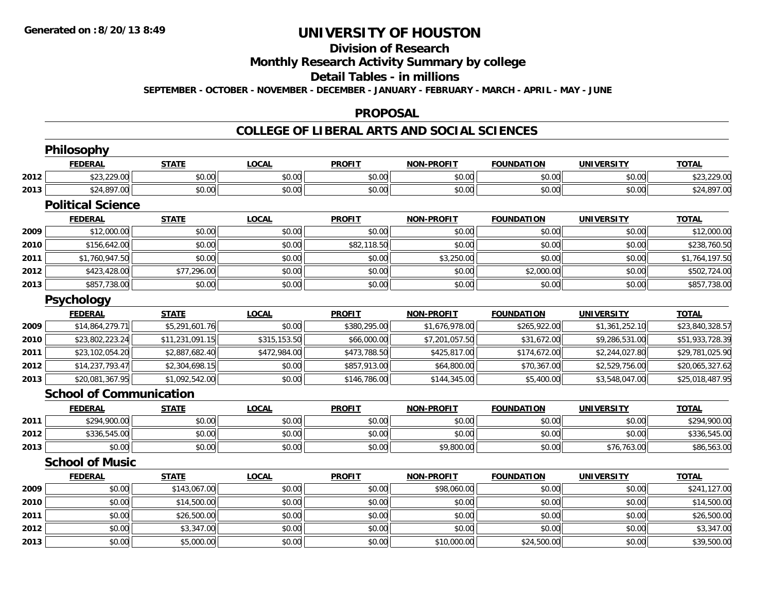**Generated on :8/20/13 8:49**

# UNIVERSITY OF HOUSTON

## Division of Research

## Monthly Research Activity Summary by college

## Detail Tables - in millions

**SEPTEMBER - OCTOBER - NOVEMBER - DECEMBER - JANUARY - FEBRUARY - MARCH - APRIL - MAY - JUNE**

## PROPOSAL

## COLLEGE OF LIBERAL ARTS AND SOCIAL SCIENCES

### Philosophy

| | FEDERAL | STATE | LOCAL | PROFIT | NON-PROFIT | FOUNDATION | UNIVERSITY | TOTAL |
|---|---|---|---|---|---|---|---|---|
| 2012 | $23,229.00 | $0.00 | $0.00 | $0.00 | $0.00 | $0.00 | $0.00 | $23,229.00 |
| 2013 | $24,897.00 | $0.00 | $0.00 | $0.00 | $0.00 | $0.00 | $0.00 | $24,897.00 |

### Political Science

| | FEDERAL | STATE | LOCAL | PROFIT | NON-PROFIT | FOUNDATION | UNIVERSITY | TOTAL |
|---|---|---|---|---|---|---|---|---|
| 2009 | $12,000.00 | $0.00 | $0.00 | $0.00 | $0.00 | $0.00 | $0.00 | $12,000.00 |
| 2010 | $156,642.00 | $0.00 | $0.00 | $82,118.50 | $0.00 | $0.00 | $0.00 | $238,760.50 |
| 2011 | $1,760,947.50 | $0.00 | $0.00 | $0.00 | $3,250.00 | $0.00 | $0.00 | $1,764,197.50 |
| 2012 | $423,428.00 | $77,296.00 | $0.00 | $0.00 | $0.00 | $2,000.00 | $0.00 | $502,724.00 |
| 2013 | $857,738.00 | $0.00 | $0.00 | $0.00 | $0.00 | $0.00 | $0.00 | $857,738.00 |

### Psychology

| | FEDERAL | STATE | LOCAL | PROFIT | NON-PROFIT | FOUNDATION | UNIVERSITY | TOTAL |
|---|---|---|---|---|---|---|---|---|
| 2009 | $14,864,279.71 | $5,291,601.76 | $0.00 | $380,295.00 | $1,676,978.00 | $265,922.00 | $1,361,252.10 | $23,840,328.57 |
| 2010 | $23,802,223.24 | $11,231,091.15 | $315,153.50 | $66,000.00 | $7,201,057.50 | $31,672.00 | $9,286,531.00 | $51,933,728.39 |
| 2011 | $23,102,054.20 | $2,887,682.40 | $472,984.00 | $473,788.50 | $425,817.00 | $174,672.00 | $2,244,027.80 | $29,781,025.90 |
| 2012 | $14,237,793.47 | $2,304,698.15 | $0.00 | $857,913.00 | $64,800.00 | $70,367.00 | $2,529,756.00 | $20,065,327.62 |
| 2013 | $20,081,367.95 | $1,092,542.00 | $0.00 | $146,786.00 | $144,345.00 | $5,400.00 | $3,548,047.00 | $25,018,487.95 |

### School of Communication

| | FEDERAL | STATE | LOCAL | PROFIT | NON-PROFIT | FOUNDATION | UNIVERSITY | TOTAL |
|---|---|---|---|---|---|---|---|---|
| 2011 | $294,900.00 | $0.00 | $0.00 | $0.00 | $0.00 | $0.00 | $0.00 | $294,900.00 |
| 2012 | $336,545.00 | $0.00 | $0.00 | $0.00 | $0.00 | $0.00 | $0.00 | $336,545.00 |
| 2013 | $0.00 | $0.00 | $0.00 | $0.00 | $9,800.00 | $0.00 | $76,763.00 | $86,563.00 |

### School of Music

| | FEDERAL | STATE | LOCAL | PROFIT | NON-PROFIT | FOUNDATION | UNIVERSITY | TOTAL |
|---|---|---|---|---|---|---|---|---|
| 2009 | $0.00 | $143,067.00 | $0.00 | $0.00 | $98,060.00 | $0.00 | $0.00 | $241,127.00 |
| 2010 | $0.00 | $14,500.00 | $0.00 | $0.00 | $0.00 | $0.00 | $0.00 | $14,500.00 |
| 2011 | $0.00 | $26,500.00 | $0.00 | $0.00 | $0.00 | $0.00 | $0.00 | $26,500.00 |
| 2012 | $0.00 | $3,347.00 | $0.00 | $0.00 | $0.00 | $0.00 | $0.00 | $3,347.00 |
| 2013 | $0.00 | $5,000.00 | $0.00 | $0.00 | $10,000.00 | $24,500.00 | $0.00 | $39,500.00 |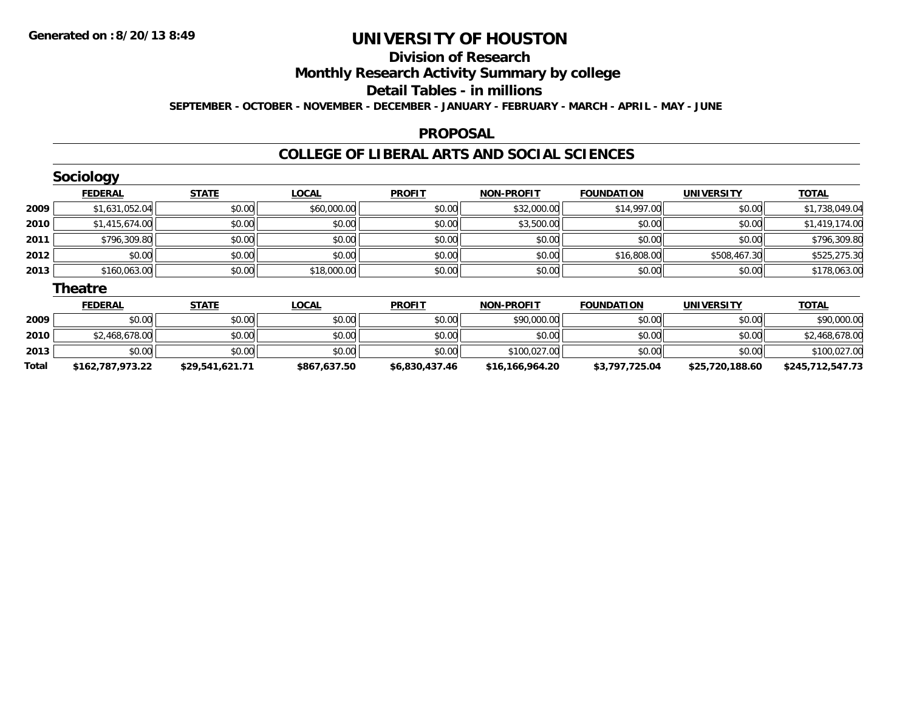# UNIVERSITY OF HOUSTON

## Division of Research

## Monthly Research Activity Summary by college

## Detail Tables - in millions

**SEPTEMBER - OCTOBER - NOVEMBER - DECEMBER - JANUARY - FEBRUARY - MARCH - APRIL - MAY - JUNE**

### PROPOSAL

### COLLEGE OF LIBERAL ARTS AND SOCIAL SCIENCES

#### Sociology

| | FEDERAL | STATE | LOCAL | PROFIT | NON-PROFIT | FOUNDATION | UNIVERSITY | TOTAL |
|---|---|---|---|---|---|---|---|---|
| 2009 | $1,631,052.04 | $0.00 | $60,000.00 | $0.00 | $32,000.00 | $14,997.00 | $0.00 | $1,738,049.04 |
| 2010 | $1,415,674.00 | $0.00 | $0.00 | $0.00 | $3,500.00 | $0.00 | $0.00 | $1,419,174.00 |
| 2011 | $796,309.80 | $0.00 | $0.00 | $0.00 | $0.00 | $0.00 | $0.00 | $796,309.80 |
| 2012 | $0.00 | $0.00 | $0.00 | $0.00 | $0.00 | $16,808.00 | $508,467.30 | $525,275.30 |
| 2013 | $160,063.00 | $0.00 | $18,000.00 | $0.00 | $0.00 | $0.00 | $0.00 | $178,063.00 |

#### Theatre

| | FEDERAL | STATE | LOCAL | PROFIT | NON-PROFIT | FOUNDATION | UNIVERSITY | TOTAL |
|---|---|---|---|---|---|---|---|---|
| 2009 | $0.00 | $0.00 | $0.00 | $0.00 | $90,000.00 | $0.00 | $0.00 | $90,000.00 |
| 2010 | $2,468,678.00 | $0.00 | $0.00 | $0.00 | $0.00 | $0.00 | $0.00 | $2,468,678.00 |
| 2013 | $0.00 | $0.00 | $0.00 | $0.00 | $100,027.00 | $0.00 | $0.00 | $100,027.00 |
| **Total** | **$162,787,973.22** | **$29,541,621.71** | **$867,637.50** | **$6,830,437.46** | **$16,166,964.20** | **$3,797,725.04** | **$25,720,188.60** | **$245,712,547.73** |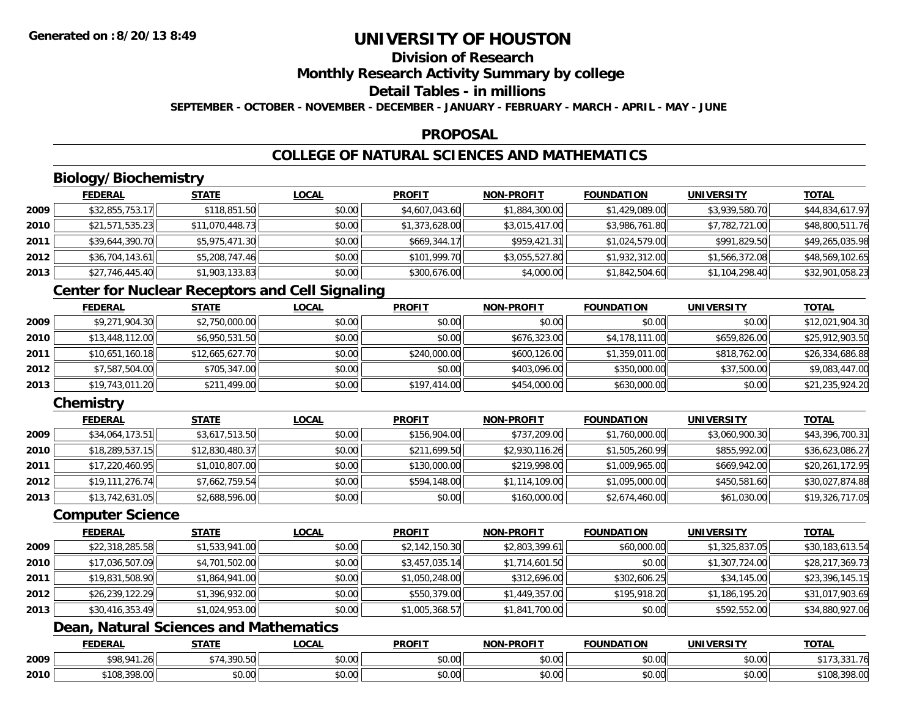# UNIVERSITY OF HOUSTON

## Division of Research

## Monthly Research Activity Summary by college

## Detail Tables - in millions

SEPTEMBER - OCTOBER - NOVEMBER - DECEMBER - JANUARY - FEBRUARY - MARCH - APRIL - MAY - JUNE

## PROPOSAL

## COLLEGE OF NATURAL SCIENCES AND MATHEMATICS

### Biology/Biochemistry

| | FEDERAL | STATE | LOCAL | PROFIT | NON-PROFIT | FOUNDATION | UNIVERSITY | TOTAL |
|---|---|---|---|---|---|---|---|---|
| 2009 | $32,855,753.17 | $118,851.50 | $0.00 | $4,607,043.60 | $1,884,300.00 | $1,429,089.00 | $3,939,580.70 | $44,834,617.97 |
| 2010 | $21,571,535.23 | $11,070,448.73 | $0.00 | $1,373,628.00 | $3,015,417.00 | $3,986,761.80 | $7,782,721.00 | $48,800,511.76 |
| 2011 | $39,644,390.70 | $5,975,471.30 | $0.00 | $669,344.17 | $959,421.31 | $1,024,579.00 | $991,829.50 | $49,265,035.98 |
| 2012 | $36,704,143.61 | $5,208,747.46 | $0.00 | $101,999.70 | $3,055,527.80 | $1,932,312.00 | $1,566,372.08 | $48,569,102.65 |
| 2013 | $27,746,445.40 | $1,903,133.83 | $0.00 | $300,676.00 | $4,000.00 | $1,842,504.60 | $1,104,298.40 | $32,901,058.23 |

### Center for Nuclear Receptors and Cell Signaling

| | FEDERAL | STATE | LOCAL | PROFIT | NON-PROFIT | FOUNDATION | UNIVERSITY | TOTAL |
|---|---|---|---|---|---|---|---|---|
| 2009 | $9,271,904.30 | $2,750,000.00 | $0.00 | $0.00 | $0.00 | $0.00 | $0.00 | $12,021,904.30 |
| 2010 | $13,448,112.00 | $6,950,531.50 | $0.00 | $0.00 | $676,323.00 | $4,178,111.00 | $659,826.00 | $25,912,903.50 |
| 2011 | $10,651,160.18 | $12,665,627.70 | $0.00 | $240,000.00 | $600,126.00 | $1,359,011.00 | $818,762.00 | $26,334,686.88 |
| 2012 | $7,587,504.00 | $705,347.00 | $0.00 | $0.00 | $403,096.00 | $350,000.00 | $37,500.00 | $9,083,447.00 |
| 2013 | $19,743,011.20 | $211,499.00 | $0.00 | $197,414.00 | $454,000.00 | $630,000.00 | $0.00 | $21,235,924.20 |

### Chemistry

| | FEDERAL | STATE | LOCAL | PROFIT | NON-PROFIT | FOUNDATION | UNIVERSITY | TOTAL |
|---|---|---|---|---|---|---|---|---|
| 2009 | $34,064,173.51 | $3,617,513.50 | $0.00 | $156,904.00 | $737,209.00 | $1,760,000.00 | $3,060,900.30 | $43,396,700.31 |
| 2010 | $18,289,537.15 | $12,830,480.37 | $0.00 | $211,699.50 | $2,930,116.26 | $1,505,260.99 | $855,992.00 | $36,623,086.27 |
| 2011 | $17,220,460.95 | $1,010,807.00 | $0.00 | $130,000.00 | $219,998.00 | $1,009,965.00 | $669,942.00 | $20,261,172.95 |
| 2012 | $19,111,276.74 | $7,662,759.54 | $0.00 | $594,148.00 | $1,114,109.00 | $1,095,000.00 | $450,581.60 | $30,027,874.88 |
| 2013 | $13,742,631.05 | $2,688,596.00 | $0.00 | $0.00 | $160,000.00 | $2,674,460.00 | $61,030.00 | $19,326,717.05 |

### Computer Science

| | FEDERAL | STATE | LOCAL | PROFIT | NON-PROFIT | FOUNDATION | UNIVERSITY | TOTAL |
|---|---|---|---|---|---|---|---|---|
| 2009 | $22,318,285.58 | $1,533,941.00 | $0.00 | $2,142,150.30 | $2,803,399.61 | $60,000.00 | $1,325,837.05 | $30,183,613.54 |
| 2010 | $17,036,507.09 | $4,701,502.00 | $0.00 | $3,457,035.14 | $1,714,601.50 | $0.00 | $1,307,724.00 | $28,217,369.73 |
| 2011 | $19,831,508.90 | $1,864,941.00 | $0.00 | $1,050,248.00 | $312,696.00 | $302,606.25 | $34,145.00 | $23,396,145.15 |
| 2012 | $26,239,122.29 | $1,396,932.00 | $0.00 | $550,379.00 | $1,449,357.00 | $195,918.20 | $1,186,195.20 | $31,017,903.69 |
| 2013 | $30,416,353.49 | $1,024,953.00 | $0.00 | $1,005,368.57 | $1,841,700.00 | $0.00 | $592,552.00 | $34,880,927.06 |

### Dean, Natural Sciences and Mathematics

| | FEDERAL | STATE | LOCAL | PROFIT | NON-PROFIT | FOUNDATION | UNIVERSITY | TOTAL |
|---|---|---|---|---|---|---|---|---|
| 2009 | $98,941.26 | $74,390.50 | $0.00 | $0.00 | $0.00 | $0.00 | $0.00 | $173,331.76 |
| 2010 | $108,398.00 | $0.00 | $0.00 | $0.00 | $0.00 | $0.00 | $0.00 | $108,398.00 |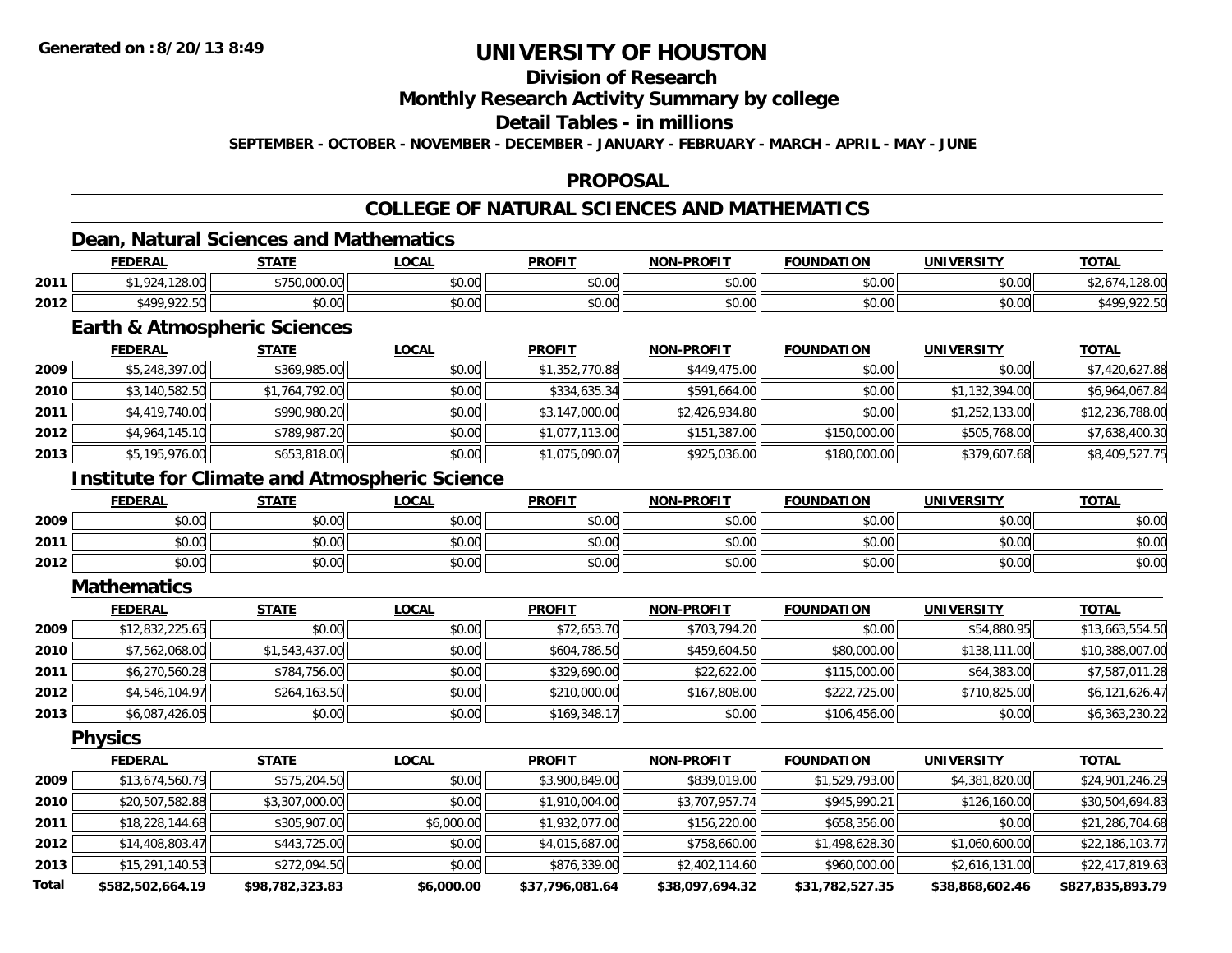# UNIVERSITY OF HOUSTON

## Division of Research

## Monthly Research Activity Summary by college

## Detail Tables - in millions

**SEPTEMBER - OCTOBER - NOVEMBER - DECEMBER - JANUARY - FEBRUARY - MARCH - APRIL - MAY - JUNE**

## PROPOSAL

## COLLEGE OF NATURAL SCIENCES AND MATHEMATICS

### Dean, Natural Sciences and Mathematics

| | FEDERAL | STATE | LOCAL | PROFIT | NON-PROFIT | FOUNDATION | UNIVERSITY | TOTAL |
|---|---|---|---|---|---|---|---|---|
| 2011 | $1,924,128.00 | $750,000.00 | $0.00 | $0.00 | $0.00 | $0.00 | $0.00 | $2,674,128.00 |
| 2012 | $499,922.50 | $0.00 | $0.00 | $0.00 | $0.00 | $0.00 | $0.00 | $499,922.50 |

### Earth & Atmospheric Sciences

| | FEDERAL | STATE | LOCAL | PROFIT | NON-PROFIT | FOUNDATION | UNIVERSITY | TOTAL |
|---|---|---|---|---|---|---|---|---|
| 2009 | $5,248,397.00 | $369,985.00 | $0.00 | $1,352,770.88 | $449,475.00 | $0.00 | $0.00 | $7,420,627.88 |
| 2010 | $3,140,582.50 | $1,764,792.00 | $0.00 | $334,635.34 | $591,664.00 | $0.00 | $1,132,394.00 | $6,964,067.84 |
| 2011 | $4,419,740.00 | $990,980.20 | $0.00 | $3,147,000.00 | $2,426,934.80 | $0.00 | $1,252,133.00 | $12,236,788.00 |
| 2012 | $4,964,145.10 | $789,987.20 | $0.00 | $1,077,113.00 | $151,387.00 | $150,000.00 | $505,768.00 | $7,638,400.30 |
| 2013 | $5,195,976.00 | $653,818.00 | $0.00 | $1,075,090.07 | $925,036.00 | $180,000.00 | $379,607.68 | $8,409,527.75 |

### Institute for Climate and Atmospheric Science

| | FEDERAL | STATE | LOCAL | PROFIT | NON-PROFIT | FOUNDATION | UNIVERSITY | TOTAL |
|---|---|---|---|---|---|---|---|---|
| 2009 | $0.00 | $0.00 | $0.00 | $0.00 | $0.00 | $0.00 | $0.00 | $0.00 |
| 2011 | $0.00 | $0.00 | $0.00 | $0.00 | $0.00 | $0.00 | $0.00 | $0.00 |
| 2012 | $0.00 | $0.00 | $0.00 | $0.00 | $0.00 | $0.00 | $0.00 | $0.00 |

### Mathematics

| | FEDERAL | STATE | LOCAL | PROFIT | NON-PROFIT | FOUNDATION | UNIVERSITY | TOTAL |
|---|---|---|---|---|---|---|---|---|
| 2009 | $12,832,225.65 | $0.00 | $0.00 | $72,653.70 | $703,794.20 | $0.00 | $54,880.95 | $13,663,554.50 |
| 2010 | $7,562,068.00 | $1,543,437.00 | $0.00 | $604,786.50 | $459,604.50 | $80,000.00 | $138,111.00 | $10,388,007.00 |
| 2011 | $6,270,560.28 | $784,756.00 | $0.00 | $329,690.00 | $22,622.00 | $115,000.00 | $64,383.00 | $7,587,011.28 |
| 2012 | $4,546,104.97 | $264,163.50 | $0.00 | $210,000.00 | $167,808.00 | $222,725.00 | $710,825.00 | $6,121,626.47 |
| 2013 | $6,087,426.05 | $0.00 | $0.00 | $169,348.17 | $0.00 | $106,456.00 | $0.00 | $6,363,230.22 |

### Physics

| | FEDERAL | STATE | LOCAL | PROFIT | NON-PROFIT | FOUNDATION | UNIVERSITY | TOTAL |
|---|---|---|---|---|---|---|---|---|
| 2009 | $13,674,560.79 | $575,204.50 | $0.00 | $3,900,849.00 | $839,019.00 | $1,529,793.00 | $4,381,820.00 | $24,901,246.29 |
| 2010 | $20,507,582.88 | $3,307,000.00 | $0.00 | $1,910,004.00 | $3,707,957.74 | $945,990.21 | $126,160.00 | $30,504,694.83 |
| 2011 | $18,228,144.68 | $305,907.00 | $6,000.00 | $1,932,077.00 | $156,220.00 | $658,356.00 | $0.00 | $21,286,704.68 |
| 2012 | $14,408,803.47 | $443,725.00 | $0.00 | $4,015,687.00 | $758,660.00 | $1,498,628.30 | $1,060,600.00 | $22,186,103.77 |
| 2013 | $15,291,140.53 | $272,094.50 | $0.00 | $876,339.00 | $2,402,114.60 | $960,000.00 | $2,616,131.00 | $22,417,819.63 |
| **Total** | **$582,502,664.19** | **$98,782,323.83** | **$6,000.00** | **$37,796,081.64** | **$38,097,694.32** | **$31,782,527.35** | **$38,868,602.46** | **$827,835,893.79** |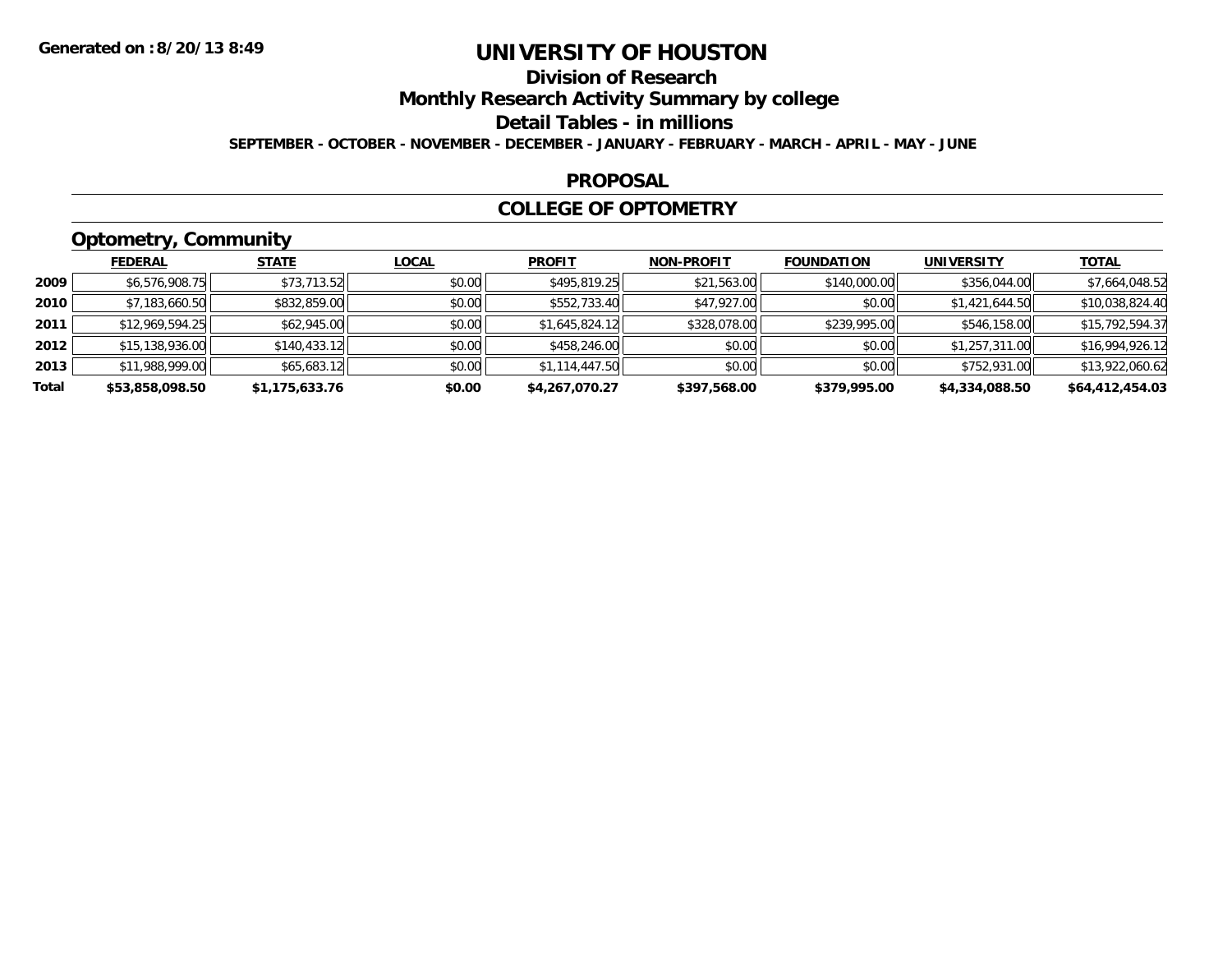# UNIVERSITY OF HOUSTON

## Division of Research

## Monthly Research Activity Summary by college

## Detail Tables - in millions

**SEPTEMBER - OCTOBER - NOVEMBER - DECEMBER - JANUARY - FEBRUARY - MARCH - APRIL - MAY - JUNE**

### PROPOSAL

### COLLEGE OF OPTOMETRY

### Optometry, Community

| | FEDERAL | STATE | LOCAL | PROFIT | NON-PROFIT | FOUNDATION | UNIVERSITY | TOTAL |
|---|---|---|---|---|---|---|---|---|
| 2009 | $6,576,908.75 | $73,713.52 | $0.00 | $495,819.25 | $21,563.00 | $140,000.00 | $356,044.00 | $7,664,048.52 |
| 2010 | $7,183,660.50 | $832,859.00 | $0.00 | $552,733.40 | $47,927.00 | $0.00 | $1,421,644.50 | $10,038,824.40 |
| 2011 | $12,969,594.25 | $62,945.00 | $0.00 | $1,645,824.12 | $328,078.00 | $239,995.00 | $546,158.00 | $15,792,594.37 |
| 2012 | $15,138,936.00 | $140,433.12 | $0.00 | $458,246.00 | $0.00 | $0.00 | $1,257,311.00 | $16,994,926.12 |
| 2013 | $11,988,999.00 | $65,683.12 | $0.00 | $1,114,447.50 | $0.00 | $0.00 | $752,931.00 | $13,922,060.62 |
| **Total** | **$53,858,098.50** | **$1,175,633.76** | **$0.00** | **$4,267,070.27** | **$397,568.00** | **$379,995.00** | **$4,334,088.50** | **$64,412,454.03** |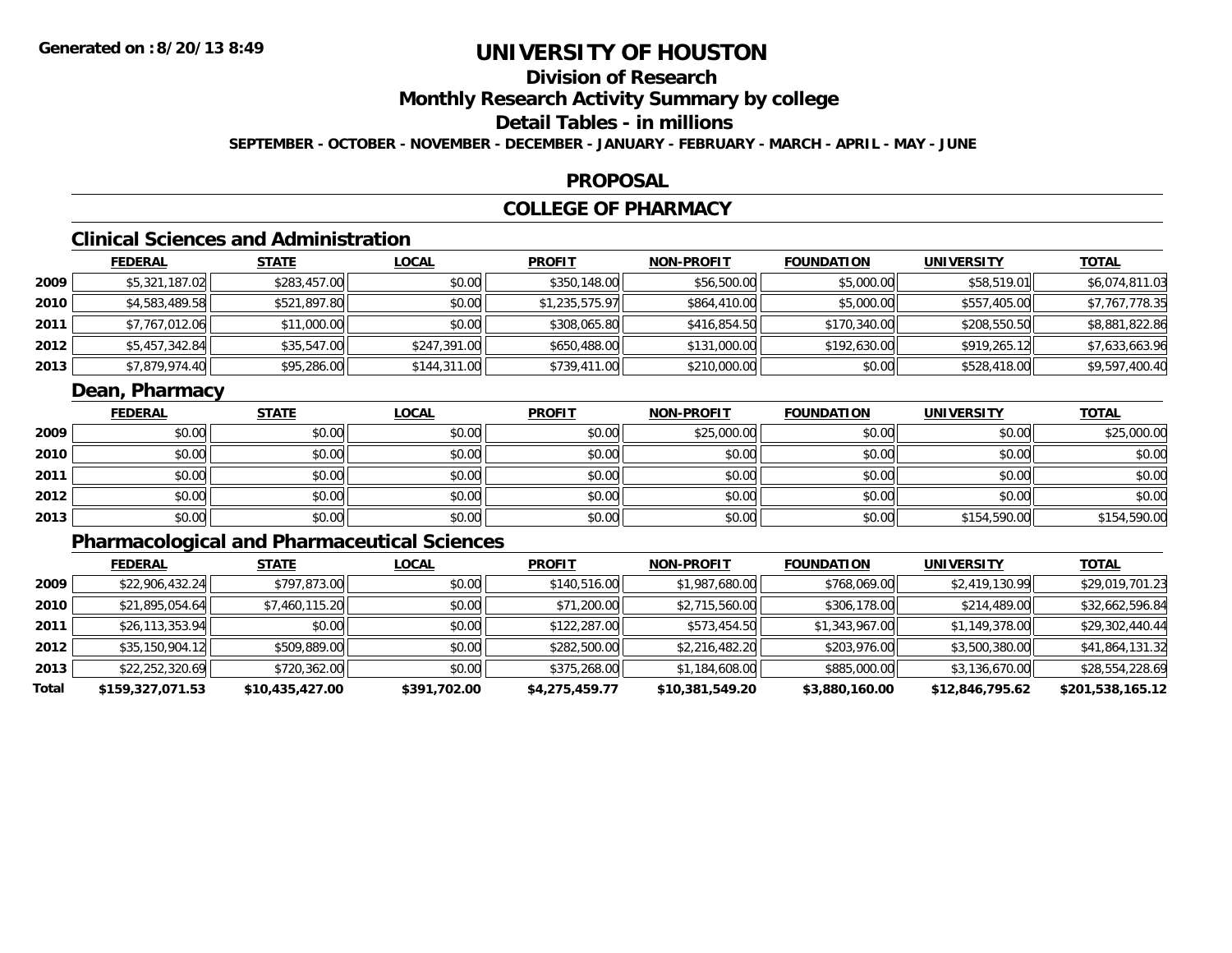**Generated on :8/20/13 8:49**

# UNIVERSITY OF HOUSTON

## Division of Research

## Monthly Research Activity Summary by college

## Detail Tables - in millions

**SEPTEMBER - OCTOBER - NOVEMBER - DECEMBER - JANUARY - FEBRUARY - MARCH - APRIL - MAY - JUNE**

## PROPOSAL

## COLLEGE OF PHARMACY

### Clinical Sciences and Administration

| | FEDERAL | STATE | LOCAL | PROFIT | NON-PROFIT | FOUNDATION | UNIVERSITY | TOTAL |
|---|---|---|---|---|---|---|---|---|
| 2009 | $5,321,187.02 | $283,457.00 | $0.00 | $350,148.00 | $56,500.00 | $5,000.00 | $58,519.01 | $6,074,811.03 |
| 2010 | $4,583,489.58 | $521,897.80 | $0.00 | $1,235,575.97 | $864,410.00 | $5,000.00 | $557,405.00 | $7,767,778.35 |
| 2011 | $7,767,012.06 | $11,000.00 | $0.00 | $308,065.80 | $416,854.50 | $170,340.00 | $208,550.50 | $8,881,822.86 |
| 2012 | $5,457,342.84 | $35,547.00 | $247,391.00 | $650,488.00 | $131,000.00 | $192,630.00 | $919,265.12 | $7,633,663.96 |
| 2013 | $7,879,974.40 | $95,286.00 | $144,311.00 | $739,411.00 | $210,000.00 | $0.00 | $528,418.00 | $9,597,400.40 |

### Dean, Pharmacy

| | FEDERAL | STATE | LOCAL | PROFIT | NON-PROFIT | FOUNDATION | UNIVERSITY | TOTAL |
|---|---|---|---|---|---|---|---|---|
| 2009 | $0.00 | $0.00 | $0.00 | $0.00 | $25,000.00 | $0.00 | $0.00 | $25,000.00 |
| 2010 | $0.00 | $0.00 | $0.00 | $0.00 | $0.00 | $0.00 | $0.00 | $0.00 |
| 2011 | $0.00 | $0.00 | $0.00 | $0.00 | $0.00 | $0.00 | $0.00 | $0.00 |
| 2012 | $0.00 | $0.00 | $0.00 | $0.00 | $0.00 | $0.00 | $0.00 | $0.00 |
| 2013 | $0.00 | $0.00 | $0.00 | $0.00 | $0.00 | $0.00 | $154,590.00 | $154,590.00 |

### Pharmacological and Pharmaceutical Sciences

| | FEDERAL | STATE | LOCAL | PROFIT | NON-PROFIT | FOUNDATION | UNIVERSITY | TOTAL |
|---|---|---|---|---|---|---|---|---|
| 2009 | $22,906,432.24 | $797,873.00 | $0.00 | $140,516.00 | $1,987,680.00 | $768,069.00 | $2,419,130.99 | $29,019,701.23 |
| 2010 | $21,895,054.64 | $7,460,115.20 | $0.00 | $71,200.00 | $2,715,560.00 | $306,178.00 | $214,489.00 | $32,662,596.84 |
| 2011 | $26,113,353.94 | $0.00 | $0.00 | $122,287.00 | $573,454.50 | $1,343,967.00 | $1,149,378.00 | $29,302,440.44 |
| 2012 | $35,150,904.12 | $509,889.00 | $0.00 | $282,500.00 | $2,216,482.20 | $203,976.00 | $3,500,380.00 | $41,864,131.32 |
| 2013 | $22,252,320.69 | $720,362.00 | $0.00 | $375,268.00 | $1,184,608.00 | $885,000.00 | $3,136,670.00 | $28,554,228.69 |
| **Total** | **$159,327,071.53** | **$10,435,427.00** | **$391,702.00** | **$4,275,459.77** | **$10,381,549.20** | **$3,880,160.00** | **$12,846,795.62** | **$201,538,165.12** |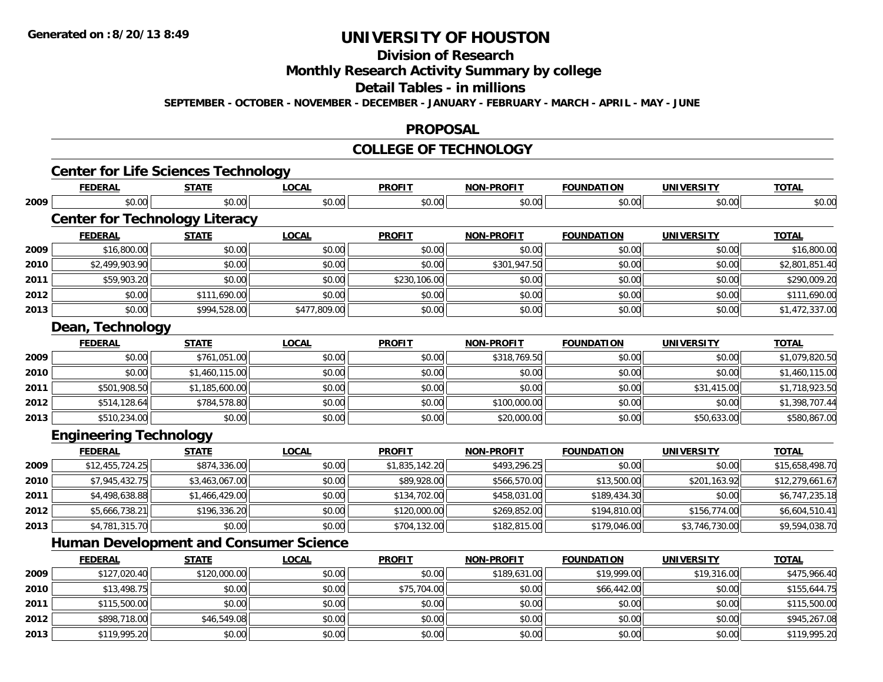**Generated on :8/20/13 8:49**

# UNIVERSITY OF HOUSTON

## Division of Research

## Monthly Research Activity Summary by college

## Detail Tables - in millions

**SEPTEMBER - OCTOBER - NOVEMBER - DECEMBER - JANUARY - FEBRUARY - MARCH - APRIL - MAY - JUNE**

## PROPOSAL

## COLLEGE OF TECHNOLOGY

### Center for Life Sciences Technology

| | FEDERAL | STATE | LOCAL | PROFIT | NON-PROFIT | FOUNDATION | UNIVERSITY | TOTAL |
|---|---|---|---|---|---|---|---|---|
| 2009 | $0.00 | $0.00 | $0.00 | $0.00 | $0.00 | $0.00 | $0.00 | $0.00 |

### Center for Technology Literacy

| | FEDERAL | STATE | LOCAL | PROFIT | NON-PROFIT | FOUNDATION | UNIVERSITY | TOTAL |
|---|---|---|---|---|---|---|---|---|
| 2009 | $16,800.00 | $0.00 | $0.00 | $0.00 | $0.00 | $0.00 | $0.00 | $16,800.00 |
| 2010 | $2,499,903.90 | $0.00 | $0.00 | $0.00 | $301,947.50 | $0.00 | $0.00 | $2,801,851.40 |
| 2011 | $59,903.20 | $0.00 | $0.00 | $230,106.00 | $0.00 | $0.00 | $0.00 | $290,009.20 |
| 2012 | $0.00 | $111,690.00 | $0.00 | $0.00 | $0.00 | $0.00 | $0.00 | $111,690.00 |
| 2013 | $0.00 | $994,528.00 | $477,809.00 | $0.00 | $0.00 | $0.00 | $0.00 | $1,472,337.00 |

### Dean, Technology

| | FEDERAL | STATE | LOCAL | PROFIT | NON-PROFIT | FOUNDATION | UNIVERSITY | TOTAL |
|---|---|---|---|---|---|---|---|---|
| 2009 | $0.00 | $761,051.00 | $0.00 | $0.00 | $318,769.50 | $0.00 | $0.00 | $1,079,820.50 |
| 2010 | $0.00 | $1,460,115.00 | $0.00 | $0.00 | $0.00 | $0.00 | $0.00 | $1,460,115.00 |
| 2011 | $501,908.50 | $1,185,600.00 | $0.00 | $0.00 | $0.00 | $0.00 | $31,415.00 | $1,718,923.50 |
| 2012 | $514,128.64 | $784,578.80 | $0.00 | $0.00 | $100,000.00 | $0.00 | $0.00 | $1,398,707.44 |
| 2013 | $510,234.00 | $0.00 | $0.00 | $0.00 | $20,000.00 | $0.00 | $50,633.00 | $580,867.00 |

### Engineering Technology

| | FEDERAL | STATE | LOCAL | PROFIT | NON-PROFIT | FOUNDATION | UNIVERSITY | TOTAL |
|---|---|---|---|---|---|---|---|---|
| 2009 | $12,455,724.25 | $874,336.00 | $0.00 | $1,835,142.20 | $493,296.25 | $0.00 | $0.00 | $15,658,498.70 |
| 2010 | $7,945,432.75 | $3,463,067.00 | $0.00 | $89,928.00 | $566,570.00 | $13,500.00 | $201,163.92 | $12,279,661.67 |
| 2011 | $4,498,638.88 | $1,466,429.00 | $0.00 | $134,702.00 | $458,031.00 | $189,434.30 | $0.00 | $6,747,235.18 |
| 2012 | $5,666,738.21 | $196,336.20 | $0.00 | $120,000.00 | $269,852.00 | $194,810.00 | $156,774.00 | $6,604,510.41 |
| 2013 | $4,781,315.70 | $0.00 | $0.00 | $704,132.00 | $182,815.00 | $179,046.00 | $3,746,730.00 | $9,594,038.70 |

### Human Development and Consumer Science

| | FEDERAL | STATE | LOCAL | PROFIT | NON-PROFIT | FOUNDATION | UNIVERSITY | TOTAL |
|---|---|---|---|---|---|---|---|---|
| 2009 | $127,020.40 | $120,000.00 | $0.00 | $0.00 | $189,631.00 | $19,999.00 | $19,316.00 | $475,966.40 |
| 2010 | $13,498.75 | $0.00 | $0.00 | $75,704.00 | $0.00 | $66,442.00 | $0.00 | $155,644.75 |
| 2011 | $115,500.00 | $0.00 | $0.00 | $0.00 | $0.00 | $0.00 | $0.00 | $115,500.00 |
| 2012 | $898,718.00 | $46,549.08 | $0.00 | $0.00 | $0.00 | $0.00 | $0.00 | $945,267.08 |
| 2013 | $119,995.20 | $0.00 | $0.00 | $0.00 | $0.00 | $0.00 | $0.00 | $119,995.20 |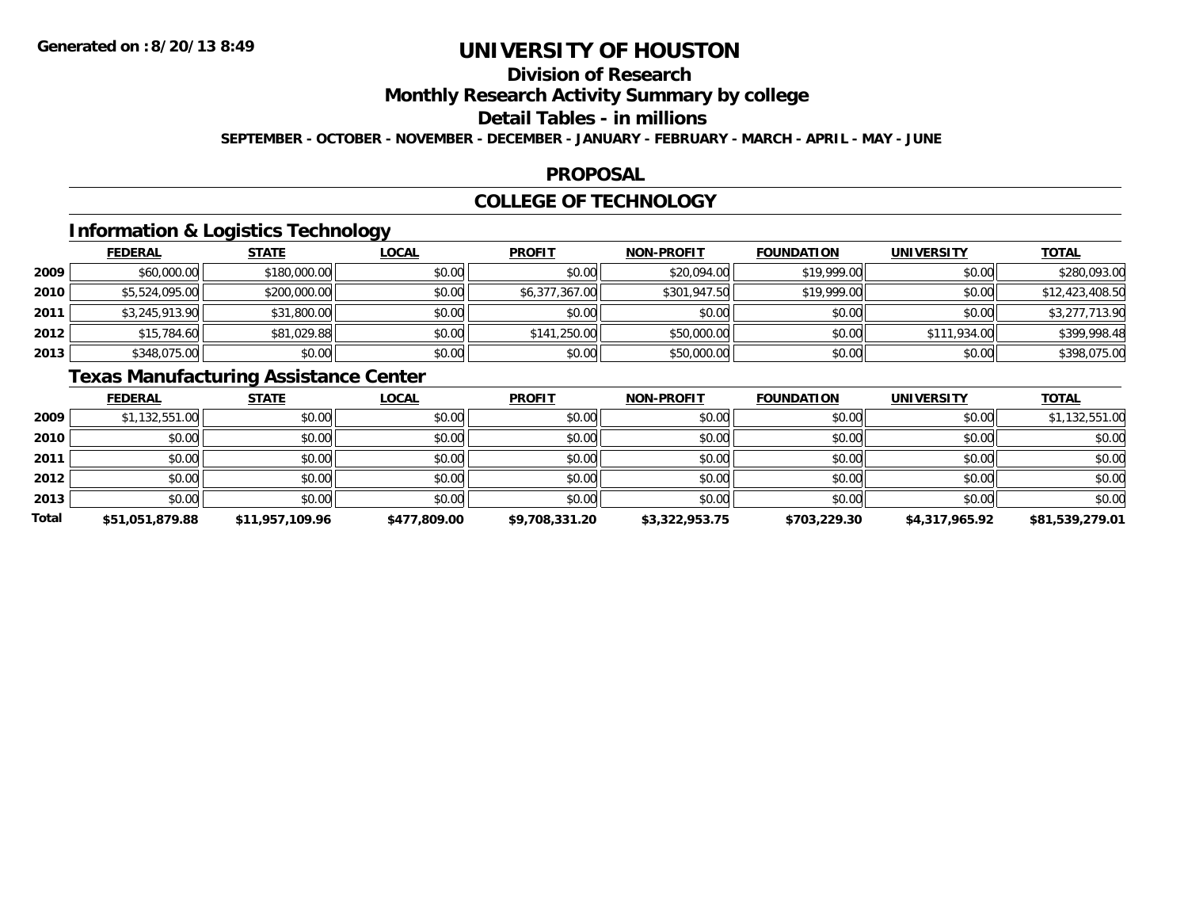# UNIVERSITY OF HOUSTON

## Division of Research

## Monthly Research Activity Summary by college

## Detail Tables - in millions

**SEPTEMBER - OCTOBER - NOVEMBER - DECEMBER - JANUARY - FEBRUARY - MARCH - APRIL - MAY - JUNE**

## PROPOSAL

## COLLEGE OF TECHNOLOGY

### Information & Logistics Technology

| | FEDERAL | STATE | LOCAL | PROFIT | NON-PROFIT | FOUNDATION | UNIVERSITY | TOTAL |
|---|---|---|---|---|---|---|---|---|
| 2009 | $60,000.00 | $180,000.00 | $0.00 | $0.00 | $20,094.00 | $19,999.00 | $0.00 | $280,093.00 |
| 2010 | $5,524,095.00 | $200,000.00 | $0.00 | $6,377,367.00 | $301,947.50 | $19,999.00 | $0.00 | $12,423,408.50 |
| 2011 | $3,245,913.90 | $31,800.00 | $0.00 | $0.00 | $0.00 | $0.00 | $0.00 | $3,277,713.90 |
| 2012 | $15,784.60 | $81,029.88 | $0.00 | $141,250.00 | $50,000.00 | $0.00 | $111,934.00 | $399,998.48 |
| 2013 | $348,075.00 | $0.00 | $0.00 | $0.00 | $50,000.00 | $0.00 | $0.00 | $398,075.00 |

### Texas Manufacturing Assistance Center

| | FEDERAL | STATE | LOCAL | PROFIT | NON-PROFIT | FOUNDATION | UNIVERSITY | TOTAL |
|---|---|---|---|---|---|---|---|---|
| 2009 | $1,132,551.00 | $0.00 | $0.00 | $0.00 | $0.00 | $0.00 | $0.00 | $1,132,551.00 |
| 2010 | $0.00 | $0.00 | $0.00 | $0.00 | $0.00 | $0.00 | $0.00 | $0.00 |
| 2011 | $0.00 | $0.00 | $0.00 | $0.00 | $0.00 | $0.00 | $0.00 | $0.00 |
| 2012 | $0.00 | $0.00 | $0.00 | $0.00 | $0.00 | $0.00 | $0.00 | $0.00 |
| 2013 | $0.00 | $0.00 | $0.00 | $0.00 | $0.00 | $0.00 | $0.00 | $0.00 |
| **Total** | **$51,051,879.88** | **$11,957,109.96** | **$477,809.00** | **$9,708,331.20** | **$3,322,953.75** | **$703,229.30** | **$4,317,965.92** | **$81,539,279.01** |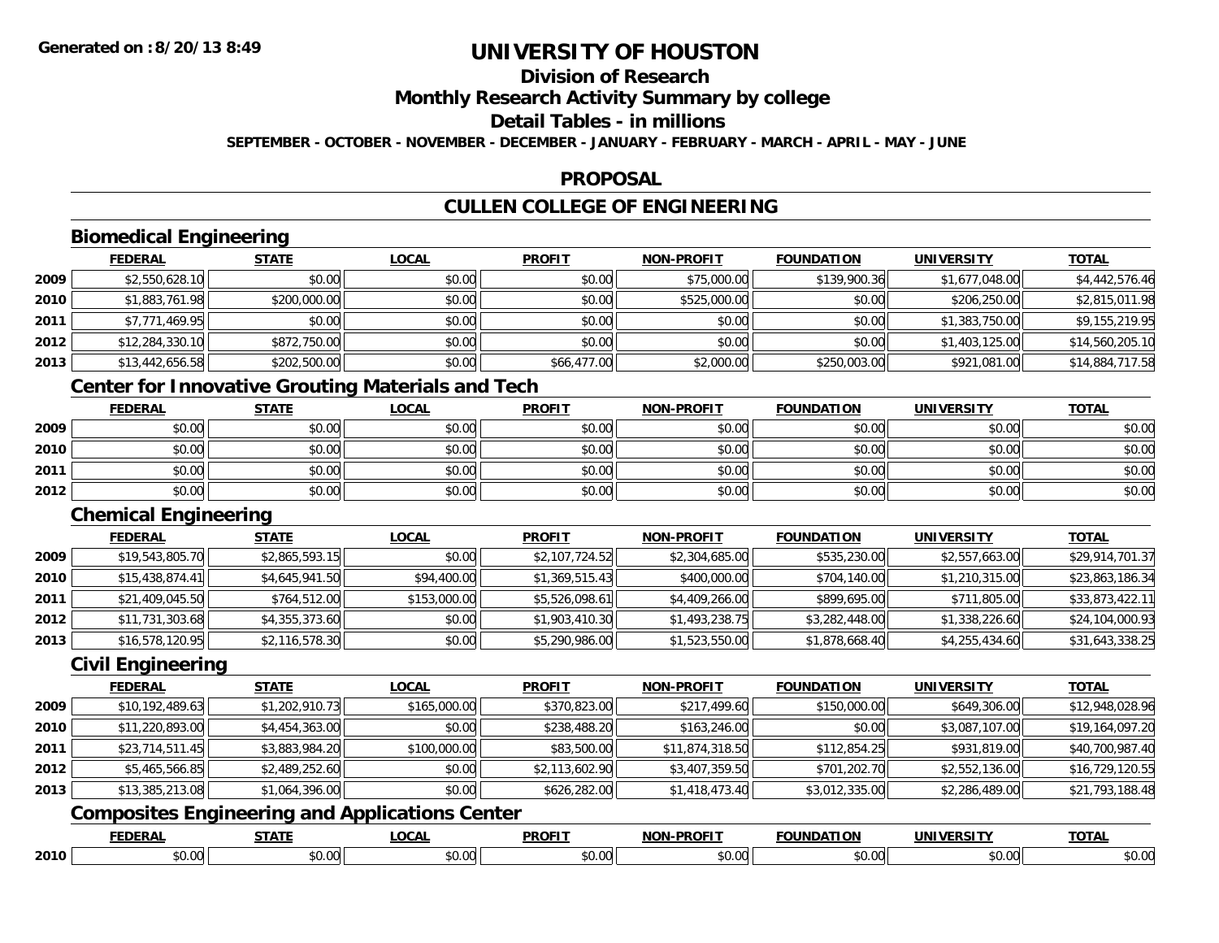**Generated on :8/20/13 8:49**

# UNIVERSITY OF HOUSTON

## Division of Research

## Monthly Research Activity Summary by college

## Detail Tables - in millions

**SEPTEMBER - OCTOBER - NOVEMBER - DECEMBER - JANUARY - FEBRUARY - MARCH - APRIL - MAY - JUNE**

## PROPOSAL

## CULLEN COLLEGE OF ENGINEERING

### Biomedical Engineering

| | FEDERAL | STATE | LOCAL | PROFIT | NON-PROFIT | FOUNDATION | UNIVERSITY | TOTAL |
|---|---|---|---|---|---|---|---|---|
| 2009 | $2,550,628.10 | $0.00 | $0.00 | $0.00 | $75,000.00 | $139,900.36 | $1,677,048.00 | $4,442,576.46 |
| 2010 | $1,883,761.98 | $200,000.00 | $0.00 | $0.00 | $525,000.00 | $0.00 | $206,250.00 | $2,815,011.98 |
| 2011 | $7,771,469.95 | $0.00 | $0.00 | $0.00 | $0.00 | $0.00 | $1,383,750.00 | $9,155,219.95 |
| 2012 | $12,284,330.10 | $872,750.00 | $0.00 | $0.00 | $0.00 | $0.00 | $1,403,125.00 | $14,560,205.10 |
| 2013 | $13,442,656.58 | $202,500.00 | $0.00 | $66,477.00 | $2,000.00 | $250,003.00 | $921,081.00 | $14,884,717.58 |

### Center for Innovative Grouting Materials and Tech

| | FEDERAL | STATE | LOCAL | PROFIT | NON-PROFIT | FOUNDATION | UNIVERSITY | TOTAL |
|---|---|---|---|---|---|---|---|---|
| 2009 | $0.00 | $0.00 | $0.00 | $0.00 | $0.00 | $0.00 | $0.00 | $0.00 |
| 2010 | $0.00 | $0.00 | $0.00 | $0.00 | $0.00 | $0.00 | $0.00 | $0.00 |
| 2011 | $0.00 | $0.00 | $0.00 | $0.00 | $0.00 | $0.00 | $0.00 | $0.00 |
| 2012 | $0.00 | $0.00 | $0.00 | $0.00 | $0.00 | $0.00 | $0.00 | $0.00 |

### Chemical Engineering

| | FEDERAL | STATE | LOCAL | PROFIT | NON-PROFIT | FOUNDATION | UNIVERSITY | TOTAL |
|---|---|---|---|---|---|---|---|---|
| 2009 | $19,543,805.70 | $2,865,593.15 | $0.00 | $2,107,724.52 | $2,304,685.00 | $535,230.00 | $2,557,663.00 | $29,914,701.37 |
| 2010 | $15,438,874.41 | $4,645,941.50 | $94,400.00 | $1,369,515.43 | $400,000.00 | $704,140.00 | $1,210,315.00 | $23,863,186.34 |
| 2011 | $21,409,045.50 | $764,512.00 | $153,000.00 | $5,526,098.61 | $4,409,266.00 | $899,695.00 | $711,805.00 | $33,873,422.11 |
| 2012 | $11,731,303.68 | $4,355,373.60 | $0.00 | $1,903,410.30 | $1,493,238.75 | $3,282,448.00 | $1,338,226.60 | $24,104,000.93 |
| 2013 | $16,578,120.95 | $2,116,578.30 | $0.00 | $5,290,986.00 | $1,523,550.00 | $1,878,668.40 | $4,255,434.60 | $31,643,338.25 |

### Civil Engineering

| | FEDERAL | STATE | LOCAL | PROFIT | NON-PROFIT | FOUNDATION | UNIVERSITY | TOTAL |
|---|---|---|---|---|---|---|---|---|
| 2009 | $10,192,489.63 | $1,202,910.73 | $165,000.00 | $370,823.00 | $217,499.60 | $150,000.00 | $649,306.00 | $12,948,028.96 |
| 2010 | $11,220,893.00 | $4,454,363.00 | $0.00 | $238,488.20 | $163,246.00 | $0.00 | $3,087,107.00 | $19,164,097.20 |
| 2011 | $23,714,511.45 | $3,883,984.20 | $100,000.00 | $83,500.00 | $11,874,318.50 | $112,854.25 | $931,819.00 | $40,700,987.40 |
| 2012 | $5,465,566.85 | $2,489,252.60 | $0.00 | $2,113,602.90 | $3,407,359.50 | $701,202.70 | $2,552,136.00 | $16,729,120.55 |
| 2013 | $13,385,213.08 | $1,064,396.00 | $0.00 | $626,282.00 | $1,418,473.40 | $3,012,335.00 | $2,286,489.00 | $21,793,188.48 |

### Composites Engineering and Applications Center

| | FEDERAL | STATE | LOCAL | PROFIT | NON-PROFIT | FOUNDATION | UNIVERSITY | TOTAL |
|---|---|---|---|---|---|---|---|---|
| 2010 | $0.00 | $0.00 | $0.00 | $0.00 | $0.00 | $0.00 | $0.00 | $0.00 |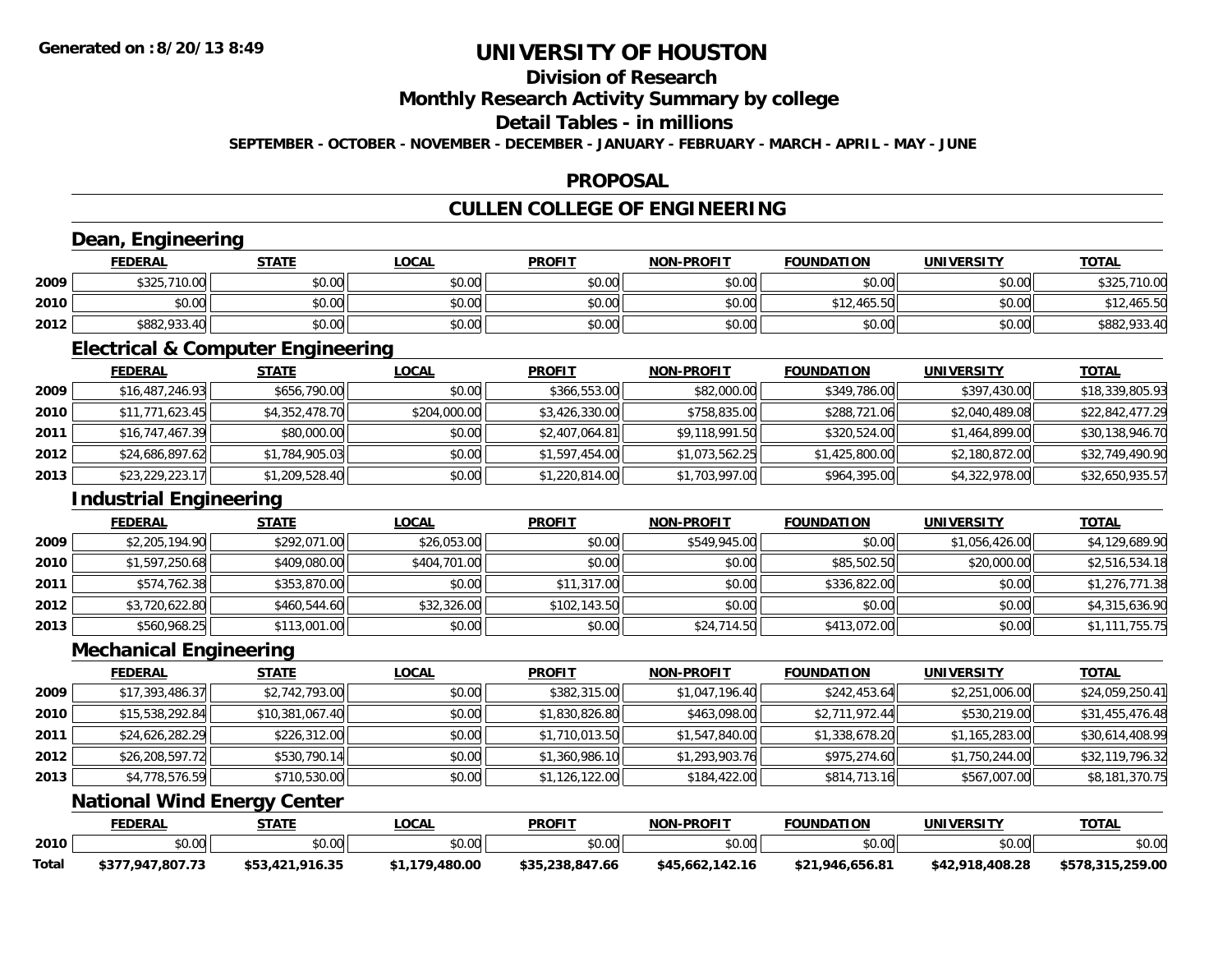**Generated on :8/20/13 8:49**

# UNIVERSITY OF HOUSTON

## Division of Research

## Monthly Research Activity Summary by college

## Detail Tables - in millions

**SEPTEMBER - OCTOBER - NOVEMBER - DECEMBER - JANUARY - FEBRUARY - MARCH - APRIL - MAY - JUNE**

## PROPOSAL

## CULLEN COLLEGE OF ENGINEERING

### Dean, Engineering

| | FEDERAL | STATE | LOCAL | PROFIT | NON-PROFIT | FOUNDATION | UNIVERSITY | TOTAL |
|---|---|---|---|---|---|---|---|---|
| 2009 | $325,710.00 | $0.00 | $0.00 | $0.00 | $0.00 | $0.00 | $0.00 | $325,710.00 |
| 2010 | $0.00 | $0.00 | $0.00 | $0.00 | $0.00 | $12,465.50 | $0.00 | $12,465.50 |
| 2012 | $882,933.40 | $0.00 | $0.00 | $0.00 | $0.00 | $0.00 | $0.00 | $882,933.40 |

### Electrical & Computer Engineering

| | FEDERAL | STATE | LOCAL | PROFIT | NON-PROFIT | FOUNDATION | UNIVERSITY | TOTAL |
|---|---|---|---|---|---|---|---|---|
| 2009 | $16,487,246.93 | $656,790.00 | $0.00 | $366,553.00 | $82,000.00 | $349,786.00 | $397,430.00 | $18,339,805.93 |
| 2010 | $11,771,623.45 | $4,352,478.70 | $204,000.00 | $3,426,330.00 | $758,835.00 | $288,721.06 | $2,040,489.08 | $22,842,477.29 |
| 2011 | $16,747,467.39 | $80,000.00 | $0.00 | $2,407,064.81 | $9,118,991.50 | $320,524.00 | $1,464,899.00 | $30,138,946.70 |
| 2012 | $24,686,897.62 | $1,784,905.03 | $0.00 | $1,597,454.00 | $1,073,562.25 | $1,425,800.00 | $2,180,872.00 | $32,749,490.90 |
| 2013 | $23,229,223.17 | $1,209,528.40 | $0.00 | $1,220,814.00 | $1,703,997.00 | $964,395.00 | $4,322,978.00 | $32,650,935.57 |

### Industrial Engineering

| | FEDERAL | STATE | LOCAL | PROFIT | NON-PROFIT | FOUNDATION | UNIVERSITY | TOTAL |
|---|---|---|---|---|---|---|---|---|
| 2009 | $2,205,194.90 | $292,071.00 | $26,053.00 | $0.00 | $549,945.00 | $0.00 | $1,056,426.00 | $4,129,689.90 |
| 2010 | $1,597,250.68 | $409,080.00 | $404,701.00 | $0.00 | $0.00 | $85,502.50 | $20,000.00 | $2,516,534.18 |
| 2011 | $574,762.38 | $353,870.00 | $0.00 | $11,317.00 | $0.00 | $336,822.00 | $0.00 | $1,276,771.38 |
| 2012 | $3,720,622.80 | $460,544.60 | $32,326.00 | $102,143.50 | $0.00 | $0.00 | $0.00 | $4,315,636.90 |
| 2013 | $560,968.25 | $113,001.00 | $0.00 | $0.00 | $24,714.50 | $413,072.00 | $0.00 | $1,111,755.75 |

### Mechanical Engineering

| | FEDERAL | STATE | LOCAL | PROFIT | NON-PROFIT | FOUNDATION | UNIVERSITY | TOTAL |
|---|---|---|---|---|---|---|---|---|
| 2009 | $17,393,486.37 | $2,742,793.00 | $0.00 | $382,315.00 | $1,047,196.40 | $242,453.64 | $2,251,006.00 | $24,059,250.41 |
| 2010 | $15,538,292.84 | $10,381,067.40 | $0.00 | $1,830,826.80 | $463,098.00 | $2,711,972.44 | $530,219.00 | $31,455,476.48 |
| 2011 | $24,626,282.29 | $226,312.00 | $0.00 | $1,710,013.50 | $1,547,840.00 | $1,338,678.20 | $1,165,283.00 | $30,614,408.99 |
| 2012 | $26,208,597.72 | $530,790.14 | $0.00 | $1,360,986.10 | $1,293,903.76 | $975,274.60 | $1,750,244.00 | $32,119,796.32 |
| 2013 | $4,778,576.59 | $710,530.00 | $0.00 | $1,126,122.00 | $184,422.00 | $814,713.16 | $567,007.00 | $8,181,370.75 |

### National Wind Energy Center

| | FEDERAL | STATE | LOCAL | PROFIT | NON-PROFIT | FOUNDATION | UNIVERSITY | TOTAL |
|---|---|---|---|---|---|---|---|---|
| 2010 | $0.00 | $0.00 | $0.00 | $0.00 | $0.00 | $0.00 | $0.00 | $0.00 |
| **Total** | **$377,947,807.73** | **$53,421,916.35** | **$1,179,480.00** | **$35,238,847.66** | **$45,662,142.16** | **$21,946,656.81** | **$42,918,408.28** | **$578,315,259.00** |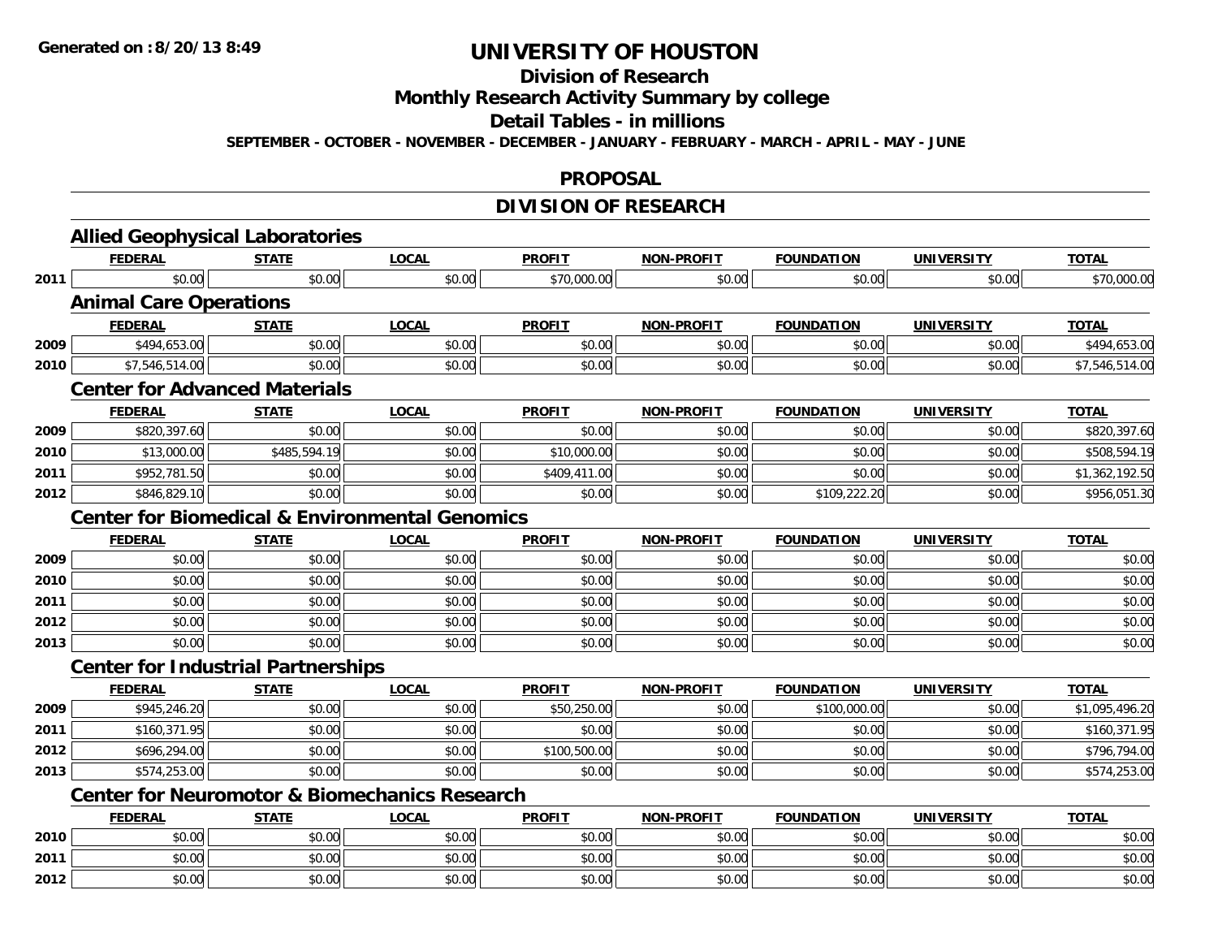**Generated on :8/20/13 8:49**

# UNIVERSITY OF HOUSTON

## Division of Research

## Monthly Research Activity Summary by college

## Detail Tables - in millions

**SEPTEMBER - OCTOBER - NOVEMBER - DECEMBER - JANUARY - FEBRUARY - MARCH - APRIL - MAY - JUNE**

## PROPOSAL

## DIVISION OF RESEARCH

### Allied Geophysical Laboratories

| | FEDERAL | STATE | LOCAL | PROFIT | NON-PROFIT | FOUNDATION | UNIVERSITY | TOTAL |
|---|---|---|---|---|---|---|---|---|
| 2011 | $0.00 | $0.00 | $0.00 | $70,000.00 | $0.00 | $0.00 | $0.00 | $70,000.00 |

### Animal Care Operations

| | FEDERAL | STATE | LOCAL | PROFIT | NON-PROFIT | FOUNDATION | UNIVERSITY | TOTAL |
|---|---|---|---|---|---|---|---|---|
| 2009 | $494,653.00 | $0.00 | $0.00 | $0.00 | $0.00 | $0.00 | $0.00 | $494,653.00 |
| 2010 | $7,546,514.00 | $0.00 | $0.00 | $0.00 | $0.00 | $0.00 | $0.00 | $7,546,514.00 |

### Center for Advanced Materials

| | FEDERAL | STATE | LOCAL | PROFIT | NON-PROFIT | FOUNDATION | UNIVERSITY | TOTAL |
|---|---|---|---|---|---|---|---|---|
| 2009 | $820,397.60 | $0.00 | $0.00 | $0.00 | $0.00 | $0.00 | $0.00 | $820,397.60 |
| 2010 | $13,000.00 | $485,594.19 | $0.00 | $10,000.00 | $0.00 | $0.00 | $0.00 | $508,594.19 |
| 2011 | $952,781.50 | $0.00 | $0.00 | $409,411.00 | $0.00 | $0.00 | $0.00 | $1,362,192.50 |
| 2012 | $846,829.10 | $0.00 | $0.00 | $0.00 | $0.00 | $109,222.20 | $0.00 | $956,051.30 |

### Center for Biomedical & Environmental Genomics

| | FEDERAL | STATE | LOCAL | PROFIT | NON-PROFIT | FOUNDATION | UNIVERSITY | TOTAL |
|---|---|---|---|---|---|---|---|---|
| 2009 | $0.00 | $0.00 | $0.00 | $0.00 | $0.00 | $0.00 | $0.00 | $0.00 |
| 2010 | $0.00 | $0.00 | $0.00 | $0.00 | $0.00 | $0.00 | $0.00 | $0.00 |
| 2011 | $0.00 | $0.00 | $0.00 | $0.00 | $0.00 | $0.00 | $0.00 | $0.00 |
| 2012 | $0.00 | $0.00 | $0.00 | $0.00 | $0.00 | $0.00 | $0.00 | $0.00 |
| 2013 | $0.00 | $0.00 | $0.00 | $0.00 | $0.00 | $0.00 | $0.00 | $0.00 |

### Center for Industrial Partnerships

| | FEDERAL | STATE | LOCAL | PROFIT | NON-PROFIT | FOUNDATION | UNIVERSITY | TOTAL |
|---|---|---|---|---|---|---|---|---|
| 2009 | $945,246.20 | $0.00 | $0.00 | $50,250.00 | $0.00 | $100,000.00 | $0.00 | $1,095,496.20 |
| 2011 | $160,371.95 | $0.00 | $0.00 | $0.00 | $0.00 | $0.00 | $0.00 | $160,371.95 |
| 2012 | $696,294.00 | $0.00 | $0.00 | $100,500.00 | $0.00 | $0.00 | $0.00 | $796,794.00 |
| 2013 | $574,253.00 | $0.00 | $0.00 | $0.00 | $0.00 | $0.00 | $0.00 | $574,253.00 |

### Center for Neuromotor & Biomechanics Research

| | FEDERAL | STATE | LOCAL | PROFIT | NON-PROFIT | FOUNDATION | UNIVERSITY | TOTAL |
|---|---|---|---|---|---|---|---|---|
| 2010 | $0.00 | $0.00 | $0.00 | $0.00 | $0.00 | $0.00 | $0.00 | $0.00 |
| 2011 | $0.00 | $0.00 | $0.00 | $0.00 | $0.00 | $0.00 | $0.00 | $0.00 |
| 2012 | $0.00 | $0.00 | $0.00 | $0.00 | $0.00 | $0.00 | $0.00 | $0.00 |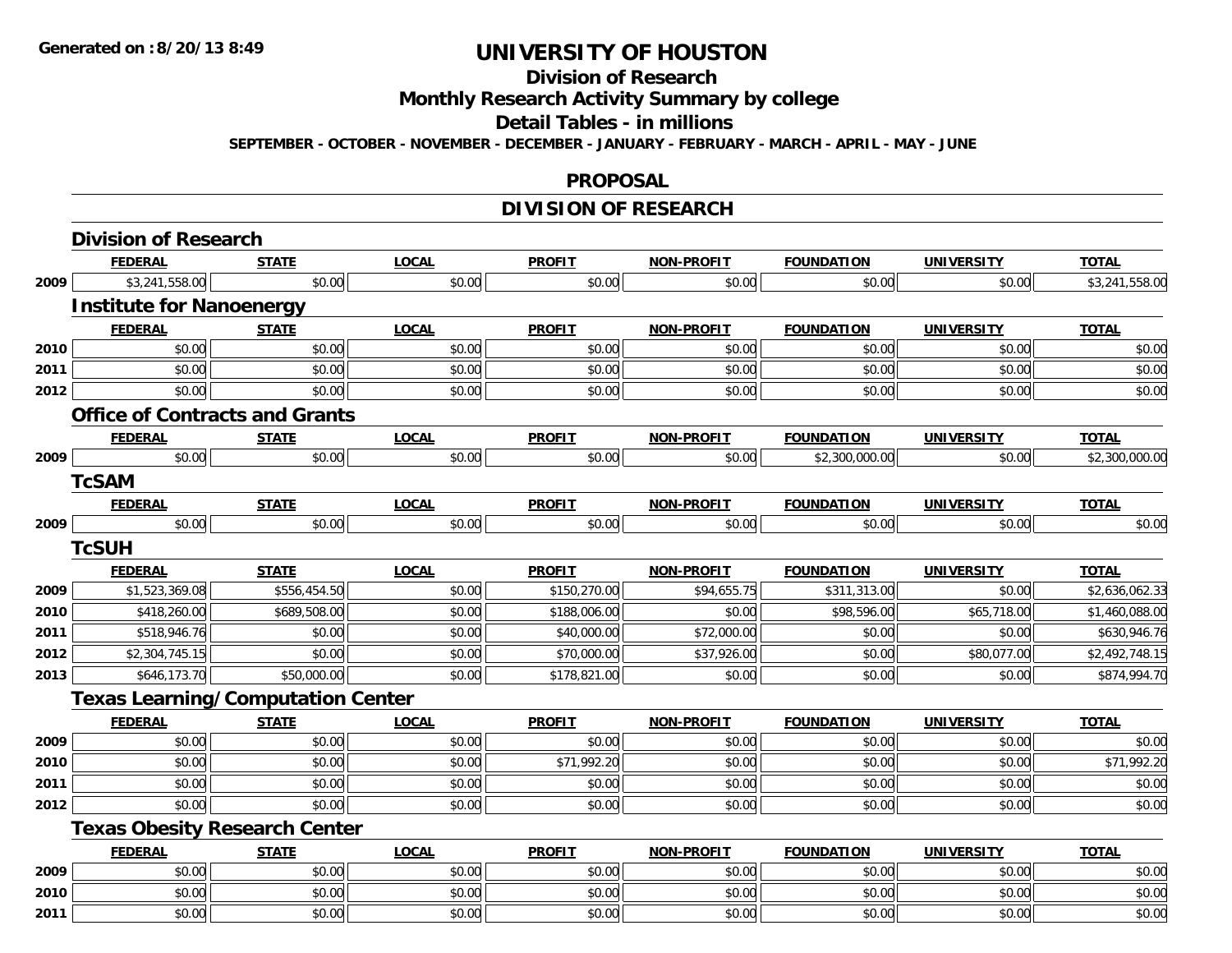Generated on :8/20/13 8:49

# UNIVERSITY OF HOUSTON

## Division of Research

## Monthly Research Activity Summary by college

## Detail Tables - in millions

SEPTEMBER - OCTOBER - NOVEMBER - DECEMBER - JANUARY - FEBRUARY - MARCH - APRIL - MAY - JUNE

## PROPOSAL

## DIVISION OF RESEARCH

### Division of Research

| | FEDERAL | STATE | LOCAL | PROFIT | NON-PROFIT | FOUNDATION | UNIVERSITY | TOTAL |
|---|---|---|---|---|---|---|---|---|
| 2009 | $3,241,558.00 | $0.00 | $0.00 | $0.00 | $0.00 | $0.00 | $0.00 | $3,241,558.00 |

### Institute for Nanoenergy

| | FEDERAL | STATE | LOCAL | PROFIT | NON-PROFIT | FOUNDATION | UNIVERSITY | TOTAL |
|---|---|---|---|---|---|---|---|---|
| 2010 | $0.00 | $0.00 | $0.00 | $0.00 | $0.00 | $0.00 | $0.00 | $0.00 |
| 2011 | $0.00 | $0.00 | $0.00 | $0.00 | $0.00 | $0.00 | $0.00 | $0.00 |
| 2012 | $0.00 | $0.00 | $0.00 | $0.00 | $0.00 | $0.00 | $0.00 | $0.00 |

### Office of Contracts and Grants

| | FEDERAL | STATE | LOCAL | PROFIT | NON-PROFIT | FOUNDATION | UNIVERSITY | TOTAL |
|---|---|---|---|---|---|---|---|---|
| 2009 | $0.00 | $0.00 | $0.00 | $0.00 | $0.00 | $2,300,000.00 | $0.00 | $2,300,000.00 |

### TcSAM

| | FEDERAL | STATE | LOCAL | PROFIT | NON-PROFIT | FOUNDATION | UNIVERSITY | TOTAL |
|---|---|---|---|---|---|---|---|---|
| 2009 | $0.00 | $0.00 | $0.00 | $0.00 | $0.00 | $0.00 | $0.00 | $0.00 |

### TcSUH

| | FEDERAL | STATE | LOCAL | PROFIT | NON-PROFIT | FOUNDATION | UNIVERSITY | TOTAL |
|---|---|---|---|---|---|---|---|---|
| 2009 | $1,523,369.08 | $556,454.50 | $0.00 | $150,270.00 | $94,655.75 | $311,313.00 | $0.00 | $2,636,062.33 |
| 2010 | $418,260.00 | $689,508.00 | $0.00 | $188,006.00 | $0.00 | $98,596.00 | $65,718.00 | $1,460,088.00 |
| 2011 | $518,946.76 | $0.00 | $0.00 | $40,000.00 | $72,000.00 | $0.00 | $0.00 | $630,946.76 |
| 2012 | $2,304,745.15 | $0.00 | $0.00 | $70,000.00 | $37,926.00 | $0.00 | $80,077.00 | $2,492,748.15 |
| 2013 | $646,173.70 | $50,000.00 | $0.00 | $178,821.00 | $0.00 | $0.00 | $0.00 | $874,994.70 |

### Texas Learning/Computation Center

| | FEDERAL | STATE | LOCAL | PROFIT | NON-PROFIT | FOUNDATION | UNIVERSITY | TOTAL |
|---|---|---|---|---|---|---|---|---|
| 2009 | $0.00 | $0.00 | $0.00 | $0.00 | $0.00 | $0.00 | $0.00 | $0.00 |
| 2010 | $0.00 | $0.00 | $0.00 | $71,992.20 | $0.00 | $0.00 | $0.00 | $71,992.20 |
| 2011 | $0.00 | $0.00 | $0.00 | $0.00 | $0.00 | $0.00 | $0.00 | $0.00 |
| 2012 | $0.00 | $0.00 | $0.00 | $0.00 | $0.00 | $0.00 | $0.00 | $0.00 |

### Texas Obesity Research Center

| | FEDERAL | STATE | LOCAL | PROFIT | NON-PROFIT | FOUNDATION | UNIVERSITY | TOTAL |
|---|---|---|---|---|---|---|---|---|
| 2009 | $0.00 | $0.00 | $0.00 | $0.00 | $0.00 | $0.00 | $0.00 | $0.00 |
| 2010 | $0.00 | $0.00 | $0.00 | $0.00 | $0.00 | $0.00 | $0.00 | $0.00 |
| 2011 | $0.00 | $0.00 | $0.00 | $0.00 | $0.00 | $0.00 | $0.00 | $0.00 |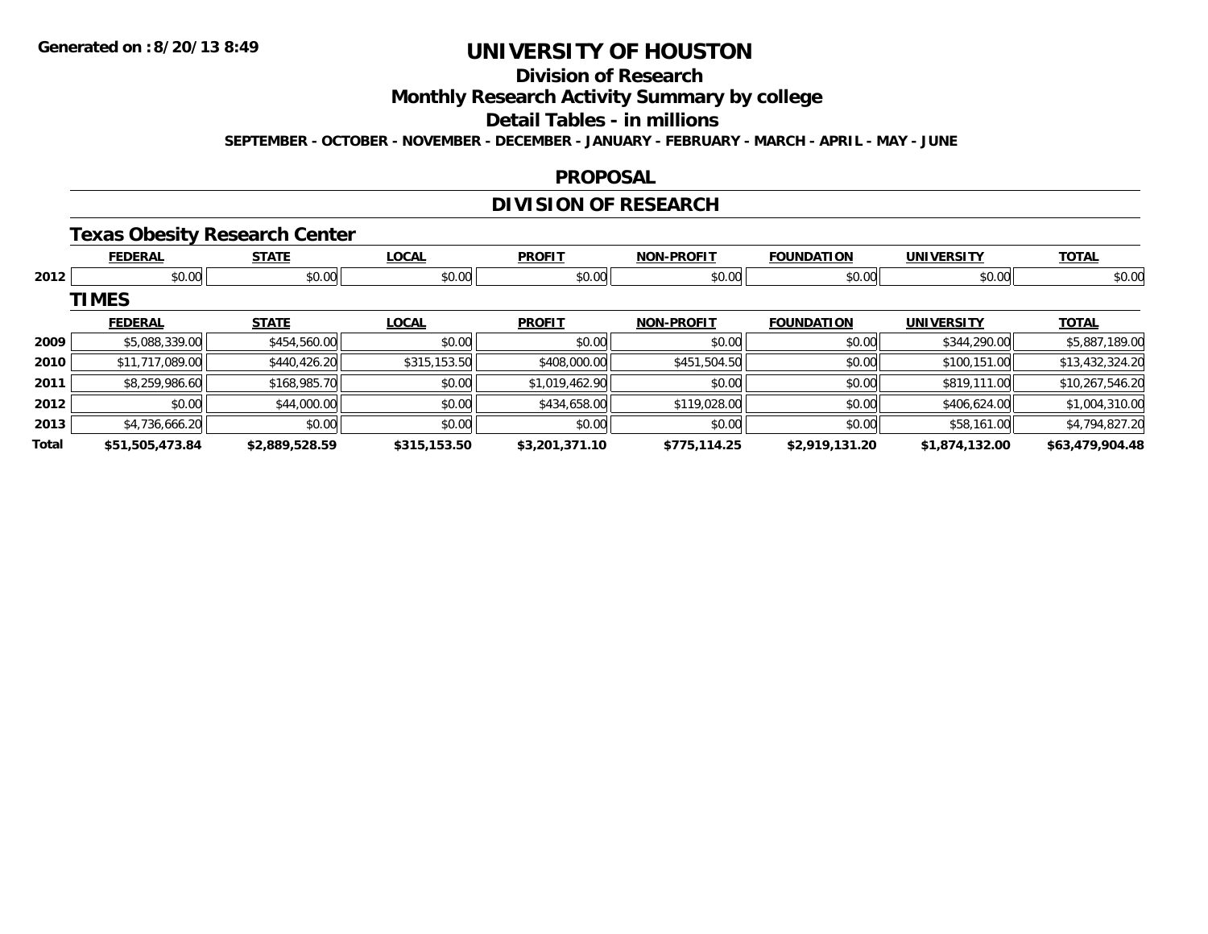# UNIVERSITY OF HOUSTON

## Division of Research

## Monthly Research Activity Summary by college

## Detail Tables - in millions

SEPTEMBER - OCTOBER - NOVEMBER - DECEMBER - JANUARY - FEBRUARY - MARCH - APRIL - MAY - JUNE

## PROPOSAL

## DIVISION OF RESEARCH

### Texas Obesity Research Center

| | FEDERAL | STATE | LOCAL | PROFIT | NON-PROFIT | FOUNDATION | UNIVERSITY | TOTAL |
|---|---|---|---|---|---|---|---|---|
| 2012 | $0.00 | $0.00 | $0.00 | $0.00 | $0.00 | $0.00 | $0.00 | $0.00 |

### TIMES

| | FEDERAL | STATE | LOCAL | PROFIT | NON-PROFIT | FOUNDATION | UNIVERSITY | TOTAL |
|---|---|---|---|---|---|---|---|---|
| 2009 | $5,088,339.00 | $454,560.00 | $0.00 | $0.00 | $0.00 | $0.00 | $344,290.00 | $5,887,189.00 |
| 2010 | $11,717,089.00 | $440,426.20 | $315,153.50 | $408,000.00 | $451,504.50 | $0.00 | $100,151.00 | $13,432,324.20 |
| 2011 | $8,259,986.60 | $168,985.70 | $0.00 | $1,019,462.90 | $0.00 | $0.00 | $819,111.00 | $10,267,546.20 |
| 2012 | $0.00 | $44,000.00 | $0.00 | $434,658.00 | $119,028.00 | $0.00 | $406,624.00 | $1,004,310.00 |
| 2013 | $4,736,666.20 | $0.00 | $0.00 | $0.00 | $0.00 | $0.00 | $58,161.00 | $4,794,827.20 |
| **Total** | **$51,505,473.84** | **$2,889,528.59** | **$315,153.50** | **$3,201,371.10** | **$775,114.25** | **$2,919,131.20** | **$1,874,132.00** | **$63,479,904.48** |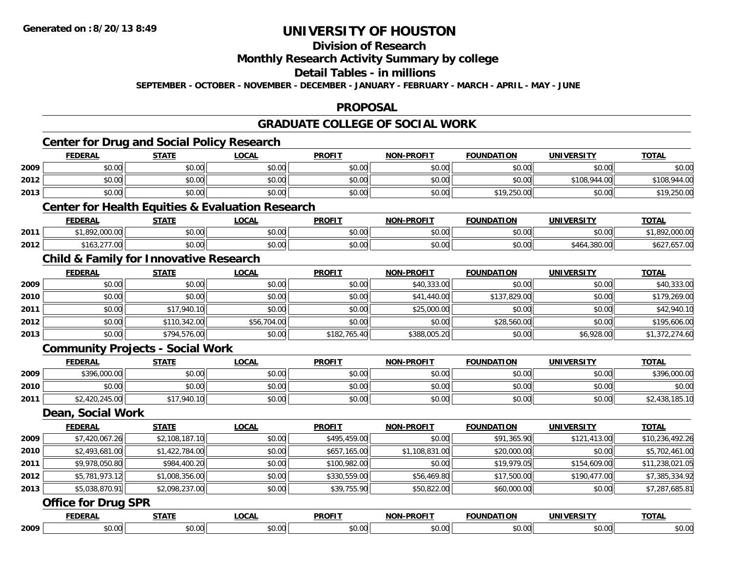**Generated on :8/20/13 8:49**

# UNIVERSITY OF HOUSTON

## Division of Research

## Monthly Research Activity Summary by college

## Detail Tables - in millions

**SEPTEMBER - OCTOBER - NOVEMBER - DECEMBER - JANUARY - FEBRUARY - MARCH - APRIL - MAY - JUNE**

## PROPOSAL

## GRADUATE COLLEGE OF SOCIAL WORK

### Center for Drug and Social Policy Research

| | FEDERAL | STATE | LOCAL | PROFIT | NON-PROFIT | FOUNDATION | UNIVERSITY | TOTAL |
|---|---|---|---|---|---|---|---|---|
| 2009 | $0.00 | $0.00 | $0.00 | $0.00 | $0.00 | $0.00 | $0.00 | $0.00 |
| 2012 | $0.00 | $0.00 | $0.00 | $0.00 | $0.00 | $0.00 | $108,944.00 | $108,944.00 |
| 2013 | $0.00 | $0.00 | $0.00 | $0.00 | $0.00 | $19,250.00 | $0.00 | $19,250.00 |

### Center for Health Equities & Evaluation Research

| | FEDERAL | STATE | LOCAL | PROFIT | NON-PROFIT | FOUNDATION | UNIVERSITY | TOTAL |
|---|---|---|---|---|---|---|---|---|
| 2011 | $1,892,000.00 | $0.00 | $0.00 | $0.00 | $0.00 | $0.00 | $0.00 | $1,892,000.00 |
| 2012 | $163,277.00 | $0.00 | $0.00 | $0.00 | $0.00 | $0.00 | $464,380.00 | $627,657.00 |

### Child & Family for Innovative Research

| | FEDERAL | STATE | LOCAL | PROFIT | NON-PROFIT | FOUNDATION | UNIVERSITY | TOTAL |
|---|---|---|---|---|---|---|---|---|
| 2009 | $0.00 | $0.00 | $0.00 | $0.00 | $40,333.00 | $0.00 | $0.00 | $40,333.00 |
| 2010 | $0.00 | $0.00 | $0.00 | $0.00 | $41,440.00 | $137,829.00 | $0.00 | $179,269.00 |
| 2011 | $0.00 | $17,940.10 | $0.00 | $0.00 | $25,000.00 | $0.00 | $0.00 | $42,940.10 |
| 2012 | $0.00 | $110,342.00 | $56,704.00 | $0.00 | $0.00 | $28,560.00 | $0.00 | $195,606.00 |
| 2013 | $0.00 | $794,576.00 | $0.00 | $182,765.40 | $388,005.20 | $0.00 | $6,928.00 | $1,372,274.60 |

### Community Projects - Social Work

| | FEDERAL | STATE | LOCAL | PROFIT | NON-PROFIT | FOUNDATION | UNIVERSITY | TOTAL |
|---|---|---|---|---|---|---|---|---|
| 2009 | $396,000.00 | $0.00 | $0.00 | $0.00 | $0.00 | $0.00 | $0.00 | $396,000.00 |
| 2010 | $0.00 | $0.00 | $0.00 | $0.00 | $0.00 | $0.00 | $0.00 | $0.00 |
| 2011 | $2,420,245.00 | $17,940.10 | $0.00 | $0.00 | $0.00 | $0.00 | $0.00 | $2,438,185.10 |

### Dean, Social Work

| | FEDERAL | STATE | LOCAL | PROFIT | NON-PROFIT | FOUNDATION | UNIVERSITY | TOTAL |
|---|---|---|---|---|---|---|---|---|
| 2009 | $7,420,067.26 | $2,108,187.10 | $0.00 | $495,459.00 | $0.00 | $91,365.90 | $121,413.00 | $10,236,492.26 |
| 2010 | $2,493,681.00 | $1,422,784.00 | $0.00 | $657,165.00 | $1,108,831.00 | $20,000.00 | $0.00 | $5,702,461.00 |
| 2011 | $9,978,050.80 | $984,400.20 | $0.00 | $100,982.00 | $0.00 | $19,979.05 | $154,609.00 | $11,238,021.05 |
| 2012 | $5,781,973.12 | $1,008,356.00 | $0.00 | $330,559.00 | $56,469.80 | $17,500.00 | $190,477.00 | $7,385,334.92 |
| 2013 | $5,038,870.91 | $2,098,237.00 | $0.00 | $39,755.90 | $50,822.00 | $60,000.00 | $0.00 | $7,287,685.81 |

### Office for Drug SPR

| | FEDERAL | STATE | LOCAL | PROFIT | NON-PROFIT | FOUNDATION | UNIVERSITY | TOTAL |
|---|---|---|---|---|---|---|---|---|
| 2009 | $0.00 | $0.00 | $0.00 | $0.00 | $0.00 | $0.00 | $0.00 | $0.00 |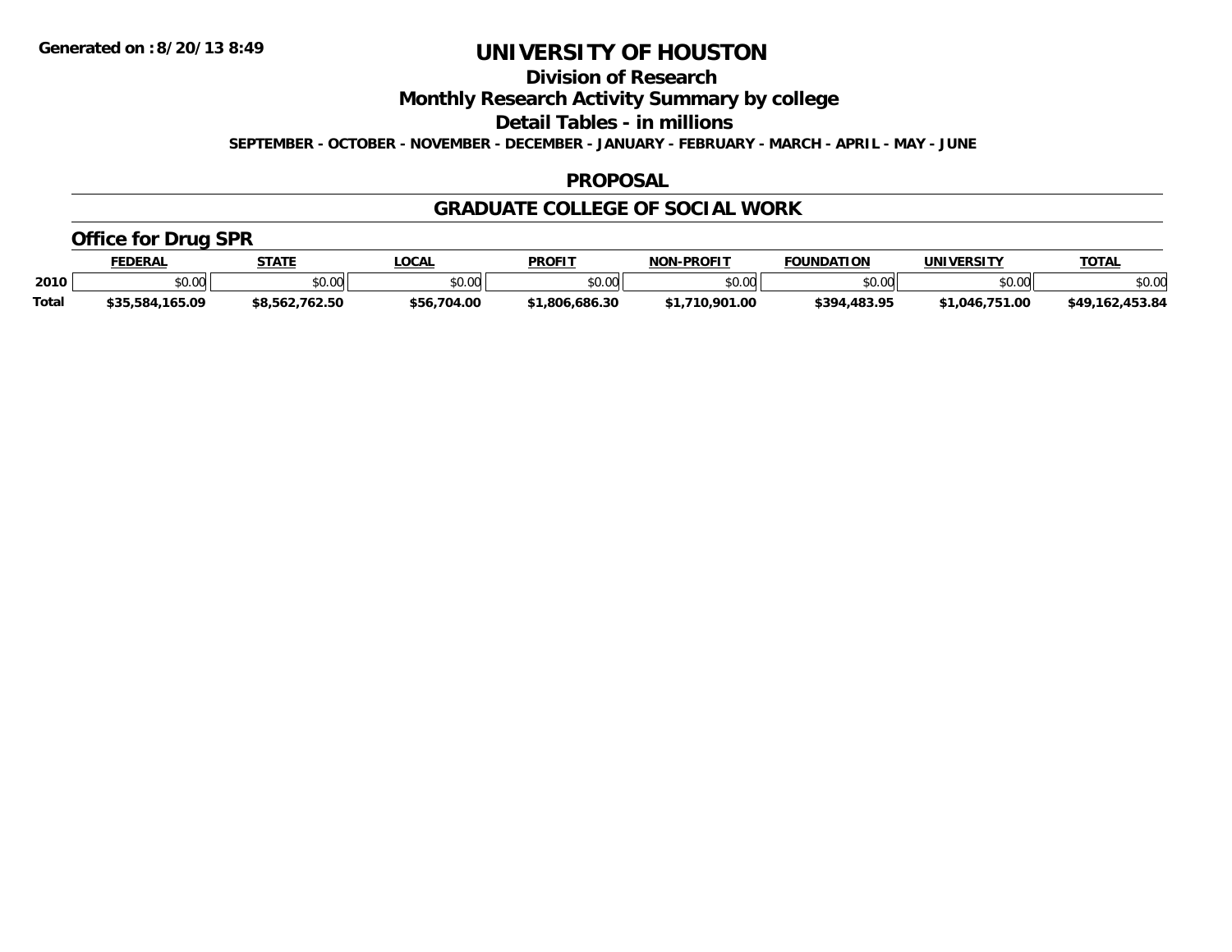Generated on :8/20/13 8:49

# UNIVERSITY OF HOUSTON

## Division of Research

## Monthly Research Activity Summary by college

## Detail Tables - in millions

**SEPTEMBER - OCTOBER - NOVEMBER - DECEMBER - JANUARY - FEBRUARY - MARCH - APRIL - MAY - JUNE**

## PROPOSAL

## GRADUATE COLLEGE OF SOCIAL WORK

### Office for Drug SPR

| | FEDERAL | STATE | LOCAL | PROFIT | NON-PROFIT | FOUNDATION | UNIVERSITY | TOTAL |
|---|---|---|---|---|---|---|---|---|
| 2010 | $0.00 | $0.00 | $0.00 | $0.00 | $0.00 | $0.00 | $0.00 | $0.00 |
| Total | $35,584,165.09 | $8,562,762.50 | $56,704.00 | $1,806,686.30 | $1,710,901.00 | $394,483.95 | $1,046,751.00 | $49,162,453.84 |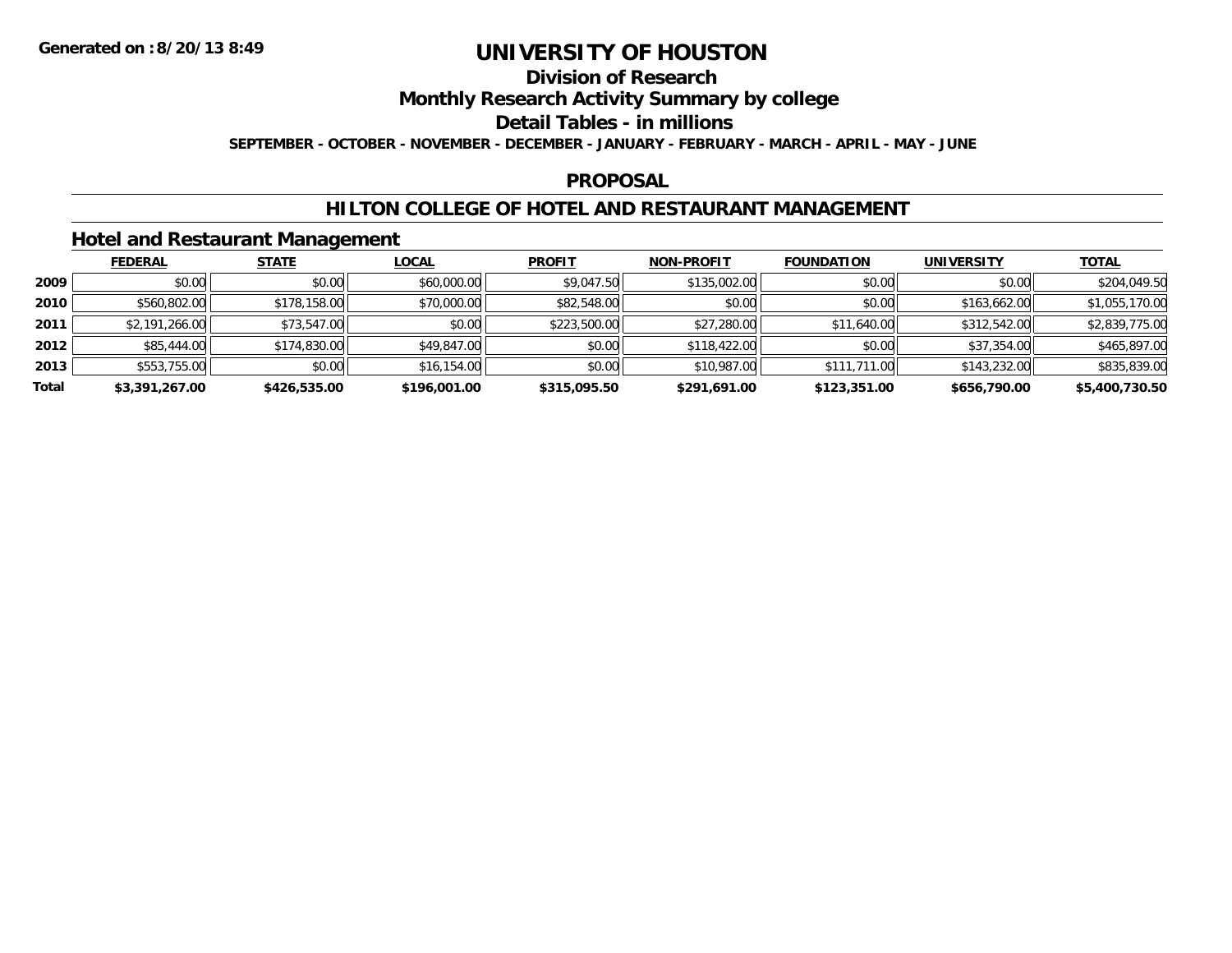# UNIVERSITY OF HOUSTON

## Division of Research

## Monthly Research Activity Summary by college

## Detail Tables - in millions

**SEPTEMBER - OCTOBER - NOVEMBER - DECEMBER - JANUARY - FEBRUARY - MARCH - APRIL - MAY - JUNE**

**Generated on : 8/20/13 8:49**

## PROPOSAL

## HILTON COLLEGE OF HOTEL AND RESTAURANT MANAGEMENT

### Hotel and Restaurant Management

| | FEDERAL | STATE | LOCAL | PROFIT | NON-PROFIT | FOUNDATION | UNIVERSITY | TOTAL |
|---|---|---|---|---|---|---|---|---|
| 2009 | $0.00 | $0.00 | $60,000.00 | $9,047.50 | $135,002.00 | $0.00 | $0.00 | $204,049.50 |
| 2010 | $560,802.00 | $178,158.00 | $70,000.00 | $82,548.00 | $0.00 | $0.00 | $163,662.00 | $1,055,170.00 |
| 2011 | $2,191,266.00 | $73,547.00 | $0.00 | $223,500.00 | $27,280.00 | $11,640.00 | $312,542.00 | $2,839,775.00 |
| 2012 | $85,444.00 | $174,830.00 | $49,847.00 | $0.00 | $118,422.00 | $0.00 | $37,354.00 | $465,897.00 |
| 2013 | $553,755.00 | $0.00 | $16,154.00 | $0.00 | $10,987.00 | $111,711.00 | $143,232.00 | $835,839.00 |
| **Total** | **$3,391,267.00** | **$426,535.00** | **$196,001.00** | **$315,095.50** | **$291,691.00** | **$123,351.00** | **$656,790.00** | **$5,400,730.50** |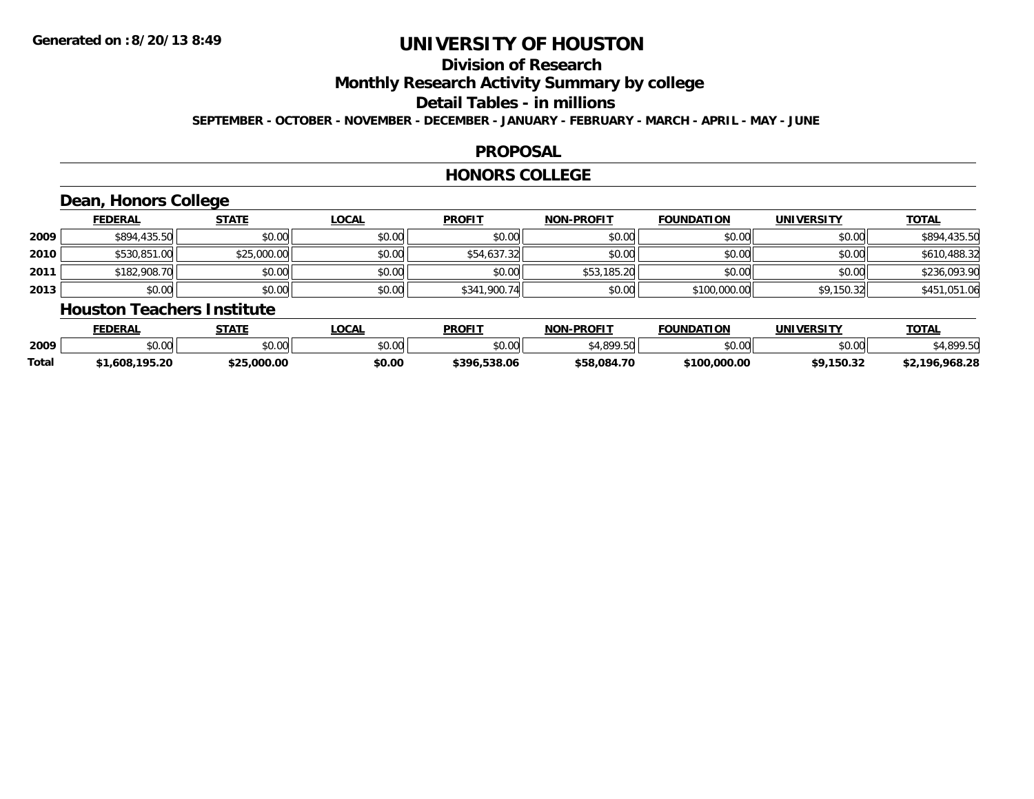# UNIVERSITY OF HOUSTON

## Division of Research

## Monthly Research Activity Summary by college

## Detail Tables - in millions

**SEPTEMBER - OCTOBER - NOVEMBER - DECEMBER - JANUARY - FEBRUARY - MARCH - APRIL - MAY - JUNE**

## PROPOSAL

## HONORS COLLEGE

### Dean, Honors College

| | FEDERAL | STATE | LOCAL | PROFIT | NON-PROFIT | FOUNDATION | UNIVERSITY | TOTAL |
|---|---|---|---|---|---|---|---|---|
| 2009 | $894,435.50 | $0.00 | $0.00 | $0.00 | $0.00 | $0.00 | $0.00 | $894,435.50 |
| 2010 | $530,851.00 | $25,000.00 | $0.00 | $54,637.32 | $0.00 | $0.00 | $0.00 | $610,488.32 |
| 2011 | $182,908.70 | $0.00 | $0.00 | $0.00 | $53,185.20 | $0.00 | $0.00 | $236,093.90 |
| 2013 | $0.00 | $0.00 | $0.00 | $341,900.74 | $0.00 | $100,000.00 | $9,150.32 | $451,051.06 |

### Houston Teachers Institute

| | FEDERAL | STATE | LOCAL | PROFIT | NON-PROFIT | FOUNDATION | UNIVERSITY | TOTAL |
|---|---|---|---|---|---|---|---|---|
| 2009 | $0.00 | $0.00 | $0.00 | $0.00 | $4,899.50 | $0.00 | $0.00 | $4,899.50 |
| **Total** | **$1,608,195.20** | **$25,000.00** | **$0.00** | **$396,538.06** | **$58,084.70** | **$100,000.00** | **$9,150.32** | **$2,196,968.28** |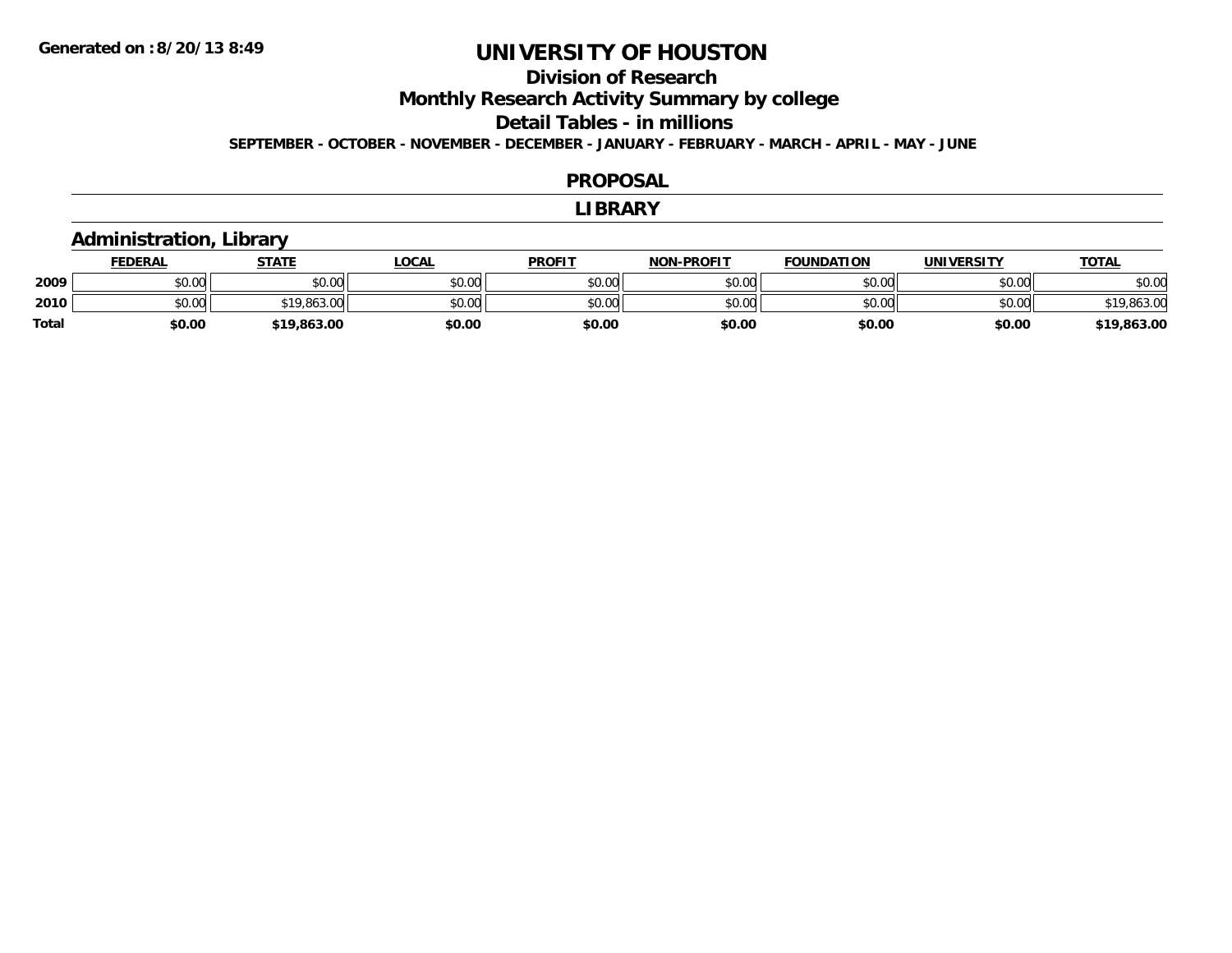# UNIVERSITY OF HOUSTON

## Division of Research

## Monthly Research Activity Summary by college

## Detail Tables - in millions

**SEPTEMBER - OCTOBER - NOVEMBER - DECEMBER - JANUARY - FEBRUARY - MARCH - APRIL - MAY - JUNE**

**Generated on :8/20/13 8:49**

## PROPOSAL

## LIBRARY

### Administration, Library

| | FEDERAL | STATE | LOCAL | PROFIT | NON-PROFIT | FOUNDATION | UNIVERSITY | TOTAL |
|---|---|---|---|---|---|---|---|---|
| 2009 | $0.00 | $0.00 | $0.00 | $0.00 | $0.00 | $0.00 | $0.00 | $0.00 |
| 2010 | $0.00 | $19,863.00 | $0.00 | $0.00 | $0.00 | $0.00 | $0.00 | $19,863.00 |
| **Total** | **$0.00** | **$19,863.00** | **$0.00** | **$0.00** | **$0.00** | **$0.00** | **$0.00** | **$19,863.00** |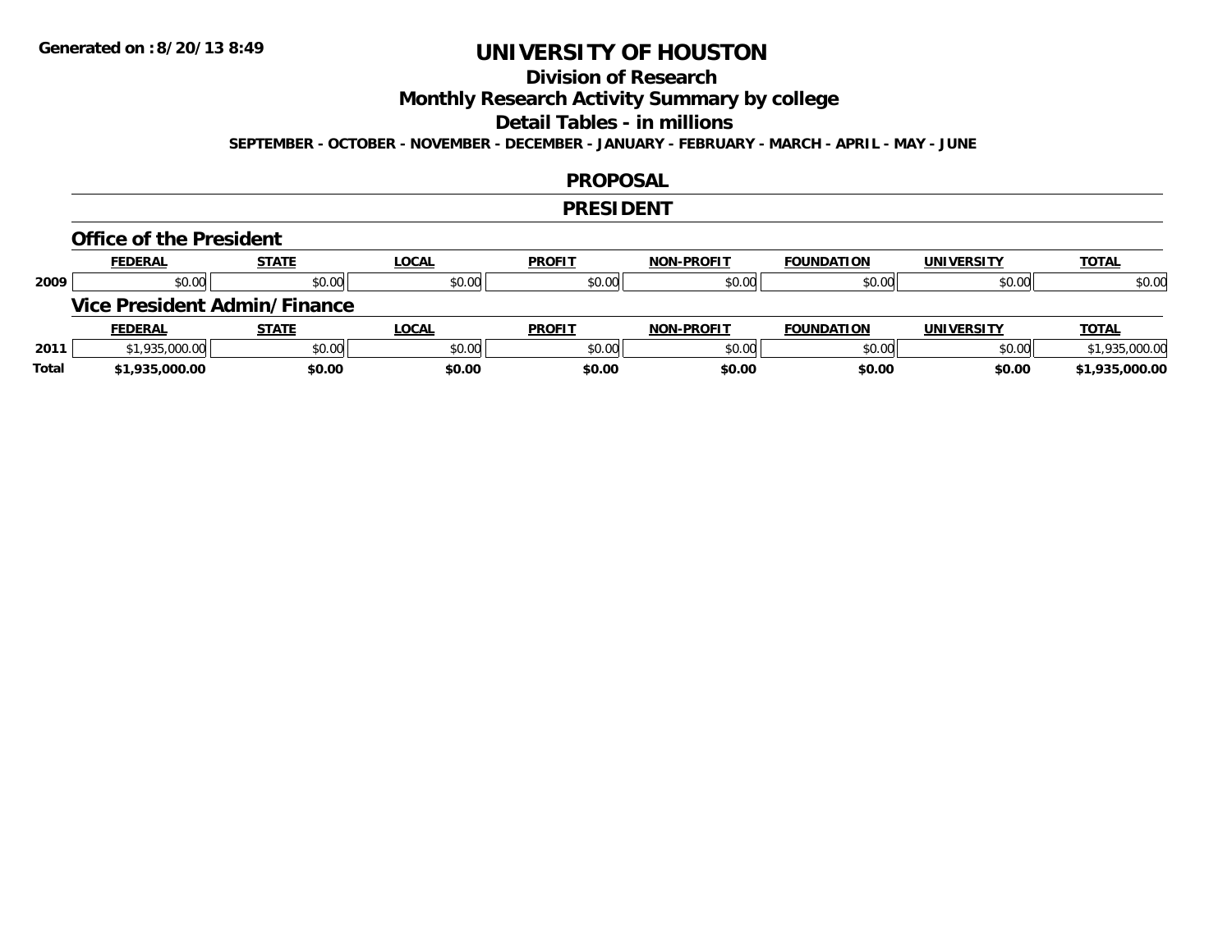**Generated on :8/20/13 8:49**

# UNIVERSITY OF HOUSTON

## Division of Research

## Monthly Research Activity Summary by college

## Detail Tables - in millions

**SEPTEMBER - OCTOBER - NOVEMBER - DECEMBER - JANUARY - FEBRUARY - MARCH - APRIL - MAY - JUNE**

## PROPOSAL

## PRESIDENT

### Office of the President

| | FEDERAL | STATE | LOCAL | PROFIT | NON-PROFIT | FOUNDATION | UNIVERSITY | TOTAL |
|---|---|---|---|---|---|---|---|---|
| 2009 | $0.00 | $0.00 | $0.00 | $0.00 | $0.00 | $0.00 | $0.00 | $0.00 |

### Vice President Admin/Finance

| | FEDERAL | STATE | LOCAL | PROFIT | NON-PROFIT | FOUNDATION | UNIVERSITY | TOTAL |
|---|---|---|---|---|---|---|---|---|
| 2011 | $1,935,000.00 | $0.00 | $0.00 | $0.00 | $0.00 | $0.00 | $0.00 | $1,935,000.00 |
| **Total** | **$1,935,000.00** | **$0.00** | **$0.00** | **$0.00** | **$0.00** | **$0.00** | **$0.00** | **$1,935,000.00** |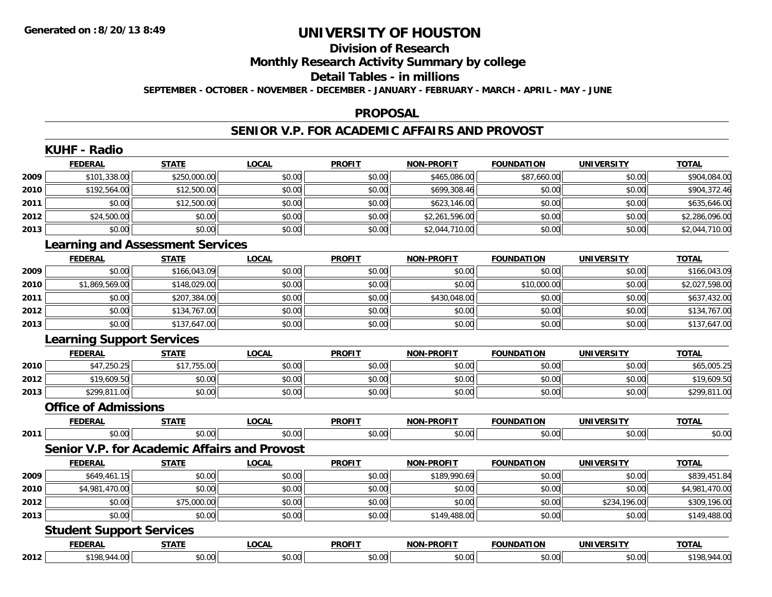Generated on :8/20/13 8:49

# UNIVERSITY OF HOUSTON

## Division of Research

## Monthly Research Activity Summary by college

## Detail Tables - in millions

**SEPTEMBER - OCTOBER - NOVEMBER - DECEMBER - JANUARY - FEBRUARY - MARCH - APRIL - MAY - JUNE**

## PROPOSAL

## SENIOR V.P. FOR ACADEMIC AFFAIRS AND PROVOST

### KUHF - Radio

| | FEDERAL | STATE | LOCAL | PROFIT | NON-PROFIT | FOUNDATION | UNIVERSITY | TOTAL |
|---|---|---|---|---|---|---|---|---|
| 2009 | $101,338.00 | $250,000.00 | $0.00 | $0.00 | $465,086.00 | $87,660.00 | $0.00 | $904,084.00 |
| 2010 | $192,564.00 | $12,500.00 | $0.00 | $0.00 | $699,308.46 | $0.00 | $0.00 | $904,372.46 |
| 2011 | $0.00 | $12,500.00 | $0.00 | $0.00 | $623,146.00 | $0.00 | $0.00 | $635,646.00 |
| 2012 | $24,500.00 | $0.00 | $0.00 | $0.00 | $2,261,596.00 | $0.00 | $0.00 | $2,286,096.00 |
| 2013 | $0.00 | $0.00 | $0.00 | $0.00 | $2,044,710.00 | $0.00 | $0.00 | $2,044,710.00 |

### Learning and Assessment Services

| | FEDERAL | STATE | LOCAL | PROFIT | NON-PROFIT | FOUNDATION | UNIVERSITY | TOTAL |
|---|---|---|---|---|---|---|---|---|
| 2009 | $0.00 | $166,043.09 | $0.00 | $0.00 | $0.00 | $0.00 | $0.00 | $166,043.09 |
| 2010 | $1,869,569.00 | $148,029.00 | $0.00 | $0.00 | $0.00 | $10,000.00 | $0.00 | $2,027,598.00 |
| 2011 | $0.00 | $207,384.00 | $0.00 | $0.00 | $430,048.00 | $0.00 | $0.00 | $637,432.00 |
| 2012 | $0.00 | $134,767.00 | $0.00 | $0.00 | $0.00 | $0.00 | $0.00 | $134,767.00 |
| 2013 | $0.00 | $137,647.00 | $0.00 | $0.00 | $0.00 | $0.00 | $0.00 | $137,647.00 |

### Learning Support Services

| | FEDERAL | STATE | LOCAL | PROFIT | NON-PROFIT | FOUNDATION | UNIVERSITY | TOTAL |
|---|---|---|---|---|---|---|---|---|
| 2010 | $47,250.25 | $17,755.00 | $0.00 | $0.00 | $0.00 | $0.00 | $0.00 | $65,005.25 |
| 2012 | $19,609.50 | $0.00 | $0.00 | $0.00 | $0.00 | $0.00 | $0.00 | $19,609.50 |
| 2013 | $299,811.00 | $0.00 | $0.00 | $0.00 | $0.00 | $0.00 | $0.00 | $299,811.00 |

### Office of Admissions

| | FEDERAL | STATE | LOCAL | PROFIT | NON-PROFIT | FOUNDATION | UNIVERSITY | TOTAL |
|---|---|---|---|---|---|---|---|---|
| 2011 | $0.00 | $0.00 | $0.00 | $0.00 | $0.00 | $0.00 | $0.00 | $0.00 |

### Senior V.P. for Academic Affairs and Provost

| | FEDERAL | STATE | LOCAL | PROFIT | NON-PROFIT | FOUNDATION | UNIVERSITY | TOTAL |
|---|---|---|---|---|---|---|---|---|
| 2009 | $649,461.15 | $0.00 | $0.00 | $0.00 | $189,990.69 | $0.00 | $0.00 | $839,451.84 |
| 2010 | $4,981,470.00 | $0.00 | $0.00 | $0.00 | $0.00 | $0.00 | $0.00 | $4,981,470.00 |
| 2012 | $0.00 | $75,000.00 | $0.00 | $0.00 | $0.00 | $0.00 | $234,196.00 | $309,196.00 |
| 2013 | $0.00 | $0.00 | $0.00 | $0.00 | $149,488.00 | $0.00 | $0.00 | $149,488.00 |

### Student Support Services

| | FEDERAL | STATE | LOCAL | PROFIT | NON-PROFIT | FOUNDATION | UNIVERSITY | TOTAL |
|---|---|---|---|---|---|---|---|---|
| 2012 | $198,944.00 | $0.00 | $0.00 | $0.00 | $0.00 | $0.00 | $0.00 | $198,944.00 |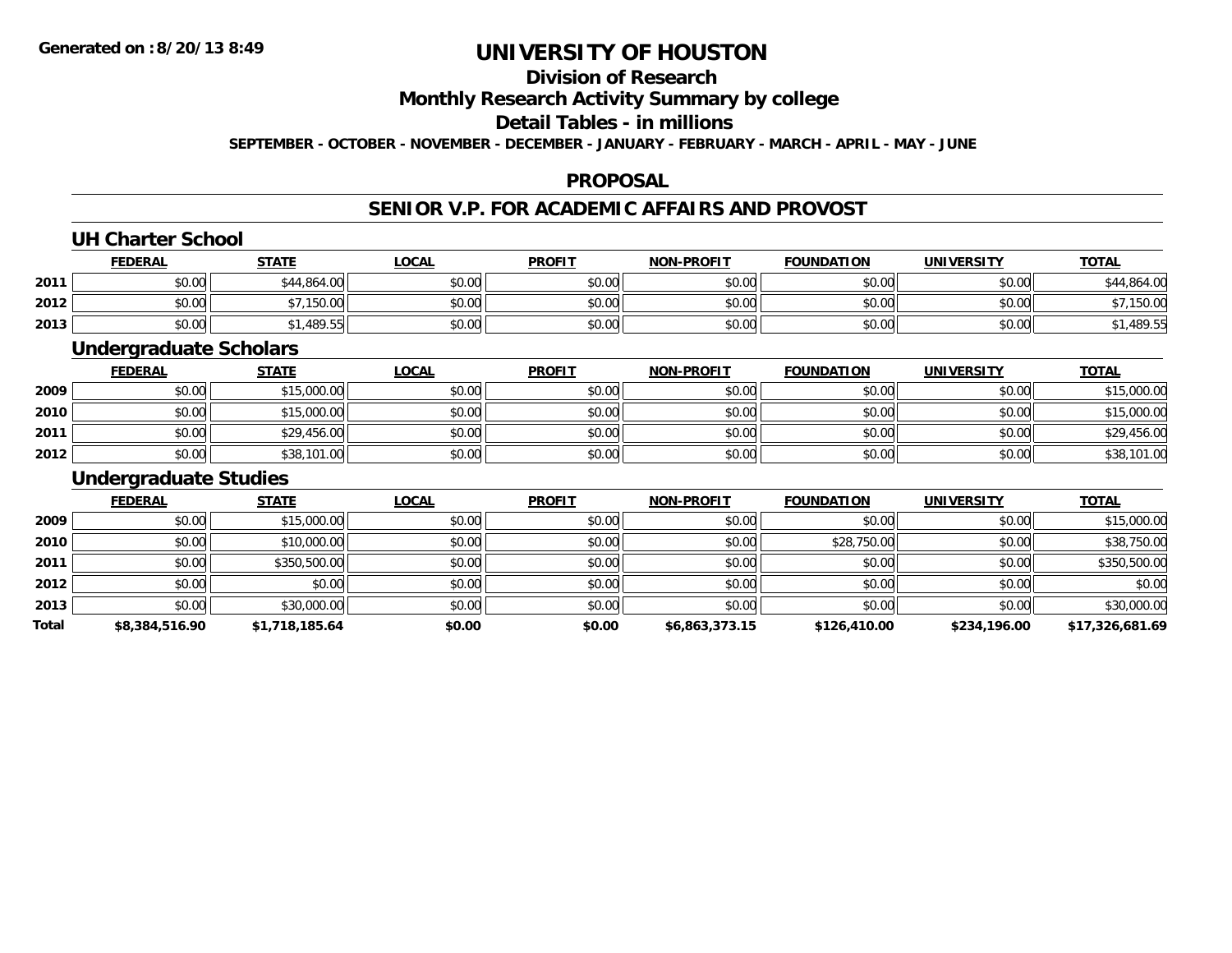# UNIVERSITY OF HOUSTON

## Division of Research

## Monthly Research Activity Summary by college

## Detail Tables - in millions

**SEPTEMBER - OCTOBER - NOVEMBER - DECEMBER - JANUARY - FEBRUARY - MARCH - APRIL - MAY - JUNE**

**Generated on : 8/20/13 8:49**

## PROPOSAL

## SENIOR V.P. FOR ACADEMIC AFFAIRS AND PROVOST

### UH Charter School

| | FEDERAL | STATE | LOCAL | PROFIT | NON-PROFIT | FOUNDATION | UNIVERSITY | TOTAL |
|---|---|---|---|---|---|---|---|---|
| 2011 | $0.00 | $44,864.00 | $0.00 | $0.00 | $0.00 | $0.00 | $0.00 | $44,864.00 |
| 2012 | $0.00 | $7,150.00 | $0.00 | $0.00 | $0.00 | $0.00 | $0.00 | $7,150.00 |
| 2013 | $0.00 | $1,489.55 | $0.00 | $0.00 | $0.00 | $0.00 | $0.00 | $1,489.55 |

### Undergraduate Scholars

| | FEDERAL | STATE | LOCAL | PROFIT | NON-PROFIT | FOUNDATION | UNIVERSITY | TOTAL |
|---|---|---|---|---|---|---|---|---|
| 2009 | $0.00 | $15,000.00 | $0.00 | $0.00 | $0.00 | $0.00 | $0.00 | $15,000.00 |
| 2010 | $0.00 | $15,000.00 | $0.00 | $0.00 | $0.00 | $0.00 | $0.00 | $15,000.00 |
| 2011 | $0.00 | $29,456.00 | $0.00 | $0.00 | $0.00 | $0.00 | $0.00 | $29,456.00 |
| 2012 | $0.00 | $38,101.00 | $0.00 | $0.00 | $0.00 | $0.00 | $0.00 | $38,101.00 |

### Undergraduate Studies

| | FEDERAL | STATE | LOCAL | PROFIT | NON-PROFIT | FOUNDATION | UNIVERSITY | TOTAL |
|---|---|---|---|---|---|---|---|---|
| 2009 | $0.00 | $15,000.00 | $0.00 | $0.00 | $0.00 | $0.00 | $0.00 | $15,000.00 |
| 2010 | $0.00 | $10,000.00 | $0.00 | $0.00 | $0.00 | $28,750.00 | $0.00 | $38,750.00 |
| 2011 | $0.00 | $350,500.00 | $0.00 | $0.00 | $0.00 | $0.00 | $0.00 | $350,500.00 |
| 2012 | $0.00 | $0.00 | $0.00 | $0.00 | $0.00 | $0.00 | $0.00 | $0.00 |
| 2013 | $0.00 | $30,000.00 | $0.00 | $0.00 | $0.00 | $0.00 | $0.00 | $30,000.00 |
| **Total** | **$8,384,516.90** | **$1,718,185.64** | **$0.00** | **$0.00** | **$6,863,373.15** | **$126,410.00** | **$234,196.00** | **$17,326,681.69** |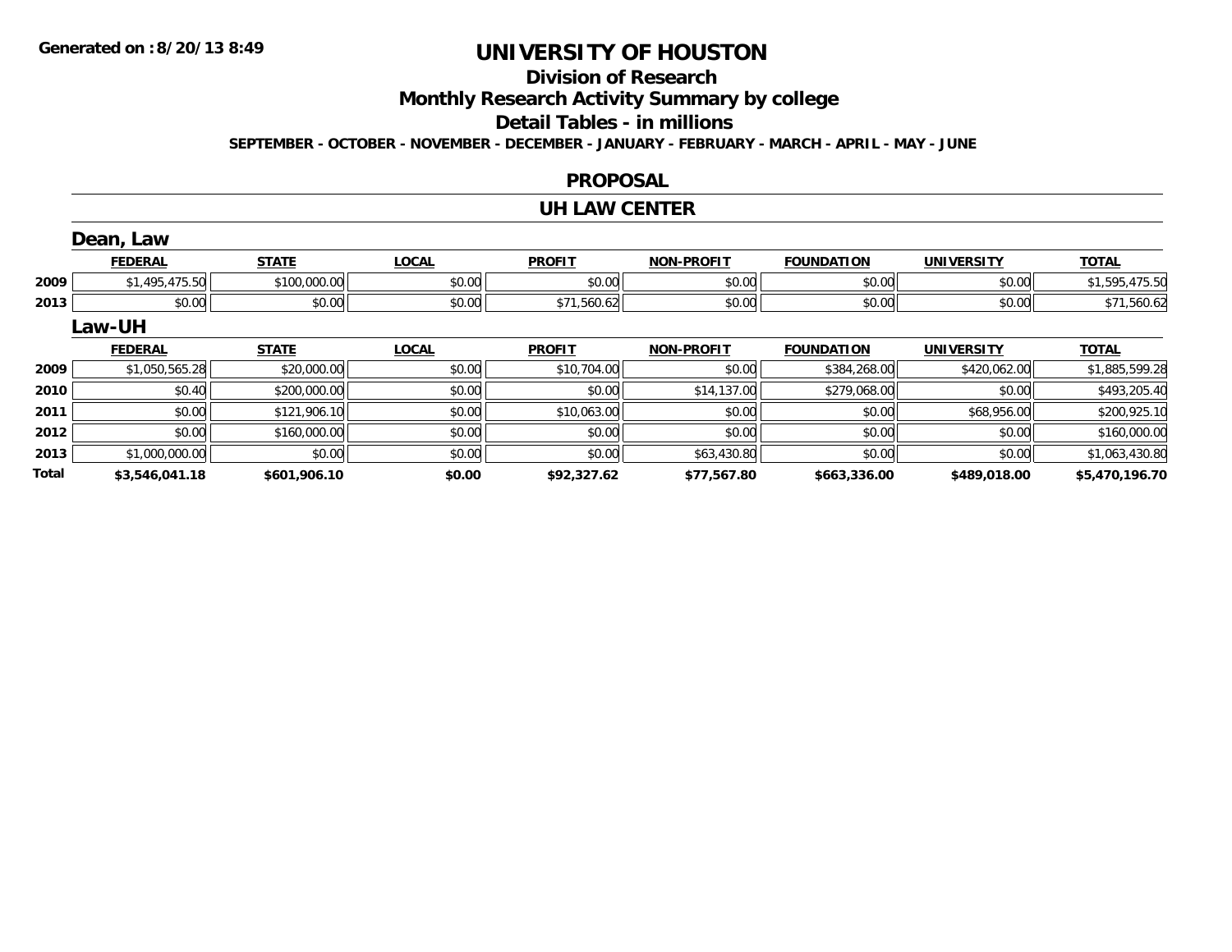# UNIVERSITY OF HOUSTON

## Division of Research

## Monthly Research Activity Summary by college

## Detail Tables - in millions

**SEPTEMBER - OCTOBER - NOVEMBER - DECEMBER - JANUARY - FEBRUARY - MARCH - APRIL - MAY - JUNE**

### PROPOSAL

### UH LAW CENTER

#### Dean, Law

| | FEDERAL | STATE | LOCAL | PROFIT | NON-PROFIT | FOUNDATION | UNIVERSITY | TOTAL |
|---|---|---|---|---|---|---|---|---|
| 2009 | $1,495,475.50 | $100,000.00 | $0.00 | $0.00 | $0.00 | $0.00 | $0.00 | $1,595,475.50 |
| 2013 | $0.00 | $0.00 | $0.00 | $71,560.62 | $0.00 | $0.00 | $0.00 | $71,560.62 |

#### Law-UH

| | FEDERAL | STATE | LOCAL | PROFIT | NON-PROFIT | FOUNDATION | UNIVERSITY | TOTAL |
|---|---|---|---|---|---|---|---|---|
| 2009 | $1,050,565.28 | $20,000.00 | $0.00 | $10,704.00 | $0.00 | $384,268.00 | $420,062.00 | $1,885,599.28 |
| 2010 | $0.40 | $200,000.00 | $0.00 | $0.00 | $14,137.00 | $279,068.00 | $0.00 | $493,205.40 |
| 2011 | $0.00 | $121,906.10 | $0.00 | $10,063.00 | $0.00 | $0.00 | $68,956.00 | $200,925.10 |
| 2012 | $0.00 | $160,000.00 | $0.00 | $0.00 | $0.00 | $0.00 | $0.00 | $160,000.00 |
| 2013 | $1,000,000.00 | $0.00 | $0.00 | $0.00 | $63,430.80 | $0.00 | $0.00 | $1,063,430.80 |
| **Total** | **$3,546,041.18** | **$601,906.10** | **$0.00** | **$92,327.62** | **$77,567.80** | **$663,336.00** | **$489,018.00** | **$5,470,196.70** |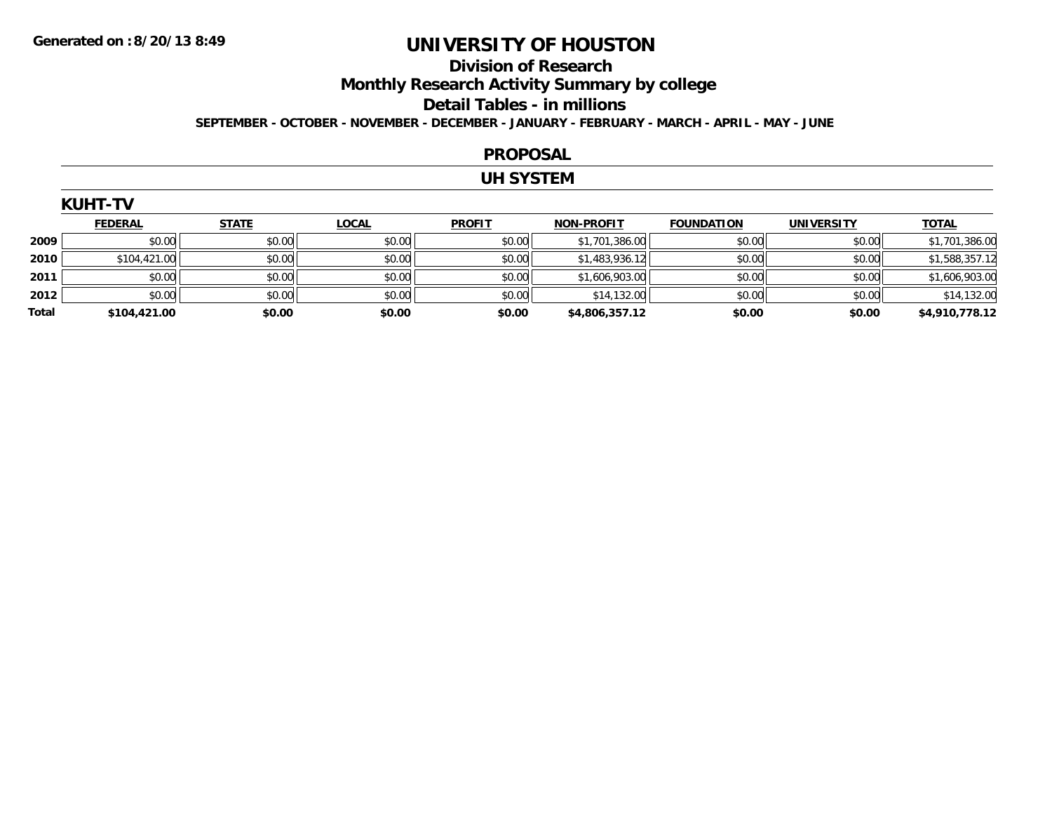**Generated on :8/20/13 8:49**

# UNIVERSITY OF HOUSTON

## Division of Research

## Monthly Research Activity Summary by college

## Detail Tables - in millions

**SEPTEMBER - OCTOBER - NOVEMBER - DECEMBER - JANUARY - FEBRUARY - MARCH - APRIL - MAY - JUNE**

## PROPOSAL

## UH SYSTEM

### KUHT-TV

| | FEDERAL | STATE | LOCAL | PROFIT | NON-PROFIT | FOUNDATION | UNIVERSITY | TOTAL |
|---|---|---|---|---|---|---|---|---|
| **2009** | $0.00 | $0.00 | $0.00 | $0.00 | $1,701,386.00 | $0.00 | $0.00 | $1,701,386.00 |
| **2010** | $104,421.00 | $0.00 | $0.00 | $0.00 | $1,483,936.12 | $0.00 | $0.00 | $1,588,357.12 |
| **2011** | $0.00 | $0.00 | $0.00 | $0.00 | $1,606,903.00 | $0.00 | $0.00 | $1,606,903.00 |
| **2012** | $0.00 | $0.00 | $0.00 | $0.00 | $14,132.00 | $0.00 | $0.00 | $14,132.00 |
| **Total** | **$104,421.00** | **$0.00** | **$0.00** | **$0.00** | **$4,806,357.12** | **$0.00** | **$0.00** | **$4,910,778.12** |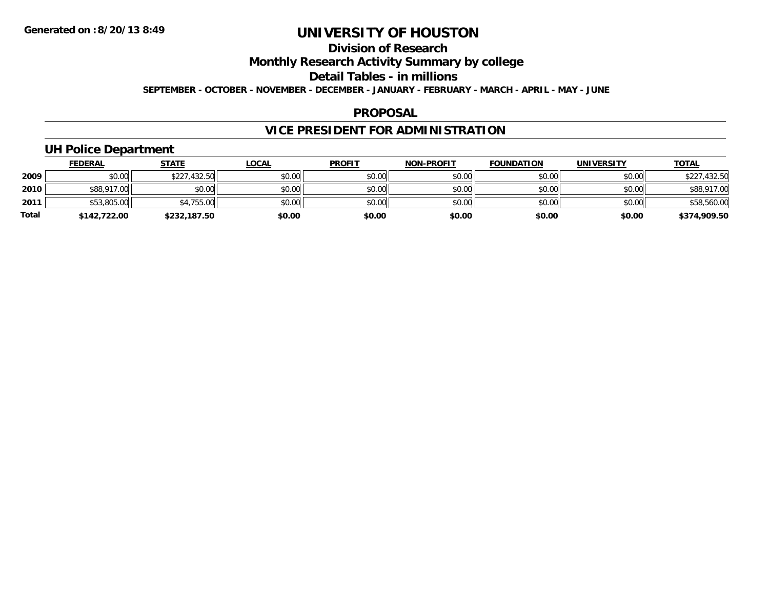Generated on :8/20/13 8:49

# UNIVERSITY OF HOUSTON

## Division of Research

## Monthly Research Activity Summary by college

## Detail Tables - in millions

**SEPTEMBER - OCTOBER - NOVEMBER - DECEMBER - JANUARY - FEBRUARY - MARCH - APRIL - MAY - JUNE**

## PROPOSAL

## VICE PRESIDENT FOR ADMINISTRATION

### UH Police Department

| | FEDERAL | STATE | LOCAL | PROFIT | NON-PROFIT | FOUNDATION | UNIVERSITY | TOTAL |
|---|---|---|---|---|---|---|---|---|
| **2009** | $0.00 | $227,432.50 | $0.00 | $0.00 | $0.00 | $0.00 | $0.00 | $227,432.50 |
| **2010** | $88,917.00 | $0.00 | $0.00 | $0.00 | $0.00 | $0.00 | $0.00 | $88,917.00 |
| **2011** | $53,805.00 | $4,755.00 | $0.00 | $0.00 | $0.00 | $0.00 | $0.00 | $58,560.00 |
| **Total** | **$142,722.00** | **$232,187.50** | **$0.00** | **$0.00** | **$0.00** | **$0.00** | **$0.00** | **$374,909.50** |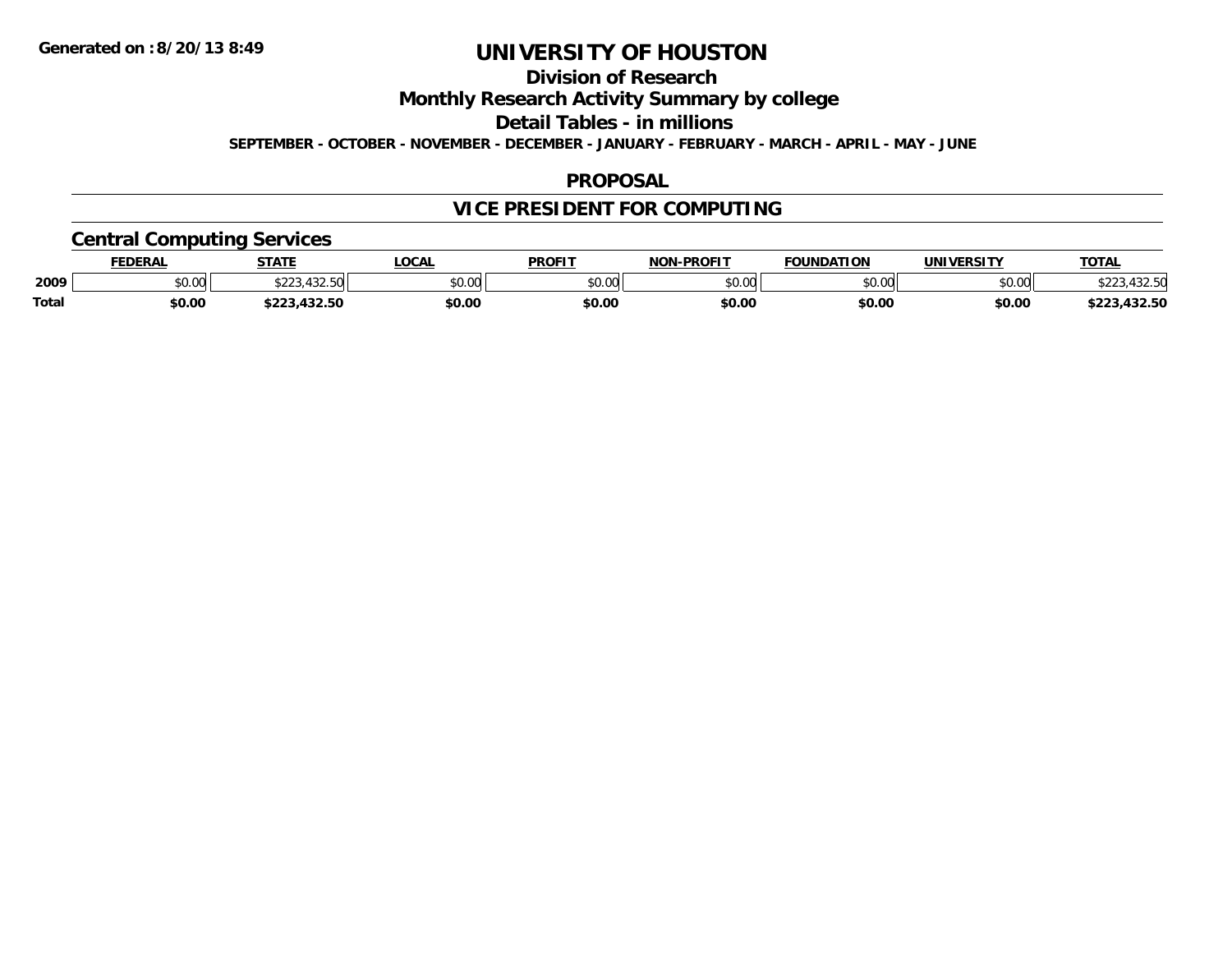Generated on :8/20/13 8:49

# UNIVERSITY OF HOUSTON

## Division of Research

## Monthly Research Activity Summary by college

## Detail Tables - in millions

**SEPTEMBER - OCTOBER - NOVEMBER - DECEMBER - JANUARY - FEBRUARY - MARCH - APRIL - MAY - JUNE**

## PROPOSAL

## VICE PRESIDENT FOR COMPUTING

### Central Computing Services

| | FEDERAL | STATE | LOCAL | PROFIT | NON-PROFIT | FOUNDATION | UNIVERSITY | TOTAL |
|---|---|---|---|---|---|---|---|---|
| 2009 | $0.00 | $223,432.50 | $0.00 | $0.00 | $0.00 | $0.00 | $0.00 | $223,432.50 |
| **Total** | **$0.00** | **$223,432.50** | **$0.00** | **$0.00** | **$0.00** | **$0.00** | **$0.00** | **$223,432.50** |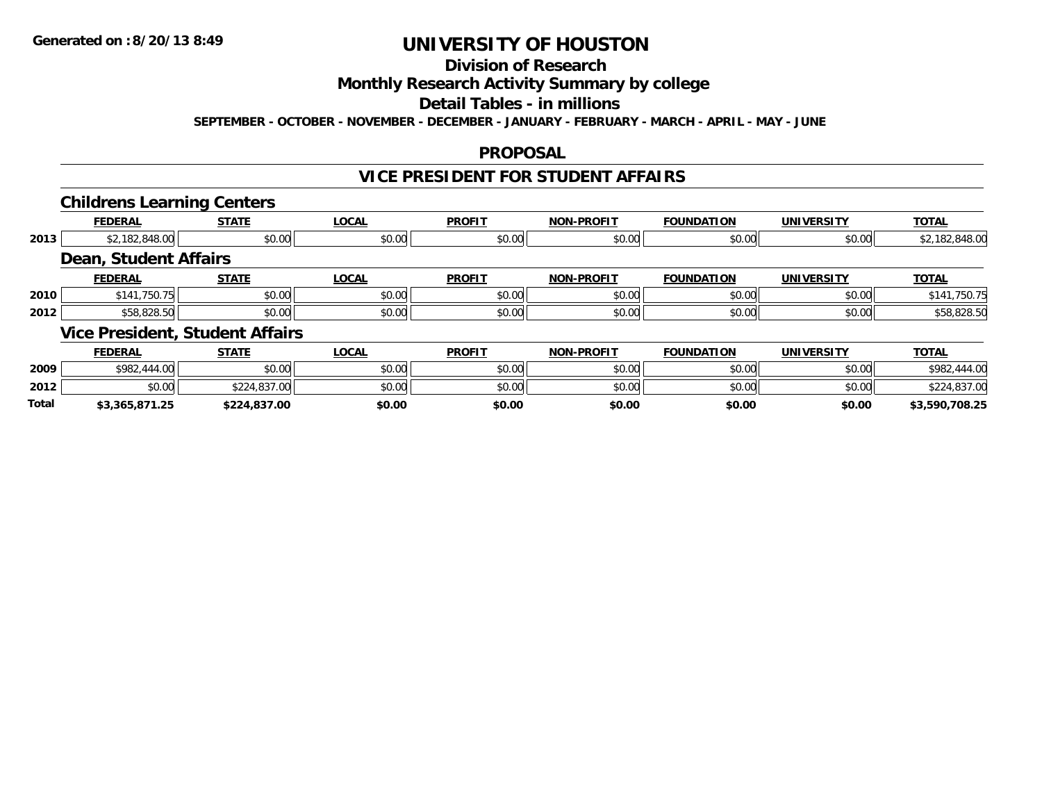Generated on :8/20/13 8:49

# UNIVERSITY OF HOUSTON

## Division of Research

## Monthly Research Activity Summary by college

## Detail Tables - in millions

**SEPTEMBER - OCTOBER - NOVEMBER - DECEMBER - JANUARY - FEBRUARY - MARCH - APRIL - MAY - JUNE**

## PROPOSAL

## VICE PRESIDENT FOR STUDENT AFFAIRS

### Childrens Learning Centers

| | FEDERAL | STATE | LOCAL | PROFIT | NON-PROFIT | FOUNDATION | UNIVERSITY | TOTAL |
|---|---|---|---|---|---|---|---|---|
| 2013 | $2,182,848.00 | $0.00 | $0.00 | $0.00 | $0.00 | $0.00 | $0.00 | $2,182,848.00 |

### Dean, Student Affairs

| | FEDERAL | STATE | LOCAL | PROFIT | NON-PROFIT | FOUNDATION | UNIVERSITY | TOTAL |
|---|---|---|---|---|---|---|---|---|
| 2010 | $141,750.75 | $0.00 | $0.00 | $0.00 | $0.00 | $0.00 | $0.00 | $141,750.75 |
| 2012 | $58,828.50 | $0.00 | $0.00 | $0.00 | $0.00 | $0.00 | $0.00 | $58,828.50 |

### Vice President, Student Affairs

| | FEDERAL | STATE | LOCAL | PROFIT | NON-PROFIT | FOUNDATION | UNIVERSITY | TOTAL |
|---|---|---|---|---|---|---|---|---|
| 2009 | $982,444.00 | $0.00 | $0.00 | $0.00 | $0.00 | $0.00 | $0.00 | $982,444.00 |
| 2012 | $0.00 | $224,837.00 | $0.00 | $0.00 | $0.00 | $0.00 | $0.00 | $224,837.00 |
| **Total** | **$3,365,871.25** | **$224,837.00** | **$0.00** | **$0.00** | **$0.00** | **$0.00** | **$0.00** | **$3,590,708.25** |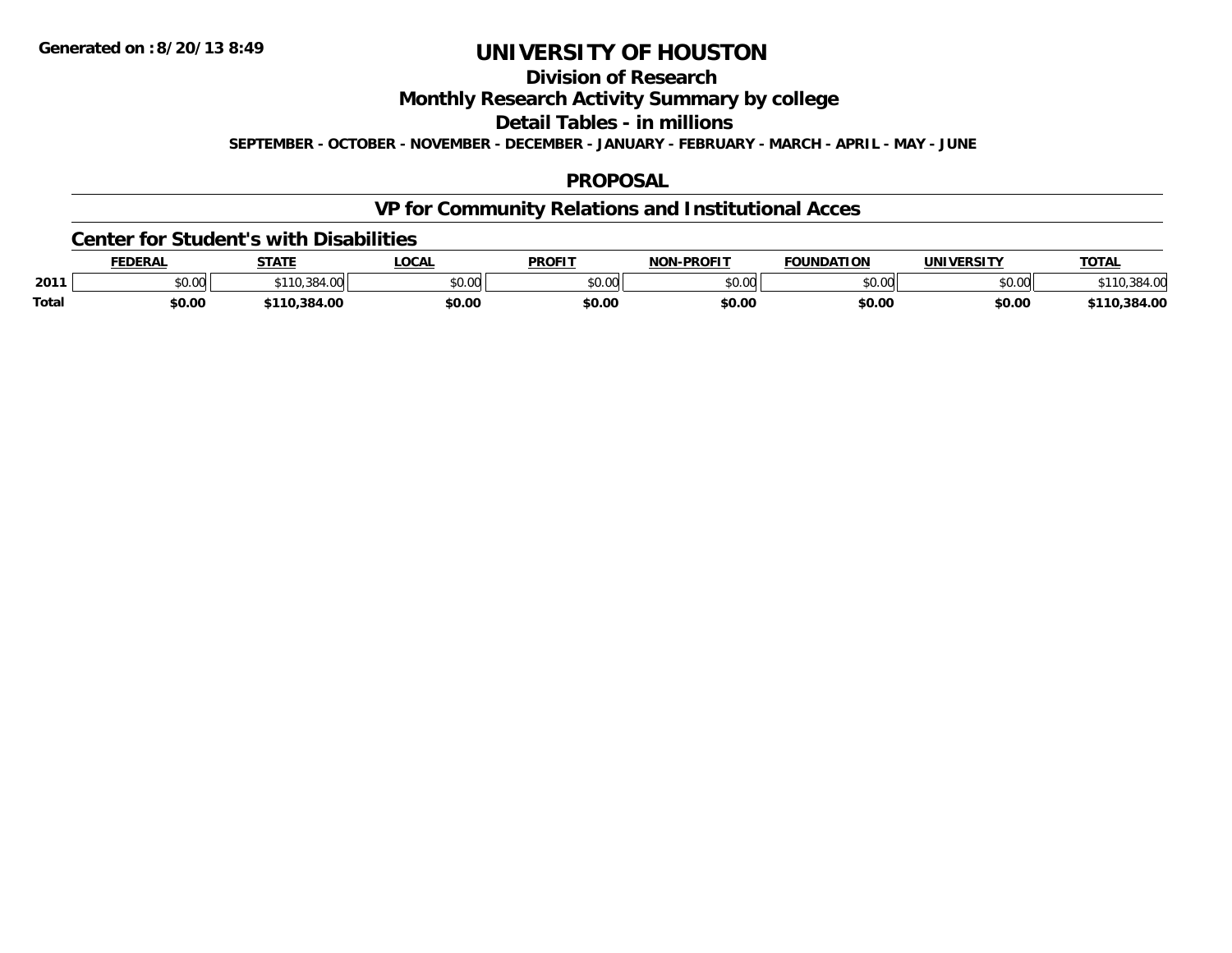**Generated on :8/20/13 8:49**

# UNIVERSITY OF HOUSTON

## Division of Research

## Monthly Research Activity Summary by college

## Detail Tables - in millions

**SEPTEMBER - OCTOBER - NOVEMBER - DECEMBER - JANUARY - FEBRUARY - MARCH - APRIL - MAY - JUNE**

## PROPOSAL

## VP for Community Relations and Institutional Acces

### Center for Student's with Disabilities

| | FEDERAL | STATE | LOCAL | PROFIT | NON-PROFIT | FOUNDATION | UNIVERSITY | TOTAL |
|---|---|---|---|---|---|---|---|---|
| 2011 | $0.00 | $110,384.00 | $0.00 | $0.00 | $0.00 | $0.00 | $0.00 | $110,384.00 |
| Total | $0.00 | $110,384.00 | $0.00 | $0.00 | $0.00 | $0.00 | $0.00 | $110,384.00 |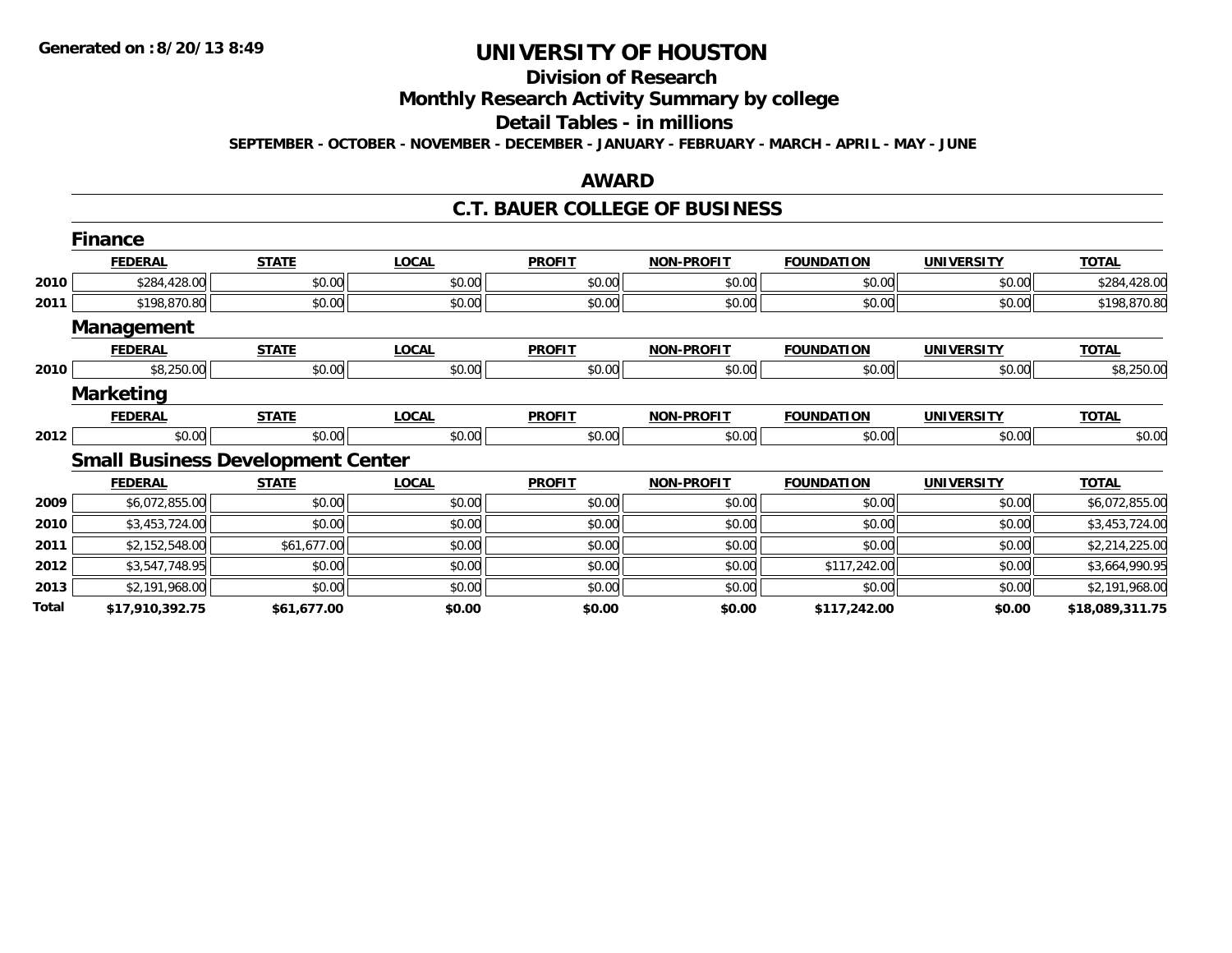# UNIVERSITY OF HOUSTON

## Division of Research

## Monthly Research Activity Summary by college

## Detail Tables - in millions

**SEPTEMBER - OCTOBER - NOVEMBER - DECEMBER - JANUARY - FEBRUARY - MARCH - APRIL - MAY - JUNE**

## AWARD

## C.T. BAUER COLLEGE OF BUSINESS

### Finance

| | FEDERAL | STATE | LOCAL | PROFIT | NON-PROFIT | FOUNDATION | UNIVERSITY | TOTAL |
|---|---|---|---|---|---|---|---|---|
| 2010 | $284,428.00 | $0.00 | $0.00 | $0.00 | $0.00 | $0.00 | $0.00 | $284,428.00 |
| 2011 | $198,870.80 | $0.00 | $0.00 | $0.00 | $0.00 | $0.00 | $0.00 | $198,870.80 |

### Management

| | FEDERAL | STATE | LOCAL | PROFIT | NON-PROFIT | FOUNDATION | UNIVERSITY | TOTAL |
|---|---|---|---|---|---|---|---|---|
| 2010 | $8,250.00 | $0.00 | $0.00 | $0.00 | $0.00 | $0.00 | $0.00 | $8,250.00 |

### Marketing

| | FEDERAL | STATE | LOCAL | PROFIT | NON-PROFIT | FOUNDATION | UNIVERSITY | TOTAL |
|---|---|---|---|---|---|---|---|---|
| 2012 | $0.00 | $0.00 | $0.00 | $0.00 | $0.00 | $0.00 | $0.00 | $0.00 |

### Small Business Development Center

| | FEDERAL | STATE | LOCAL | PROFIT | NON-PROFIT | FOUNDATION | UNIVERSITY | TOTAL |
|---|---|---|---|---|---|---|---|---|
| 2009 | $6,072,855.00 | $0.00 | $0.00 | $0.00 | $0.00 | $0.00 | $0.00 | $6,072,855.00 |
| 2010 | $3,453,724.00 | $0.00 | $0.00 | $0.00 | $0.00 | $0.00 | $0.00 | $3,453,724.00 |
| 2011 | $2,152,548.00 | $61,677.00 | $0.00 | $0.00 | $0.00 | $0.00 | $0.00 | $2,214,225.00 |
| 2012 | $3,547,748.95 | $0.00 | $0.00 | $0.00 | $0.00 | $117,242.00 | $0.00 | $3,664,990.95 |
| 2013 | $2,191,968.00 | $0.00 | $0.00 | $0.00 | $0.00 | $0.00 | $0.00 | $2,191,968.00 |
| **Total** | **$17,910,392.75** | **$61,677.00** | **$0.00** | **$0.00** | **$0.00** | **$117,242.00** | **$0.00** | **$18,089,311.75** |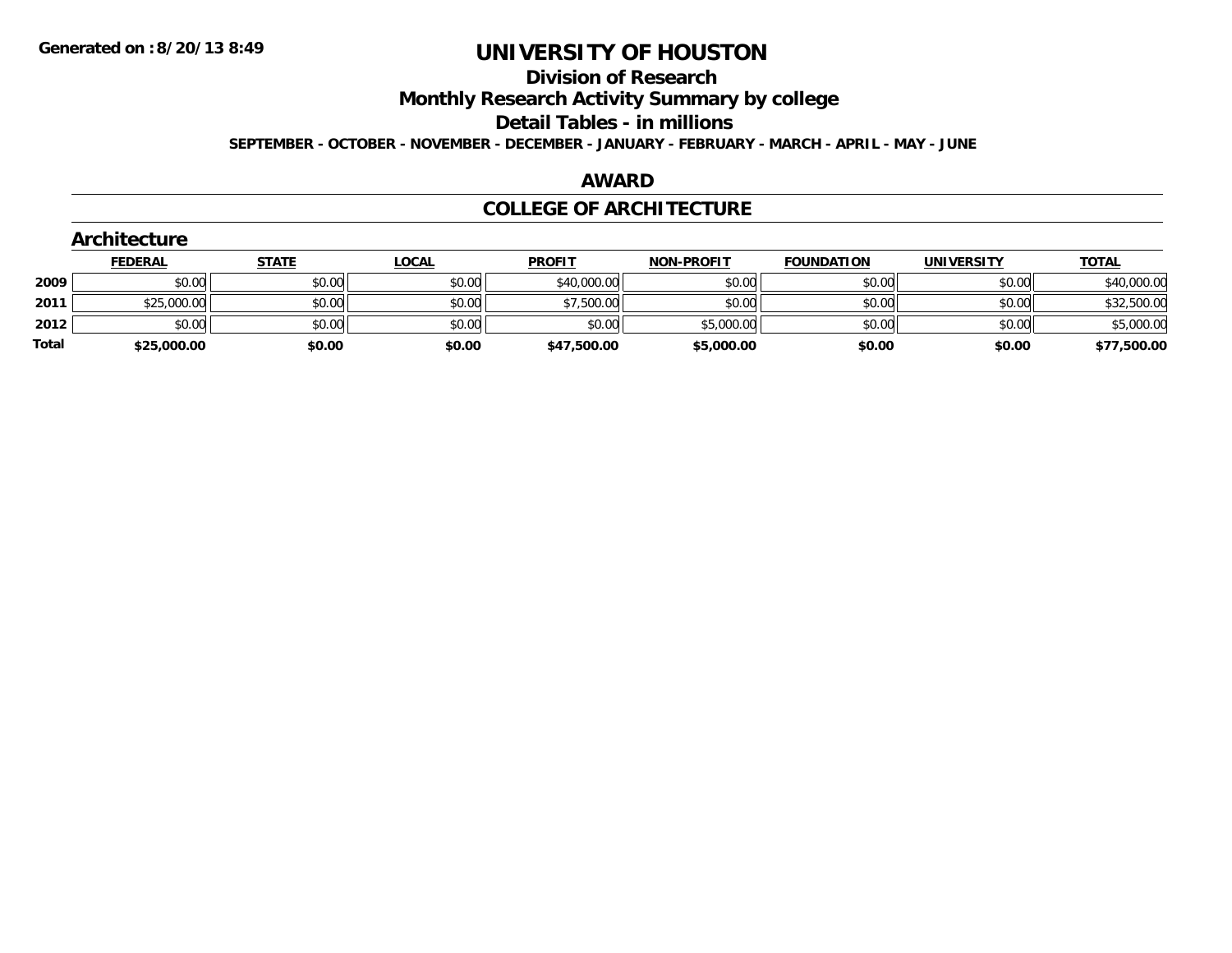# UNIVERSITY OF HOUSTON

## Division of Research

## Monthly Research Activity Summary by college

## Detail Tables - in millions

**SEPTEMBER - OCTOBER - NOVEMBER - DECEMBER - JANUARY - FEBRUARY - MARCH - APRIL - MAY - JUNE**

## AWARD

## COLLEGE OF ARCHITECTURE

### Architecture

| | FEDERAL | STATE | LOCAL | PROFIT | NON-PROFIT | FOUNDATION | UNIVERSITY | TOTAL |
|---|---|---|---|---|---|---|---|---|
| 2009 | $0.00 | $0.00 | $0.00 | $40,000.00 | $0.00 | $0.00 | $0.00 | $40,000.00 |
| 2011 | $25,000.00 | $0.00 | $0.00 | $7,500.00 | $0.00 | $0.00 | $0.00 | $32,500.00 |
| 2012 | $0.00 | $0.00 | $0.00 | $0.00 | $5,000.00 | $0.00 | $0.00 | $5,000.00 |
| **Total** | **$25,000.00** | **$0.00** | **$0.00** | **$47,500.00** | **$5,000.00** | **$0.00** | **$0.00** | **$77,500.00** |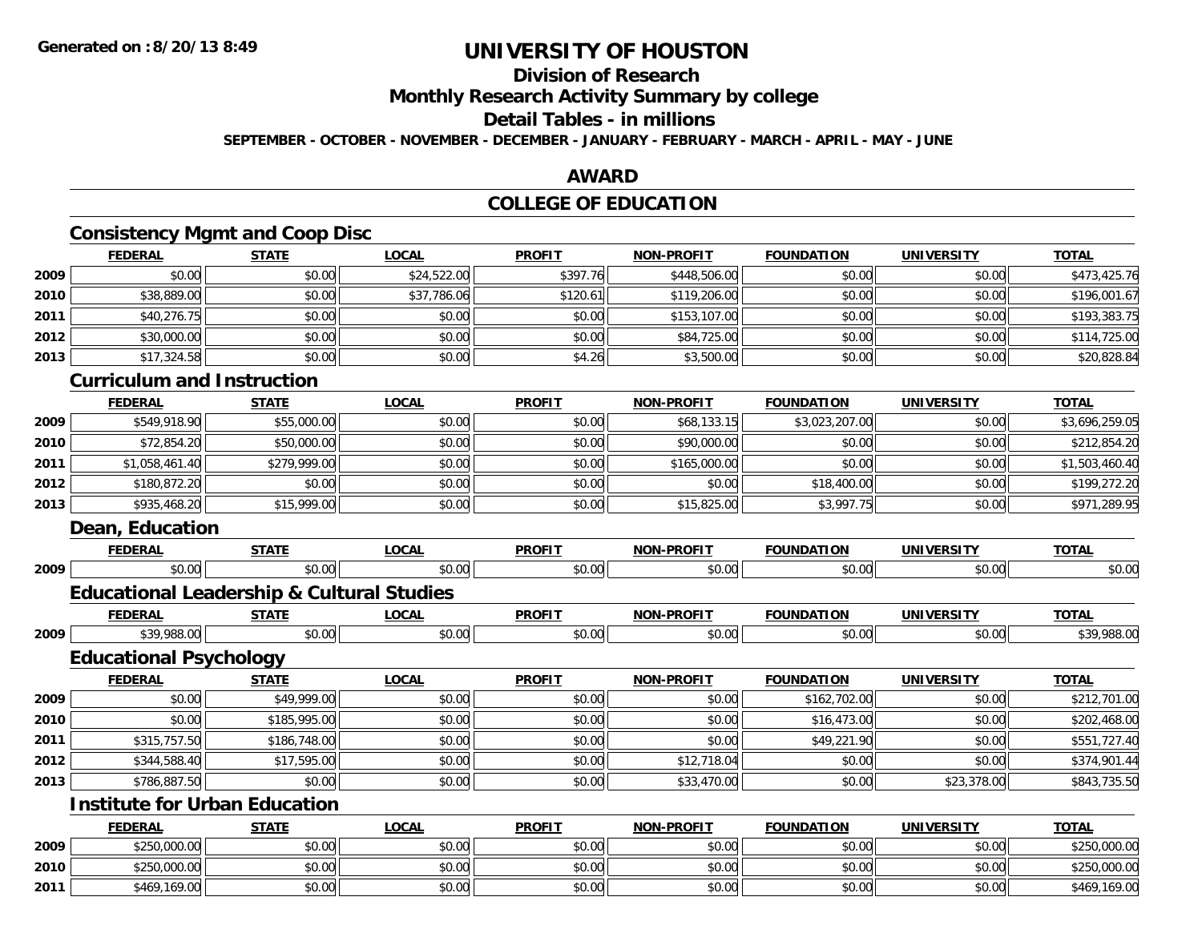# UNIVERSITY OF HOUSTON

## Division of Research

## Monthly Research Activity Summary by college

## Detail Tables - in millions

**SEPTEMBER - OCTOBER - NOVEMBER - DECEMBER - JANUARY - FEBRUARY - MARCH - APRIL - MAY - JUNE**

## AWARD

## COLLEGE OF EDUCATION

### Consistency Mgmt and Coop Disc

| | FEDERAL | STATE | LOCAL | PROFIT | NON-PROFIT | FOUNDATION | UNIVERSITY | TOTAL |
|---|---|---|---|---|---|---|---|---|
| 2009 | $0.00 | $0.00 | $24,522.00 | $397.76 | $448,506.00 | $0.00 | $0.00 | $473,425.76 |
| 2010 | $38,889.00 | $0.00 | $37,786.06 | $120.61 | $119,206.00 | $0.00 | $0.00 | $196,001.67 |
| 2011 | $40,276.75 | $0.00 | $0.00 | $0.00 | $153,107.00 | $0.00 | $0.00 | $193,383.75 |
| 2012 | $30,000.00 | $0.00 | $0.00 | $0.00 | $84,725.00 | $0.00 | $0.00 | $114,725.00 |
| 2013 | $17,324.58 | $0.00 | $0.00 | $4.26 | $3,500.00 | $0.00 | $0.00 | $20,828.84 |

### Curriculum and Instruction

| | FEDERAL | STATE | LOCAL | PROFIT | NON-PROFIT | FOUNDATION | UNIVERSITY | TOTAL |
|---|---|---|---|---|---|---|---|---|
| 2009 | $549,918.90 | $55,000.00 | $0.00 | $0.00 | $68,133.15 | $3,023,207.00 | $0.00 | $3,696,259.05 |
| 2010 | $72,854.20 | $50,000.00 | $0.00 | $0.00 | $90,000.00 | $0.00 | $0.00 | $212,854.20 |
| 2011 | $1,058,461.40 | $279,999.00 | $0.00 | $0.00 | $165,000.00 | $0.00 | $0.00 | $1,503,460.40 |
| 2012 | $180,872.20 | $0.00 | $0.00 | $0.00 | $0.00 | $18,400.00 | $0.00 | $199,272.20 |
| 2013 | $935,468.20 | $15,999.00 | $0.00 | $0.00 | $15,825.00 | $3,997.75 | $0.00 | $971,289.95 |

### Dean, Education

| | FEDERAL | STATE | LOCAL | PROFIT | NON-PROFIT | FOUNDATION | UNIVERSITY | TOTAL |
|---|---|---|---|---|---|---|---|---|
| 2009 | $0.00 | $0.00 | $0.00 | $0.00 | $0.00 | $0.00 | $0.00 | $0.00 |

### Educational Leadership & Cultural Studies

| | FEDERAL | STATE | LOCAL | PROFIT | NON-PROFIT | FOUNDATION | UNIVERSITY | TOTAL |
|---|---|---|---|---|---|---|---|---|
| 2009 | $39,988.00 | $0.00 | $0.00 | $0.00 | $0.00 | $0.00 | $0.00 | $39,988.00 |

### Educational Psychology

| | FEDERAL | STATE | LOCAL | PROFIT | NON-PROFIT | FOUNDATION | UNIVERSITY | TOTAL |
|---|---|---|---|---|---|---|---|---|
| 2009 | $0.00 | $49,999.00 | $0.00 | $0.00 | $0.00 | $162,702.00 | $0.00 | $212,701.00 |
| 2010 | $0.00 | $185,995.00 | $0.00 | $0.00 | $0.00 | $16,473.00 | $0.00 | $202,468.00 |
| 2011 | $315,757.50 | $186,748.00 | $0.00 | $0.00 | $0.00 | $49,221.90 | $0.00 | $551,727.40 |
| 2012 | $344,588.40 | $17,595.00 | $0.00 | $0.00 | $12,718.04 | $0.00 | $0.00 | $374,901.44 |
| 2013 | $786,887.50 | $0.00 | $0.00 | $0.00 | $33,470.00 | $0.00 | $23,378.00 | $843,735.50 |

### Institute for Urban Education

| | FEDERAL | STATE | LOCAL | PROFIT | NON-PROFIT | FOUNDATION | UNIVERSITY | TOTAL |
|---|---|---|---|---|---|---|---|---|
| 2009 | $250,000.00 | $0.00 | $0.00 | $0.00 | $0.00 | $0.00 | $0.00 | $250,000.00 |
| 2010 | $250,000.00 | $0.00 | $0.00 | $0.00 | $0.00 | $0.00 | $0.00 | $250,000.00 |
| 2011 | $469,169.00 | $0.00 | $0.00 | $0.00 | $0.00 | $0.00 | $0.00 | $469,169.00 |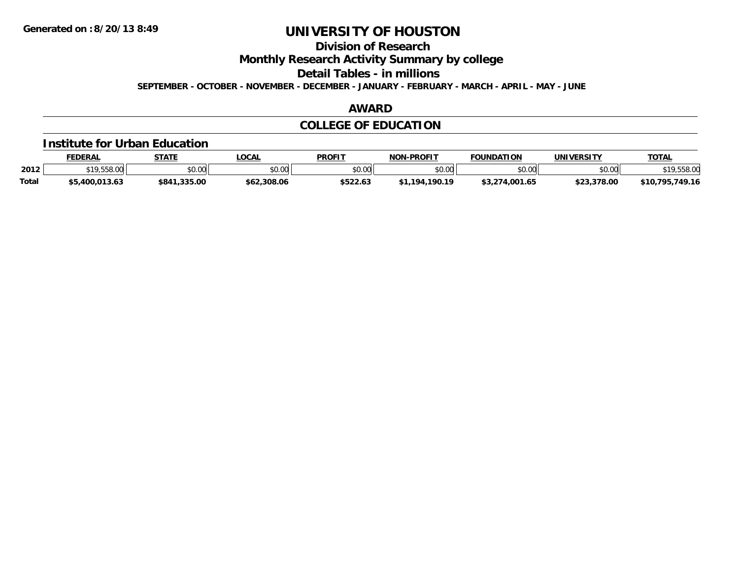# UNIVERSITY OF HOUSTON

## Division of Research

## Monthly Research Activity Summary by college

## Detail Tables - in millions

**SEPTEMBER - OCTOBER - NOVEMBER - DECEMBER - JANUARY - FEBRUARY - MARCH - APRIL - MAY - JUNE**

## AWARD

## COLLEGE OF EDUCATION

### Institute for Urban Education

| | FEDERAL | STATE | LOCAL | PROFIT | NON-PROFIT | FOUNDATION | UNIVERSITY | TOTAL |
|---|---|---|---|---|---|---|---|---|
| 2012 | $19,558.00 | $0.00 | $0.00 | $0.00 | $0.00 | $0.00 | $0.00 | $19,558.00 |
| **Total** | **$5,400,013.63** | **$841,335.00** | **$62,308.06** | **$522.63** | **$1,194,190.19** | **$3,274,001.65** | **$23,378.00** | **$10,795,749.16** |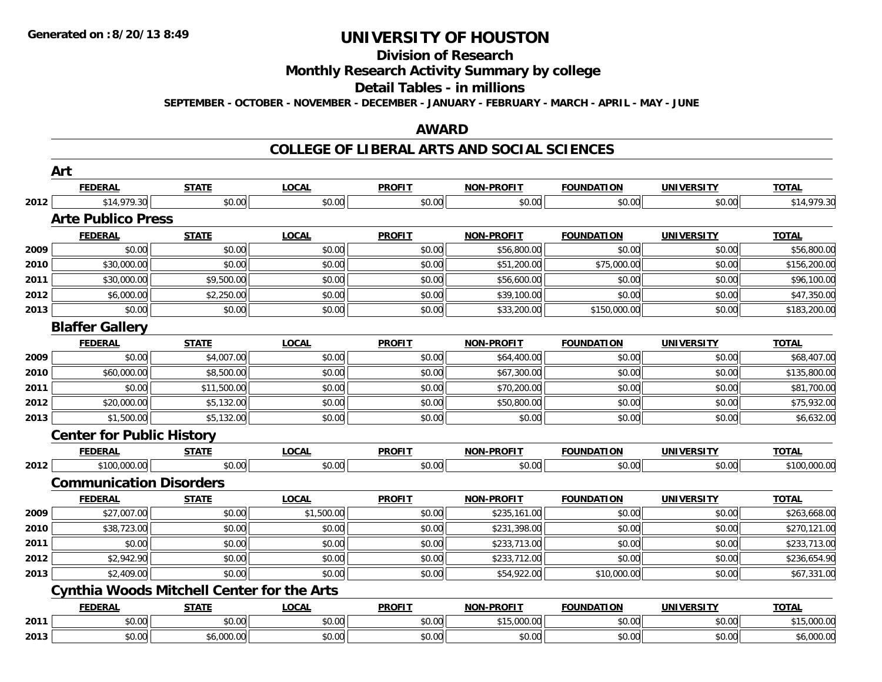# UNIVERSITY OF HOUSTON

## Division of Research

## Monthly Research Activity Summary by college

## Detail Tables - in millions

**SEPTEMBER - OCTOBER - NOVEMBER - DECEMBER - JANUARY - FEBRUARY - MARCH - APRIL - MAY - JUNE**

Generated on :8/20/13 8:49

## AWARD

## COLLEGE OF LIBERAL ARTS AND SOCIAL SCIENCES

### Art

| | FEDERAL | STATE | LOCAL | PROFIT | NON-PROFIT | FOUNDATION | UNIVERSITY | TOTAL |
|---|---|---|---|---|---|---|---|---|
| 2012 | $14,979.30 | $0.00 | $0.00 | $0.00 | $0.00 | $0.00 | $0.00 | $14,979.30 |

### Arte Publico Press

| | FEDERAL | STATE | LOCAL | PROFIT | NON-PROFIT | FOUNDATION | UNIVERSITY | TOTAL |
|---|---|---|---|---|---|---|---|---|
| 2009 | $0.00 | $0.00 | $0.00 | $0.00 | $56,800.00 | $0.00 | $0.00 | $56,800.00 |
| 2010 | $30,000.00 | $0.00 | $0.00 | $0.00 | $51,200.00 | $75,000.00 | $0.00 | $156,200.00 |
| 2011 | $30,000.00 | $9,500.00 | $0.00 | $0.00 | $56,600.00 | $0.00 | $0.00 | $96,100.00 |
| 2012 | $6,000.00 | $2,250.00 | $0.00 | $0.00 | $39,100.00 | $0.00 | $0.00 | $47,350.00 |
| 2013 | $0.00 | $0.00 | $0.00 | $0.00 | $33,200.00 | $150,000.00 | $0.00 | $183,200.00 |

### Blaffer Gallery

| | FEDERAL | STATE | LOCAL | PROFIT | NON-PROFIT | FOUNDATION | UNIVERSITY | TOTAL |
|---|---|---|---|---|---|---|---|---|
| 2009 | $0.00 | $4,007.00 | $0.00 | $0.00 | $64,400.00 | $0.00 | $0.00 | $68,407.00 |
| 2010 | $60,000.00 | $8,500.00 | $0.00 | $0.00 | $67,300.00 | $0.00 | $0.00 | $135,800.00 |
| 2011 | $0.00 | $11,500.00 | $0.00 | $0.00 | $70,200.00 | $0.00 | $0.00 | $81,700.00 |
| 2012 | $20,000.00 | $5,132.00 | $0.00 | $0.00 | $50,800.00 | $0.00 | $0.00 | $75,932.00 |
| 2013 | $1,500.00 | $5,132.00 | $0.00 | $0.00 | $0.00 | $0.00 | $0.00 | $6,632.00 |

### Center for Public History

| | FEDERAL | STATE | LOCAL | PROFIT | NON-PROFIT | FOUNDATION | UNIVERSITY | TOTAL |
|---|---|---|---|---|---|---|---|---|
| 2012 | $100,000.00 | $0.00 | $0.00 | $0.00 | $0.00 | $0.00 | $0.00 | $100,000.00 |

### Communication Disorders

| | FEDERAL | STATE | LOCAL | PROFIT | NON-PROFIT | FOUNDATION | UNIVERSITY | TOTAL |
|---|---|---|---|---|---|---|---|---|
| 2009 | $27,007.00 | $0.00 | $1,500.00 | $0.00 | $235,161.00 | $0.00 | $0.00 | $263,668.00 |
| 2010 | $38,723.00 | $0.00 | $0.00 | $0.00 | $231,398.00 | $0.00 | $0.00 | $270,121.00 |
| 2011 | $0.00 | $0.00 | $0.00 | $0.00 | $233,713.00 | $0.00 | $0.00 | $233,713.00 |
| 2012 | $2,942.90 | $0.00 | $0.00 | $0.00 | $233,712.00 | $0.00 | $0.00 | $236,654.90 |
| 2013 | $2,409.00 | $0.00 | $0.00 | $0.00 | $54,922.00 | $10,000.00 | $0.00 | $67,331.00 |

### Cynthia Woods Mitchell Center for the Arts

| | FEDERAL | STATE | LOCAL | PROFIT | NON-PROFIT | FOUNDATION | UNIVERSITY | TOTAL |
|---|---|---|---|---|---|---|---|---|
| 2011 | $0.00 | $0.00 | $0.00 | $0.00 | $15,000.00 | $0.00 | $0.00 | $15,000.00 |
| 2013 | $0.00 | $6,000.00 | $0.00 | $0.00 | $0.00 | $0.00 | $0.00 | $6,000.00 |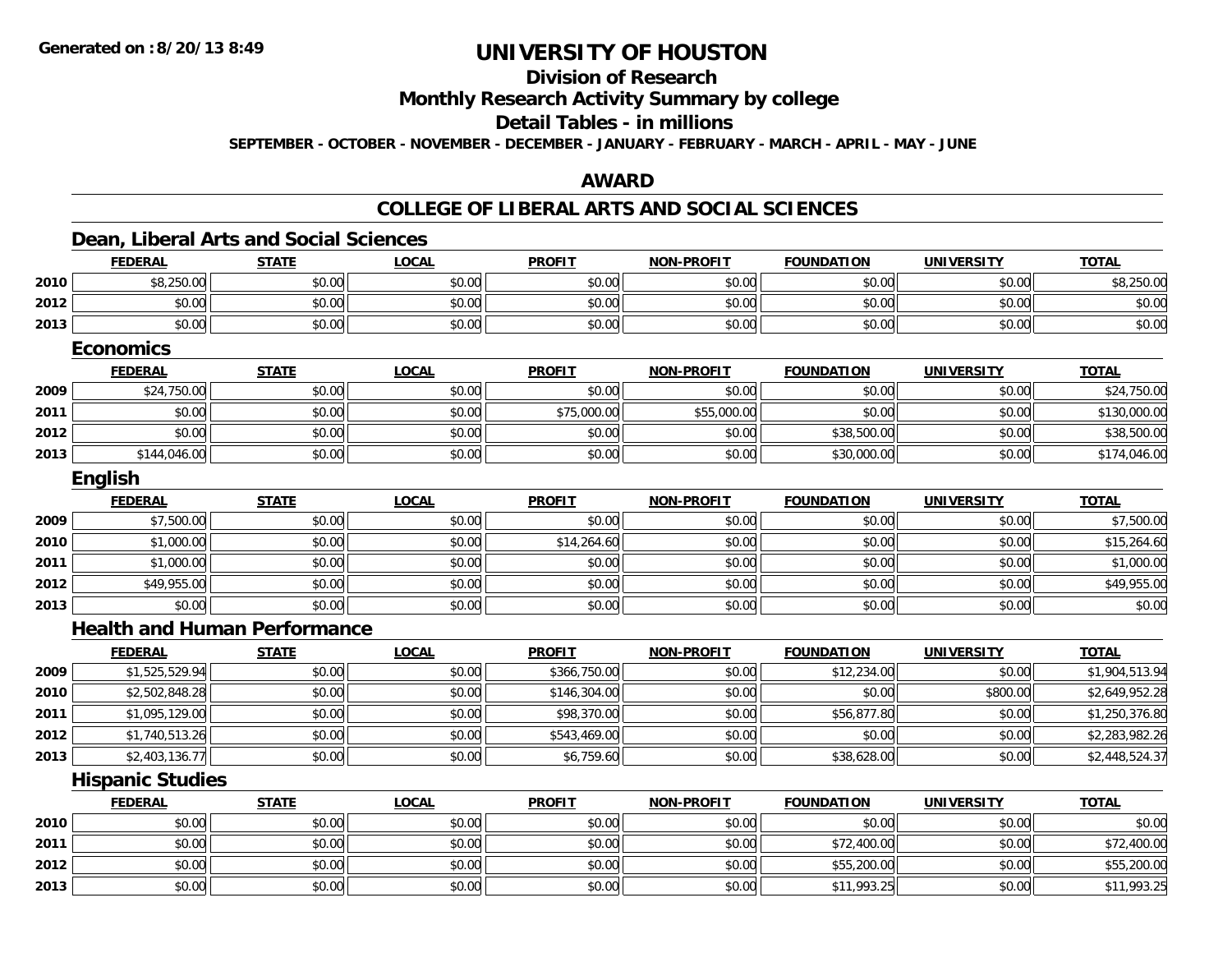# UNIVERSITY OF HOUSTON

## Division of Research

## Monthly Research Activity Summary by college

## Detail Tables - in millions

**SEPTEMBER - OCTOBER - NOVEMBER - DECEMBER - JANUARY - FEBRUARY - MARCH - APRIL - MAY - JUNE**

## AWARD

## COLLEGE OF LIBERAL ARTS AND SOCIAL SCIENCES

### Dean, Liberal Arts and Social Sciences

| | FEDERAL | STATE | LOCAL | PROFIT | NON-PROFIT | FOUNDATION | UNIVERSITY | TOTAL |
|---|---|---|---|---|---|---|---|---|
| 2010 | $8,250.00 | $0.00 | $0.00 | $0.00 | $0.00 | $0.00 | $0.00 | $8,250.00 |
| 2012 | $0.00 | $0.00 | $0.00 | $0.00 | $0.00 | $0.00 | $0.00 | $0.00 |
| 2013 | $0.00 | $0.00 | $0.00 | $0.00 | $0.00 | $0.00 | $0.00 | $0.00 |

### Economics

| | FEDERAL | STATE | LOCAL | PROFIT | NON-PROFIT | FOUNDATION | UNIVERSITY | TOTAL |
|---|---|---|---|---|---|---|---|---|
| 2009 | $24,750.00 | $0.00 | $0.00 | $0.00 | $0.00 | $0.00 | $0.00 | $24,750.00 |
| 2011 | $0.00 | $0.00 | $0.00 | $75,000.00 | $55,000.00 | $0.00 | $0.00 | $130,000.00 |
| 2012 | $0.00 | $0.00 | $0.00 | $0.00 | $0.00 | $38,500.00 | $0.00 | $38,500.00 |
| 2013 | $144,046.00 | $0.00 | $0.00 | $0.00 | $0.00 | $30,000.00 | $0.00 | $174,046.00 |

### English

| | FEDERAL | STATE | LOCAL | PROFIT | NON-PROFIT | FOUNDATION | UNIVERSITY | TOTAL |
|---|---|---|---|---|---|---|---|---|
| 2009 | $7,500.00 | $0.00 | $0.00 | $0.00 | $0.00 | $0.00 | $0.00 | $7,500.00 |
| 2010 | $1,000.00 | $0.00 | $0.00 | $14,264.60 | $0.00 | $0.00 | $0.00 | $15,264.60 |
| 2011 | $1,000.00 | $0.00 | $0.00 | $0.00 | $0.00 | $0.00 | $0.00 | $1,000.00 |
| 2012 | $49,955.00 | $0.00 | $0.00 | $0.00 | $0.00 | $0.00 | $0.00 | $49,955.00 |
| 2013 | $0.00 | $0.00 | $0.00 | $0.00 | $0.00 | $0.00 | $0.00 | $0.00 |

### Health and Human Performance

| | FEDERAL | STATE | LOCAL | PROFIT | NON-PROFIT | FOUNDATION | UNIVERSITY | TOTAL |
|---|---|---|---|---|---|---|---|---|
| 2009 | $1,525,529.94 | $0.00 | $0.00 | $366,750.00 | $0.00 | $12,234.00 | $0.00 | $1,904,513.94 |
| 2010 | $2,502,848.28 | $0.00 | $0.00 | $146,304.00 | $0.00 | $0.00 | $800.00 | $2,649,952.28 |
| 2011 | $1,095,129.00 | $0.00 | $0.00 | $98,370.00 | $0.00 | $56,877.80 | $0.00 | $1,250,376.80 |
| 2012 | $1,740,513.26 | $0.00 | $0.00 | $543,469.00 | $0.00 | $0.00 | $0.00 | $2,283,982.26 |
| 2013 | $2,403,136.77 | $0.00 | $0.00 | $6,759.60 | $0.00 | $38,628.00 | $0.00 | $2,448,524.37 |

### Hispanic Studies

| | FEDERAL | STATE | LOCAL | PROFIT | NON-PROFIT | FOUNDATION | UNIVERSITY | TOTAL |
|---|---|---|---|---|---|---|---|---|
| 2010 | $0.00 | $0.00 | $0.00 | $0.00 | $0.00 | $0.00 | $0.00 | $0.00 |
| 2011 | $0.00 | $0.00 | $0.00 | $0.00 | $0.00 | $72,400.00 | $0.00 | $72,400.00 |
| 2012 | $0.00 | $0.00 | $0.00 | $0.00 | $0.00 | $55,200.00 | $0.00 | $55,200.00 |
| 2013 | $0.00 | $0.00 | $0.00 | $0.00 | $0.00 | $11,993.25 | $0.00 | $11,993.25 |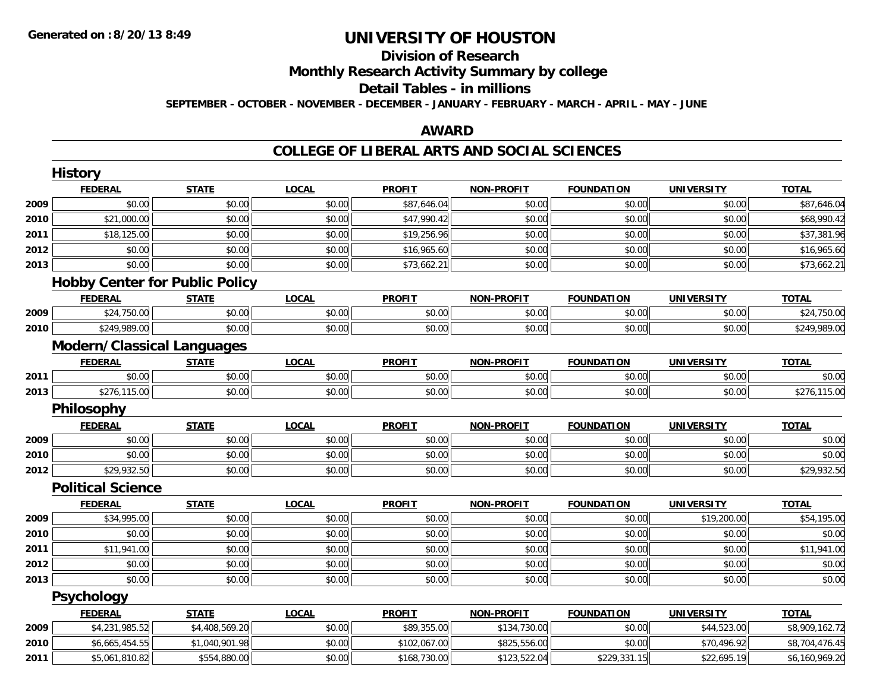**Generated on :8/20/13 8:49**

# UNIVERSITY OF HOUSTON

## Division of Research

## Monthly Research Activity Summary by college

## Detail Tables - in millions

**SEPTEMBER - OCTOBER - NOVEMBER - DECEMBER - JANUARY - FEBRUARY - MARCH - APRIL - MAY - JUNE**

## AWARD

## COLLEGE OF LIBERAL ARTS AND SOCIAL SCIENCES

### History

| | FEDERAL | STATE | LOCAL | PROFIT | NON-PROFIT | FOUNDATION | UNIVERSITY | TOTAL |
|---|---|---|---|---|---|---|---|---|
| 2009 | $0.00 | $0.00 | $0.00 | $87,646.04 | $0.00 | $0.00 | $0.00 | $87,646.04 |
| 2010 | $21,000.00 | $0.00 | $0.00 | $47,990.42 | $0.00 | $0.00 | $0.00 | $68,990.42 |
| 2011 | $18,125.00 | $0.00 | $0.00 | $19,256.96 | $0.00 | $0.00 | $0.00 | $37,381.96 |
| 2012 | $0.00 | $0.00 | $0.00 | $16,965.60 | $0.00 | $0.00 | $0.00 | $16,965.60 |
| 2013 | $0.00 | $0.00 | $0.00 | $73,662.21 | $0.00 | $0.00 | $0.00 | $73,662.21 |

### Hobby Center for Public Policy

| | FEDERAL | STATE | LOCAL | PROFIT | NON-PROFIT | FOUNDATION | UNIVERSITY | TOTAL |
|---|---|---|---|---|---|---|---|---|
| 2009 | $24,750.00 | $0.00 | $0.00 | $0.00 | $0.00 | $0.00 | $0.00 | $24,750.00 |
| 2010 | $249,989.00 | $0.00 | $0.00 | $0.00 | $0.00 | $0.00 | $0.00 | $249,989.00 |

### Modern/Classical Languages

| | FEDERAL | STATE | LOCAL | PROFIT | NON-PROFIT | FOUNDATION | UNIVERSITY | TOTAL |
|---|---|---|---|---|---|---|---|---|
| 2011 | $0.00 | $0.00 | $0.00 | $0.00 | $0.00 | $0.00 | $0.00 | $0.00 |
| 2013 | $276,115.00 | $0.00 | $0.00 | $0.00 | $0.00 | $0.00 | $0.00 | $276,115.00 |

### Philosophy

| | FEDERAL | STATE | LOCAL | PROFIT | NON-PROFIT | FOUNDATION | UNIVERSITY | TOTAL |
|---|---|---|---|---|---|---|---|---|
| 2009 | $0.00 | $0.00 | $0.00 | $0.00 | $0.00 | $0.00 | $0.00 | $0.00 |
| 2010 | $0.00 | $0.00 | $0.00 | $0.00 | $0.00 | $0.00 | $0.00 | $0.00 |
| 2012 | $29,932.50 | $0.00 | $0.00 | $0.00 | $0.00 | $0.00 | $0.00 | $29,932.50 |

### Political Science

| | FEDERAL | STATE | LOCAL | PROFIT | NON-PROFIT | FOUNDATION | UNIVERSITY | TOTAL |
|---|---|---|---|---|---|---|---|---|
| 2009 | $34,995.00 | $0.00 | $0.00 | $0.00 | $0.00 | $0.00 | $19,200.00 | $54,195.00 |
| 2010 | $0.00 | $0.00 | $0.00 | $0.00 | $0.00 | $0.00 | $0.00 | $0.00 |
| 2011 | $11,941.00 | $0.00 | $0.00 | $0.00 | $0.00 | $0.00 | $0.00 | $11,941.00 |
| 2012 | $0.00 | $0.00 | $0.00 | $0.00 | $0.00 | $0.00 | $0.00 | $0.00 |
| 2013 | $0.00 | $0.00 | $0.00 | $0.00 | $0.00 | $0.00 | $0.00 | $0.00 |

### Psychology

| | FEDERAL | STATE | LOCAL | PROFIT | NON-PROFIT | FOUNDATION | UNIVERSITY | TOTAL |
|---|---|---|---|---|---|---|---|---|
| 2009 | $4,231,985.52 | $4,408,569.20 | $0.00 | $89,355.00 | $134,730.00 | $0.00 | $44,523.00 | $8,909,162.72 |
| 2010 | $6,665,454.55 | $1,040,901.98 | $0.00 | $102,067.00 | $825,556.00 | $0.00 | $70,496.92 | $8,704,476.45 |
| 2011 | $5,061,810.82 | $554,880.00 | $0.00 | $168,730.00 | $123,522.04 | $229,331.15 | $22,695.19 | $6,160,969.20 |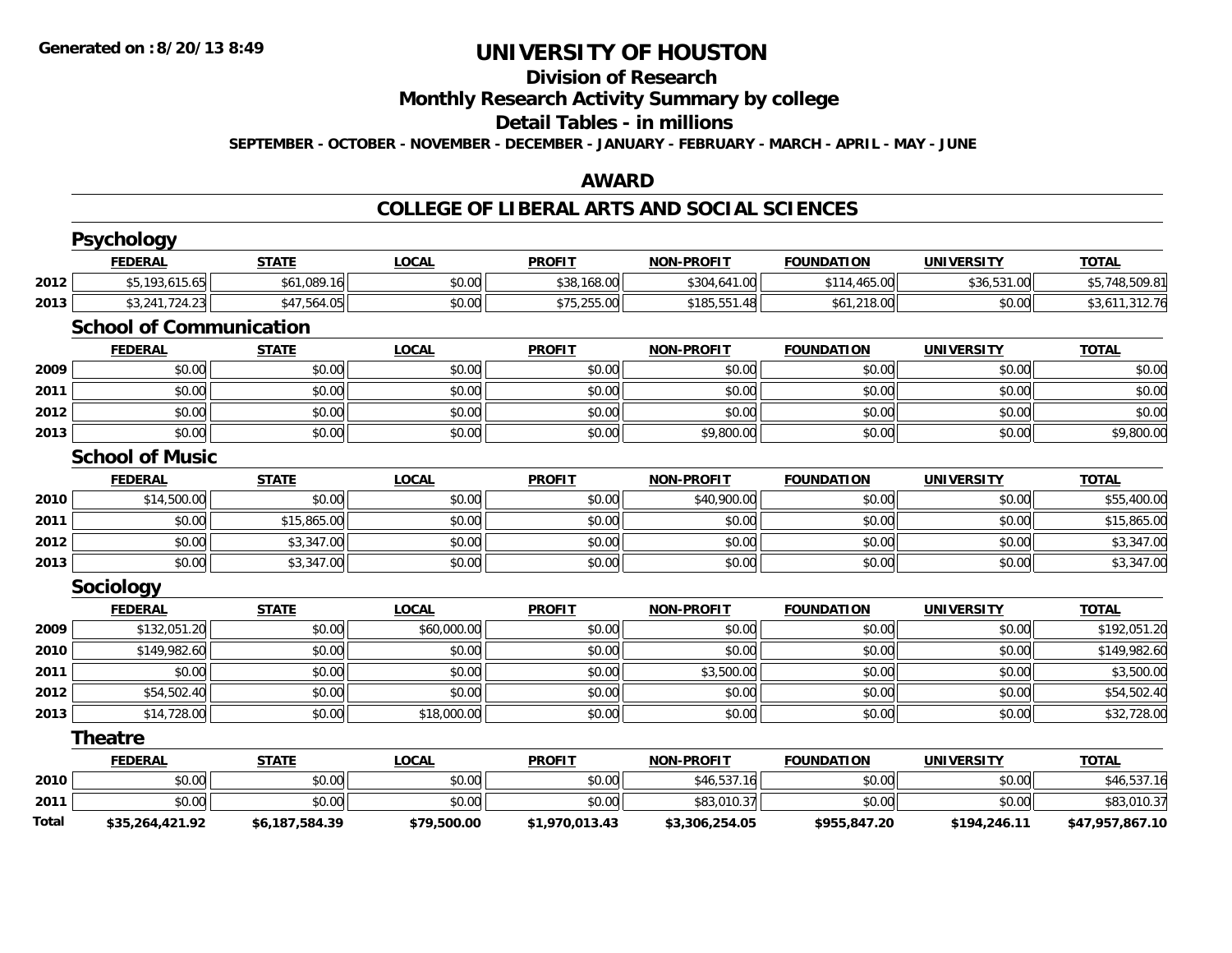# UNIVERSITY OF HOUSTON

## Division of Research

## Monthly Research Activity Summary by college

## Detail Tables - in millions

**SEPTEMBER - OCTOBER - NOVEMBER - DECEMBER - JANUARY - FEBRUARY - MARCH - APRIL - MAY - JUNE**

## AWARD

## COLLEGE OF LIBERAL ARTS AND SOCIAL SCIENCES

### Psychology

| | FEDERAL | STATE | LOCAL | PROFIT | NON-PROFIT | FOUNDATION | UNIVERSITY | TOTAL |
|---|---|---|---|---|---|---|---|---|
| 2012 | $5,193,615.65 | $61,089.16 | $0.00 | $38,168.00 | $304,641.00 | $114,465.00 | $36,531.00 | $5,748,509.81 |
| 2013 | $3,241,724.23 | $47,564.05 | $0.00 | $75,255.00 | $185,551.48 | $61,218.00 | $0.00 | $3,611,312.76 |

### School of Communication

| | FEDERAL | STATE | LOCAL | PROFIT | NON-PROFIT | FOUNDATION | UNIVERSITY | TOTAL |
|---|---|---|---|---|---|---|---|---|
| 2009 | $0.00 | $0.00 | $0.00 | $0.00 | $0.00 | $0.00 | $0.00 | $0.00 |
| 2011 | $0.00 | $0.00 | $0.00 | $0.00 | $0.00 | $0.00 | $0.00 | $0.00 |
| 2012 | $0.00 | $0.00 | $0.00 | $0.00 | $0.00 | $0.00 | $0.00 | $0.00 |
| 2013 | $0.00 | $0.00 | $0.00 | $0.00 | $9,800.00 | $0.00 | $0.00 | $9,800.00 |

### School of Music

| | FEDERAL | STATE | LOCAL | PROFIT | NON-PROFIT | FOUNDATION | UNIVERSITY | TOTAL |
|---|---|---|---|---|---|---|---|---|
| 2010 | $14,500.00 | $0.00 | $0.00 | $0.00 | $40,900.00 | $0.00 | $0.00 | $55,400.00 |
| 2011 | $0.00 | $15,865.00 | $0.00 | $0.00 | $0.00 | $0.00 | $0.00 | $15,865.00 |
| 2012 | $0.00 | $3,347.00 | $0.00 | $0.00 | $0.00 | $0.00 | $0.00 | $3,347.00 |
| 2013 | $0.00 | $3,347.00 | $0.00 | $0.00 | $0.00 | $0.00 | $0.00 | $3,347.00 |

### Sociology

| | FEDERAL | STATE | LOCAL | PROFIT | NON-PROFIT | FOUNDATION | UNIVERSITY | TOTAL |
|---|---|---|---|---|---|---|---|---|
| 2009 | $132,051.20 | $0.00 | $60,000.00 | $0.00 | $0.00 | $0.00 | $0.00 | $192,051.20 |
| 2010 | $149,982.60 | $0.00 | $0.00 | $0.00 | $0.00 | $0.00 | $0.00 | $149,982.60 |
| 2011 | $0.00 | $0.00 | $0.00 | $0.00 | $3,500.00 | $0.00 | $0.00 | $3,500.00 |
| 2012 | $54,502.40 | $0.00 | $0.00 | $0.00 | $0.00 | $0.00 | $0.00 | $54,502.40 |
| 2013 | $14,728.00 | $0.00 | $18,000.00 | $0.00 | $0.00 | $0.00 | $0.00 | $32,728.00 |

### Theatre

| | FEDERAL | STATE | LOCAL | PROFIT | NON-PROFIT | FOUNDATION | UNIVERSITY | TOTAL |
|---|---|---|---|---|---|---|---|---|
| 2010 | $0.00 | $0.00 | $0.00 | $0.00 | $46,537.16 | $0.00 | $0.00 | $46,537.16 |
| 2011 | $0.00 | $0.00 | $0.00 | $0.00 | $83,010.37 | $0.00 | $0.00 | $83,010.37 |
| **Total** | **$35,264,421.92** | **$6,187,584.39** | **$79,500.00** | **$1,970,013.43** | **$3,306,254.05** | **$955,847.20** | **$194,246.11** | **$47,957,867.10** |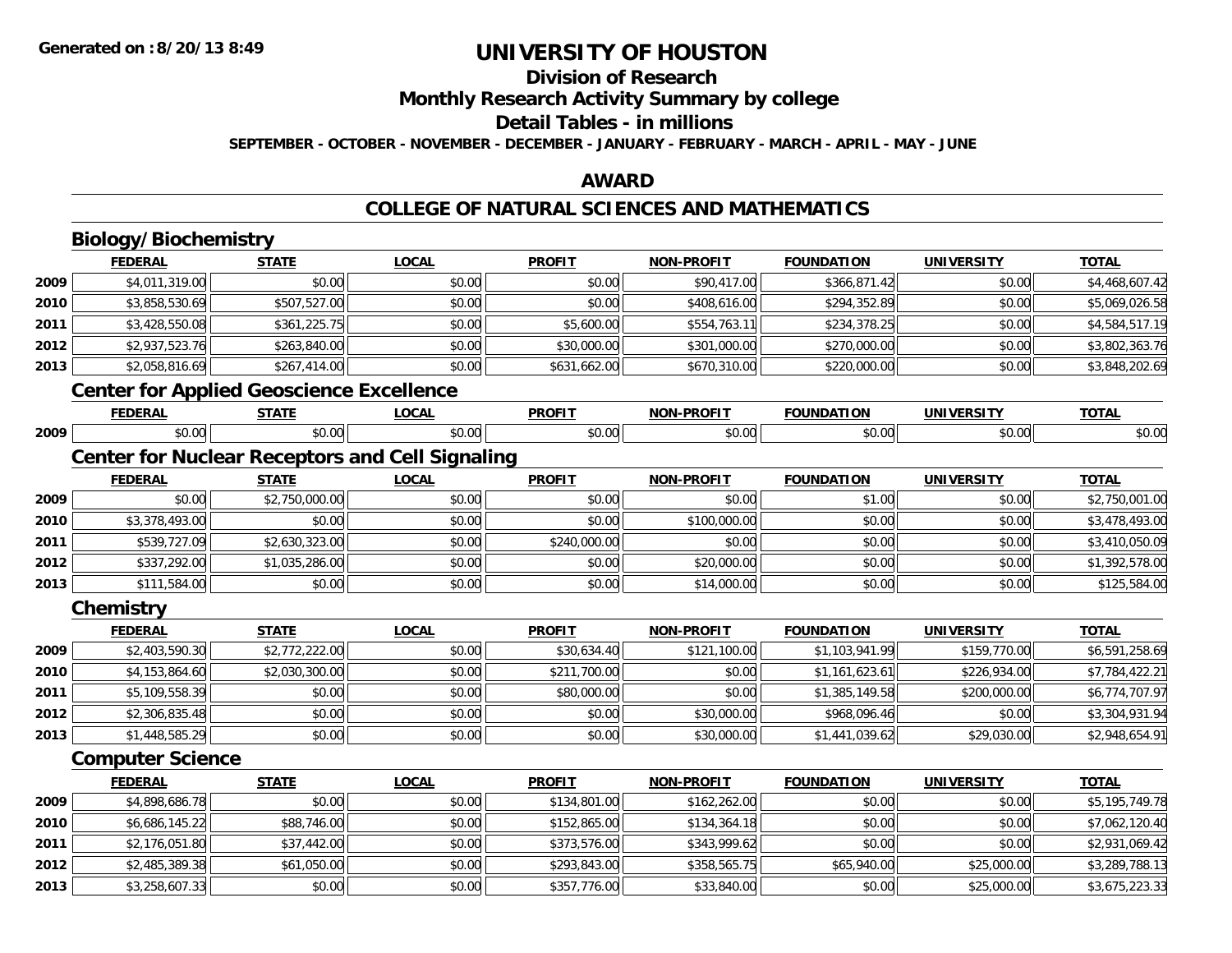**Generated on :8/20/13 8:49**

# UNIVERSITY OF HOUSTON

## Division of Research

## Monthly Research Activity Summary by college

## Detail Tables - in millions

**SEPTEMBER - OCTOBER - NOVEMBER - DECEMBER - JANUARY - FEBRUARY - MARCH - APRIL - MAY - JUNE**

## AWARD

## COLLEGE OF NATURAL SCIENCES AND MATHEMATICS

### Biology/Biochemistry

| | FEDERAL | STATE | LOCAL | PROFIT | NON-PROFIT | FOUNDATION | UNIVERSITY | TOTAL |
|---|---|---|---|---|---|---|---|---|
| 2009 | $4,011,319.00 | $0.00 | $0.00 | $0.00 | $90,417.00 | $366,871.42 | $0.00 | $4,468,607.42 |
| 2010 | $3,858,530.69 | $507,527.00 | $0.00 | $0.00 | $408,616.00 | $294,352.89 | $0.00 | $5,069,026.58 |
| 2011 | $3,428,550.08 | $361,225.75 | $0.00 | $5,600.00 | $554,763.11 | $234,378.25 | $0.00 | $4,584,517.19 |
| 2012 | $2,937,523.76 | $263,840.00 | $0.00 | $30,000.00 | $301,000.00 | $270,000.00 | $0.00 | $3,802,363.76 |
| 2013 | $2,058,816.69 | $267,414.00 | $0.00 | $631,662.00 | $670,310.00 | $220,000.00 | $0.00 | $3,848,202.69 |

### Center for Applied Geoscience Excellence

| | FEDERAL | STATE | LOCAL | PROFIT | NON-PROFIT | FOUNDATION | UNIVERSITY | TOTAL |
|---|---|---|---|---|---|---|---|---|
| 2009 | $0.00 | $0.00 | $0.00 | $0.00 | $0.00 | $0.00 | $0.00 | $0.00 |

### Center for Nuclear Receptors and Cell Signaling

| | FEDERAL | STATE | LOCAL | PROFIT | NON-PROFIT | FOUNDATION | UNIVERSITY | TOTAL |
|---|---|---|---|---|---|---|---|---|
| 2009 | $0.00 | $2,750,000.00 | $0.00 | $0.00 | $0.00 | $1.00 | $0.00 | $2,750,001.00 |
| 2010 | $3,378,493.00 | $0.00 | $0.00 | $0.00 | $100,000.00 | $0.00 | $0.00 | $3,478,493.00 |
| 2011 | $539,727.09 | $2,630,323.00 | $0.00 | $240,000.00 | $0.00 | $0.00 | $0.00 | $3,410,050.09 |
| 2012 | $337,292.00 | $1,035,286.00 | $0.00 | $0.00 | $20,000.00 | $0.00 | $0.00 | $1,392,578.00 |
| 2013 | $111,584.00 | $0.00 | $0.00 | $0.00 | $14,000.00 | $0.00 | $0.00 | $125,584.00 |

### Chemistry

| | FEDERAL | STATE | LOCAL | PROFIT | NON-PROFIT | FOUNDATION | UNIVERSITY | TOTAL |
|---|---|---|---|---|---|---|---|---|
| 2009 | $2,403,590.30 | $2,772,222.00 | $0.00 | $30,634.40 | $121,100.00 | $1,103,941.99 | $159,770.00 | $6,591,258.69 |
| 2010 | $4,153,864.60 | $2,030,300.00 | $0.00 | $211,700.00 | $0.00 | $1,161,623.61 | $226,934.00 | $7,784,422.21 |
| 2011 | $5,109,558.39 | $0.00 | $0.00 | $80,000.00 | $0.00 | $1,385,149.58 | $200,000.00 | $6,774,707.97 |
| 2012 | $2,306,835.48 | $0.00 | $0.00 | $0.00 | $30,000.00 | $968,096.46 | $0.00 | $3,304,931.94 |
| 2013 | $1,448,585.29 | $0.00 | $0.00 | $0.00 | $30,000.00 | $1,441,039.62 | $29,030.00 | $2,948,654.91 |

### Computer Science

| | FEDERAL | STATE | LOCAL | PROFIT | NON-PROFIT | FOUNDATION | UNIVERSITY | TOTAL |
|---|---|---|---|---|---|---|---|---|
| 2009 | $4,898,686.78 | $0.00 | $0.00 | $134,801.00 | $162,262.00 | $0.00 | $0.00 | $5,195,749.78 |
| 2010 | $6,686,145.22 | $88,746.00 | $0.00 | $152,865.00 | $134,364.18 | $0.00 | $0.00 | $7,062,120.40 |
| 2011 | $2,176,051.80 | $37,442.00 | $0.00 | $373,576.00 | $343,999.62 | $0.00 | $0.00 | $2,931,069.42 |
| 2012 | $2,485,389.38 | $61,050.00 | $0.00 | $293,843.00 | $358,565.75 | $65,940.00 | $25,000.00 | $3,289,788.13 |
| 2013 | $3,258,607.33 | $0.00 | $0.00 | $357,776.00 | $33,840.00 | $0.00 | $25,000.00 | $3,675,223.33 |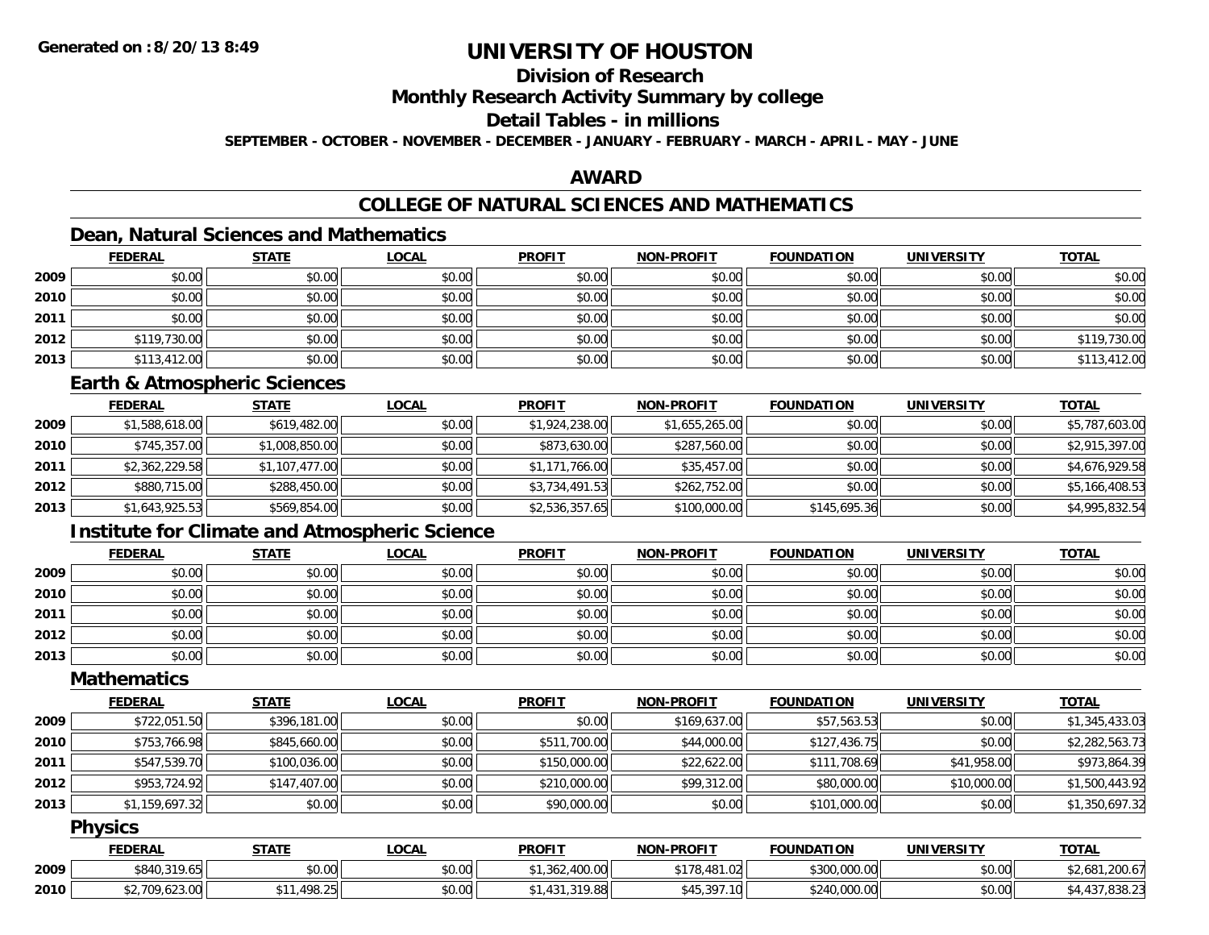# UNIVERSITY OF HOUSTON

## Division of Research

## Monthly Research Activity Summary by college

## Detail Tables - in millions

**SEPTEMBER - OCTOBER - NOVEMBER - DECEMBER - JANUARY - FEBRUARY - MARCH - APRIL - MAY - JUNE**

## AWARD

## COLLEGE OF NATURAL SCIENCES AND MATHEMATICS

### Dean, Natural Sciences and Mathematics

| | FEDERAL | STATE | LOCAL | PROFIT | NON-PROFIT | FOUNDATION | UNIVERSITY | TOTAL |
|---|---|---|---|---|---|---|---|---|
| 2009 | $0.00 | $0.00 | $0.00 | $0.00 | $0.00 | $0.00 | $0.00 | $0.00 |
| 2010 | $0.00 | $0.00 | $0.00 | $0.00 | $0.00 | $0.00 | $0.00 | $0.00 |
| 2011 | $0.00 | $0.00 | $0.00 | $0.00 | $0.00 | $0.00 | $0.00 | $0.00 |
| 2012 | $119,730.00 | $0.00 | $0.00 | $0.00 | $0.00 | $0.00 | $0.00 | $119,730.00 |
| 2013 | $113,412.00 | $0.00 | $0.00 | $0.00 | $0.00 | $0.00 | $0.00 | $113,412.00 |

### Earth & Atmospheric Sciences

| | FEDERAL | STATE | LOCAL | PROFIT | NON-PROFIT | FOUNDATION | UNIVERSITY | TOTAL |
|---|---|---|---|---|---|---|---|---|
| 2009 | $1,588,618.00 | $619,482.00 | $0.00 | $1,924,238.00 | $1,655,265.00 | $0.00 | $0.00 | $5,787,603.00 |
| 2010 | $745,357.00 | $1,008,850.00 | $0.00 | $873,630.00 | $287,560.00 | $0.00 | $0.00 | $2,915,397.00 |
| 2011 | $2,362,229.58 | $1,107,477.00 | $0.00 | $1,171,766.00 | $35,457.00 | $0.00 | $0.00 | $4,676,929.58 |
| 2012 | $880,715.00 | $288,450.00 | $0.00 | $3,734,491.53 | $262,752.00 | $0.00 | $0.00 | $5,166,408.53 |
| 2013 | $1,643,925.53 | $569,854.00 | $0.00 | $2,536,357.65 | $100,000.00 | $145,695.36 | $0.00 | $4,995,832.54 |

### Institute for Climate and Atmospheric Science

| | FEDERAL | STATE | LOCAL | PROFIT | NON-PROFIT | FOUNDATION | UNIVERSITY | TOTAL |
|---|---|---|---|---|---|---|---|---|
| 2009 | $0.00 | $0.00 | $0.00 | $0.00 | $0.00 | $0.00 | $0.00 | $0.00 |
| 2010 | $0.00 | $0.00 | $0.00 | $0.00 | $0.00 | $0.00 | $0.00 | $0.00 |
| 2011 | $0.00 | $0.00 | $0.00 | $0.00 | $0.00 | $0.00 | $0.00 | $0.00 |
| 2012 | $0.00 | $0.00 | $0.00 | $0.00 | $0.00 | $0.00 | $0.00 | $0.00 |
| 2013 | $0.00 | $0.00 | $0.00 | $0.00 | $0.00 | $0.00 | $0.00 | $0.00 |

### Mathematics

| | FEDERAL | STATE | LOCAL | PROFIT | NON-PROFIT | FOUNDATION | UNIVERSITY | TOTAL |
|---|---|---|---|---|---|---|---|---|
| 2009 | $722,051.50 | $396,181.00 | $0.00 | $0.00 | $169,637.00 | $57,563.53 | $0.00 | $1,345,433.03 |
| 2010 | $753,766.98 | $845,660.00 | $0.00 | $511,700.00 | $44,000.00 | $127,436.75 | $0.00 | $2,282,563.73 |
| 2011 | $547,539.70 | $100,036.00 | $0.00 | $150,000.00 | $22,622.00 | $111,708.69 | $41,958.00 | $973,864.39 |
| 2012 | $953,724.92 | $147,407.00 | $0.00 | $210,000.00 | $99,312.00 | $80,000.00 | $10,000.00 | $1,500,443.92 |
| 2013 | $1,159,697.32 | $0.00 | $0.00 | $90,000.00 | $0.00 | $101,000.00 | $0.00 | $1,350,697.32 |

### Physics

| | FEDERAL | STATE | LOCAL | PROFIT | NON-PROFIT | FOUNDATION | UNIVERSITY | TOTAL |
|---|---|---|---|---|---|---|---|---|
| 2009 | $840,319.65 | $0.00 | $0.00 | $1,362,400.00 | $178,481.02 | $300,000.00 | $0.00 | $2,681,200.67 |
| 2010 | $2,709,623.00 | $11,498.25 | $0.00 | $1,431,319.88 | $45,397.10 | $240,000.00 | $0.00 | $4,437,838.23 |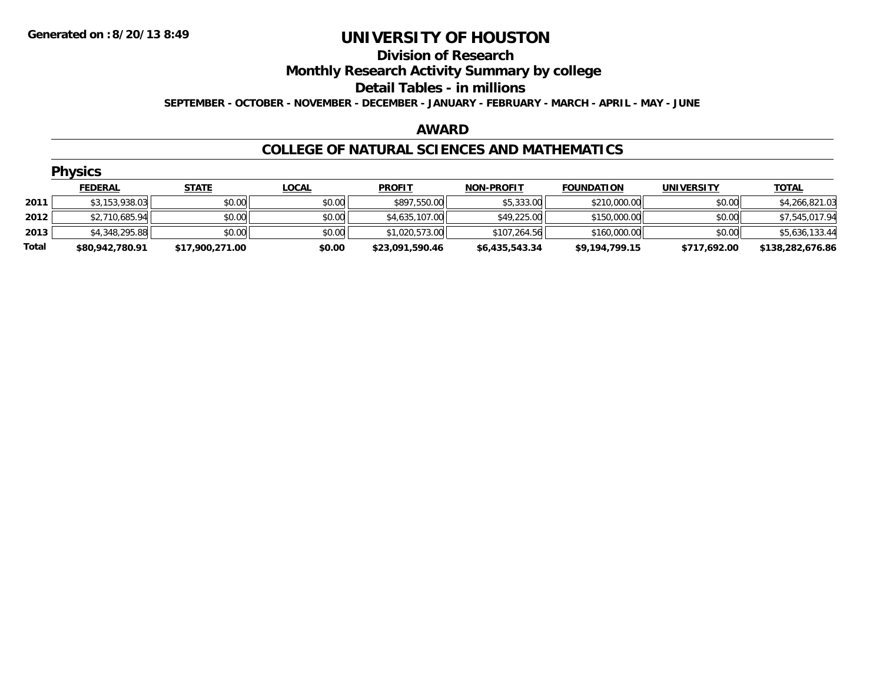**Generated on :8/20/13 8:49**

# UNIVERSITY OF HOUSTON

## Division of Research

## Monthly Research Activity Summary by college

## Detail Tables - in millions

**SEPTEMBER - OCTOBER - NOVEMBER - DECEMBER - JANUARY - FEBRUARY - MARCH - APRIL - MAY - JUNE**

## AWARD

## COLLEGE OF NATURAL SCIENCES AND MATHEMATICS

### Physics

| | FEDERAL | STATE | LOCAL | PROFIT | NON-PROFIT | FOUNDATION | UNIVERSITY | TOTAL |
|---|---|---|---|---|---|---|---|---|
| **2011** | $3,153,938.03 | $0.00 | $0.00 | $897,550.00 | $5,333.00 | $210,000.00 | $0.00 | $4,266,821.03 |
| **2012** | $2,710,685.94 | $0.00 | $0.00 | $4,635,107.00 | $49,225.00 | $150,000.00 | $0.00 | $7,545,017.94 |
| **2013** | $4,348,295.88 | $0.00 | $0.00 | $1,020,573.00 | $107,264.56 | $160,000.00 | $0.00 | $5,636,133.44 |
| **Total** | **$80,942,780.91** | **$17,900,271.00** | **$0.00** | **$23,091,590.46** | **$6,435,543.34** | **$9,194,799.15** | **$717,692.00** | **$138,282,676.86** |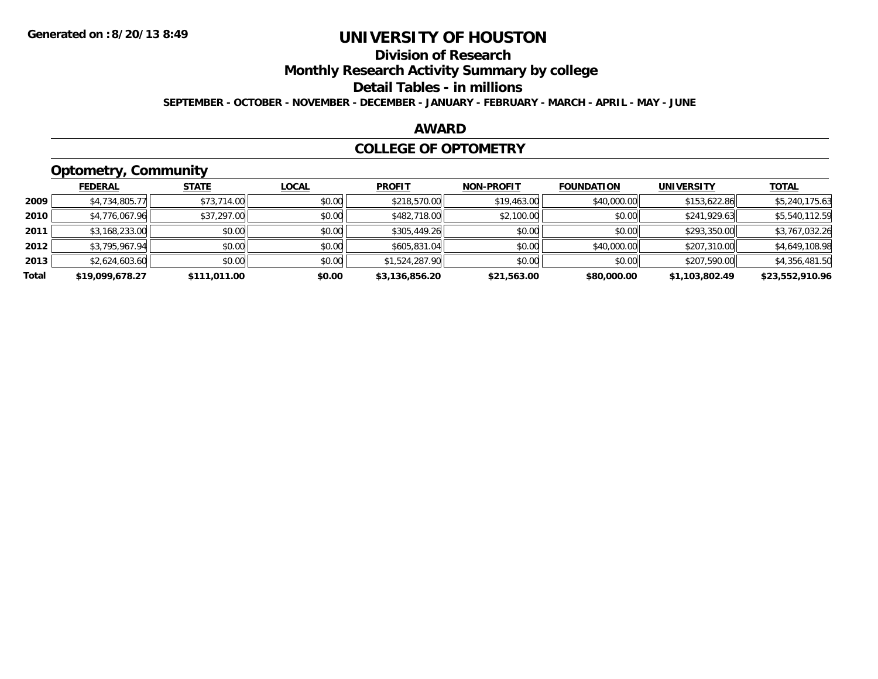# UNIVERSITY OF HOUSTON

**Generated on :8/20/13 8:49**

## Division of Research

## Monthly Research Activity Summary by college

## Detail Tables - in millions

**SEPTEMBER - OCTOBER - NOVEMBER - DECEMBER - JANUARY - FEBRUARY - MARCH - APRIL - MAY - JUNE**

## AWARD

## COLLEGE OF OPTOMETRY

### Optometry, Community

| | FEDERAL | STATE | LOCAL | PROFIT | NON-PROFIT | FOUNDATION | UNIVERSITY | TOTAL |
|---|---|---|---|---|---|---|---|---|
| 2009 | $4,734,805.77 | $73,714.00 | $0.00 | $218,570.00 | $19,463.00 | $40,000.00 | $153,622.86 | $5,240,175.63 |
| 2010 | $4,776,067.96 | $37,297.00 | $0.00 | $482,718.00 | $2,100.00 | $0.00 | $241,929.63 | $5,540,112.59 |
| 2011 | $3,168,233.00 | $0.00 | $0.00 | $305,449.26 | $0.00 | $0.00 | $293,350.00 | $3,767,032.26 |
| 2012 | $3,795,967.94 | $0.00 | $0.00 | $605,831.04 | $0.00 | $40,000.00 | $207,310.00 | $4,649,108.98 |
| 2013 | $2,624,603.60 | $0.00 | $0.00 | $1,524,287.90 | $0.00 | $0.00 | $207,590.00 | $4,356,481.50 |
| **Total** | **$19,099,678.27** | **$111,011.00** | **$0.00** | **$3,136,856.20** | **$21,563.00** | **$80,000.00** | **$1,103,802.49** | **$23,552,910.96** |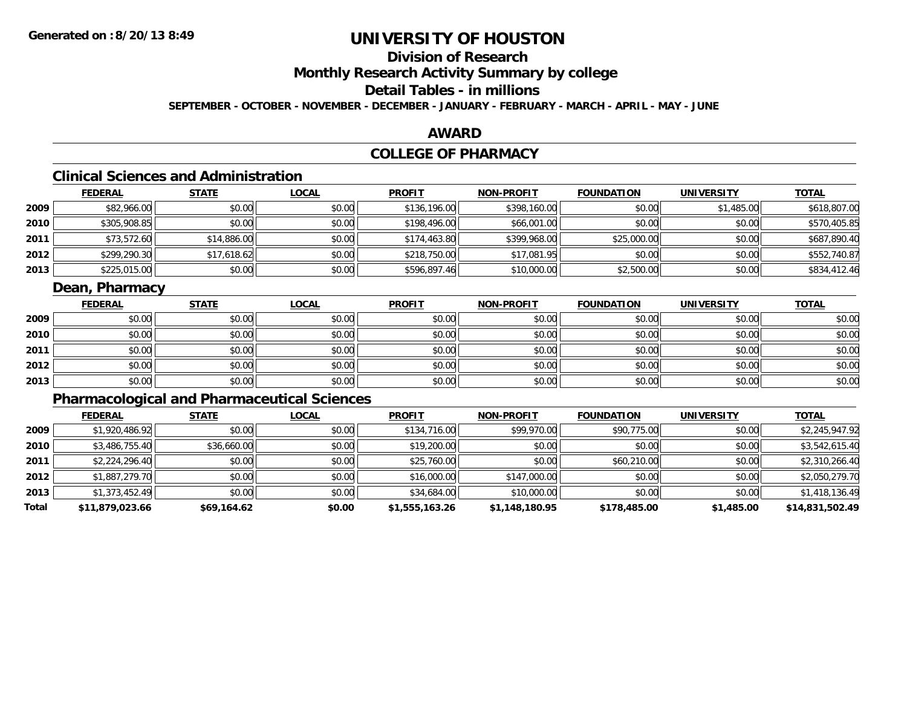**Generated on :8/20/13 8:49**

# UNIVERSITY OF HOUSTON

## Division of Research

## Monthly Research Activity Summary by college

## Detail Tables - in millions

**SEPTEMBER - OCTOBER - NOVEMBER - DECEMBER - JANUARY - FEBRUARY - MARCH - APRIL - MAY - JUNE**

## AWARD

## COLLEGE OF PHARMACY

### Clinical Sciences and Administration

| | FEDERAL | STATE | LOCAL | PROFIT | NON-PROFIT | FOUNDATION | UNIVERSITY | TOTAL |
|---|---|---|---|---|---|---|---|---|
| 2009 | $82,966.00 | $0.00 | $0.00 | $136,196.00 | $398,160.00 | $0.00 | $1,485.00 | $618,807.00 |
| 2010 | $305,908.85 | $0.00 | $0.00 | $198,496.00 | $66,001.00 | $0.00 | $0.00 | $570,405.85 |
| 2011 | $73,572.60 | $14,886.00 | $0.00 | $174,463.80 | $399,968.00 | $25,000.00 | $0.00 | $687,890.40 |
| 2012 | $299,290.30 | $17,618.62 | $0.00 | $218,750.00 | $17,081.95 | $0.00 | $0.00 | $552,740.87 |
| 2013 | $225,015.00 | $0.00 | $0.00 | $596,897.46 | $10,000.00 | $2,500.00 | $0.00 | $834,412.46 |

### Dean, Pharmacy

| | FEDERAL | STATE | LOCAL | PROFIT | NON-PROFIT | FOUNDATION | UNIVERSITY | TOTAL |
|---|---|---|---|---|---|---|---|---|
| 2009 | $0.00 | $0.00 | $0.00 | $0.00 | $0.00 | $0.00 | $0.00 | $0.00 |
| 2010 | $0.00 | $0.00 | $0.00 | $0.00 | $0.00 | $0.00 | $0.00 | $0.00 |
| 2011 | $0.00 | $0.00 | $0.00 | $0.00 | $0.00 | $0.00 | $0.00 | $0.00 |
| 2012 | $0.00 | $0.00 | $0.00 | $0.00 | $0.00 | $0.00 | $0.00 | $0.00 |
| 2013 | $0.00 | $0.00 | $0.00 | $0.00 | $0.00 | $0.00 | $0.00 | $0.00 |

### Pharmacological and Pharmaceutical Sciences

| | FEDERAL | STATE | LOCAL | PROFIT | NON-PROFIT | FOUNDATION | UNIVERSITY | TOTAL |
|---|---|---|---|---|---|---|---|---|
| 2009 | $1,920,486.92 | $0.00 | $0.00 | $134,716.00 | $99,970.00 | $90,775.00 | $0.00 | $2,245,947.92 |
| 2010 | $3,486,755.40 | $36,660.00 | $0.00 | $19,200.00 | $0.00 | $0.00 | $0.00 | $3,542,615.40 |
| 2011 | $2,224,296.40 | $0.00 | $0.00 | $25,760.00 | $0.00 | $60,210.00 | $0.00 | $2,310,266.40 |
| 2012 | $1,887,279.70 | $0.00 | $0.00 | $16,000.00 | $147,000.00 | $0.00 | $0.00 | $2,050,279.70 |
| 2013 | $1,373,452.49 | $0.00 | $0.00 | $34,684.00 | $10,000.00 | $0.00 | $0.00 | $1,418,136.49 |
| **Total** | **$11,879,023.66** | **$69,164.62** | **$0.00** | **$1,555,163.26** | **$1,148,180.95** | **$178,485.00** | **$1,485.00** | **$14,831,502.49** |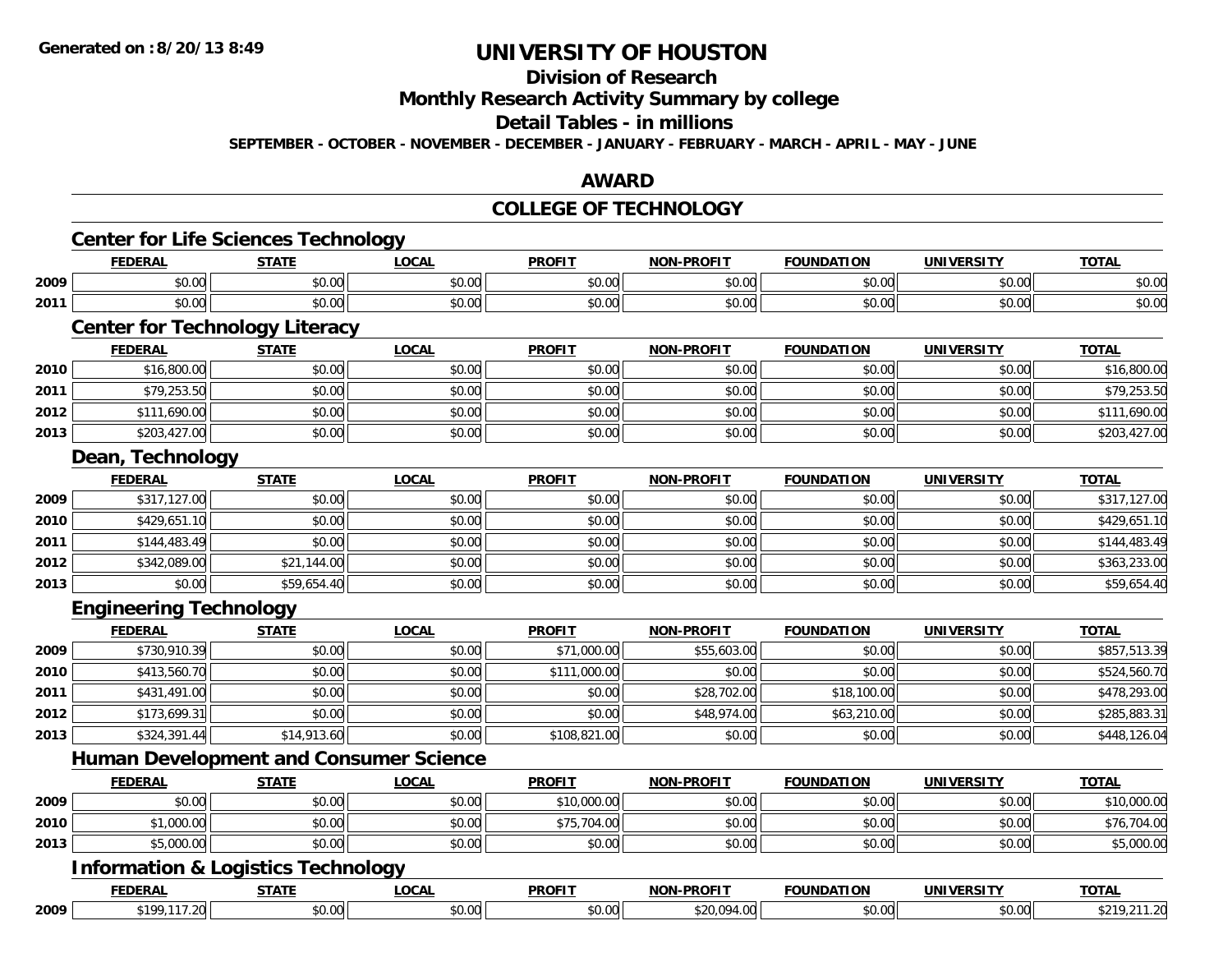Generated on :8/20/13 8:49

# UNIVERSITY OF HOUSTON

## Division of Research

## Monthly Research Activity Summary by college

## Detail Tables - in millions

**SEPTEMBER - OCTOBER - NOVEMBER - DECEMBER - JANUARY - FEBRUARY - MARCH - APRIL - MAY - JUNE**

## AWARD

## COLLEGE OF TECHNOLOGY

### Center for Life Sciences Technology

| | FEDERAL | STATE | LOCAL | PROFIT | NON-PROFIT | FOUNDATION | UNIVERSITY | TOTAL |
|---|---|---|---|---|---|---|---|---|
| 2009 | $0.00 | $0.00 | $0.00 | $0.00 | $0.00 | $0.00 | $0.00 | $0.00 |
| 2011 | $0.00 | $0.00 | $0.00 | $0.00 | $0.00 | $0.00 | $0.00 | $0.00 |

### Center for Technology Literacy

| | FEDERAL | STATE | LOCAL | PROFIT | NON-PROFIT | FOUNDATION | UNIVERSITY | TOTAL |
|---|---|---|---|---|---|---|---|---|
| 2010 | $16,800.00 | $0.00 | $0.00 | $0.00 | $0.00 | $0.00 | $0.00 | $16,800.00 |
| 2011 | $79,253.50 | $0.00 | $0.00 | $0.00 | $0.00 | $0.00 | $0.00 | $79,253.50 |
| 2012 | $111,690.00 | $0.00 | $0.00 | $0.00 | $0.00 | $0.00 | $0.00 | $111,690.00 |
| 2013 | $203,427.00 | $0.00 | $0.00 | $0.00 | $0.00 | $0.00 | $0.00 | $203,427.00 |

### Dean, Technology

| | FEDERAL | STATE | LOCAL | PROFIT | NON-PROFIT | FOUNDATION | UNIVERSITY | TOTAL |
|---|---|---|---|---|---|---|---|---|
| 2009 | $317,127.00 | $0.00 | $0.00 | $0.00 | $0.00 | $0.00 | $0.00 | $317,127.00 |
| 2010 | $429,651.10 | $0.00 | $0.00 | $0.00 | $0.00 | $0.00 | $0.00 | $429,651.10 |
| 2011 | $144,483.49 | $0.00 | $0.00 | $0.00 | $0.00 | $0.00 | $0.00 | $144,483.49 |
| 2012 | $342,089.00 | $21,144.00 | $0.00 | $0.00 | $0.00 | $0.00 | $0.00 | $363,233.00 |
| 2013 | $0.00 | $59,654.40 | $0.00 | $0.00 | $0.00 | $0.00 | $0.00 | $59,654.40 |

### Engineering Technology

| | FEDERAL | STATE | LOCAL | PROFIT | NON-PROFIT | FOUNDATION | UNIVERSITY | TOTAL |
|---|---|---|---|---|---|---|---|---|
| 2009 | $730,910.39 | $0.00 | $0.00 | $71,000.00 | $55,603.00 | $0.00 | $0.00 | $857,513.39 |
| 2010 | $413,560.70 | $0.00 | $0.00 | $111,000.00 | $0.00 | $0.00 | $0.00 | $524,560.70 |
| 2011 | $431,491.00 | $0.00 | $0.00 | $0.00 | $28,702.00 | $18,100.00 | $0.00 | $478,293.00 |
| 2012 | $173,699.31 | $0.00 | $0.00 | $0.00 | $48,974.00 | $63,210.00 | $0.00 | $285,883.31 |
| 2013 | $324,391.44 | $14,913.60 | $0.00 | $108,821.00 | $0.00 | $0.00 | $0.00 | $448,126.04 |

### Human Development and Consumer Science

| | FEDERAL | STATE | LOCAL | PROFIT | NON-PROFIT | FOUNDATION | UNIVERSITY | TOTAL |
|---|---|---|---|---|---|---|---|---|
| 2009 | $0.00 | $0.00 | $0.00 | $10,000.00 | $0.00 | $0.00 | $0.00 | $10,000.00 |
| 2010 | $1,000.00 | $0.00 | $0.00 | $75,704.00 | $0.00 | $0.00 | $0.00 | $76,704.00 |
| 2013 | $5,000.00 | $0.00 | $0.00 | $0.00 | $0.00 | $0.00 | $0.00 | $5,000.00 |

### Information & Logistics Technology

| | FEDERAL | STATE | LOCAL | PROFIT | NON-PROFIT | FOUNDATION | UNIVERSITY | TOTAL |
|---|---|---|---|---|---|---|---|---|
| 2009 | $199,117.20 | $0.00 | $0.00 | $0.00 | $20,094.00 | $0.00 | $0.00 | $219,211.20 |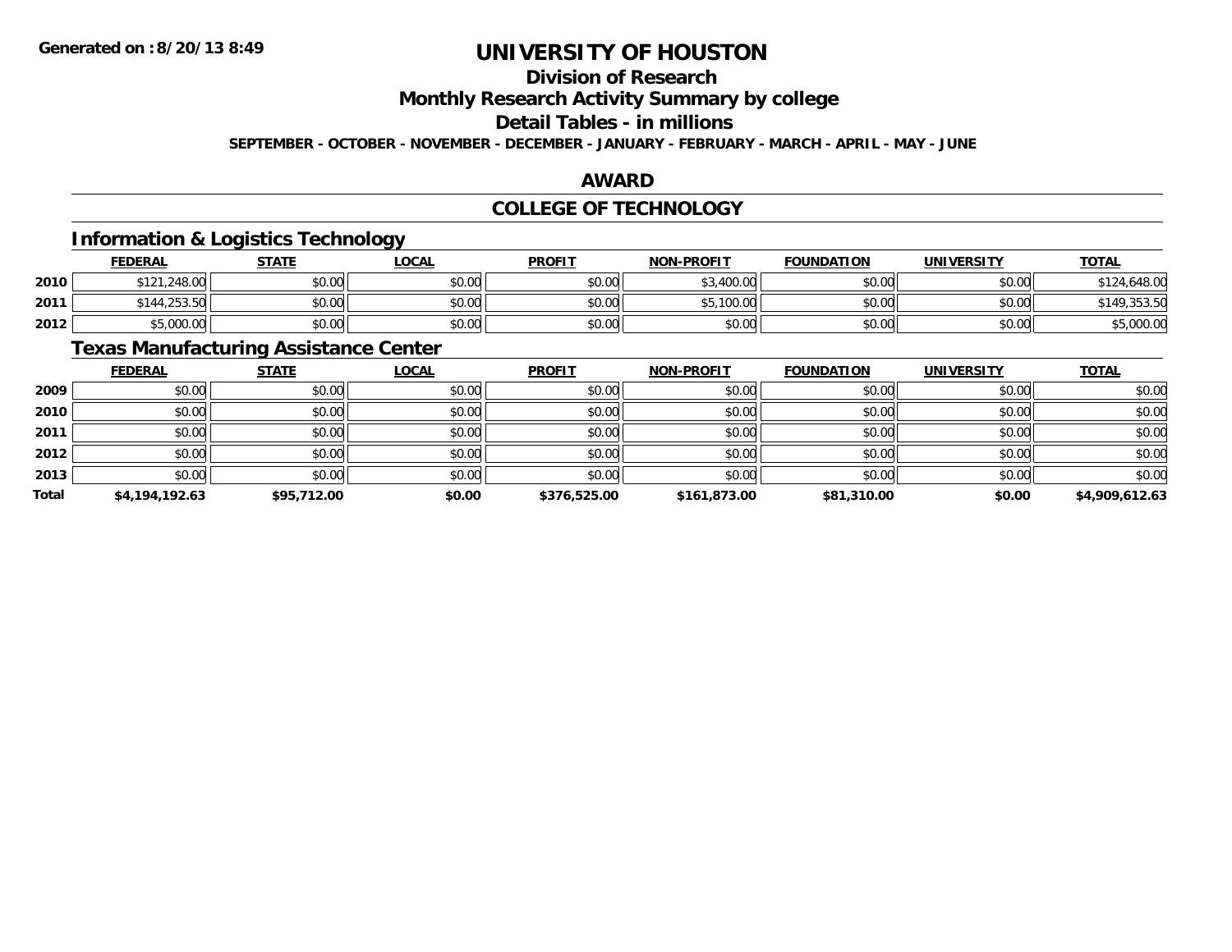# UNIVERSITY OF HOUSTON

## Division of Research

## Monthly Research Activity Summary by college

## Detail Tables - in millions

**SEPTEMBER - OCTOBER - NOVEMBER - DECEMBER - JANUARY - FEBRUARY - MARCH - APRIL - MAY - JUNE**

## AWARD

## COLLEGE OF TECHNOLOGY

### Information & Logistics Technology

| | FEDERAL | STATE | LOCAL | PROFIT | NON-PROFIT | FOUNDATION | UNIVERSITY | TOTAL |
|---|---|---|---|---|---|---|---|---|
| 2010 | $121,248.00 | $0.00 | $0.00 | $0.00 | $3,400.00 | $0.00 | $0.00 | $124,648.00 |
| 2011 | $144,253.50 | $0.00 | $0.00 | $0.00 | $5,100.00 | $0.00 | $0.00 | $149,353.50 |
| 2012 | $5,000.00 | $0.00 | $0.00 | $0.00 | $0.00 | $0.00 | $0.00 | $5,000.00 |

### Texas Manufacturing Assistance Center

| | FEDERAL | STATE | LOCAL | PROFIT | NON-PROFIT | FOUNDATION | UNIVERSITY | TOTAL |
|---|---|---|---|---|---|---|---|---|
| 2009 | $0.00 | $0.00 | $0.00 | $0.00 | $0.00 | $0.00 | $0.00 | $0.00 |
| 2010 | $0.00 | $0.00 | $0.00 | $0.00 | $0.00 | $0.00 | $0.00 | $0.00 |
| 2011 | $0.00 | $0.00 | $0.00 | $0.00 | $0.00 | $0.00 | $0.00 | $0.00 |
| 2012 | $0.00 | $0.00 | $0.00 | $0.00 | $0.00 | $0.00 | $0.00 | $0.00 |
| 2013 | $0.00 | $0.00 | $0.00 | $0.00 | $0.00 | $0.00 | $0.00 | $0.00 |
| **Total** | **$4,194,192.63** | **$95,712.00** | **$0.00** | **$376,525.00** | **$161,873.00** | **$81,310.00** | **$0.00** | **$4,909,612.63** |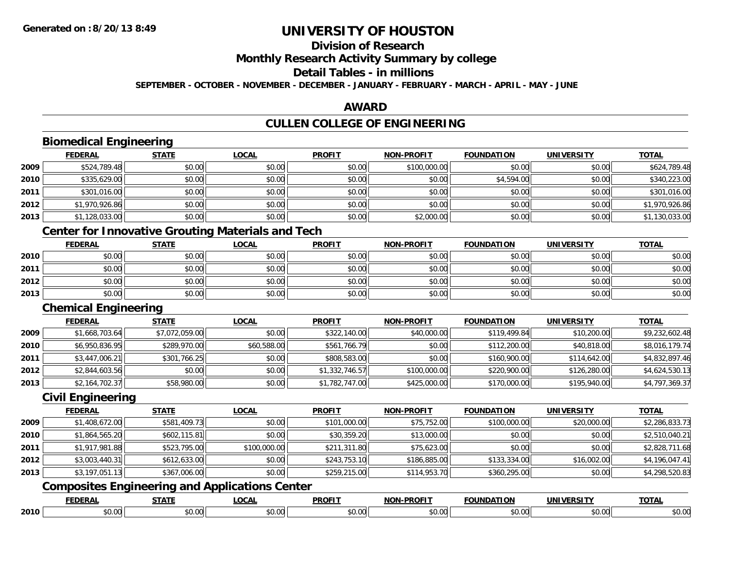# UNIVERSITY OF HOUSTON

## Division of Research

## Monthly Research Activity Summary by college

## Detail Tables - in millions

**SEPTEMBER - OCTOBER - NOVEMBER - DECEMBER - JANUARY - FEBRUARY - MARCH - APRIL - MAY - JUNE**

## AWARD

## CULLEN COLLEGE OF ENGINEERING

### Biomedical Engineering

| | FEDERAL | STATE | LOCAL | PROFIT | NON-PROFIT | FOUNDATION | UNIVERSITY | TOTAL |
|---|---|---|---|---|---|---|---|---|
| 2009 | $524,789.48 | $0.00 | $0.00 | $0.00 | $100,000.00 | $0.00 | $0.00 | $624,789.48 |
| 2010 | $335,629.00 | $0.00 | $0.00 | $0.00 | $0.00 | $4,594.00 | $0.00 | $340,223.00 |
| 2011 | $301,016.00 | $0.00 | $0.00 | $0.00 | $0.00 | $0.00 | $0.00 | $301,016.00 |
| 2012 | $1,970,926.86 | $0.00 | $0.00 | $0.00 | $0.00 | $0.00 | $0.00 | $1,970,926.86 |
| 2013 | $1,128,033.00 | $0.00 | $0.00 | $0.00 | $2,000.00 | $0.00 | $0.00 | $1,130,033.00 |

### Center for Innovative Grouting Materials and Tech

| | FEDERAL | STATE | LOCAL | PROFIT | NON-PROFIT | FOUNDATION | UNIVERSITY | TOTAL |
|---|---|---|---|---|---|---|---|---|
| 2010 | $0.00 | $0.00 | $0.00 | $0.00 | $0.00 | $0.00 | $0.00 | $0.00 |
| 2011 | $0.00 | $0.00 | $0.00 | $0.00 | $0.00 | $0.00 | $0.00 | $0.00 |
| 2012 | $0.00 | $0.00 | $0.00 | $0.00 | $0.00 | $0.00 | $0.00 | $0.00 |
| 2013 | $0.00 | $0.00 | $0.00 | $0.00 | $0.00 | $0.00 | $0.00 | $0.00 |

### Chemical Engineering

| | FEDERAL | STATE | LOCAL | PROFIT | NON-PROFIT | FOUNDATION | UNIVERSITY | TOTAL |
|---|---|---|---|---|---|---|---|---|
| 2009 | $1,668,703.64 | $7,072,059.00 | $0.00 | $322,140.00 | $40,000.00 | $119,499.84 | $10,200.00 | $9,232,602.48 |
| 2010 | $6,950,836.95 | $289,970.00 | $60,588.00 | $561,766.79 | $0.00 | $112,200.00 | $40,818.00 | $8,016,179.74 |
| 2011 | $3,447,006.21 | $301,766.25 | $0.00 | $808,583.00 | $0.00 | $160,900.00 | $114,642.00 | $4,832,897.46 |
| 2012 | $2,844,603.56 | $0.00 | $0.00 | $1,332,746.57 | $100,000.00 | $220,900.00 | $126,280.00 | $4,624,530.13 |
| 2013 | $2,164,702.37 | $58,980.00 | $0.00 | $1,782,747.00 | $425,000.00 | $170,000.00 | $195,940.00 | $4,797,369.37 |

### Civil Engineering

| | FEDERAL | STATE | LOCAL | PROFIT | NON-PROFIT | FOUNDATION | UNIVERSITY | TOTAL |
|---|---|---|---|---|---|---|---|---|
| 2009 | $1,408,672.00 | $581,409.73 | $0.00 | $101,000.00 | $75,752.00 | $100,000.00 | $20,000.00 | $2,286,833.73 |
| 2010 | $1,864,565.20 | $602,115.81 | $0.00 | $30,359.20 | $13,000.00 | $0.00 | $0.00 | $2,510,040.21 |
| 2011 | $1,917,981.88 | $523,795.00 | $100,000.00 | $211,311.80 | $75,623.00 | $0.00 | $0.00 | $2,828,711.68 |
| 2012 | $3,003,440.31 | $612,633.00 | $0.00 | $243,753.10 | $186,885.00 | $133,334.00 | $16,002.00 | $4,196,047.41 |
| 2013 | $3,197,051.13 | $367,006.00 | $0.00 | $259,215.00 | $114,953.70 | $360,295.00 | $0.00 | $4,298,520.83 |

### Composites Engineering and Applications Center

| | FEDERAL | STATE | LOCAL | PROFIT | NON-PROFIT | FOUNDATION | UNIVERSITY | TOTAL |
|---|---|---|---|---|---|---|---|---|
| 2010 | $0.00 | $0.00 | $0.00 | $0.00 | $0.00 | $0.00 | $0.00 | $0.00 |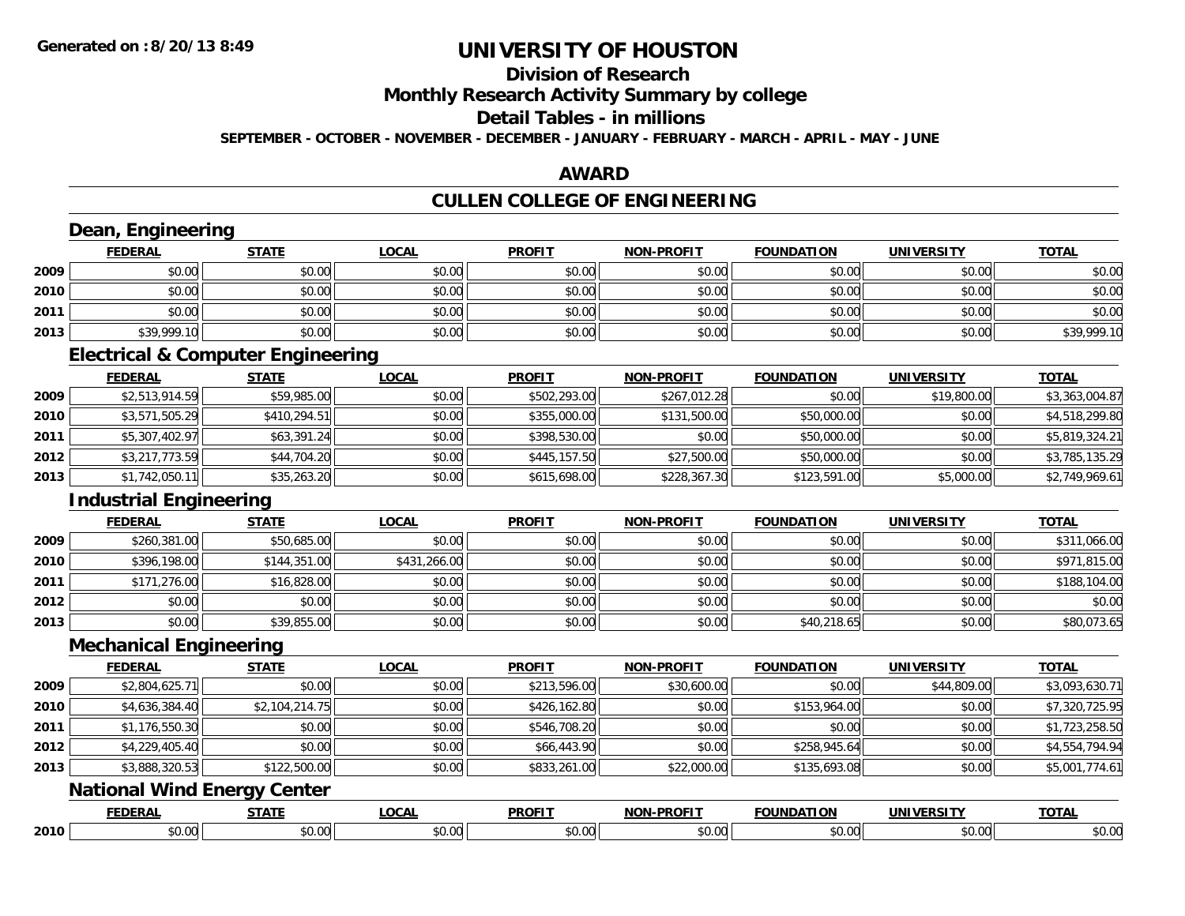**Generated on :8/20/13 8:49**

# UNIVERSITY OF HOUSTON

## Division of Research

## Monthly Research Activity Summary by college

## Detail Tables - in millions

**SEPTEMBER - OCTOBER - NOVEMBER - DECEMBER - JANUARY - FEBRUARY - MARCH - APRIL - MAY - JUNE**

## AWARD

## CULLEN COLLEGE OF ENGINEERING

### Dean, Engineering

| | FEDERAL | STATE | LOCAL | PROFIT | NON-PROFIT | FOUNDATION | UNIVERSITY | TOTAL |
|---|---|---|---|---|---|---|---|---|
| 2009 | $0.00 | $0.00 | $0.00 | $0.00 | $0.00 | $0.00 | $0.00 | $0.00 |
| 2010 | $0.00 | $0.00 | $0.00 | $0.00 | $0.00 | $0.00 | $0.00 | $0.00 |
| 2011 | $0.00 | $0.00 | $0.00 | $0.00 | $0.00 | $0.00 | $0.00 | $0.00 |
| 2013 | $39,999.10 | $0.00 | $0.00 | $0.00 | $0.00 | $0.00 | $0.00 | $39,999.10 |

### Electrical & Computer Engineering

| | FEDERAL | STATE | LOCAL | PROFIT | NON-PROFIT | FOUNDATION | UNIVERSITY | TOTAL |
|---|---|---|---|---|---|---|---|---|
| 2009 | $2,513,914.59 | $59,985.00 | $0.00 | $502,293.00 | $267,012.28 | $0.00 | $19,800.00 | $3,363,004.87 |
| 2010 | $3,571,505.29 | $410,294.51 | $0.00 | $355,000.00 | $131,500.00 | $50,000.00 | $0.00 | $4,518,299.80 |
| 2011 | $5,307,402.97 | $63,391.24 | $0.00 | $398,530.00 | $0.00 | $50,000.00 | $0.00 | $5,819,324.21 |
| 2012 | $3,217,773.59 | $44,704.20 | $0.00 | $445,157.50 | $27,500.00 | $50,000.00 | $0.00 | $3,785,135.29 |
| 2013 | $1,742,050.11 | $35,263.20 | $0.00 | $615,698.00 | $228,367.30 | $123,591.00 | $5,000.00 | $2,749,969.61 |

### Industrial Engineering

| | FEDERAL | STATE | LOCAL | PROFIT | NON-PROFIT | FOUNDATION | UNIVERSITY | TOTAL |
|---|---|---|---|---|---|---|---|---|
| 2009 | $260,381.00 | $50,685.00 | $0.00 | $0.00 | $0.00 | $0.00 | $0.00 | $311,066.00 |
| 2010 | $396,198.00 | $144,351.00 | $431,266.00 | $0.00 | $0.00 | $0.00 | $0.00 | $971,815.00 |
| 2011 | $171,276.00 | $16,828.00 | $0.00 | $0.00 | $0.00 | $0.00 | $0.00 | $188,104.00 |
| 2012 | $0.00 | $0.00 | $0.00 | $0.00 | $0.00 | $0.00 | $0.00 | $0.00 |
| 2013 | $0.00 | $39,855.00 | $0.00 | $0.00 | $0.00 | $40,218.65 | $0.00 | $80,073.65 |

### Mechanical Engineering

| | FEDERAL | STATE | LOCAL | PROFIT | NON-PROFIT | FOUNDATION | UNIVERSITY | TOTAL |
|---|---|---|---|---|---|---|---|---|
| 2009 | $2,804,625.71 | $0.00 | $0.00 | $213,596.00 | $30,600.00 | $0.00 | $44,809.00 | $3,093,630.71 |
| 2010 | $4,636,384.40 | $2,104,214.75 | $0.00 | $426,162.80 | $0.00 | $153,964.00 | $0.00 | $7,320,725.95 |
| 2011 | $1,176,550.30 | $0.00 | $0.00 | $546,708.20 | $0.00 | $0.00 | $0.00 | $1,723,258.50 |
| 2012 | $4,229,405.40 | $0.00 | $0.00 | $66,443.90 | $0.00 | $258,945.64 | $0.00 | $4,554,794.94 |
| 2013 | $3,888,320.53 | $122,500.00 | $0.00 | $833,261.00 | $22,000.00 | $135,693.08 | $0.00 | $5,001,774.61 |

### National Wind Energy Center

| | FEDERAL | STATE | LOCAL | PROFIT | NON-PROFIT | FOUNDATION | UNIVERSITY | TOTAL |
|---|---|---|---|---|---|---|---|---|
| 2010 | $0.00 | $0.00 | $0.00 | $0.00 | $0.00 | $0.00 | $0.00 | $0.00 |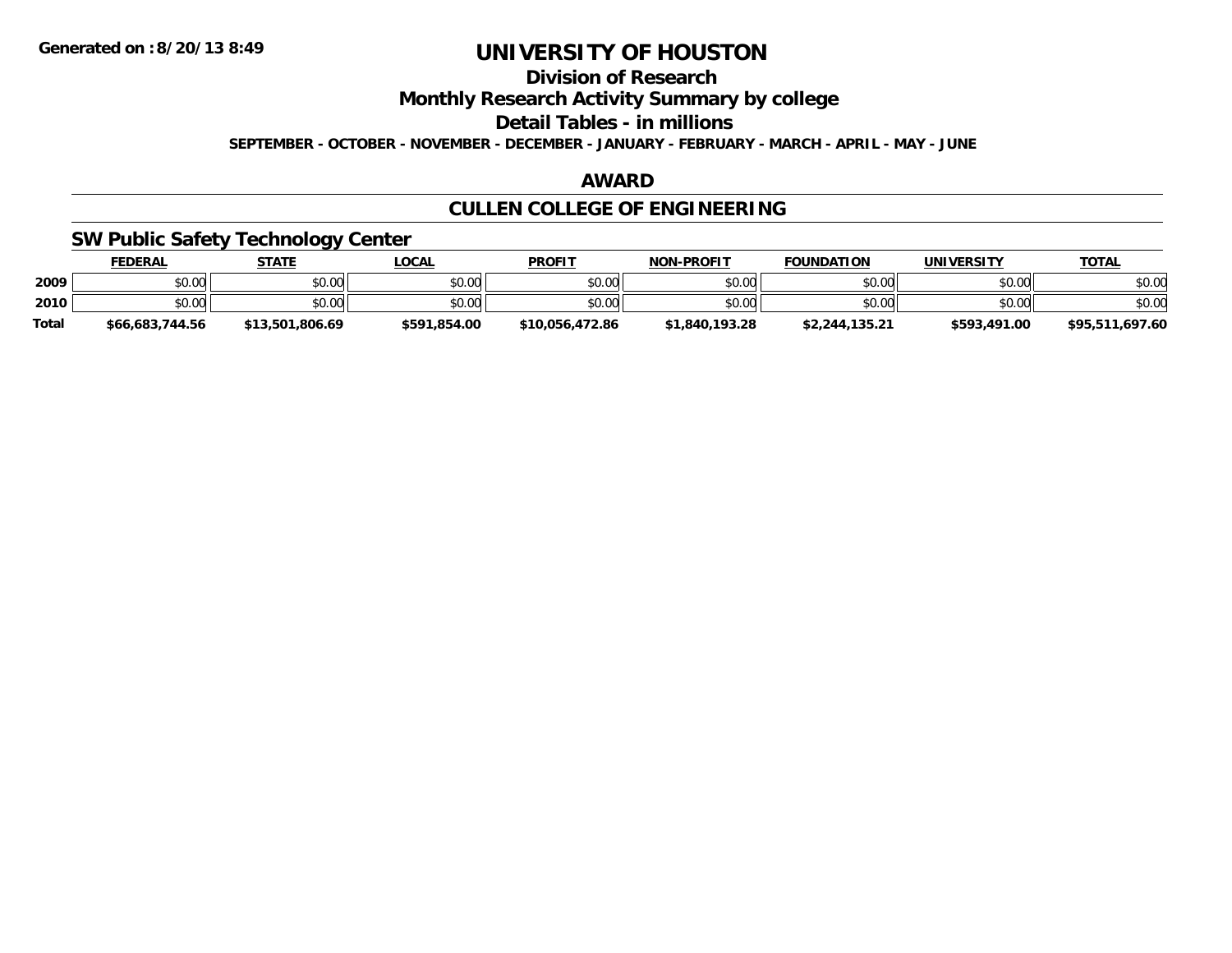Generated on :8/20/13 8:49

# UNIVERSITY OF HOUSTON

## Division of Research

## Monthly Research Activity Summary by college

## Detail Tables - in millions

**SEPTEMBER - OCTOBER - NOVEMBER - DECEMBER - JANUARY - FEBRUARY - MARCH - APRIL - MAY - JUNE**

## AWARD

## CULLEN COLLEGE OF ENGINEERING

### SW Public Safety Technology Center

| | FEDERAL | STATE | LOCAL | PROFIT | NON-PROFIT | FOUNDATION | UNIVERSITY | TOTAL |
|---|---|---|---|---|---|---|---|---|
| 2009 | $0.00 | $0.00 | $0.00 | $0.00 | $0.00 | $0.00 | $0.00 | $0.00 |
| 2010 | $0.00 | $0.00 | $0.00 | $0.00 | $0.00 | $0.00 | $0.00 | $0.00 |
| **Total** | **$66,683,744.56** | **$13,501,806.69** | **$591,854.00** | **$10,056,472.86** | **$1,840,193.28** | **$2,244,135.21** | **$593,491.00** | **$95,511,697.60** |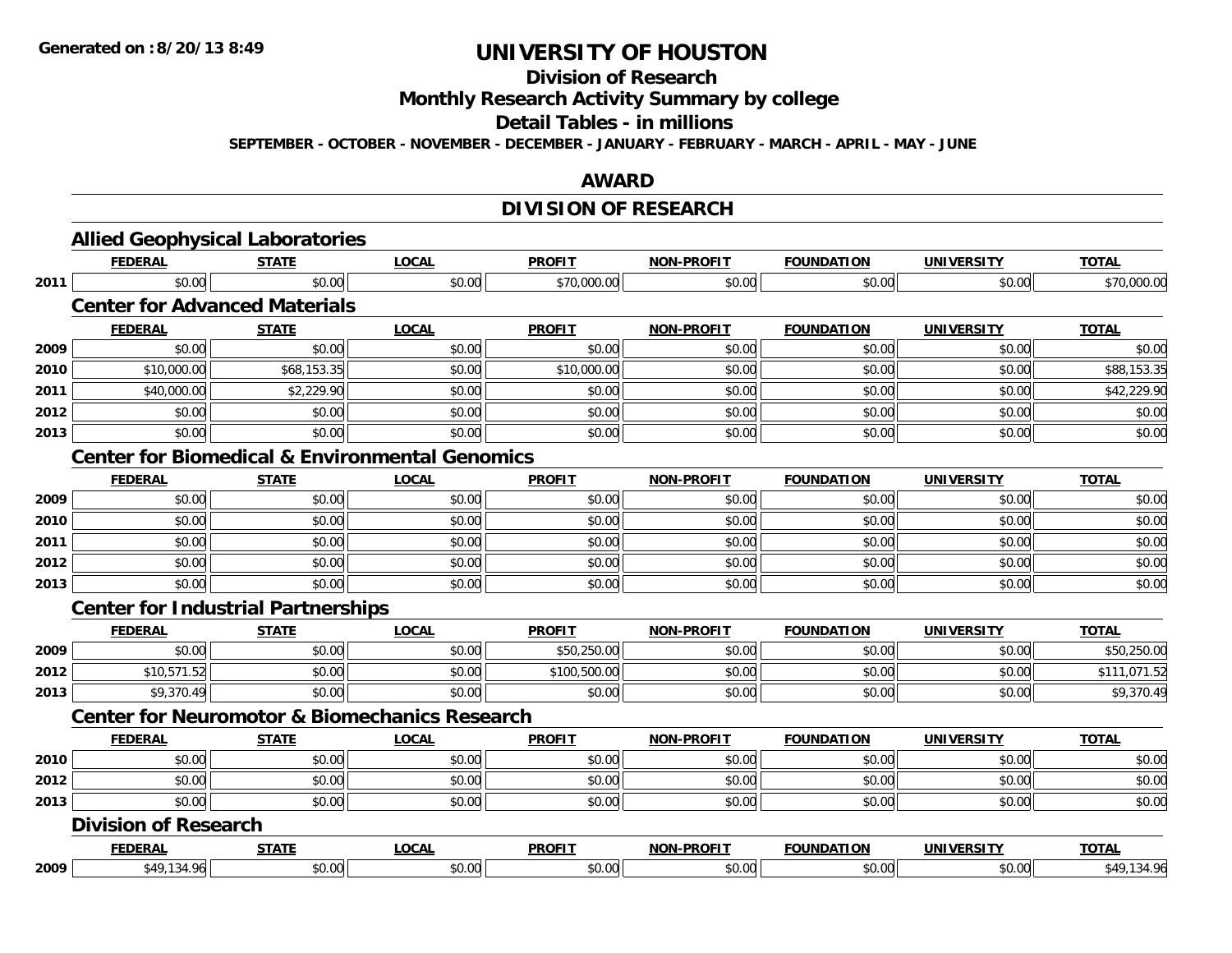**Generated on :8/20/13 8:49**

# UNIVERSITY OF HOUSTON

## Division of Research

## Monthly Research Activity Summary by college

## Detail Tables - in millions

**SEPTEMBER - OCTOBER - NOVEMBER - DECEMBER - JANUARY - FEBRUARY - MARCH - APRIL - MAY - JUNE**

## AWARD

## DIVISION OF RESEARCH

### Allied Geophysical Laboratories

| | FEDERAL | STATE | LOCAL | PROFIT | NON-PROFIT | FOUNDATION | UNIVERSITY | TOTAL |
|---|---|---|---|---|---|---|---|---|
| 2011 | $0.00 | $0.00 | $0.00 | $70,000.00 | $0.00 | $0.00 | $0.00 | $70,000.00 |

### Center for Advanced Materials

| | FEDERAL | STATE | LOCAL | PROFIT | NON-PROFIT | FOUNDATION | UNIVERSITY | TOTAL |
|---|---|---|---|---|---|---|---|---|
| 2009 | $0.00 | $0.00 | $0.00 | $0.00 | $0.00 | $0.00 | $0.00 | $0.00 |
| 2010 | $10,000.00 | $68,153.35 | $0.00 | $10,000.00 | $0.00 | $0.00 | $0.00 | $88,153.35 |
| 2011 | $40,000.00 | $2,229.90 | $0.00 | $0.00 | $0.00 | $0.00 | $0.00 | $42,229.90 |
| 2012 | $0.00 | $0.00 | $0.00 | $0.00 | $0.00 | $0.00 | $0.00 | $0.00 |
| 2013 | $0.00 | $0.00 | $0.00 | $0.00 | $0.00 | $0.00 | $0.00 | $0.00 |

### Center for Biomedical & Environmental Genomics

| | FEDERAL | STATE | LOCAL | PROFIT | NON-PROFIT | FOUNDATION | UNIVERSITY | TOTAL |
|---|---|---|---|---|---|---|---|---|
| 2009 | $0.00 | $0.00 | $0.00 | $0.00 | $0.00 | $0.00 | $0.00 | $0.00 |
| 2010 | $0.00 | $0.00 | $0.00 | $0.00 | $0.00 | $0.00 | $0.00 | $0.00 |
| 2011 | $0.00 | $0.00 | $0.00 | $0.00 | $0.00 | $0.00 | $0.00 | $0.00 |
| 2012 | $0.00 | $0.00 | $0.00 | $0.00 | $0.00 | $0.00 | $0.00 | $0.00 |
| 2013 | $0.00 | $0.00 | $0.00 | $0.00 | $0.00 | $0.00 | $0.00 | $0.00 |

### Center for Industrial Partnerships

| | FEDERAL | STATE | LOCAL | PROFIT | NON-PROFIT | FOUNDATION | UNIVERSITY | TOTAL |
|---|---|---|---|---|---|---|---|---|
| 2009 | $0.00 | $0.00 | $0.00 | $50,250.00 | $0.00 | $0.00 | $0.00 | $50,250.00 |
| 2012 | $10,571.52 | $0.00 | $0.00 | $100,500.00 | $0.00 | $0.00 | $0.00 | $111,071.52 |
| 2013 | $9,370.49 | $0.00 | $0.00 | $0.00 | $0.00 | $0.00 | $0.00 | $9,370.49 |

### Center for Neuromotor & Biomechanics Research

| | FEDERAL | STATE | LOCAL | PROFIT | NON-PROFIT | FOUNDATION | UNIVERSITY | TOTAL |
|---|---|---|---|---|---|---|---|---|
| 2010 | $0.00 | $0.00 | $0.00 | $0.00 | $0.00 | $0.00 | $0.00 | $0.00 |
| 2012 | $0.00 | $0.00 | $0.00 | $0.00 | $0.00 | $0.00 | $0.00 | $0.00 |
| 2013 | $0.00 | $0.00 | $0.00 | $0.00 | $0.00 | $0.00 | $0.00 | $0.00 |

### Division of Research

| | FEDERAL | STATE | LOCAL | PROFIT | NON-PROFIT | FOUNDATION | UNIVERSITY | TOTAL |
|---|---|---|---|---|---|---|---|---|
| 2009 | $49,134.96 | $0.00 | $0.00 | $0.00 | $0.00 | $0.00 | $0.00 | $49,134.96 |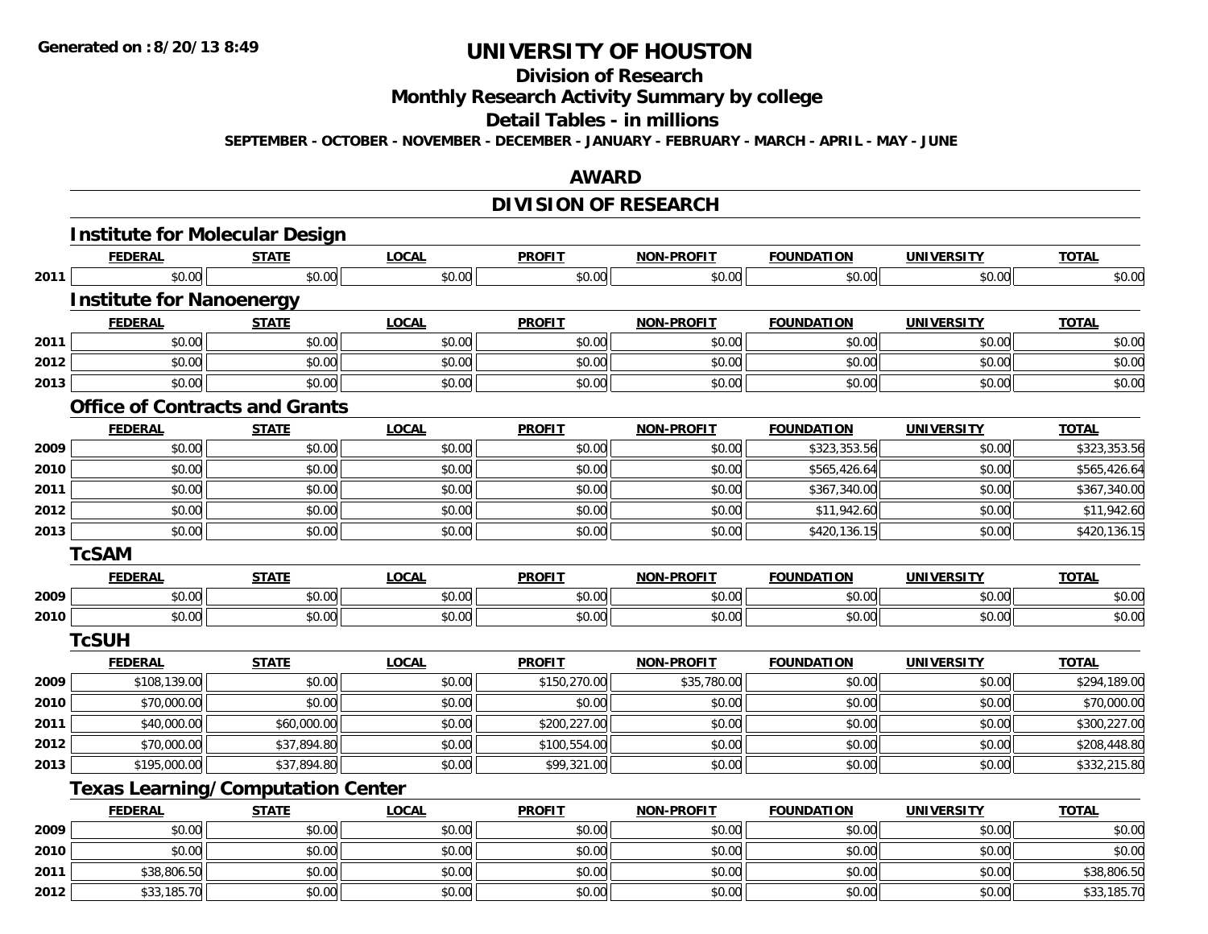**Generated on :8/20/13 8:49**

# UNIVERSITY OF HOUSTON

## Division of Research

## Monthly Research Activity Summary by college

## Detail Tables - in millions

**SEPTEMBER - OCTOBER - NOVEMBER - DECEMBER - JANUARY - FEBRUARY - MARCH - APRIL - MAY - JUNE**

## AWARD

## DIVISION OF RESEARCH

### Institute for Molecular Design

| | FEDERAL | STATE | LOCAL | PROFIT | NON-PROFIT | FOUNDATION | UNIVERSITY | TOTAL |
|---|---|---|---|---|---|---|---|---|
| 2011 | $0.00 | $0.00 | $0.00 | $0.00 | $0.00 | $0.00 | $0.00 | $0.00 |

### Institute for Nanoenergy

| | FEDERAL | STATE | LOCAL | PROFIT | NON-PROFIT | FOUNDATION | UNIVERSITY | TOTAL |
|---|---|---|---|---|---|---|---|---|
| 2011 | $0.00 | $0.00 | $0.00 | $0.00 | $0.00 | $0.00 | $0.00 | $0.00 |
| 2012 | $0.00 | $0.00 | $0.00 | $0.00 | $0.00 | $0.00 | $0.00 | $0.00 |
| 2013 | $0.00 | $0.00 | $0.00 | $0.00 | $0.00 | $0.00 | $0.00 | $0.00 |

### Office of Contracts and Grants

| | FEDERAL | STATE | LOCAL | PROFIT | NON-PROFIT | FOUNDATION | UNIVERSITY | TOTAL |
|---|---|---|---|---|---|---|---|---|
| 2009 | $0.00 | $0.00 | $0.00 | $0.00 | $0.00 | $323,353.56 | $0.00 | $323,353.56 |
| 2010 | $0.00 | $0.00 | $0.00 | $0.00 | $0.00 | $565,426.64 | $0.00 | $565,426.64 |
| 2011 | $0.00 | $0.00 | $0.00 | $0.00 | $0.00 | $367,340.00 | $0.00 | $367,340.00 |
| 2012 | $0.00 | $0.00 | $0.00 | $0.00 | $0.00 | $11,942.60 | $0.00 | $11,942.60 |
| 2013 | $0.00 | $0.00 | $0.00 | $0.00 | $0.00 | $420,136.15 | $0.00 | $420,136.15 |

### TcSAM

| | FEDERAL | STATE | LOCAL | PROFIT | NON-PROFIT | FOUNDATION | UNIVERSITY | TOTAL |
|---|---|---|---|---|---|---|---|---|
| 2009 | $0.00 | $0.00 | $0.00 | $0.00 | $0.00 | $0.00 | $0.00 | $0.00 |
| 2010 | $0.00 | $0.00 | $0.00 | $0.00 | $0.00 | $0.00 | $0.00 | $0.00 |

### TcSUH

| | FEDERAL | STATE | LOCAL | PROFIT | NON-PROFIT | FOUNDATION | UNIVERSITY | TOTAL |
|---|---|---|---|---|---|---|---|---|
| 2009 | $108,139.00 | $0.00 | $0.00 | $150,270.00 | $35,780.00 | $0.00 | $0.00 | $294,189.00 |
| 2010 | $70,000.00 | $0.00 | $0.00 | $0.00 | $0.00 | $0.00 | $0.00 | $70,000.00 |
| 2011 | $40,000.00 | $60,000.00 | $0.00 | $200,227.00 | $0.00 | $0.00 | $0.00 | $300,227.00 |
| 2012 | $70,000.00 | $37,894.80 | $0.00 | $100,554.00 | $0.00 | $0.00 | $0.00 | $208,448.80 |
| 2013 | $195,000.00 | $37,894.80 | $0.00 | $99,321.00 | $0.00 | $0.00 | $0.00 | $332,215.80 |

### Texas Learning/Computation Center

| | FEDERAL | STATE | LOCAL | PROFIT | NON-PROFIT | FOUNDATION | UNIVERSITY | TOTAL |
|---|---|---|---|---|---|---|---|---|
| 2009 | $0.00 | $0.00 | $0.00 | $0.00 | $0.00 | $0.00 | $0.00 | $0.00 |
| 2010 | $0.00 | $0.00 | $0.00 | $0.00 | $0.00 | $0.00 | $0.00 | $0.00 |
| 2011 | $38,806.50 | $0.00 | $0.00 | $0.00 | $0.00 | $0.00 | $0.00 | $38,806.50 |
| 2012 | $33,185.70 | $0.00 | $0.00 | $0.00 | $0.00 | $0.00 | $0.00 | $33,185.70 |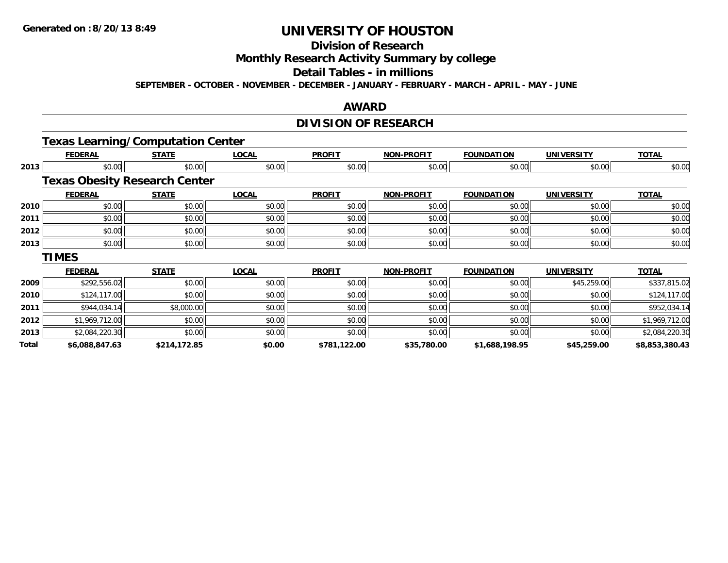**Generated on :8/20/13 8:49**

# UNIVERSITY OF HOUSTON

## Division of Research

## Monthly Research Activity Summary by college

## Detail Tables - in millions

**SEPTEMBER - OCTOBER - NOVEMBER - DECEMBER - JANUARY - FEBRUARY - MARCH - APRIL - MAY - JUNE**

## AWARD

## DIVISION OF RESEARCH

### Texas Learning/Computation Center

| | FEDERAL | STATE | LOCAL | PROFIT | NON-PROFIT | FOUNDATION | UNIVERSITY | TOTAL |
|---|---|---|---|---|---|---|---|---|
| 2013 | $0.00 | $0.00 | $0.00 | $0.00 | $0.00 | $0.00 | $0.00 | $0.00 |

### Texas Obesity Research Center

| | FEDERAL | STATE | LOCAL | PROFIT | NON-PROFIT | FOUNDATION | UNIVERSITY | TOTAL |
|---|---|---|---|---|---|---|---|---|
| 2010 | $0.00 | $0.00 | $0.00 | $0.00 | $0.00 | $0.00 | $0.00 | $0.00 |
| 2011 | $0.00 | $0.00 | $0.00 | $0.00 | $0.00 | $0.00 | $0.00 | $0.00 |
| 2012 | $0.00 | $0.00 | $0.00 | $0.00 | $0.00 | $0.00 | $0.00 | $0.00 |
| 2013 | $0.00 | $0.00 | $0.00 | $0.00 | $0.00 | $0.00 | $0.00 | $0.00 |

### TIMES

| | FEDERAL | STATE | LOCAL | PROFIT | NON-PROFIT | FOUNDATION | UNIVERSITY | TOTAL |
|---|---|---|---|---|---|---|---|---|
| 2009 | $292,556.02 | $0.00 | $0.00 | $0.00 | $0.00 | $0.00 | $45,259.00 | $337,815.02 |
| 2010 | $124,117.00 | $0.00 | $0.00 | $0.00 | $0.00 | $0.00 | $0.00 | $124,117.00 |
| 2011 | $944,034.14 | $8,000.00 | $0.00 | $0.00 | $0.00 | $0.00 | $0.00 | $952,034.14 |
| 2012 | $1,969,712.00 | $0.00 | $0.00 | $0.00 | $0.00 | $0.00 | $0.00 | $1,969,712.00 |
| 2013 | $2,084,220.30 | $0.00 | $0.00 | $0.00 | $0.00 | $0.00 | $0.00 | $2,084,220.30 |
| **Total** | **$6,088,847.63** | **$214,172.85** | **$0.00** | **$781,122.00** | **$35,780.00** | **$1,688,198.95** | **$45,259.00** | **$8,853,380.43** |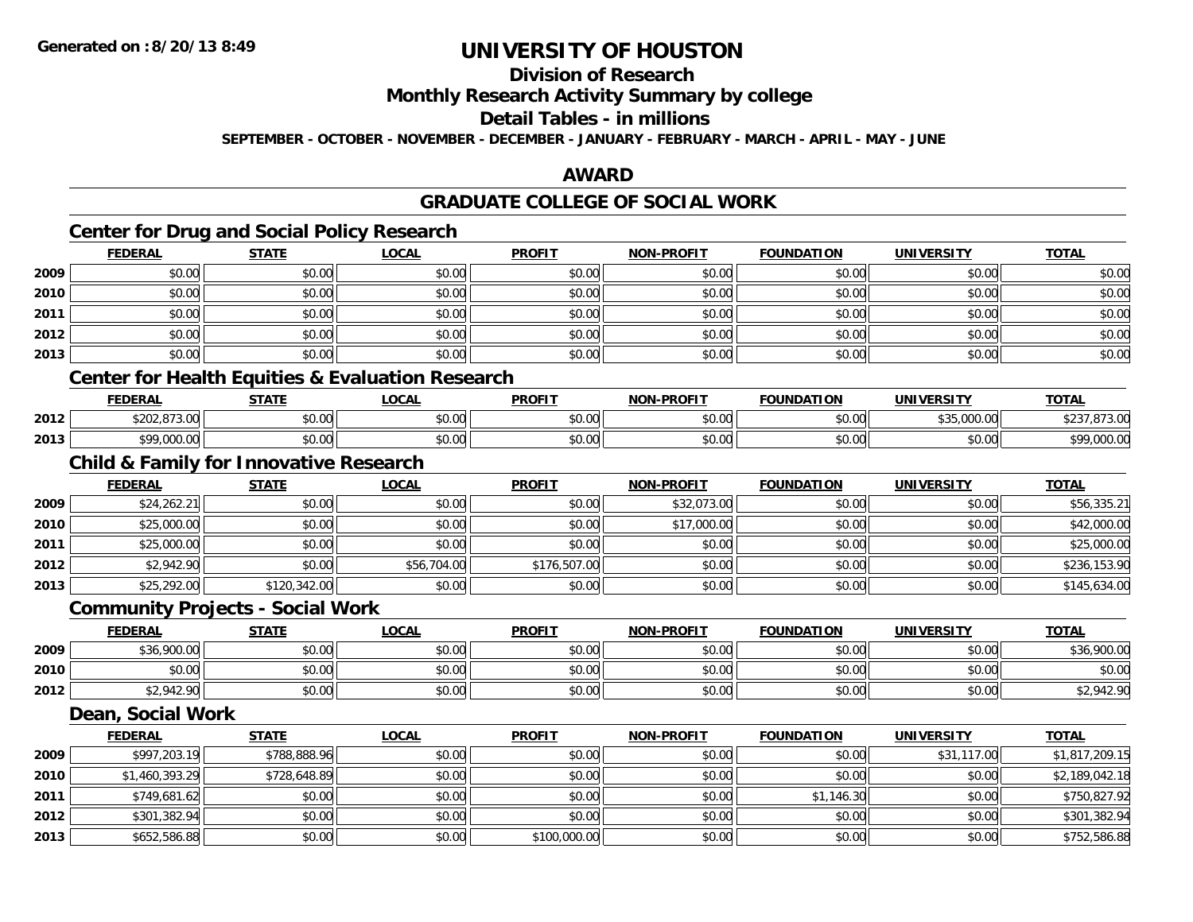**Generated on :8/20/13 8:49**

# UNIVERSITY OF HOUSTON

## Division of Research

## Monthly Research Activity Summary by college

## Detail Tables - in millions

**SEPTEMBER - OCTOBER - NOVEMBER - DECEMBER - JANUARY - FEBRUARY - MARCH - APRIL - MAY - JUNE**

## AWARD

## GRADUATE COLLEGE OF SOCIAL WORK

### Center for Drug and Social Policy Research

| | FEDERAL | STATE | LOCAL | PROFIT | NON-PROFIT | FOUNDATION | UNIVERSITY | TOTAL |
|---|---|---|---|---|---|---|---|---|
| 2009 | $0.00 | $0.00 | $0.00 | $0.00 | $0.00 | $0.00 | $0.00 | $0.00 |
| 2010 | $0.00 | $0.00 | $0.00 | $0.00 | $0.00 | $0.00 | $0.00 | $0.00 |
| 2011 | $0.00 | $0.00 | $0.00 | $0.00 | $0.00 | $0.00 | $0.00 | $0.00 |
| 2012 | $0.00 | $0.00 | $0.00 | $0.00 | $0.00 | $0.00 | $0.00 | $0.00 |
| 2013 | $0.00 | $0.00 | $0.00 | $0.00 | $0.00 | $0.00 | $0.00 | $0.00 |

### Center for Health Equities & Evaluation Research

| | FEDERAL | STATE | LOCAL | PROFIT | NON-PROFIT | FOUNDATION | UNIVERSITY | TOTAL |
|---|---|---|---|---|---|---|---|---|
| 2012 | $202,873.00 | $0.00 | $0.00 | $0.00 | $0.00 | $0.00 | $35,000.00 | $237,873.00 |
| 2013 | $99,000.00 | $0.00 | $0.00 | $0.00 | $0.00 | $0.00 | $0.00 | $99,000.00 |

### Child & Family for Innovative Research

| | FEDERAL | STATE | LOCAL | PROFIT | NON-PROFIT | FOUNDATION | UNIVERSITY | TOTAL |
|---|---|---|---|---|---|---|---|---|
| 2009 | $24,262.21 | $0.00 | $0.00 | $0.00 | $32,073.00 | $0.00 | $0.00 | $56,335.21 |
| 2010 | $25,000.00 | $0.00 | $0.00 | $0.00 | $17,000.00 | $0.00 | $0.00 | $42,000.00 |
| 2011 | $25,000.00 | $0.00 | $0.00 | $0.00 | $0.00 | $0.00 | $0.00 | $25,000.00 |
| 2012 | $2,942.90 | $0.00 | $56,704.00 | $176,507.00 | $0.00 | $0.00 | $0.00 | $236,153.90 |
| 2013 | $25,292.00 | $120,342.00 | $0.00 | $0.00 | $0.00 | $0.00 | $0.00 | $145,634.00 |

### Community Projects - Social Work

| | FEDERAL | STATE | LOCAL | PROFIT | NON-PROFIT | FOUNDATION | UNIVERSITY | TOTAL |
|---|---|---|---|---|---|---|---|---|
| 2009 | $36,900.00 | $0.00 | $0.00 | $0.00 | $0.00 | $0.00 | $0.00 | $36,900.00 |
| 2010 | $0.00 | $0.00 | $0.00 | $0.00 | $0.00 | $0.00 | $0.00 | $0.00 |
| 2012 | $2,942.90 | $0.00 | $0.00 | $0.00 | $0.00 | $0.00 | $0.00 | $2,942.90 |

### Dean, Social Work

| | FEDERAL | STATE | LOCAL | PROFIT | NON-PROFIT | FOUNDATION | UNIVERSITY | TOTAL |
|---|---|---|---|---|---|---|---|---|
| 2009 | $997,203.19 | $788,888.96 | $0.00 | $0.00 | $0.00 | $0.00 | $31,117.00 | $1,817,209.15 |
| 2010 | $1,460,393.29 | $728,648.89 | $0.00 | $0.00 | $0.00 | $0.00 | $0.00 | $2,189,042.18 |
| 2011 | $749,681.62 | $0.00 | $0.00 | $0.00 | $0.00 | $1,146.30 | $0.00 | $750,827.92 |
| 2012 | $301,382.94 | $0.00 | $0.00 | $0.00 | $0.00 | $0.00 | $0.00 | $301,382.94 |
| 2013 | $652,586.88 | $0.00 | $0.00 | $100,000.00 | $0.00 | $0.00 | $0.00 | $752,586.88 |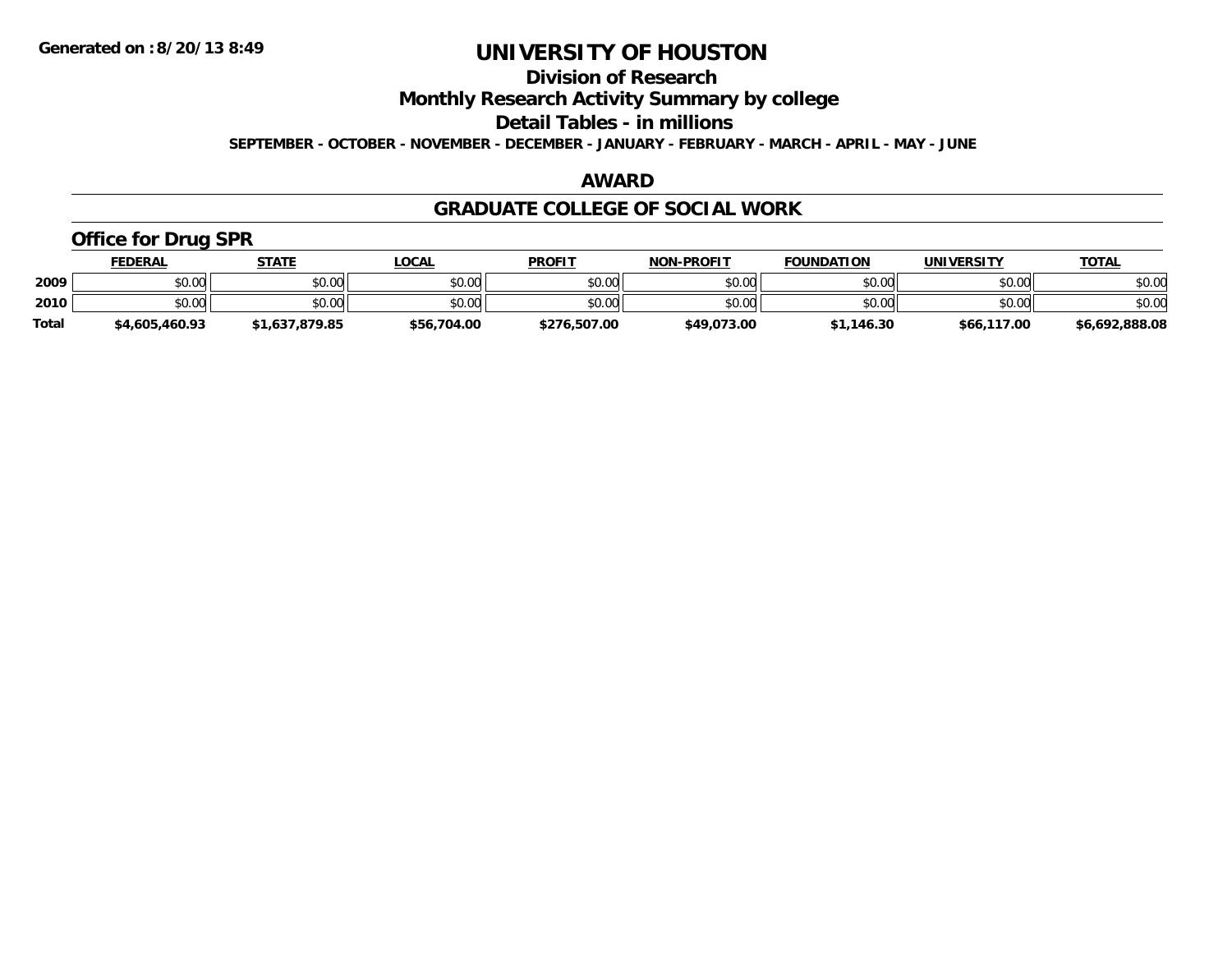**Generated on :8/20/13 8:49**

# UNIVERSITY OF HOUSTON

## Division of Research

## Monthly Research Activity Summary by college

## Detail Tables - in millions

**SEPTEMBER - OCTOBER - NOVEMBER - DECEMBER - JANUARY - FEBRUARY - MARCH - APRIL - MAY - JUNE**

## AWARD

## GRADUATE COLLEGE OF SOCIAL WORK

### Office for Drug SPR

| | FEDERAL | STATE | LOCAL | PROFIT | NON-PROFIT | FOUNDATION | UNIVERSITY | TOTAL |
|---|---|---|---|---|---|---|---|---|
| 2009 | $0.00 | $0.00 | $0.00 | $0.00 | $0.00 | $0.00 | $0.00 | $0.00 |
| 2010 | $0.00 | $0.00 | $0.00 | $0.00 | $0.00 | $0.00 | $0.00 | $0.00 |
| **Total** | **$4,605,460.93** | **$1,637,879.85** | **$56,704.00** | **$276,507.00** | **$49,073.00** | **$1,146.30** | **$66,117.00** | **$6,692,888.08** |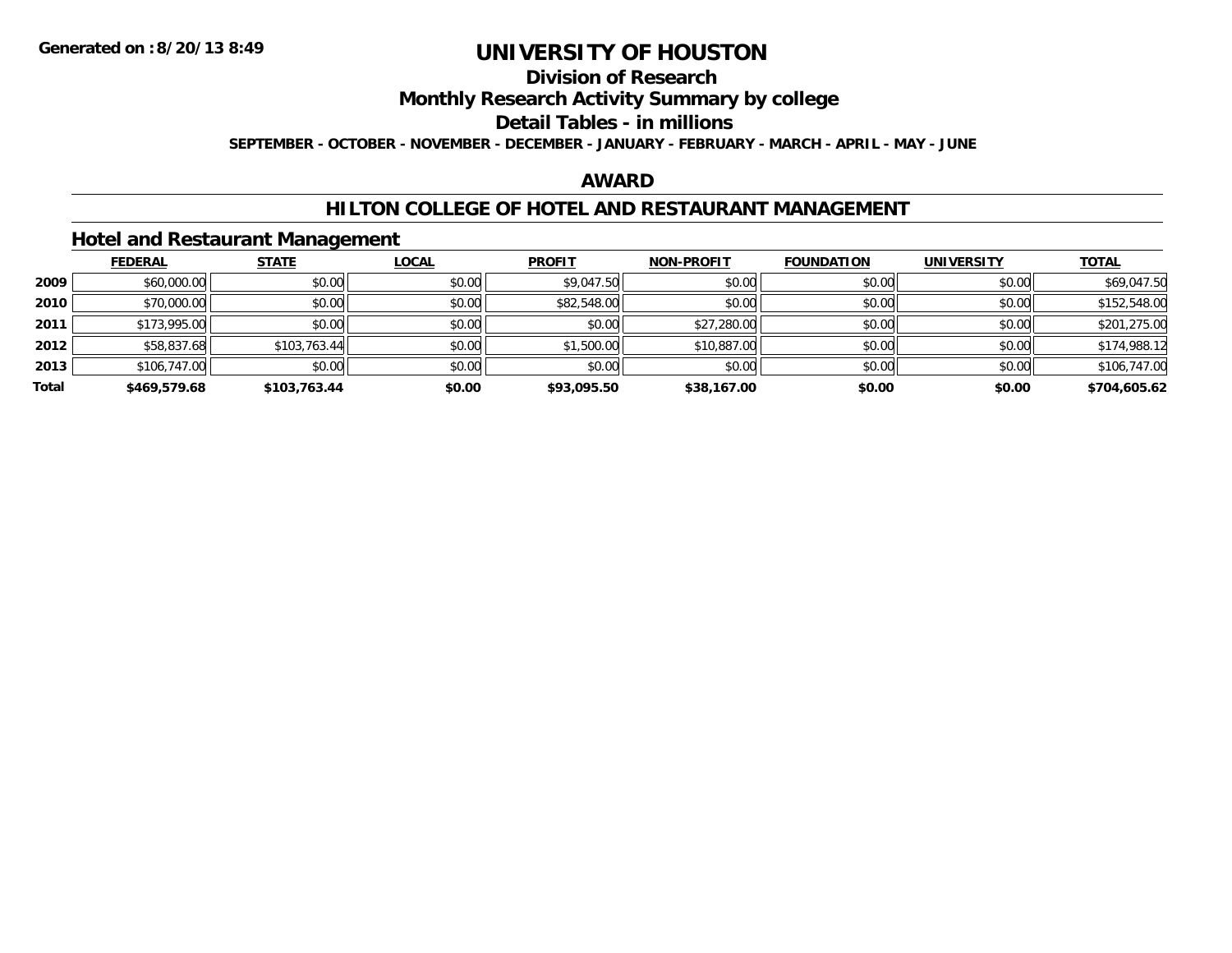Generated on :8/20/13 8:49

# UNIVERSITY OF HOUSTON

## Division of Research

## Monthly Research Activity Summary by college

## Detail Tables - in millions

**SEPTEMBER - OCTOBER - NOVEMBER - DECEMBER - JANUARY - FEBRUARY - MARCH - APRIL - MAY - JUNE**

## AWARD

## HILTON COLLEGE OF HOTEL AND RESTAURANT MANAGEMENT

### Hotel and Restaurant Management

| | FEDERAL | STATE | LOCAL | PROFIT | NON-PROFIT | FOUNDATION | UNIVERSITY | TOTAL |
|---|---|---|---|---|---|---|---|---|
| 2009 | $60,000.00 | $0.00 | $0.00 | $9,047.50 | $0.00 | $0.00 | $0.00 | $69,047.50 |
| 2010 | $70,000.00 | $0.00 | $0.00 | $82,548.00 | $0.00 | $0.00 | $0.00 | $152,548.00 |
| 2011 | $173,995.00 | $0.00 | $0.00 | $0.00 | $27,280.00 | $0.00 | $0.00 | $201,275.00 |
| 2012 | $58,837.68 | $103,763.44 | $0.00 | $1,500.00 | $10,887.00 | $0.00 | $0.00 | $174,988.12 |
| 2013 | $106,747.00 | $0.00 | $0.00 | $0.00 | $0.00 | $0.00 | $0.00 | $106,747.00 |
| **Total** | **$469,579.68** | **$103,763.44** | **$0.00** | **$93,095.50** | **$38,167.00** | **$0.00** | **$0.00** | **$704,605.62** |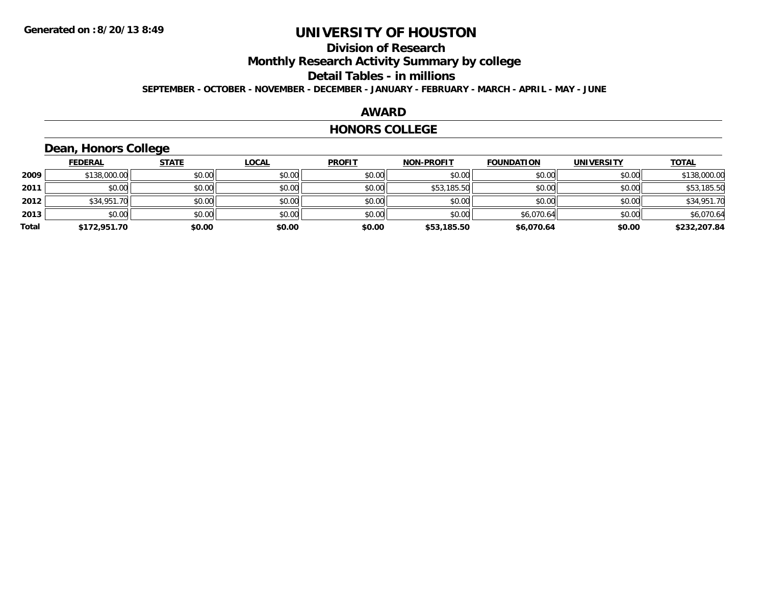**Generated on :8/20/13 8:49**

# UNIVERSITY OF HOUSTON

## Division of Research

## Monthly Research Activity Summary by college

## Detail Tables - in millions

**SEPTEMBER - OCTOBER - NOVEMBER - DECEMBER - JANUARY - FEBRUARY - MARCH - APRIL - MAY - JUNE**

## AWARD

## HONORS COLLEGE

### Dean, Honors College

| | FEDERAL | STATE | LOCAL | PROFIT | NON-PROFIT | FOUNDATION | UNIVERSITY | TOTAL |
|---|---|---|---|---|---|---|---|---|
| 2009 | $138,000.00 | $0.00 | $0.00 | $0.00 | $0.00 | $0.00 | $0.00 | $138,000.00 |
| 2011 | $0.00 | $0.00 | $0.00 | $0.00 | $53,185.50 | $0.00 | $0.00 | $53,185.50 |
| 2012 | $34,951.70 | $0.00 | $0.00 | $0.00 | $0.00 | $0.00 | $0.00 | $34,951.70 |
| 2013 | $0.00 | $0.00 | $0.00 | $0.00 | $0.00 | $6,070.64 | $0.00 | $6,070.64 |
| **Total** | **$172,951.70** | **$0.00** | **$0.00** | **$0.00** | **$53,185.50** | **$6,070.64** | **$0.00** | **$232,207.84** |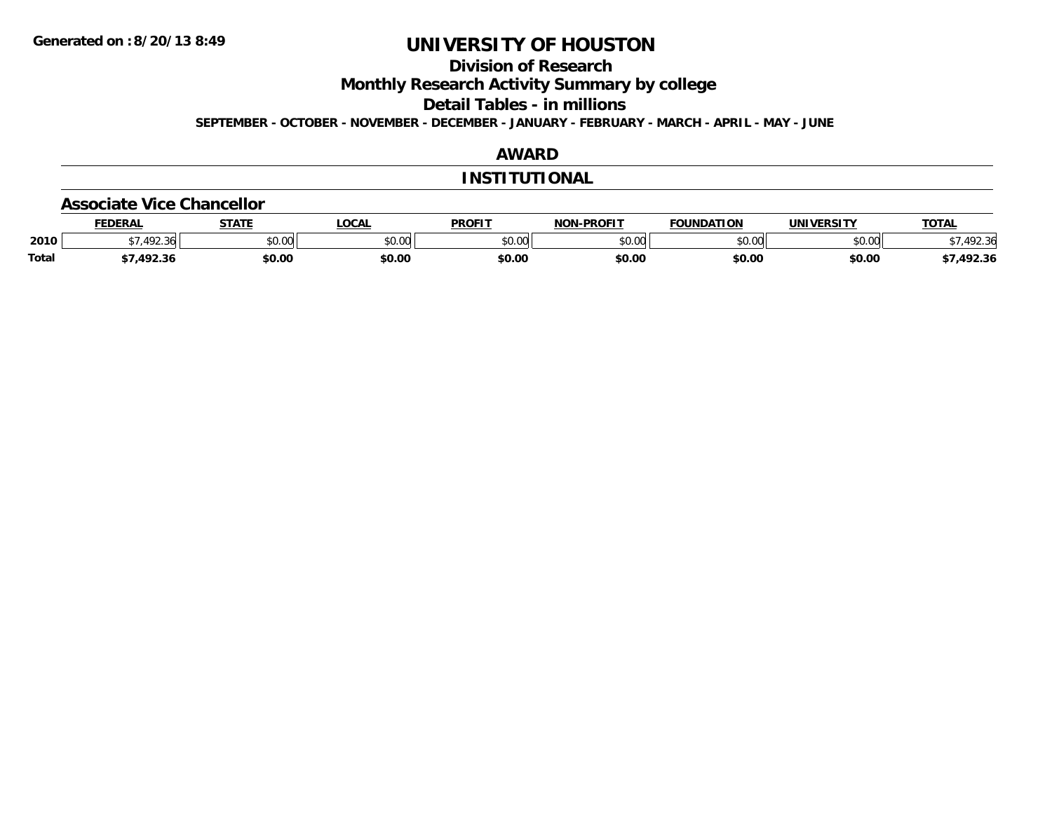Generated on :8/20/13 8:49

# UNIVERSITY OF HOUSTON

## Division of Research

## Monthly Research Activity Summary by college

## Detail Tables - in millions

**SEPTEMBER - OCTOBER - NOVEMBER - DECEMBER - JANUARY - FEBRUARY - MARCH - APRIL - MAY - JUNE**

## AWARD

## INSTITUTIONAL

### Associate Vice Chancellor

| | FEDERAL | STATE | LOCAL | PROFIT | NON-PROFIT | FOUNDATION | UNIVERSITY | TOTAL |
|---|---|---|---|---|---|---|---|---|
| 2010 | $7,492.36 | $0.00 | $0.00 | $0.00 | $0.00 | $0.00 | $0.00 | $7,492.36 |
| **Total** | **$7,492.36** | **$0.00** | **$0.00** | **$0.00** | **$0.00** | **$0.00** | **$0.00** | **$7,492.36** |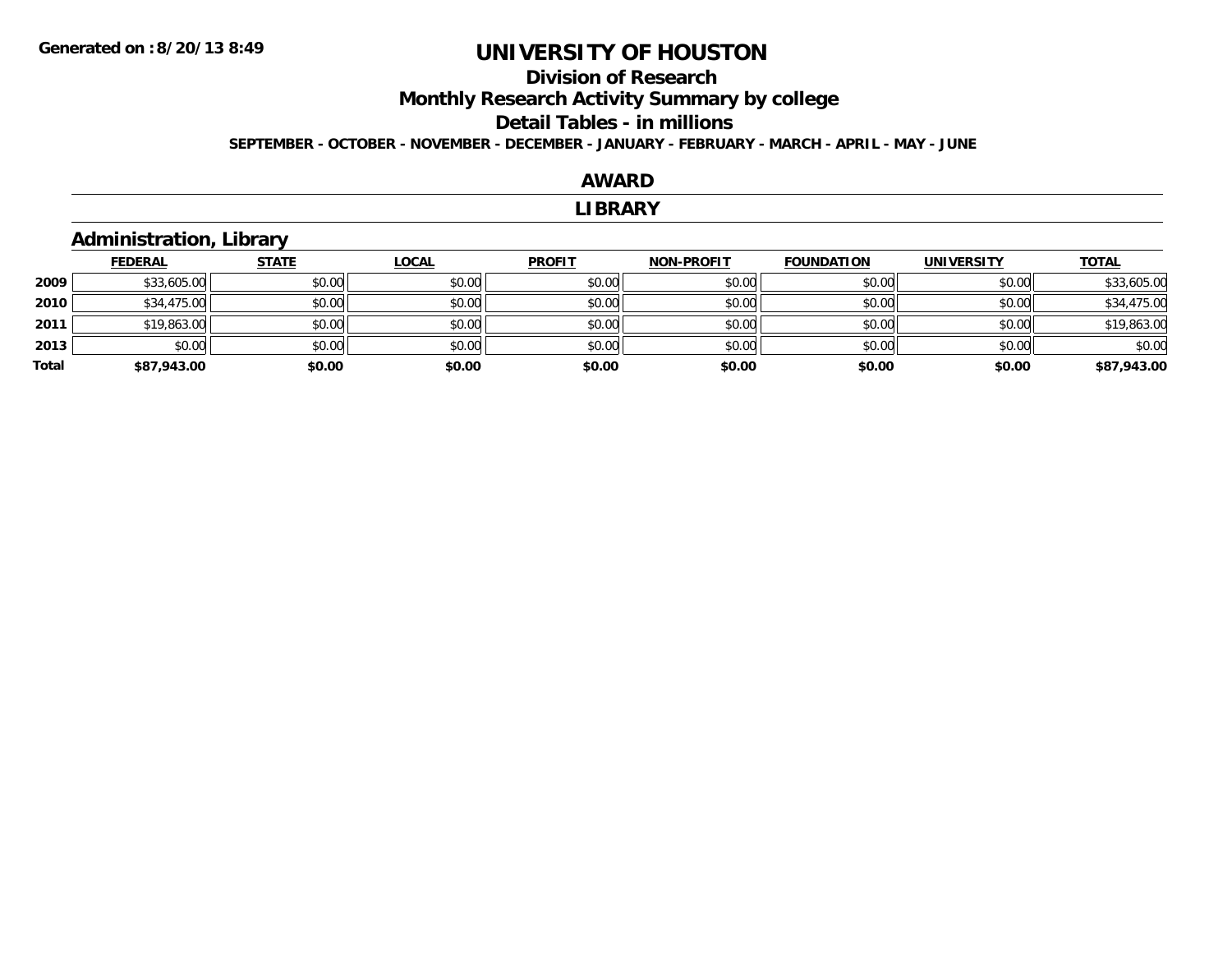Generated on :8/20/13 8:49

# UNIVERSITY OF HOUSTON

## Division of Research

## Monthly Research Activity Summary by college

## Detail Tables - in millions

**SEPTEMBER - OCTOBER - NOVEMBER - DECEMBER - JANUARY - FEBRUARY - MARCH - APRIL - MAY - JUNE**

## AWARD

## LIBRARY

### Administration, Library

| | FEDERAL | STATE | LOCAL | PROFIT | NON-PROFIT | FOUNDATION | UNIVERSITY | TOTAL |
|---|---|---|---|---|---|---|---|---|
| **2009** | $33,605.00 | $0.00 | $0.00 | $0.00 | $0.00 | $0.00 | $0.00 | $33,605.00 |
| **2010** | $34,475.00 | $0.00 | $0.00 | $0.00 | $0.00 | $0.00 | $0.00 | $34,475.00 |
| **2011** | $19,863.00 | $0.00 | $0.00 | $0.00 | $0.00 | $0.00 | $0.00 | $19,863.00 |
| **2013** | $0.00 | $0.00 | $0.00 | $0.00 | $0.00 | $0.00 | $0.00 | $0.00 |
| **Total** | **$87,943.00** | **$0.00** | **$0.00** | **$0.00** | **$0.00** | **$0.00** | **$0.00** | **$87,943.00** |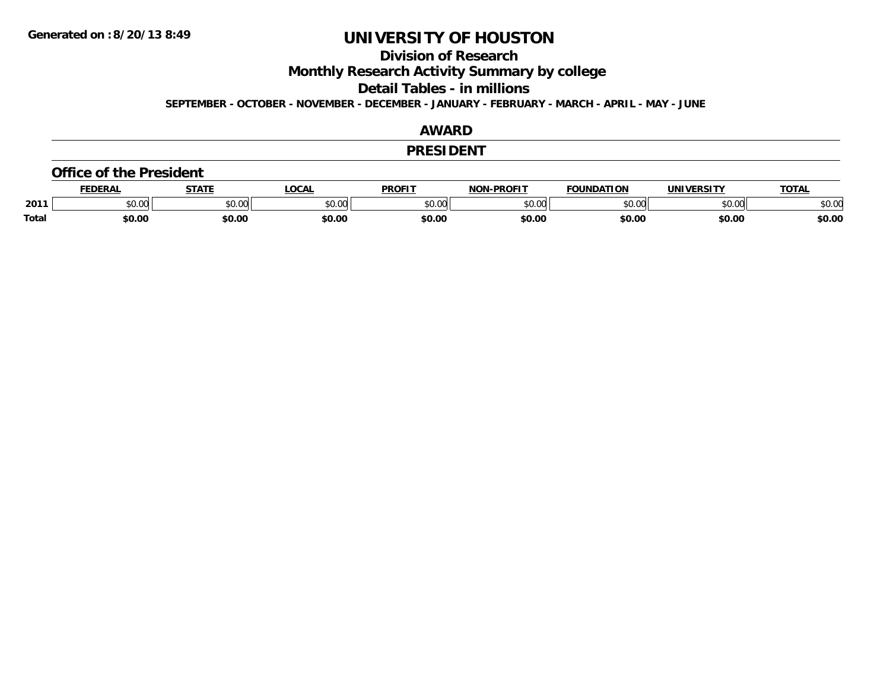Generated on :8/20/13 8:49

# UNIVERSITY OF HOUSTON

## Division of Research

## Monthly Research Activity Summary by college

## Detail Tables - in millions

**SEPTEMBER - OCTOBER - NOVEMBER - DECEMBER - JANUARY - FEBRUARY - MARCH - APRIL - MAY - JUNE**

## AWARD

## PRESIDENT

### Office of the President

| | FEDERAL | STATE | LOCAL | PROFIT | NON-PROFIT | FOUNDATION | UNIVERSITY | TOTAL |
|---|---|---|---|---|---|---|---|---|
| 2011 | $0.00 | $0.00 | $0.00 | $0.00 | $0.00 | $0.00 | $0.00 | $0.00 |
| **Total** | **$0.00** | **$0.00** | **$0.00** | **$0.00** | **$0.00** | **$0.00** | **$0.00** | **$0.00** |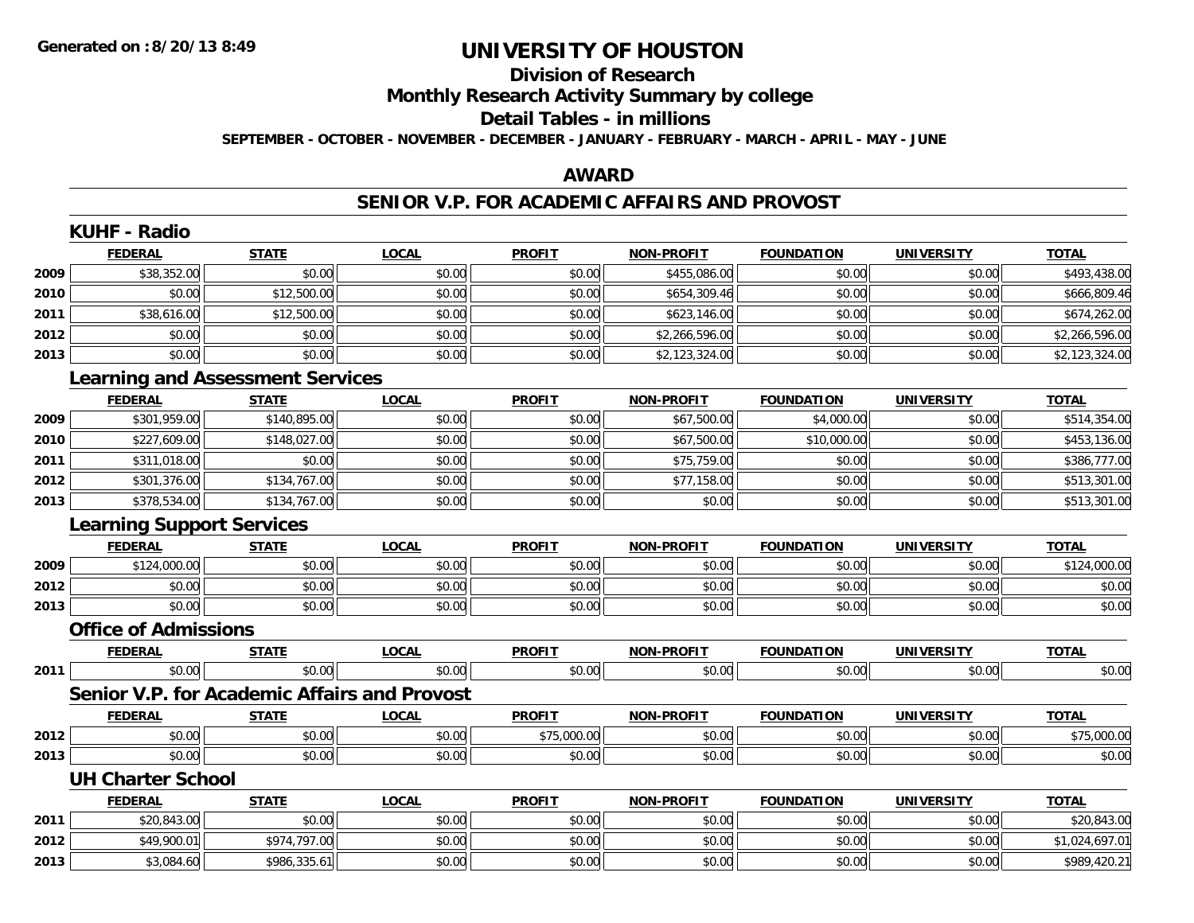# UNIVERSITY OF HOUSTON

## Division of Research

## Monthly Research Activity Summary by college

## Detail Tables - in millions

**SEPTEMBER - OCTOBER - NOVEMBER - DECEMBER - JANUARY - FEBRUARY - MARCH - APRIL - MAY - JUNE**

**Generated on : 8/20/13 8:49**

## AWARD

## SENIOR V.P. FOR ACADEMIC AFFAIRS AND PROVOST

### KUHF - Radio

| | FEDERAL | STATE | LOCAL | PROFIT | NON-PROFIT | FOUNDATION | UNIVERSITY | TOTAL |
|---|---|---|---|---|---|---|---|---|
| 2009 | $38,352.00 | $0.00 | $0.00 | $0.00 | $455,086.00 | $0.00 | $0.00 | $493,438.00 |
| 2010 | $0.00 | $12,500.00 | $0.00 | $0.00 | $654,309.46 | $0.00 | $0.00 | $666,809.46 |
| 2011 | $38,616.00 | $12,500.00 | $0.00 | $0.00 | $623,146.00 | $0.00 | $0.00 | $674,262.00 |
| 2012 | $0.00 | $0.00 | $0.00 | $0.00 | $2,266,596.00 | $0.00 | $0.00 | $2,266,596.00 |
| 2013 | $0.00 | $0.00 | $0.00 | $0.00 | $2,123,324.00 | $0.00 | $0.00 | $2,123,324.00 |

### Learning and Assessment Services

| | FEDERAL | STATE | LOCAL | PROFIT | NON-PROFIT | FOUNDATION | UNIVERSITY | TOTAL |
|---|---|---|---|---|---|---|---|---|
| 2009 | $301,959.00 | $140,895.00 | $0.00 | $0.00 | $67,500.00 | $4,000.00 | $0.00 | $514,354.00 |
| 2010 | $227,609.00 | $148,027.00 | $0.00 | $0.00 | $67,500.00 | $10,000.00 | $0.00 | $453,136.00 |
| 2011 | $311,018.00 | $0.00 | $0.00 | $0.00 | $75,759.00 | $0.00 | $0.00 | $386,777.00 |
| 2012 | $301,376.00 | $134,767.00 | $0.00 | $0.00 | $77,158.00 | $0.00 | $0.00 | $513,301.00 |
| 2013 | $378,534.00 | $134,767.00 | $0.00 | $0.00 | $0.00 | $0.00 | $0.00 | $513,301.00 |

### Learning Support Services

| | FEDERAL | STATE | LOCAL | PROFIT | NON-PROFIT | FOUNDATION | UNIVERSITY | TOTAL |
|---|---|---|---|---|---|---|---|---|
| 2009 | $124,000.00 | $0.00 | $0.00 | $0.00 | $0.00 | $0.00 | $0.00 | $124,000.00 |
| 2012 | $0.00 | $0.00 | $0.00 | $0.00 | $0.00 | $0.00 | $0.00 | $0.00 |
| 2013 | $0.00 | $0.00 | $0.00 | $0.00 | $0.00 | $0.00 | $0.00 | $0.00 |

### Office of Admissions

| | FEDERAL | STATE | LOCAL | PROFIT | NON-PROFIT | FOUNDATION | UNIVERSITY | TOTAL |
|---|---|---|---|---|---|---|---|---|
| 2011 | $0.00 | $0.00 | $0.00 | $0.00 | $0.00 | $0.00 | $0.00 | $0.00 |

### Senior V.P. for Academic Affairs and Provost

| | FEDERAL | STATE | LOCAL | PROFIT | NON-PROFIT | FOUNDATION | UNIVERSITY | TOTAL |
|---|---|---|---|---|---|---|---|---|
| 2012 | $0.00 | $0.00 | $0.00 | $75,000.00 | $0.00 | $0.00 | $0.00 | $75,000.00 |
| 2013 | $0.00 | $0.00 | $0.00 | $0.00 | $0.00 | $0.00 | $0.00 | $0.00 |

### UH Charter School

| | FEDERAL | STATE | LOCAL | PROFIT | NON-PROFIT | FOUNDATION | UNIVERSITY | TOTAL |
|---|---|---|---|---|---|---|---|---|
| 2011 | $20,843.00 | $0.00 | $0.00 | $0.00 | $0.00 | $0.00 | $0.00 | $20,843.00 |
| 2012 | $49,900.01 | $974,797.00 | $0.00 | $0.00 | $0.00 | $0.00 | $0.00 | $1,024,697.01 |
| 2013 | $3,084.60 | $986,335.61 | $0.00 | $0.00 | $0.00 | $0.00 | $0.00 | $989,420.21 |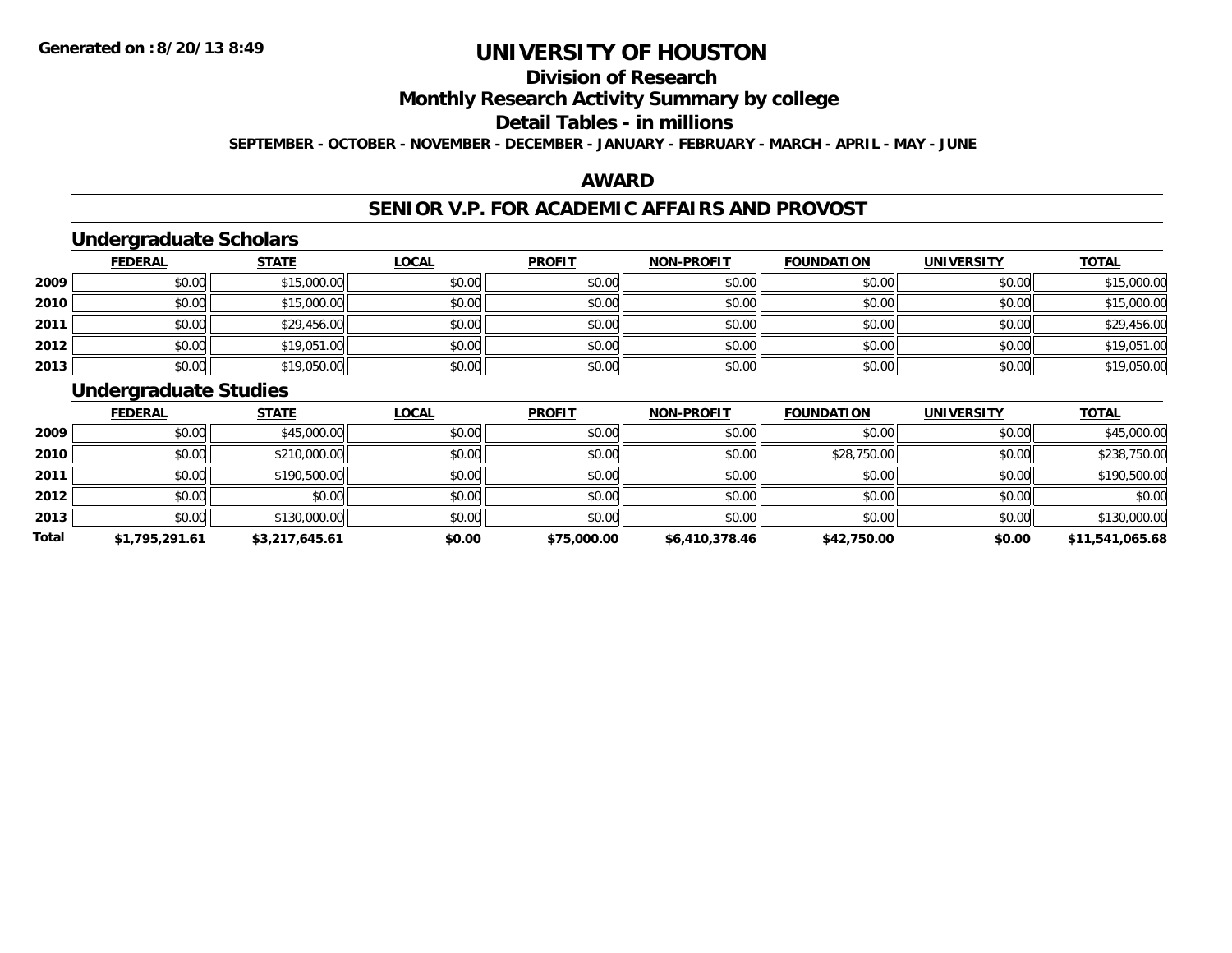# UNIVERSITY OF HOUSTON

## Division of Research

## Monthly Research Activity Summary by college

## Detail Tables - in millions

**SEPTEMBER - OCTOBER - NOVEMBER - DECEMBER - JANUARY - FEBRUARY - MARCH - APRIL - MAY - JUNE**

## AWARD

## SENIOR V.P. FOR ACADEMIC AFFAIRS AND PROVOST

### Undergraduate Scholars

| | FEDERAL | STATE | LOCAL | PROFIT | NON-PROFIT | FOUNDATION | UNIVERSITY | TOTAL |
|---|---|---|---|---|---|---|---|---|
| 2009 | $0.00 | $15,000.00 | $0.00 | $0.00 | $0.00 | $0.00 | $0.00 | $15,000.00 |
| 2010 | $0.00 | $15,000.00 | $0.00 | $0.00 | $0.00 | $0.00 | $0.00 | $15,000.00 |
| 2011 | $0.00 | $29,456.00 | $0.00 | $0.00 | $0.00 | $0.00 | $0.00 | $29,456.00 |
| 2012 | $0.00 | $19,051.00 | $0.00 | $0.00 | $0.00 | $0.00 | $0.00 | $19,051.00 |
| 2013 | $0.00 | $19,050.00 | $0.00 | $0.00 | $0.00 | $0.00 | $0.00 | $19,050.00 |

### Undergraduate Studies

| | FEDERAL | STATE | LOCAL | PROFIT | NON-PROFIT | FOUNDATION | UNIVERSITY | TOTAL |
|---|---|---|---|---|---|---|---|---|
| 2009 | $0.00 | $45,000.00 | $0.00 | $0.00 | $0.00 | $0.00 | $0.00 | $45,000.00 |
| 2010 | $0.00 | $210,000.00 | $0.00 | $0.00 | $0.00 | $28,750.00 | $0.00 | $238,750.00 |
| 2011 | $0.00 | $190,500.00 | $0.00 | $0.00 | $0.00 | $0.00 | $0.00 | $190,500.00 |
| 2012 | $0.00 | $0.00 | $0.00 | $0.00 | $0.00 | $0.00 | $0.00 | $0.00 |
| 2013 | $0.00 | $130,000.00 | $0.00 | $0.00 | $0.00 | $0.00 | $0.00 | $130,000.00 |
| **Total** | **$1,795,291.61** | **$3,217,645.61** | **$0.00** | **$75,000.00** | **$6,410,378.46** | **$42,750.00** | **$0.00** | **$11,541,065.68** |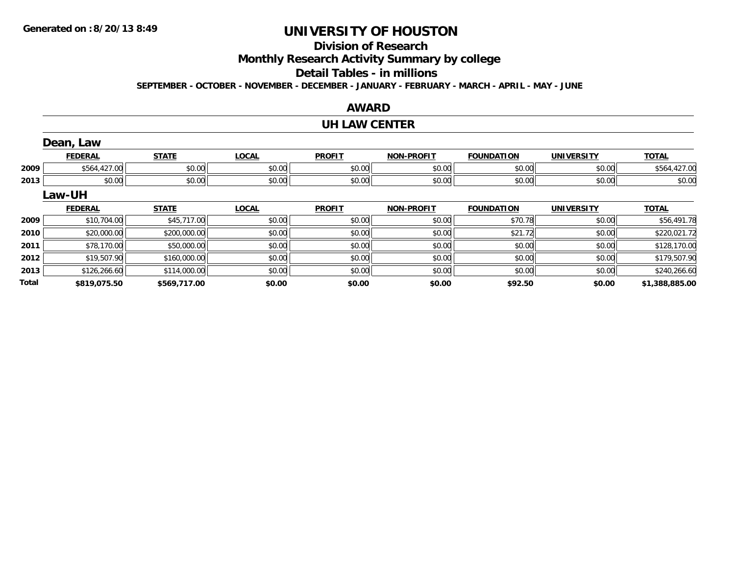Generated on :8/20/13 8:49

# UNIVERSITY OF HOUSTON

## Division of Research

## Monthly Research Activity Summary by college

## Detail Tables - in millions

**SEPTEMBER - OCTOBER - NOVEMBER - DECEMBER - JANUARY - FEBRUARY - MARCH - APRIL - MAY - JUNE**

## AWARD

## UH LAW CENTER

### Dean, Law

| | FEDERAL | STATE | LOCAL | PROFIT | NON-PROFIT | FOUNDATION | UNIVERSITY | TOTAL |
|---|---|---|---|---|---|---|---|---|
| 2009 | $564,427.00 | $0.00 | $0.00 | $0.00 | $0.00 | $0.00 | $0.00 | $564,427.00 |
| 2013 | $0.00 | $0.00 | $0.00 | $0.00 | $0.00 | $0.00 | $0.00 | $0.00 |

### Law-UH

| | FEDERAL | STATE | LOCAL | PROFIT | NON-PROFIT | FOUNDATION | UNIVERSITY | TOTAL |
|---|---|---|---|---|---|---|---|---|
| 2009 | $10,704.00 | $45,717.00 | $0.00 | $0.00 | $0.00 | $70.78 | $0.00 | $56,491.78 |
| 2010 | $20,000.00 | $200,000.00 | $0.00 | $0.00 | $0.00 | $21.72 | $0.00 | $220,021.72 |
| 2011 | $78,170.00 | $50,000.00 | $0.00 | $0.00 | $0.00 | $0.00 | $0.00 | $128,170.00 |
| 2012 | $19,507.90 | $160,000.00 | $0.00 | $0.00 | $0.00 | $0.00 | $0.00 | $179,507.90 |
| 2013 | $126,266.60 | $114,000.00 | $0.00 | $0.00 | $0.00 | $0.00 | $0.00 | $240,266.60 |
| **Total** | **$819,075.50** | **$569,717.00** | **$0.00** | **$0.00** | **$0.00** | **$92.50** | **$0.00** | **$1,388,885.00** |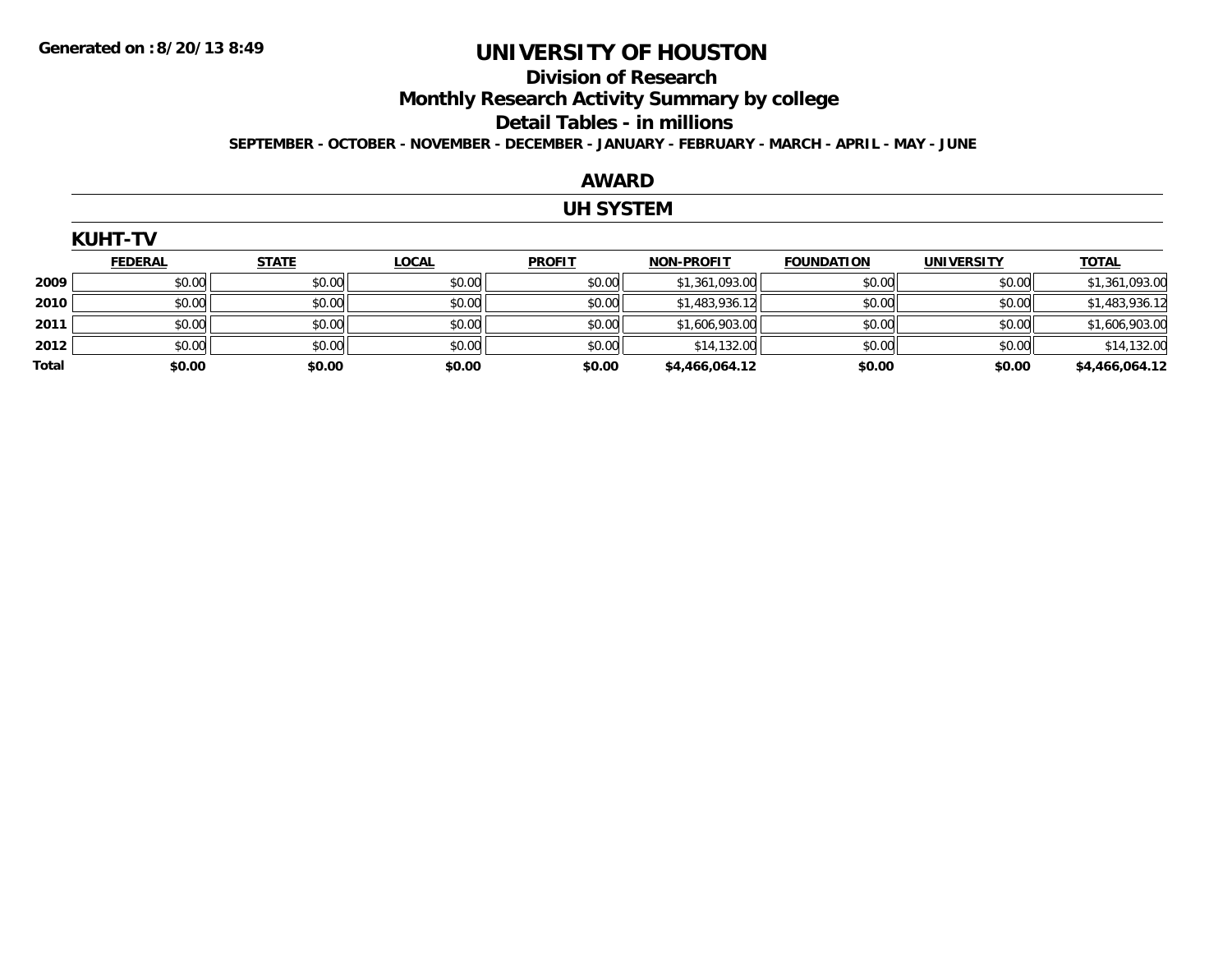Generated on :8/20/13 8:49

# UNIVERSITY OF HOUSTON

## Division of Research

## Monthly Research Activity Summary by college

## Detail Tables - in millions

**SEPTEMBER - OCTOBER - NOVEMBER - DECEMBER - JANUARY - FEBRUARY - MARCH - APRIL - MAY - JUNE**

## AWARD

## UH SYSTEM

### KUHT-TV

| | FEDERAL | STATE | LOCAL | PROFIT | NON-PROFIT | FOUNDATION | UNIVERSITY | TOTAL |
|---|---|---|---|---|---|---|---|---|
| 2009 | $0.00 | $0.00 | $0.00 | $0.00 | $1,361,093.00 | $0.00 | $0.00 | $1,361,093.00 |
| 2010 | $0.00 | $0.00 | $0.00 | $0.00 | $1,483,936.12 | $0.00 | $0.00 | $1,483,936.12 |
| 2011 | $0.00 | $0.00 | $0.00 | $0.00 | $1,606,903.00 | $0.00 | $0.00 | $1,606,903.00 |
| 2012 | $0.00 | $0.00 | $0.00 | $0.00 | $14,132.00 | $0.00 | $0.00 | $14,132.00 |
| **Total** | **$0.00** | **$0.00** | **$0.00** | **$0.00** | **$4,466,064.12** | **$0.00** | **$0.00** | **$4,466,064.12** |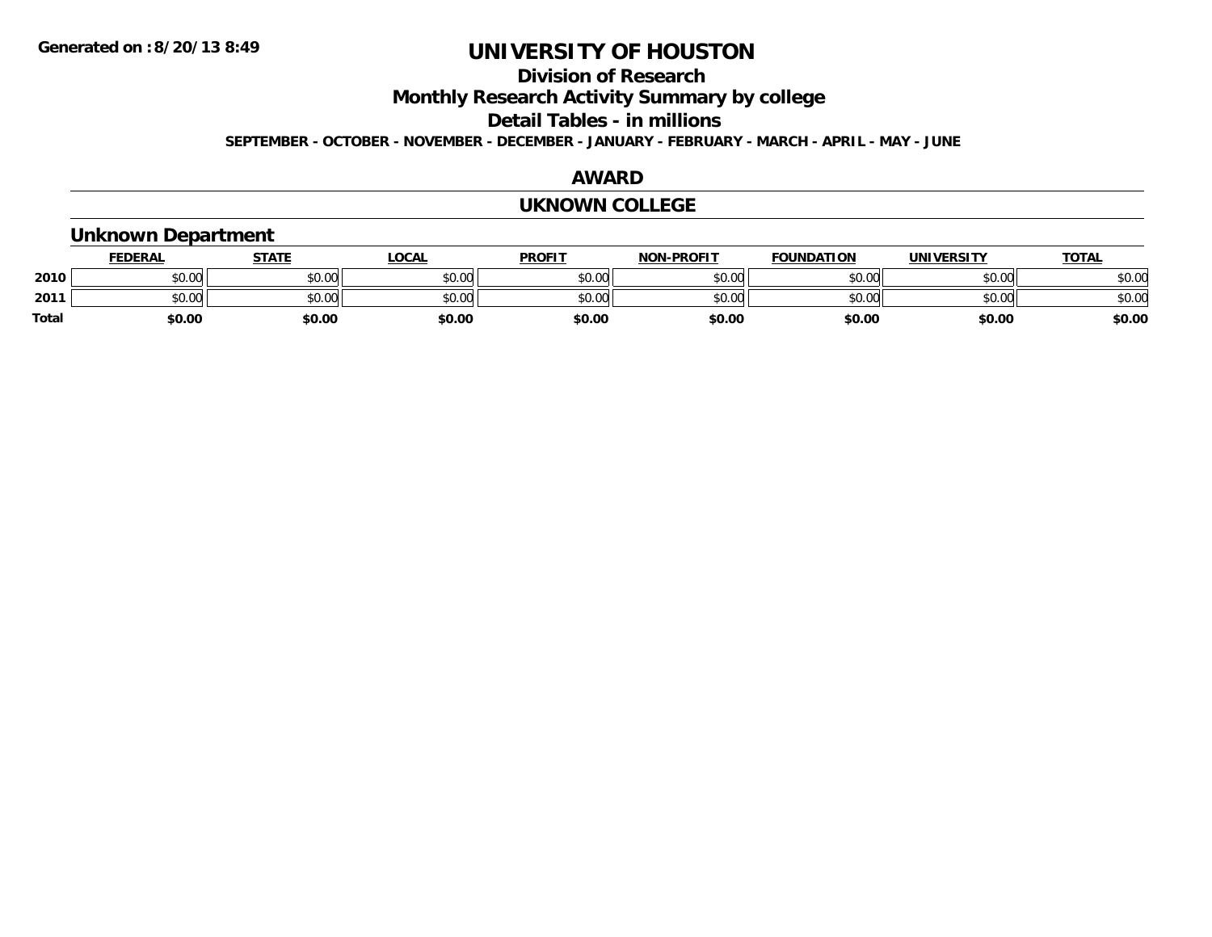**Generated on :8/20/13 8:49**

# UNIVERSITY OF HOUSTON

## Division of Research

## Monthly Research Activity Summary by college

## Detail Tables - in millions

**SEPTEMBER - OCTOBER - NOVEMBER - DECEMBER - JANUARY - FEBRUARY - MARCH - APRIL - MAY - JUNE**

## AWARD

## UKNOWN COLLEGE

### Unknown Department

| | FEDERAL | STATE | LOCAL | PROFIT | NON-PROFIT | FOUNDATION | UNIVERSITY | TOTAL |
|---|---|---|---|---|---|---|---|---|
| **2010** | $0.00 | $0.00 | $0.00 | $0.00 | $0.00 | $0.00 | $0.00 | $0.00 |
| **2011** | $0.00 | $0.00 | $0.00 | $0.00 | $0.00 | $0.00 | $0.00 | $0.00 |
| **Total** | **$0.00** | **$0.00** | **$0.00** | **$0.00** | **$0.00** | **$0.00** | **$0.00** | **$0.00** |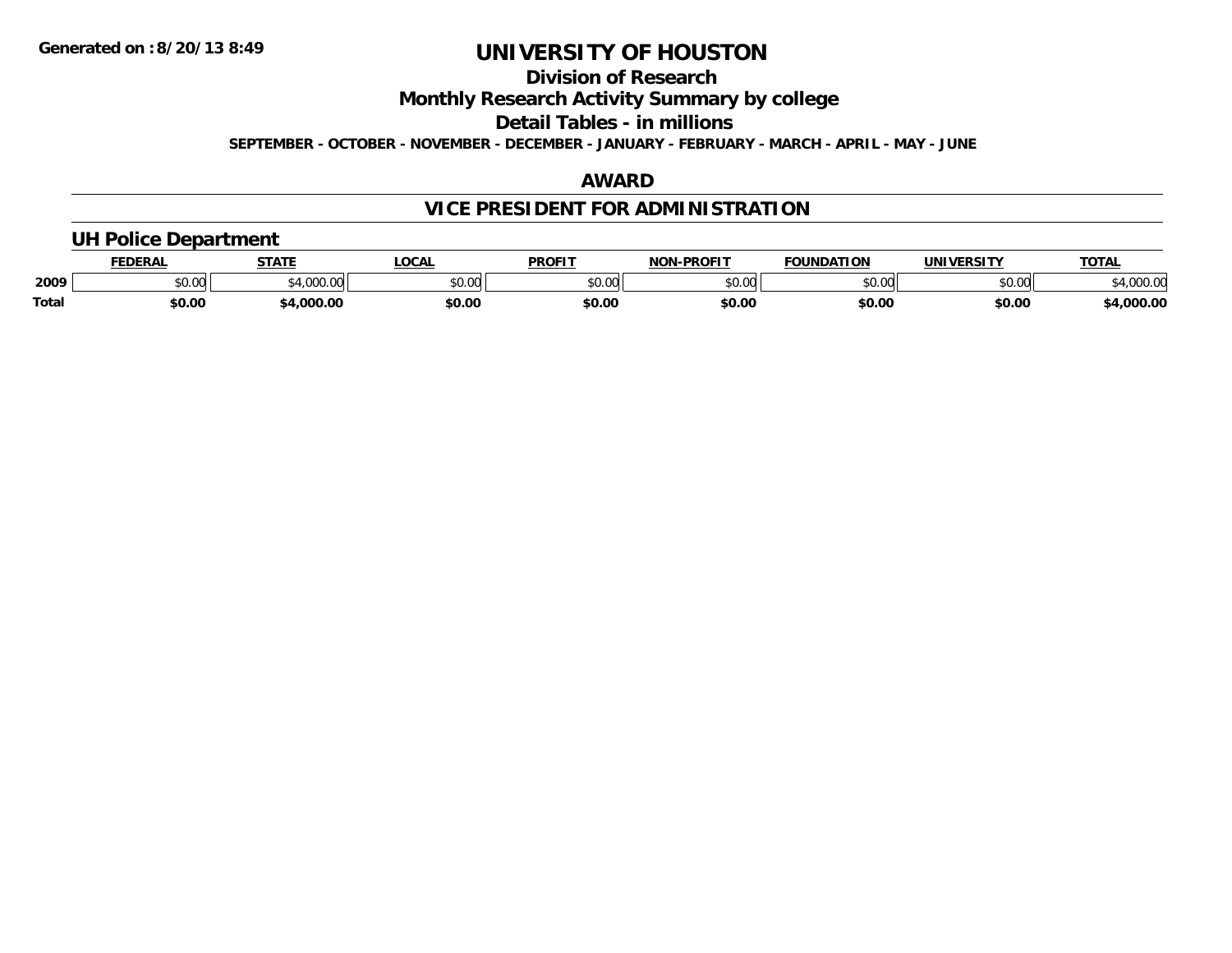Generated on :8/20/13 8:49

# UNIVERSITY OF HOUSTON

## Division of Research

## Monthly Research Activity Summary by college

## Detail Tables - in millions

**SEPTEMBER - OCTOBER - NOVEMBER - DECEMBER - JANUARY - FEBRUARY - MARCH - APRIL - MAY - JUNE**

## AWARD

## VICE PRESIDENT FOR ADMINISTRATION

### UH Police Department

| | FEDERAL | STATE | LOCAL | PROFIT | NON-PROFIT | FOUNDATION | UNIVERSITY | TOTAL |
|---|---|---|---|---|---|---|---|---|
| 2009 | $0.00 | $4,000.00 | $0.00 | $0.00 | $0.00 | $0.00 | $0.00 | $4,000.00 |
| **Total** | **$0.00** | **$4,000.00** | **$0.00** | **$0.00** | **$0.00** | **$0.00** | **$0.00** | **$4,000.00** |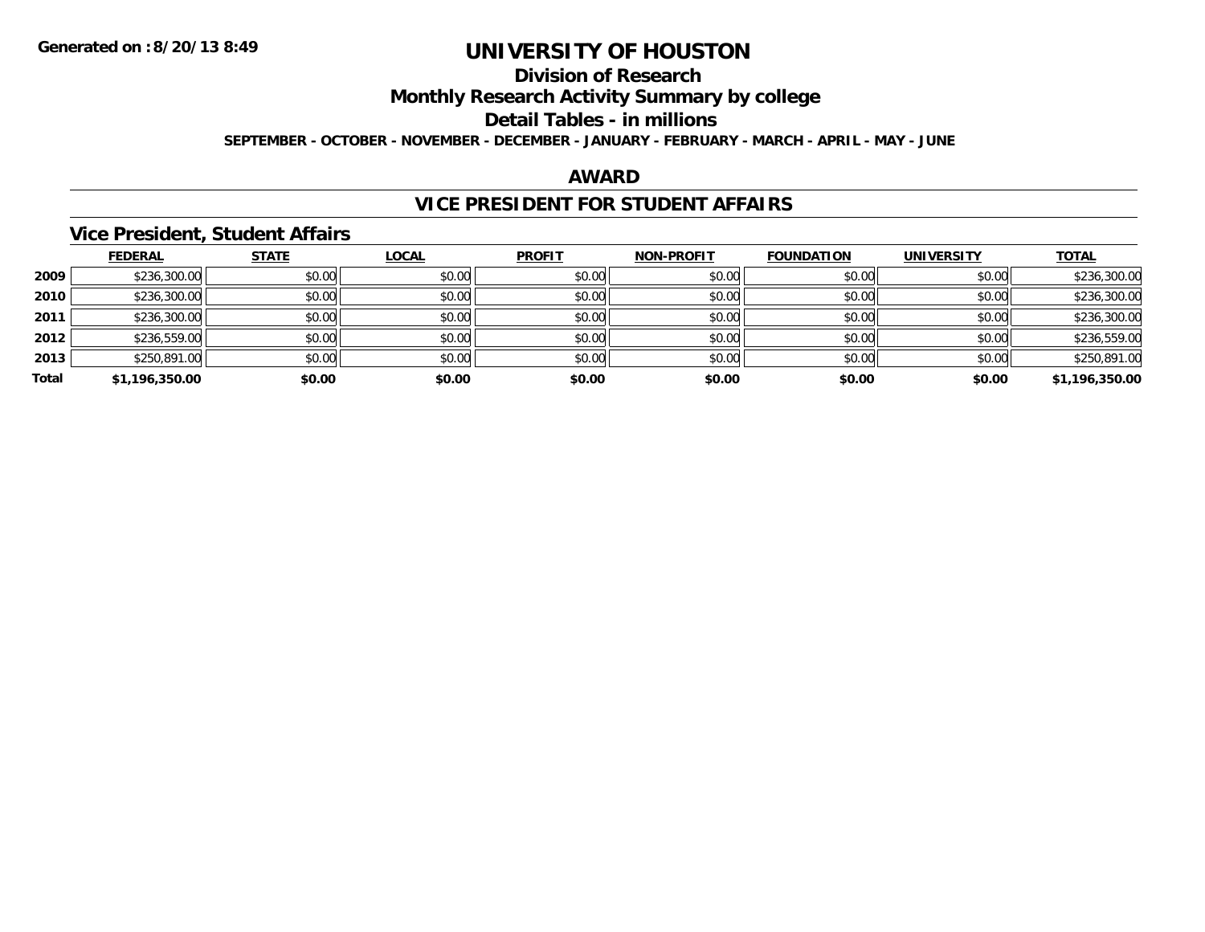**Generated on : 8/20/13 8:49**

# UNIVERSITY OF HOUSTON

## Division of Research

## Monthly Research Activity Summary by college

## Detail Tables - in millions

**SEPTEMBER - OCTOBER - NOVEMBER - DECEMBER - JANUARY - FEBRUARY - MARCH - APRIL - MAY - JUNE**

## AWARD

## VICE PRESIDENT FOR STUDENT AFFAIRS

### Vice President, Student Affairs

| | FEDERAL | STATE | LOCAL | PROFIT | NON-PROFIT | FOUNDATION | UNIVERSITY | TOTAL |
|---|---|---|---|---|---|---|---|---|
| 2009 | $236,300.00 | $0.00 | $0.00 | $0.00 | $0.00 | $0.00 | $0.00 | $236,300.00 |
| 2010 | $236,300.00 | $0.00 | $0.00 | $0.00 | $0.00 | $0.00 | $0.00 | $236,300.00 |
| 2011 | $236,300.00 | $0.00 | $0.00 | $0.00 | $0.00 | $0.00 | $0.00 | $236,300.00 |
| 2012 | $236,559.00 | $0.00 | $0.00 | $0.00 | $0.00 | $0.00 | $0.00 | $236,559.00 |
| 2013 | $250,891.00 | $0.00 | $0.00 | $0.00 | $0.00 | $0.00 | $0.00 | $250,891.00 |
| **Total** | **$1,196,350.00** | **$0.00** | **$0.00** | **$0.00** | **$0.00** | **$0.00** | **$0.00** | **$1,196,350.00** |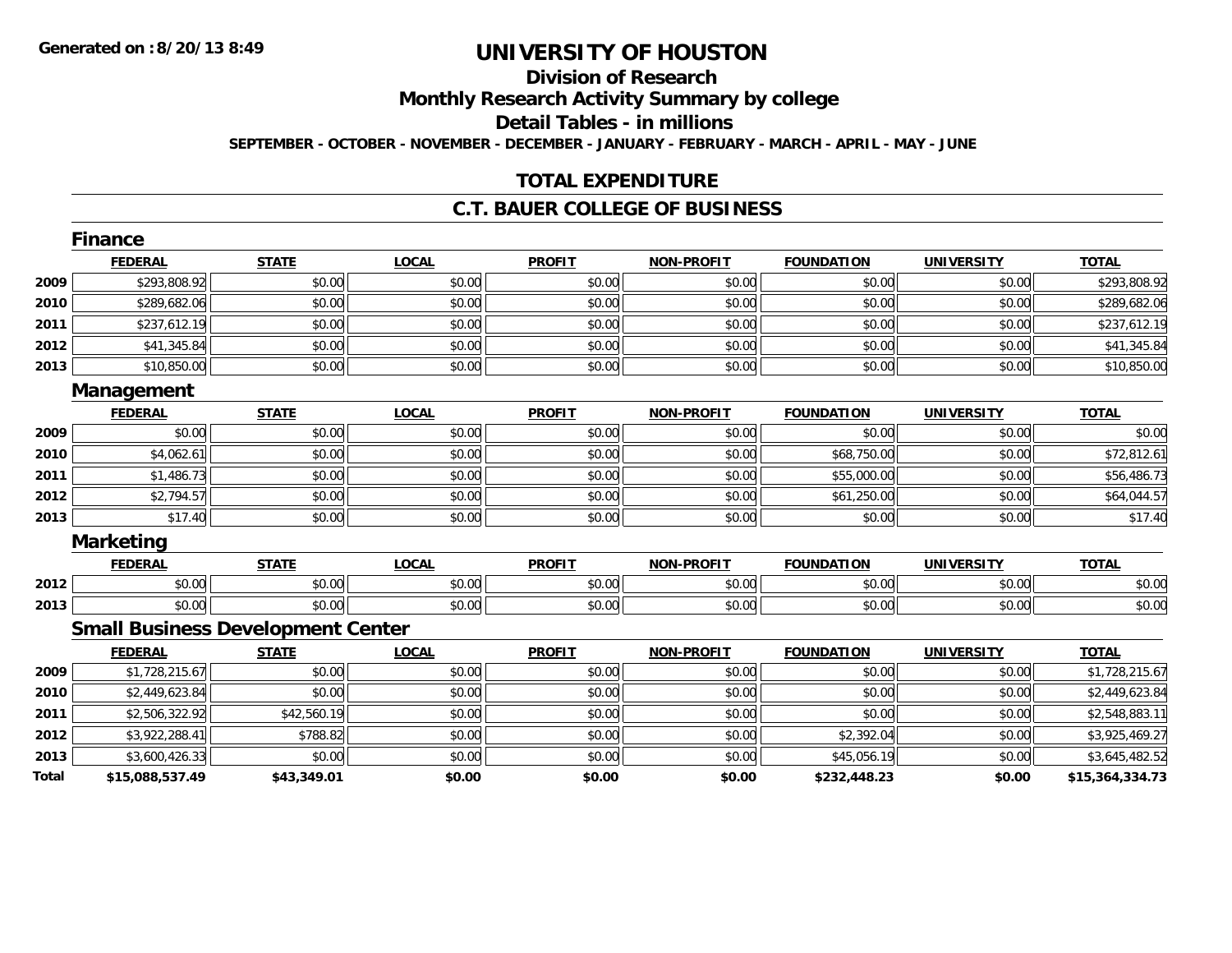# UNIVERSITY OF HOUSTON

## Division of Research

## Monthly Research Activity Summary by college

## Detail Tables - in millions

**SEPTEMBER - OCTOBER - NOVEMBER - DECEMBER - JANUARY - FEBRUARY - MARCH - APRIL - MAY - JUNE**

## TOTAL EXPENDITURE

## C.T. BAUER COLLEGE OF BUSINESS

### Finance

| | FEDERAL | STATE | LOCAL | PROFIT | NON-PROFIT | FOUNDATION | UNIVERSITY | TOTAL |
|---|---|---|---|---|---|---|---|---|
| 2009 | $293,808.92 | $0.00 | $0.00 | $0.00 | $0.00 | $0.00 | $0.00 | $293,808.92 |
| 2010 | $289,682.06 | $0.00 | $0.00 | $0.00 | $0.00 | $0.00 | $0.00 | $289,682.06 |
| 2011 | $237,612.19 | $0.00 | $0.00 | $0.00 | $0.00 | $0.00 | $0.00 | $237,612.19 |
| 2012 | $41,345.84 | $0.00 | $0.00 | $0.00 | $0.00 | $0.00 | $0.00 | $41,345.84 |
| 2013 | $10,850.00 | $0.00 | $0.00 | $0.00 | $0.00 | $0.00 | $0.00 | $10,850.00 |

### Management

| | FEDERAL | STATE | LOCAL | PROFIT | NON-PROFIT | FOUNDATION | UNIVERSITY | TOTAL |
|---|---|---|---|---|---|---|---|---|
| 2009 | $0.00 | $0.00 | $0.00 | $0.00 | $0.00 | $0.00 | $0.00 | $0.00 |
| 2010 | $4,062.61 | $0.00 | $0.00 | $0.00 | $0.00 | $68,750.00 | $0.00 | $72,812.61 |
| 2011 | $1,486.73 | $0.00 | $0.00 | $0.00 | $0.00 | $55,000.00 | $0.00 | $56,486.73 |
| 2012 | $2,794.57 | $0.00 | $0.00 | $0.00 | $0.00 | $61,250.00 | $0.00 | $64,044.57 |
| 2013 | $17.40 | $0.00 | $0.00 | $0.00 | $0.00 | $0.00 | $0.00 | $17.40 |

### Marketing

| | FEDERAL | STATE | LOCAL | PROFIT | NON-PROFIT | FOUNDATION | UNIVERSITY | TOTAL |
|---|---|---|---|---|---|---|---|---|
| 2012 | $0.00 | $0.00 | $0.00 | $0.00 | $0.00 | $0.00 | $0.00 | $0.00 |
| 2013 | $0.00 | $0.00 | $0.00 | $0.00 | $0.00 | $0.00 | $0.00 | $0.00 |

### Small Business Development Center

| | FEDERAL | STATE | LOCAL | PROFIT | NON-PROFIT | FOUNDATION | UNIVERSITY | TOTAL |
|---|---|---|---|---|---|---|---|---|
| 2009 | $1,728,215.67 | $0.00 | $0.00 | $0.00 | $0.00 | $0.00 | $0.00 | $1,728,215.67 |
| 2010 | $2,449,623.84 | $0.00 | $0.00 | $0.00 | $0.00 | $0.00 | $0.00 | $2,449,623.84 |
| 2011 | $2,506,322.92 | $42,560.19 | $0.00 | $0.00 | $0.00 | $0.00 | $0.00 | $2,548,883.11 |
| 2012 | $3,922,288.41 | $788.82 | $0.00 | $0.00 | $0.00 | $2,392.04 | $0.00 | $3,925,469.27 |
| 2013 | $3,600,426.33 | $0.00 | $0.00 | $0.00 | $0.00 | $45,056.19 | $0.00 | $3,645,482.52 |
| **Total** | **$15,088,537.49** | **$43,349.01** | **$0.00** | **$0.00** | **$0.00** | **$232,448.23** | **$0.00** | **$15,364,334.73** |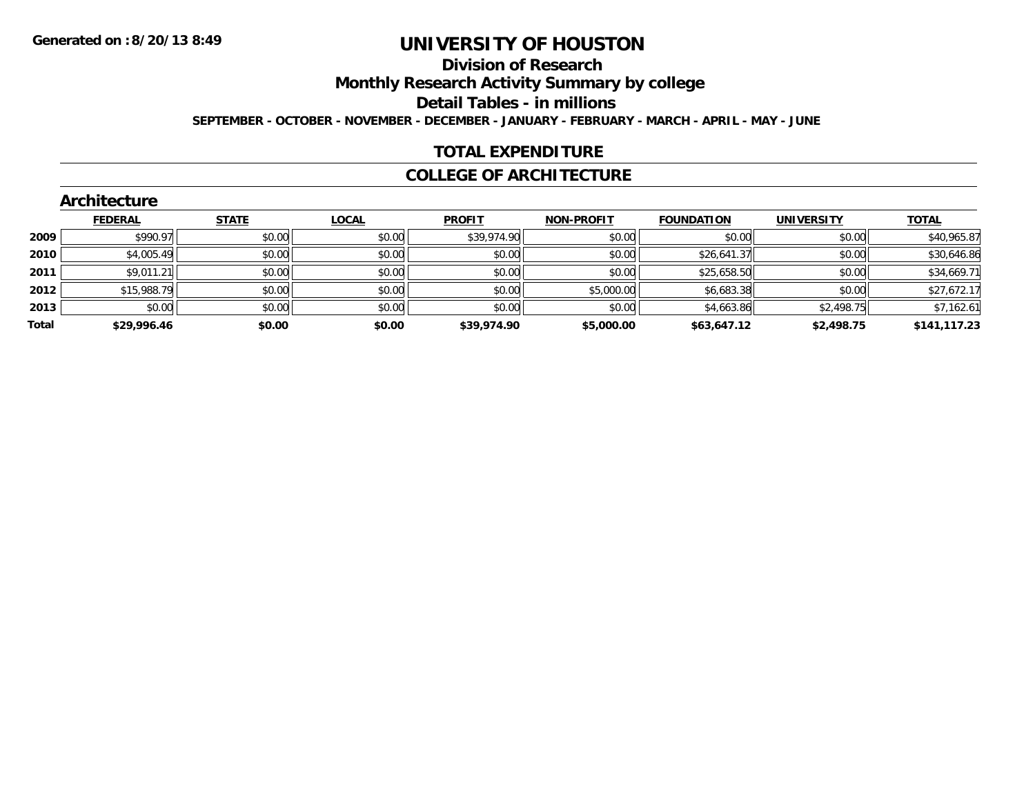**Generated on :8/20/13 8:49**

# UNIVERSITY OF HOUSTON

## Division of Research

## Monthly Research Activity Summary by college

## Detail Tables - in millions

**SEPTEMBER - OCTOBER - NOVEMBER - DECEMBER - JANUARY - FEBRUARY - MARCH - APRIL - MAY - JUNE**

## TOTAL EXPENDITURE

## COLLEGE OF ARCHITECTURE

### Architecture

| | FEDERAL | STATE | LOCAL | PROFIT | NON-PROFIT | FOUNDATION | UNIVERSITY | TOTAL |
|---|---|---|---|---|---|---|---|---|
| 2009 | $990.97 | $0.00 | $0.00 | $39,974.90 | $0.00 | $0.00 | $0.00 | $40,965.87 |
| 2010 | $4,005.49 | $0.00 | $0.00 | $0.00 | $0.00 | $26,641.37 | $0.00 | $30,646.86 |
| 2011 | $9,011.21 | $0.00 | $0.00 | $0.00 | $0.00 | $25,658.50 | $0.00 | $34,669.71 |
| 2012 | $15,988.79 | $0.00 | $0.00 | $0.00 | $5,000.00 | $6,683.38 | $0.00 | $27,672.17 |
| 2013 | $0.00 | $0.00 | $0.00 | $0.00 | $0.00 | $4,663.86 | $2,498.75 | $7,162.61 |
| **Total** | **$29,996.46** | **$0.00** | **$0.00** | **$39,974.90** | **$5,000.00** | **$63,647.12** | **$2,498.75** | **$141,117.23** |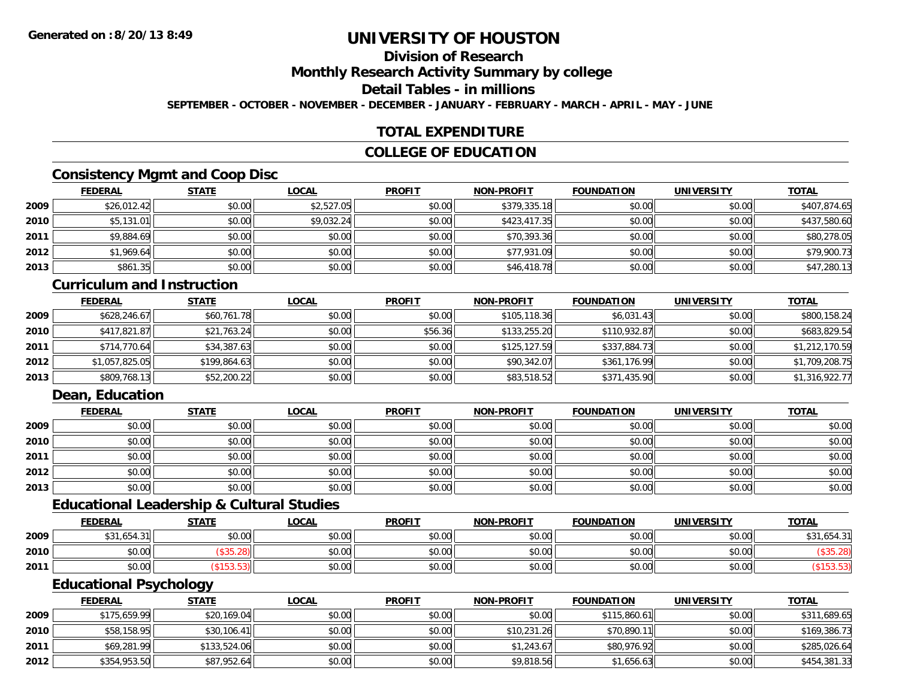**Generated on :8/20/13 8:49**

# UNIVERSITY OF HOUSTON

## Division of Research

## Monthly Research Activity Summary by college

## Detail Tables - in millions

**SEPTEMBER - OCTOBER - NOVEMBER - DECEMBER - JANUARY - FEBRUARY - MARCH - APRIL - MAY - JUNE**

## TOTAL EXPENDITURE

## COLLEGE OF EDUCATION

### Consistency Mgmt and Coop Disc

| | FEDERAL | STATE | LOCAL | PROFIT | NON-PROFIT | FOUNDATION | UNIVERSITY | TOTAL |
|---|---|---|---|---|---|---|---|---|
| 2009 | $26,012.42 | $0.00 | $2,527.05 | $0.00 | $379,335.18 | $0.00 | $0.00 | $407,874.65 |
| 2010 | $5,131.01 | $0.00 | $9,032.24 | $0.00 | $423,417.35 | $0.00 | $0.00 | $437,580.60 |
| 2011 | $9,884.69 | $0.00 | $0.00 | $0.00 | $70,393.36 | $0.00 | $0.00 | $80,278.05 |
| 2012 | $1,969.64 | $0.00 | $0.00 | $0.00 | $77,931.09 | $0.00 | $0.00 | $79,900.73 |
| 2013 | $861.35 | $0.00 | $0.00 | $0.00 | $46,418.78 | $0.00 | $0.00 | $47,280.13 |

### Curriculum and Instruction

| | FEDERAL | STATE | LOCAL | PROFIT | NON-PROFIT | FOUNDATION | UNIVERSITY | TOTAL |
|---|---|---|---|---|---|---|---|---|
| 2009 | $628,246.67 | $60,761.78 | $0.00 | $0.00 | $105,118.36 | $6,031.43 | $0.00 | $800,158.24 |
| 2010 | $417,821.87 | $21,763.24 | $0.00 | $56.36 | $133,255.20 | $110,932.87 | $0.00 | $683,829.54 |
| 2011 | $714,770.64 | $34,387.63 | $0.00 | $0.00 | $125,127.59 | $337,884.73 | $0.00 | $1,212,170.59 |
| 2012 | $1,057,825.05 | $199,864.63 | $0.00 | $0.00 | $90,342.07 | $361,176.99 | $0.00 | $1,709,208.75 |
| 2013 | $809,768.13 | $52,200.22 | $0.00 | $0.00 | $83,518.52 | $371,435.90 | $0.00 | $1,316,922.77 |

### Dean, Education

| | FEDERAL | STATE | LOCAL | PROFIT | NON-PROFIT | FOUNDATION | UNIVERSITY | TOTAL |
|---|---|---|---|---|---|---|---|---|
| 2009 | $0.00 | $0.00 | $0.00 | $0.00 | $0.00 | $0.00 | $0.00 | $0.00 |
| 2010 | $0.00 | $0.00 | $0.00 | $0.00 | $0.00 | $0.00 | $0.00 | $0.00 |
| 2011 | $0.00 | $0.00 | $0.00 | $0.00 | $0.00 | $0.00 | $0.00 | $0.00 |
| 2012 | $0.00 | $0.00 | $0.00 | $0.00 | $0.00 | $0.00 | $0.00 | $0.00 |
| 2013 | $0.00 | $0.00 | $0.00 | $0.00 | $0.00 | $0.00 | $0.00 | $0.00 |

### Educational Leadership & Cultural Studies

| | FEDERAL | STATE | LOCAL | PROFIT | NON-PROFIT | FOUNDATION | UNIVERSITY | TOTAL |
|---|---|---|---|---|---|---|---|---|
| 2009 | $31,654.31 | $0.00 | $0.00 | $0.00 | $0.00 | $0.00 | $0.00 | $31,654.31 |
| 2010 | $0.00 | ($35.28) | $0.00 | $0.00 | $0.00 | $0.00 | $0.00 | ($35.28) |
| 2011 | $0.00 | ($153.53) | $0.00 | $0.00 | $0.00 | $0.00 | $0.00 | ($153.53) |

### Educational Psychology

| | FEDERAL | STATE | LOCAL | PROFIT | NON-PROFIT | FOUNDATION | UNIVERSITY | TOTAL |
|---|---|---|---|---|---|---|---|---|
| 2009 | $175,659.99 | $20,169.04 | $0.00 | $0.00 | $0.00 | $115,860.61 | $0.00 | $311,689.65 |
| 2010 | $58,158.95 | $30,106.41 | $0.00 | $0.00 | $10,231.26 | $70,890.11 | $0.00 | $169,386.73 |
| 2011 | $69,281.99 | $133,524.06 | $0.00 | $0.00 | $1,243.67 | $80,976.92 | $0.00 | $285,026.64 |
| 2012 | $354,953.50 | $87,952.64 | $0.00 | $0.00 | $9,818.56 | $1,656.63 | $0.00 | $454,381.33 |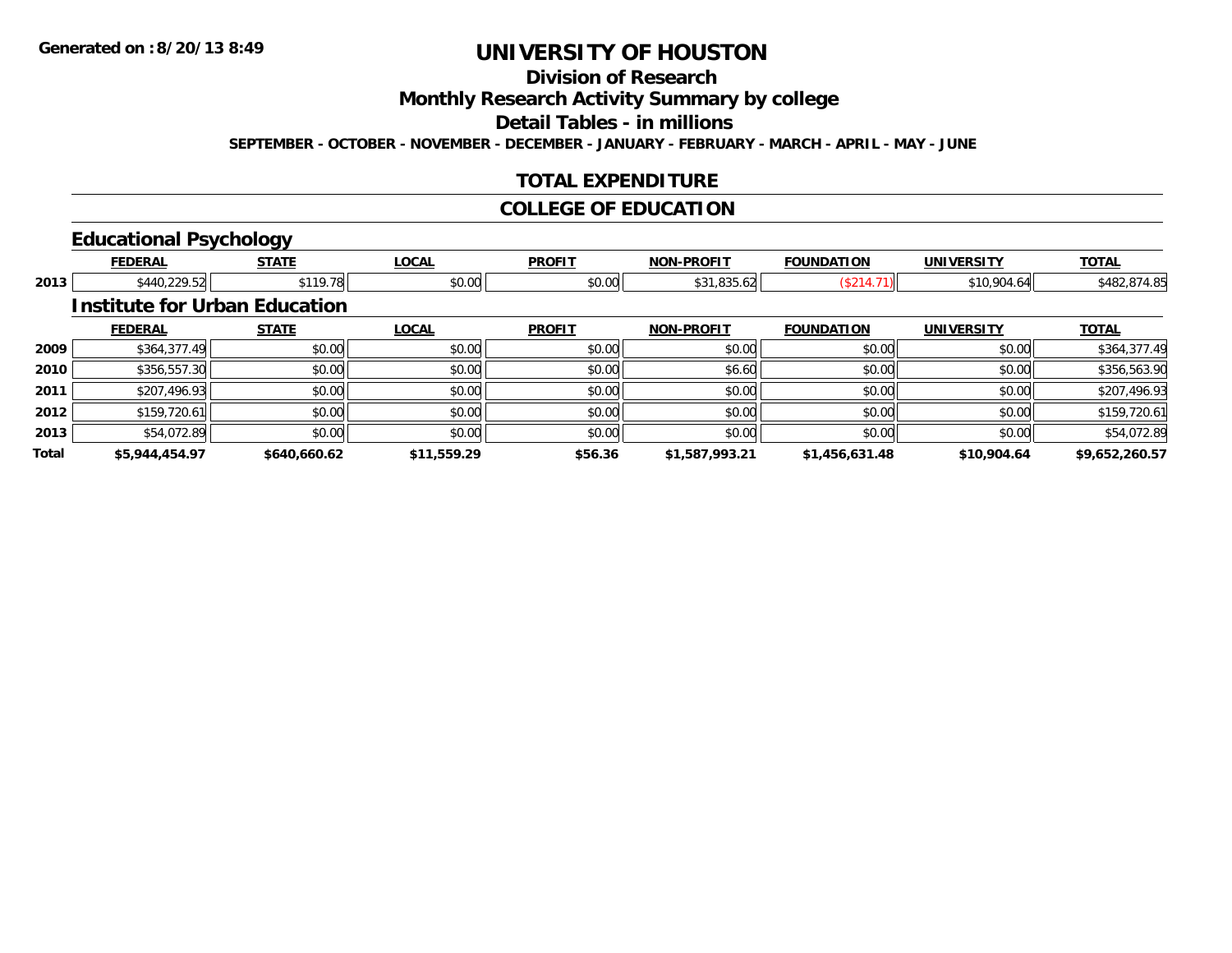# UNIVERSITY OF HOUSTON

## Division of Research

## Monthly Research Activity Summary by college

## Detail Tables - in millions

SEPTEMBER - OCTOBER - NOVEMBER - DECEMBER - JANUARY - FEBRUARY - MARCH - APRIL - MAY - JUNE

## TOTAL EXPENDITURE

## COLLEGE OF EDUCATION

### Educational Psychology

| | FEDERAL | STATE | LOCAL | PROFIT | NON-PROFIT | FOUNDATION | UNIVERSITY | TOTAL |
|---|---|---|---|---|---|---|---|---|
| 2013 | $440,229.52 | $119.78 | $0.00 | $0.00 | $31,835.62 | ($214.71) | $10,904.64 | $482,874.85 |

### Institute for Urban Education

| | FEDERAL | STATE | LOCAL | PROFIT | NON-PROFIT | FOUNDATION | UNIVERSITY | TOTAL |
|---|---|---|---|---|---|---|---|---|
| 2009 | $364,377.49 | $0.00 | $0.00 | $0.00 | $0.00 | $0.00 | $0.00 | $364,377.49 |
| 2010 | $356,557.30 | $0.00 | $0.00 | $0.00 | $6.60 | $0.00 | $0.00 | $356,563.90 |
| 2011 | $207,496.93 | $0.00 | $0.00 | $0.00 | $0.00 | $0.00 | $0.00 | $207,496.93 |
| 2012 | $159,720.61 | $0.00 | $0.00 | $0.00 | $0.00 | $0.00 | $0.00 | $159,720.61 |
| 2013 | $54,072.89 | $0.00 | $0.00 | $0.00 | $0.00 | $0.00 | $0.00 | $54,072.89 |
| **Total** | **$5,944,454.97** | **$640,660.62** | **$11,559.29** | **$56.36** | **$1,587,993.21** | **$1,456,631.48** | **$10,904.64** | **$9,652,260.57** |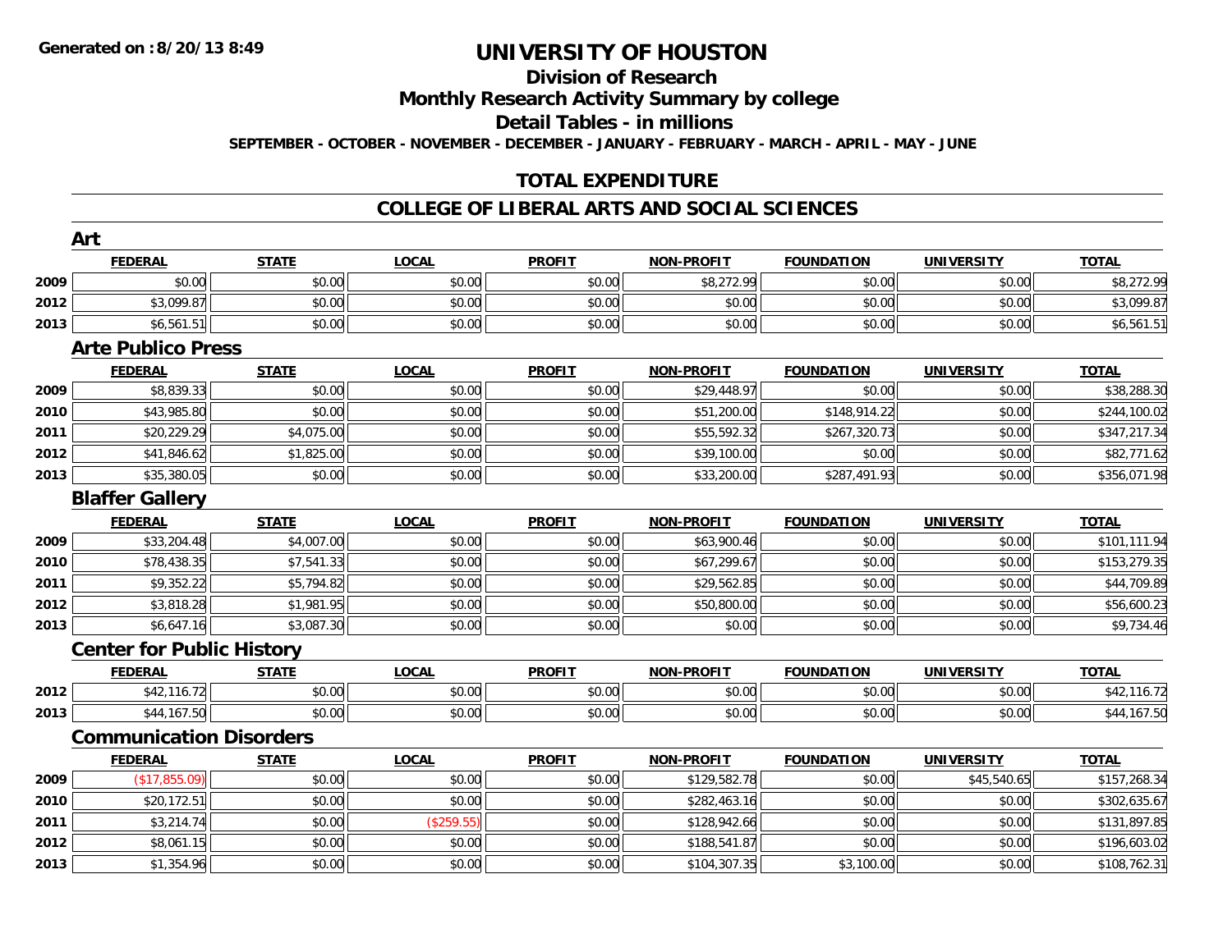# UNIVERSITY OF HOUSTON

## Division of Research

## Monthly Research Activity Summary by college

## Detail Tables - in millions

**SEPTEMBER - OCTOBER - NOVEMBER - DECEMBER - JANUARY - FEBRUARY - MARCH - APRIL - MAY - JUNE**

## TOTAL EXPENDITURE

## COLLEGE OF LIBERAL ARTS AND SOCIAL SCIENCES

### Art

| | FEDERAL | STATE | LOCAL | PROFIT | NON-PROFIT | FOUNDATION | UNIVERSITY | TOTAL |
|---|---|---|---|---|---|---|---|---|
| 2009 | $0.00 | $0.00 | $0.00 | $0.00 | $8,272.99 | $0.00 | $0.00 | $8,272.99 |
| 2012 | $3,099.87 | $0.00 | $0.00 | $0.00 | $0.00 | $0.00 | $0.00 | $3,099.87 |
| 2013 | $6,561.51 | $0.00 | $0.00 | $0.00 | $0.00 | $0.00 | $0.00 | $6,561.51 |

### Arte Publico Press

| | FEDERAL | STATE | LOCAL | PROFIT | NON-PROFIT | FOUNDATION | UNIVERSITY | TOTAL |
|---|---|---|---|---|---|---|---|---|
| 2009 | $8,839.33 | $0.00 | $0.00 | $0.00 | $29,448.97 | $0.00 | $0.00 | $38,288.30 |
| 2010 | $43,985.80 | $0.00 | $0.00 | $0.00 | $51,200.00 | $148,914.22 | $0.00 | $244,100.02 |
| 2011 | $20,229.29 | $4,075.00 | $0.00 | $0.00 | $55,592.32 | $267,320.73 | $0.00 | $347,217.34 |
| 2012 | $41,846.62 | $1,825.00 | $0.00 | $0.00 | $39,100.00 | $0.00 | $0.00 | $82,771.62 |
| 2013 | $35,380.05 | $0.00 | $0.00 | $0.00 | $33,200.00 | $287,491.93 | $0.00 | $356,071.98 |

### Blaffer Gallery

| | FEDERAL | STATE | LOCAL | PROFIT | NON-PROFIT | FOUNDATION | UNIVERSITY | TOTAL |
|---|---|---|---|---|---|---|---|---|
| 2009 | $33,204.48 | $4,007.00 | $0.00 | $0.00 | $63,900.46 | $0.00 | $0.00 | $101,111.94 |
| 2010 | $78,438.35 | $7,541.33 | $0.00 | $0.00 | $67,299.67 | $0.00 | $0.00 | $153,279.35 |
| 2011 | $9,352.22 | $5,794.82 | $0.00 | $0.00 | $29,562.85 | $0.00 | $0.00 | $44,709.89 |
| 2012 | $3,818.28 | $1,981.95 | $0.00 | $0.00 | $50,800.00 | $0.00 | $0.00 | $56,600.23 |
| 2013 | $6,647.16 | $3,087.30 | $0.00 | $0.00 | $0.00 | $0.00 | $0.00 | $9,734.46 |

### Center for Public History

| | FEDERAL | STATE | LOCAL | PROFIT | NON-PROFIT | FOUNDATION | UNIVERSITY | TOTAL |
|---|---|---|---|---|---|---|---|---|
| 2012 | $42,116.72 | $0.00 | $0.00 | $0.00 | $0.00 | $0.00 | $0.00 | $42,116.72 |
| 2013 | $44,167.50 | $0.00 | $0.00 | $0.00 | $0.00 | $0.00 | $0.00 | $44,167.50 |

### Communication Disorders

| | FEDERAL | STATE | LOCAL | PROFIT | NON-PROFIT | FOUNDATION | UNIVERSITY | TOTAL |
|---|---|---|---|---|---|---|---|---|
| 2009 | ($17,855.09) | $0.00 | $0.00 | $0.00 | $129,582.78 | $0.00 | $45,540.65 | $157,268.34 |
| 2010 | $20,172.51 | $0.00 | $0.00 | $0.00 | $282,463.16 | $0.00 | $0.00 | $302,635.67 |
| 2011 | $3,214.74 | $0.00 | ($259.55) | $0.00 | $128,942.66 | $0.00 | $0.00 | $131,897.85 |
| 2012 | $8,061.15 | $0.00 | $0.00 | $0.00 | $188,541.87 | $0.00 | $0.00 | $196,603.02 |
| 2013 | $1,354.96 | $0.00 | $0.00 | $0.00 | $104,307.35 | $3,100.00 | $0.00 | $108,762.31 |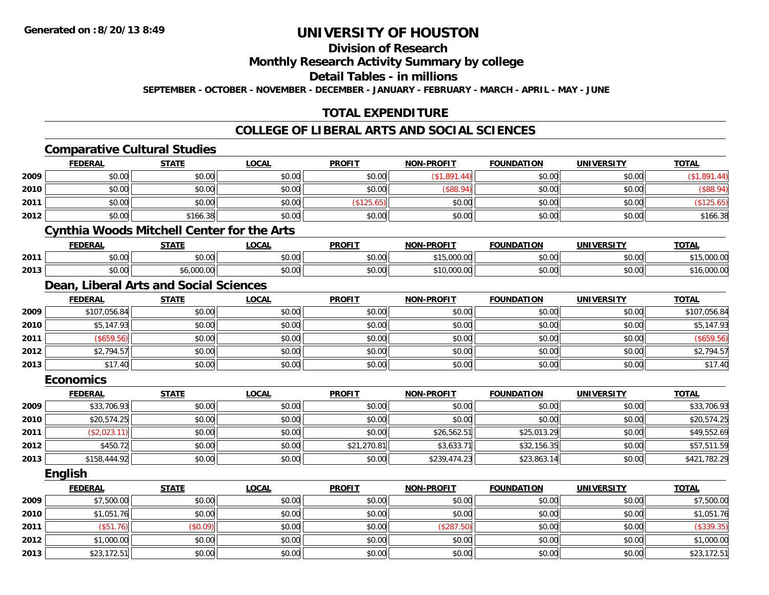**Generated on :8/20/13 8:49**

# UNIVERSITY OF HOUSTON

## Division of Research

## Monthly Research Activity Summary by college

## Detail Tables - in millions

**SEPTEMBER - OCTOBER - NOVEMBER - DECEMBER - JANUARY - FEBRUARY - MARCH - APRIL - MAY - JUNE**

## TOTAL EXPENDITURE

## COLLEGE OF LIBERAL ARTS AND SOCIAL SCIENCES

### Comparative Cultural Studies

| | FEDERAL | STATE | LOCAL | PROFIT | NON-PROFIT | FOUNDATION | UNIVERSITY | TOTAL |
|---|---|---|---|---|---|---|---|---|
| 2009 | $0.00 | $0.00 | $0.00 | $0.00 | ($1,891.44) | $0.00 | $0.00 | ($1,891.44) |
| 2010 | $0.00 | $0.00 | $0.00 | $0.00 | ($88.94) | $0.00 | $0.00 | ($88.94) |
| 2011 | $0.00 | $0.00 | $0.00 | ($125.65) | $0.00 | $0.00 | $0.00 | ($125.65) |
| 2012 | $0.00 | $166.38 | $0.00 | $0.00 | $0.00 | $0.00 | $0.00 | $166.38 |

### Cynthia Woods Mitchell Center for the Arts

| | FEDERAL | STATE | LOCAL | PROFIT | NON-PROFIT | FOUNDATION | UNIVERSITY | TOTAL |
|---|---|---|---|---|---|---|---|---|
| 2011 | $0.00 | $0.00 | $0.00 | $0.00 | $15,000.00 | $0.00 | $0.00 | $15,000.00 |
| 2013 | $0.00 | $6,000.00 | $0.00 | $0.00 | $10,000.00 | $0.00 | $0.00 | $16,000.00 |

### Dean, Liberal Arts and Social Sciences

| | FEDERAL | STATE | LOCAL | PROFIT | NON-PROFIT | FOUNDATION | UNIVERSITY | TOTAL |
|---|---|---|---|---|---|---|---|---|
| 2009 | $107,056.84 | $0.00 | $0.00 | $0.00 | $0.00 | $0.00 | $0.00 | $107,056.84 |
| 2010 | $5,147.93 | $0.00 | $0.00 | $0.00 | $0.00 | $0.00 | $0.00 | $5,147.93 |
| 2011 | ($659.56) | $0.00 | $0.00 | $0.00 | $0.00 | $0.00 | $0.00 | ($659.56) |
| 2012 | $2,794.57 | $0.00 | $0.00 | $0.00 | $0.00 | $0.00 | $0.00 | $2,794.57 |
| 2013 | $17.40 | $0.00 | $0.00 | $0.00 | $0.00 | $0.00 | $0.00 | $17.40 |

### Economics

| | FEDERAL | STATE | LOCAL | PROFIT | NON-PROFIT | FOUNDATION | UNIVERSITY | TOTAL |
|---|---|---|---|---|---|---|---|---|
| 2009 | $33,706.93 | $0.00 | $0.00 | $0.00 | $0.00 | $0.00 | $0.00 | $33,706.93 |
| 2010 | $20,574.25 | $0.00 | $0.00 | $0.00 | $0.00 | $0.00 | $0.00 | $20,574.25 |
| 2011 | ($2,023.11) | $0.00 | $0.00 | $0.00 | $26,562.51 | $25,013.29 | $0.00 | $49,552.69 |
| 2012 | $450.72 | $0.00 | $0.00 | $21,270.81 | $3,633.71 | $32,156.35 | $0.00 | $57,511.59 |
| 2013 | $158,444.92 | $0.00 | $0.00 | $0.00 | $239,474.23 | $23,863.14 | $0.00 | $421,782.29 |

### English

| | FEDERAL | STATE | LOCAL | PROFIT | NON-PROFIT | FOUNDATION | UNIVERSITY | TOTAL |
|---|---|---|---|---|---|---|---|---|
| 2009 | $7,500.00 | $0.00 | $0.00 | $0.00 | $0.00 | $0.00 | $0.00 | $7,500.00 |
| 2010 | $1,051.76 | $0.00 | $0.00 | $0.00 | $0.00 | $0.00 | $0.00 | $1,051.76 |
| 2011 | ($51.76) | ($0.09) | $0.00 | $0.00 | ($287.50) | $0.00 | $0.00 | ($339.35) |
| 2012 | $1,000.00 | $0.00 | $0.00 | $0.00 | $0.00 | $0.00 | $0.00 | $1,000.00 |
| 2013 | $23,172.51 | $0.00 | $0.00 | $0.00 | $0.00 | $0.00 | $0.00 | $23,172.51 |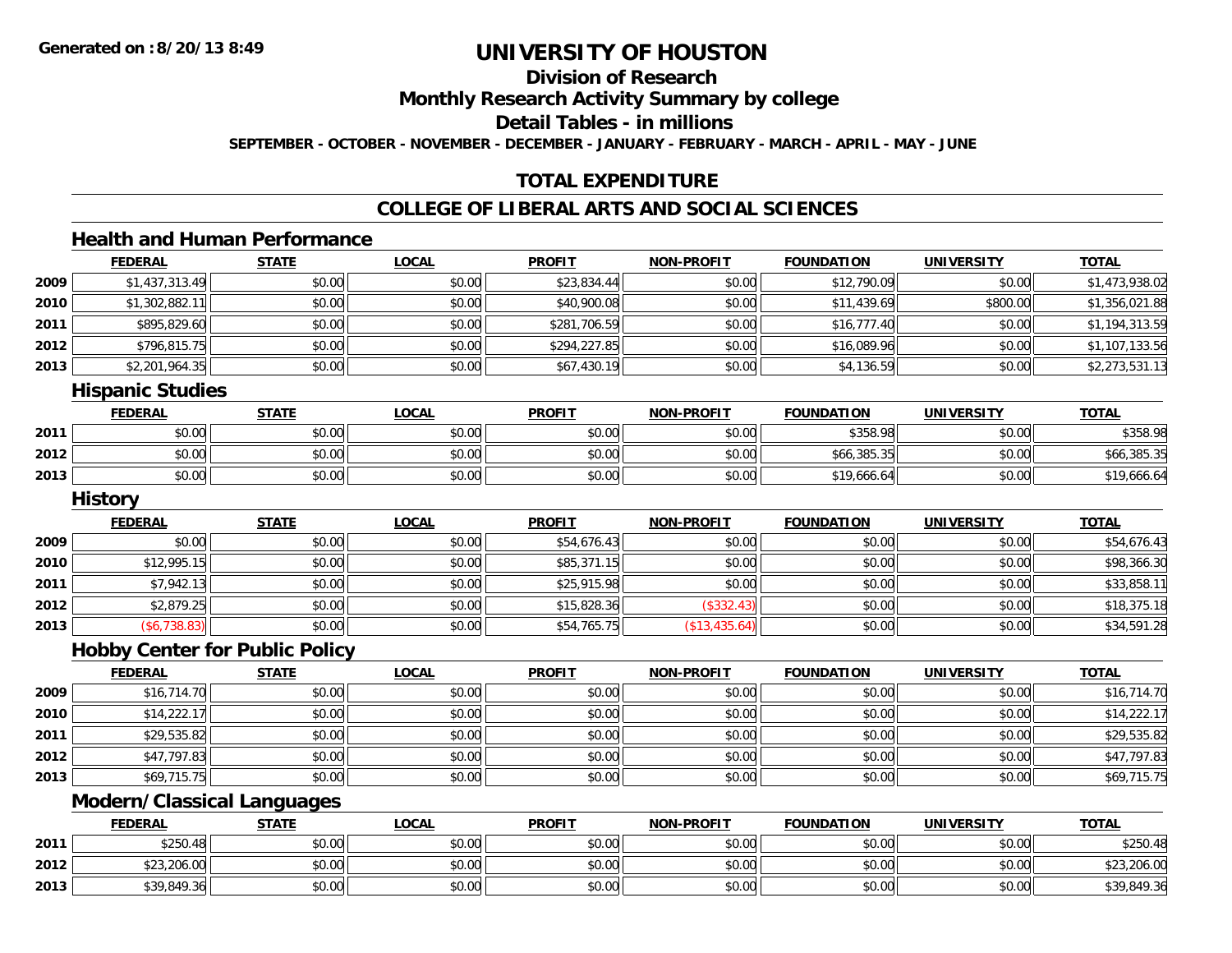# UNIVERSITY OF HOUSTON

## Division of Research

## Monthly Research Activity Summary by college

## Detail Tables - in millions

**SEPTEMBER - OCTOBER - NOVEMBER - DECEMBER - JANUARY - FEBRUARY - MARCH - APRIL - MAY - JUNE**

## TOTAL EXPENDITURE

## COLLEGE OF LIBERAL ARTS AND SOCIAL SCIENCES

### Health and Human Performance

| | FEDERAL | STATE | LOCAL | PROFIT | NON-PROFIT | FOUNDATION | UNIVERSITY | TOTAL |
|---|---|---|---|---|---|---|---|---|
| 2009 | $1,437,313.49 | $0.00 | $0.00 | $23,834.44 | $0.00 | $12,790.09 | $0.00 | $1,473,938.02 |
| 2010 | $1,302,882.11 | $0.00 | $0.00 | $40,900.08 | $0.00 | $11,439.69 | $800.00 | $1,356,021.88 |
| 2011 | $895,829.60 | $0.00 | $0.00 | $281,706.59 | $0.00 | $16,777.40 | $0.00 | $1,194,313.59 |
| 2012 | $796,815.75 | $0.00 | $0.00 | $294,227.85 | $0.00 | $16,089.96 | $0.00 | $1,107,133.56 |
| 2013 | $2,201,964.35 | $0.00 | $0.00 | $67,430.19 | $0.00 | $4,136.59 | $0.00 | $2,273,531.13 |

### Hispanic Studies

| | FEDERAL | STATE | LOCAL | PROFIT | NON-PROFIT | FOUNDATION | UNIVERSITY | TOTAL |
|---|---|---|---|---|---|---|---|---|
| 2011 | $0.00 | $0.00 | $0.00 | $0.00 | $0.00 | $358.98 | $0.00 | $358.98 |
| 2012 | $0.00 | $0.00 | $0.00 | $0.00 | $0.00 | $66,385.35 | $0.00 | $66,385.35 |
| 2013 | $0.00 | $0.00 | $0.00 | $0.00 | $0.00 | $19,666.64 | $0.00 | $19,666.64 |

### History

| | FEDERAL | STATE | LOCAL | PROFIT | NON-PROFIT | FOUNDATION | UNIVERSITY | TOTAL |
|---|---|---|---|---|---|---|---|---|
| 2009 | $0.00 | $0.00 | $0.00 | $54,676.43 | $0.00 | $0.00 | $0.00 | $54,676.43 |
| 2010 | $12,995.15 | $0.00 | $0.00 | $85,371.15 | $0.00 | $0.00 | $0.00 | $98,366.30 |
| 2011 | $7,942.13 | $0.00 | $0.00 | $25,915.98 | $0.00 | $0.00 | $0.00 | $33,858.11 |
| 2012 | $2,879.25 | $0.00 | $0.00 | $15,828.36 | ($332.43) | $0.00 | $0.00 | $18,375.18 |
| 2013 | ($6,738.83) | $0.00 | $0.00 | $54,765.75 | ($13,435.64) | $0.00 | $0.00 | $34,591.28 |

### Hobby Center for Public Policy

| | FEDERAL | STATE | LOCAL | PROFIT | NON-PROFIT | FOUNDATION | UNIVERSITY | TOTAL |
|---|---|---|---|---|---|---|---|---|
| 2009 | $16,714.70 | $0.00 | $0.00 | $0.00 | $0.00 | $0.00 | $0.00 | $16,714.70 |
| 2010 | $14,222.17 | $0.00 | $0.00 | $0.00 | $0.00 | $0.00 | $0.00 | $14,222.17 |
| 2011 | $29,535.82 | $0.00 | $0.00 | $0.00 | $0.00 | $0.00 | $0.00 | $29,535.82 |
| 2012 | $47,797.83 | $0.00 | $0.00 | $0.00 | $0.00 | $0.00 | $0.00 | $47,797.83 |
| 2013 | $69,715.75 | $0.00 | $0.00 | $0.00 | $0.00 | $0.00 | $0.00 | $69,715.75 |

### Modern/Classical Languages

| | FEDERAL | STATE | LOCAL | PROFIT | NON-PROFIT | FOUNDATION | UNIVERSITY | TOTAL |
|---|---|---|---|---|---|---|---|---|
| 2011 | $250.48 | $0.00 | $0.00 | $0.00 | $0.00 | $0.00 | $0.00 | $250.48 |
| 2012 | $23,206.00 | $0.00 | $0.00 | $0.00 | $0.00 | $0.00 | $0.00 | $23,206.00 |
| 2013 | $39,849.36 | $0.00 | $0.00 | $0.00 | $0.00 | $0.00 | $0.00 | $39,849.36 |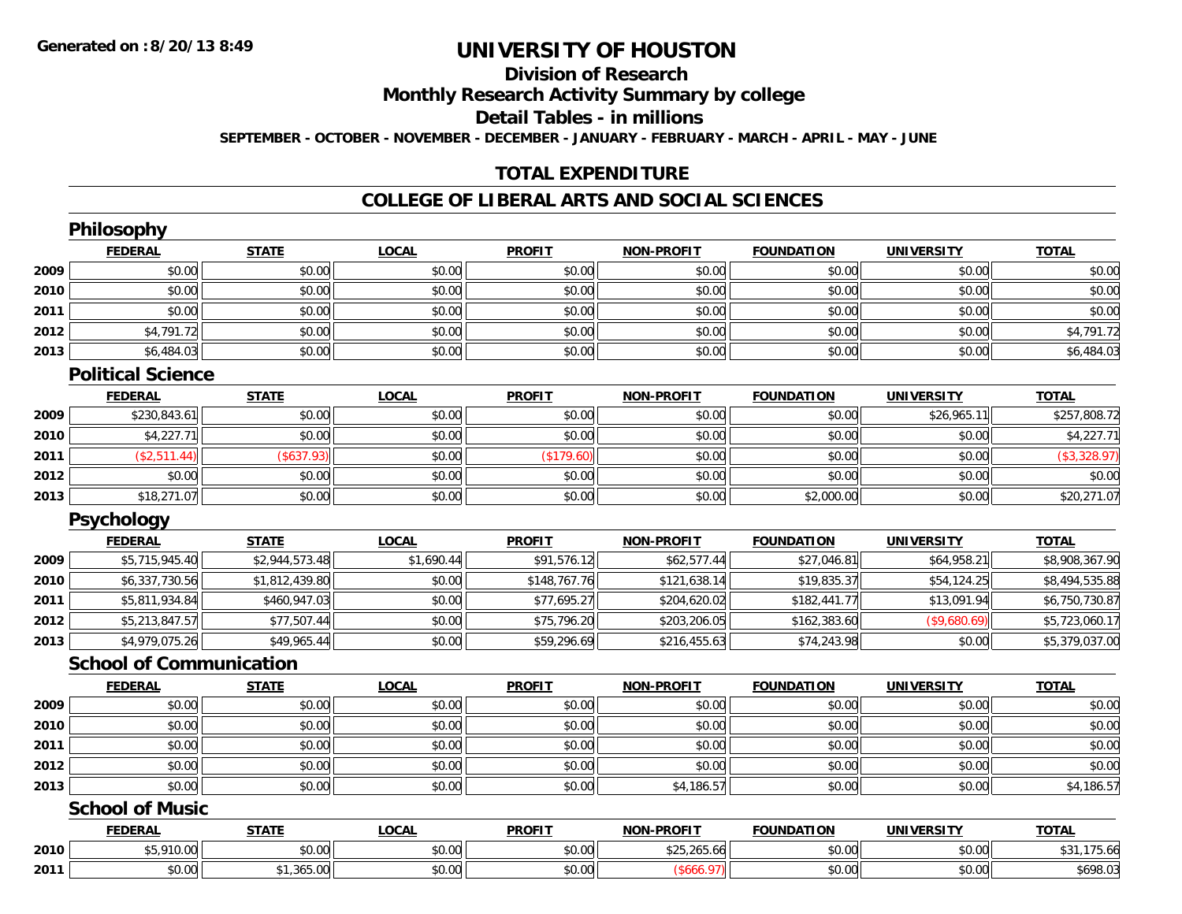**Generated on :8/20/13 8:49**

# UNIVERSITY OF HOUSTON

## Division of Research

## Monthly Research Activity Summary by college

## Detail Tables - in millions

**SEPTEMBER - OCTOBER - NOVEMBER - DECEMBER - JANUARY - FEBRUARY - MARCH - APRIL - MAY - JUNE**

## TOTAL EXPENDITURE

## COLLEGE OF LIBERAL ARTS AND SOCIAL SCIENCES

### Philosophy

| | FEDERAL | STATE | LOCAL | PROFIT | NON-PROFIT | FOUNDATION | UNIVERSITY | TOTAL |
|---|---|---|---|---|---|---|---|---|
| 2009 | $0.00 | $0.00 | $0.00 | $0.00 | $0.00 | $0.00 | $0.00 | $0.00 |
| 2010 | $0.00 | $0.00 | $0.00 | $0.00 | $0.00 | $0.00 | $0.00 | $0.00 |
| 2011 | $0.00 | $0.00 | $0.00 | $0.00 | $0.00 | $0.00 | $0.00 | $0.00 |
| 2012 | $4,791.72 | $0.00 | $0.00 | $0.00 | $0.00 | $0.00 | $0.00 | $4,791.72 |
| 2013 | $6,484.03 | $0.00 | $0.00 | $0.00 | $0.00 | $0.00 | $0.00 | $6,484.03 |

### Political Science

| | FEDERAL | STATE | LOCAL | PROFIT | NON-PROFIT | FOUNDATION | UNIVERSITY | TOTAL |
|---|---|---|---|---|---|---|---|---|
| 2009 | $230,843.61 | $0.00 | $0.00 | $0.00 | $0.00 | $0.00 | $26,965.11 | $257,808.72 |
| 2010 | $4,227.71 | $0.00 | $0.00 | $0.00 | $0.00 | $0.00 | $0.00 | $4,227.71 |
| 2011 | ($2,511.44) | ($637.93) | $0.00 | ($179.60) | $0.00 | $0.00 | $0.00 | ($3,328.97) |
| 2012 | $0.00 | $0.00 | $0.00 | $0.00 | $0.00 | $0.00 | $0.00 | $0.00 |
| 2013 | $18,271.07 | $0.00 | $0.00 | $0.00 | $0.00 | $2,000.00 | $0.00 | $20,271.07 |

### Psychology

| | FEDERAL | STATE | LOCAL | PROFIT | NON-PROFIT | FOUNDATION | UNIVERSITY | TOTAL |
|---|---|---|---|---|---|---|---|---|
| 2009 | $5,715,945.40 | $2,944,573.48 | $1,690.44 | $91,576.12 | $62,577.44 | $27,046.81 | $64,958.21 | $8,908,367.90 |
| 2010 | $6,337,730.56 | $1,812,439.80 | $0.00 | $148,767.76 | $121,638.14 | $19,835.37 | $54,124.25 | $8,494,535.88 |
| 2011 | $5,811,934.84 | $460,947.03 | $0.00 | $77,695.27 | $204,620.02 | $182,441.77 | $13,091.94 | $6,750,730.87 |
| 2012 | $5,213,847.57 | $77,507.44 | $0.00 | $75,796.20 | $203,206.05 | $162,383.60 | ($9,680.69) | $5,723,060.17 |
| 2013 | $4,979,075.26 | $49,965.44 | $0.00 | $59,296.69 | $216,455.63 | $74,243.98 | $0.00 | $5,379,037.00 |

### School of Communication

| | FEDERAL | STATE | LOCAL | PROFIT | NON-PROFIT | FOUNDATION | UNIVERSITY | TOTAL |
|---|---|---|---|---|---|---|---|---|
| 2009 | $0.00 | $0.00 | $0.00 | $0.00 | $0.00 | $0.00 | $0.00 | $0.00 |
| 2010 | $0.00 | $0.00 | $0.00 | $0.00 | $0.00 | $0.00 | $0.00 | $0.00 |
| 2011 | $0.00 | $0.00 | $0.00 | $0.00 | $0.00 | $0.00 | $0.00 | $0.00 |
| 2012 | $0.00 | $0.00 | $0.00 | $0.00 | $0.00 | $0.00 | $0.00 | $0.00 |
| 2013 | $0.00 | $0.00 | $0.00 | $0.00 | $4,186.57 | $0.00 | $0.00 | $4,186.57 |

### School of Music

| | FEDERAL | STATE | LOCAL | PROFIT | NON-PROFIT | FOUNDATION | UNIVERSITY | TOTAL |
|---|---|---|---|---|---|---|---|---|
| 2010 | $5,910.00 | $0.00 | $0.00 | $0.00 | $25,265.66 | $0.00 | $0.00 | $31,175.66 |
| 2011 | $0.00 | $1,365.00 | $0.00 | $0.00 | ($666.97) | $0.00 | $0.00 | $698.03 |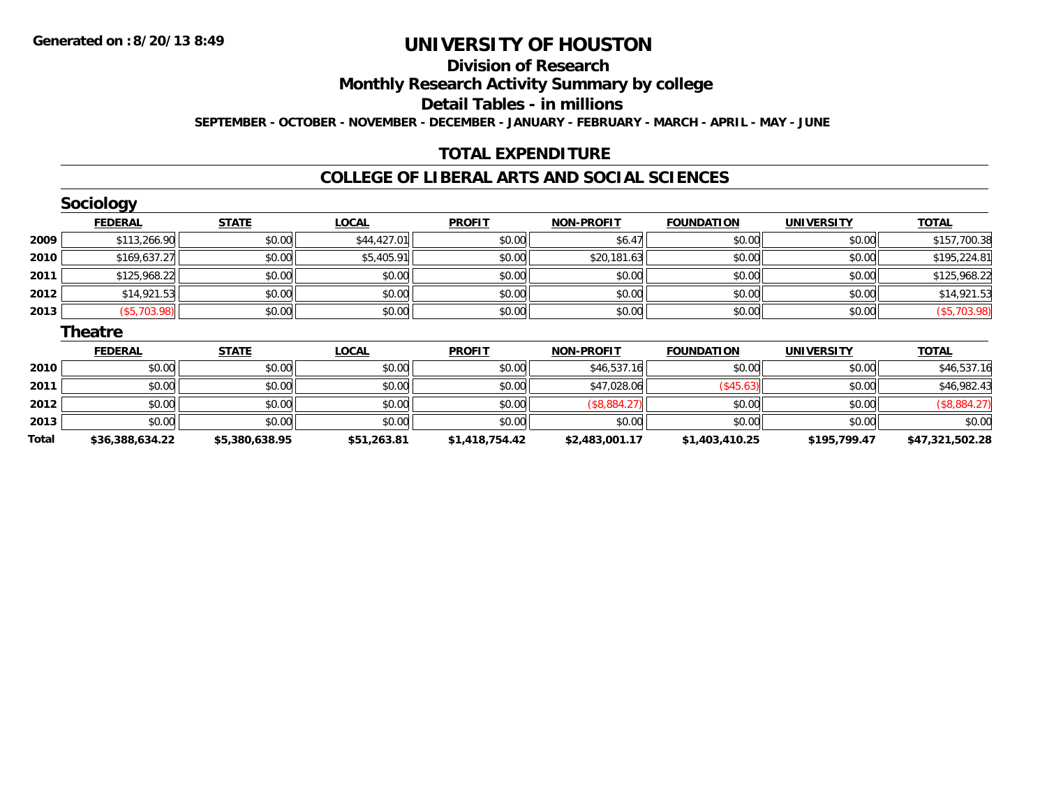Generated on :8/20/13 8:49

# UNIVERSITY OF HOUSTON

## Division of Research

## Monthly Research Activity Summary by college

## Detail Tables - in millions

SEPTEMBER - OCTOBER - NOVEMBER - DECEMBER - JANUARY - FEBRUARY - MARCH - APRIL - MAY - JUNE

## TOTAL EXPENDITURE

## COLLEGE OF LIBERAL ARTS AND SOCIAL SCIENCES

### Sociology

| | FEDERAL | STATE | LOCAL | PROFIT | NON-PROFIT | FOUNDATION | UNIVERSITY | TOTAL |
|---|---|---|---|---|---|---|---|---|
| 2009 | $113,266.90 | $0.00 | $44,427.01 | $0.00 | $6.47 | $0.00 | $0.00 | $157,700.38 |
| 2010 | $169,637.27 | $0.00 | $5,405.91 | $0.00 | $20,181.63 | $0.00 | $0.00 | $195,224.81 |
| 2011 | $125,968.22 | $0.00 | $0.00 | $0.00 | $0.00 | $0.00 | $0.00 | $125,968.22 |
| 2012 | $14,921.53 | $0.00 | $0.00 | $0.00 | $0.00 | $0.00 | $0.00 | $14,921.53 |
| 2013 | ($5,703.98) | $0.00 | $0.00 | $0.00 | $0.00 | $0.00 | $0.00 | ($5,703.98) |

### Theatre

| | FEDERAL | STATE | LOCAL | PROFIT | NON-PROFIT | FOUNDATION | UNIVERSITY | TOTAL |
|---|---|---|---|---|---|---|---|---|
| 2010 | $0.00 | $0.00 | $0.00 | $0.00 | $46,537.16 | $0.00 | $0.00 | $46,537.16 |
| 2011 | $0.00 | $0.00 | $0.00 | $0.00 | $47,028.06 | ($45.63) | $0.00 | $46,982.43 |
| 2012 | $0.00 | $0.00 | $0.00 | $0.00 | ($8,884.27) | $0.00 | $0.00 | ($8,884.27) |
| 2013 | $0.00 | $0.00 | $0.00 | $0.00 | $0.00 | $0.00 | $0.00 | $0.00 |
| **Total** | **$36,388,634.22** | **$5,380,638.95** | **$51,263.81** | **$1,418,754.42** | **$2,483,001.17** | **$1,403,410.25** | **$195,799.47** | **$47,321,502.28** |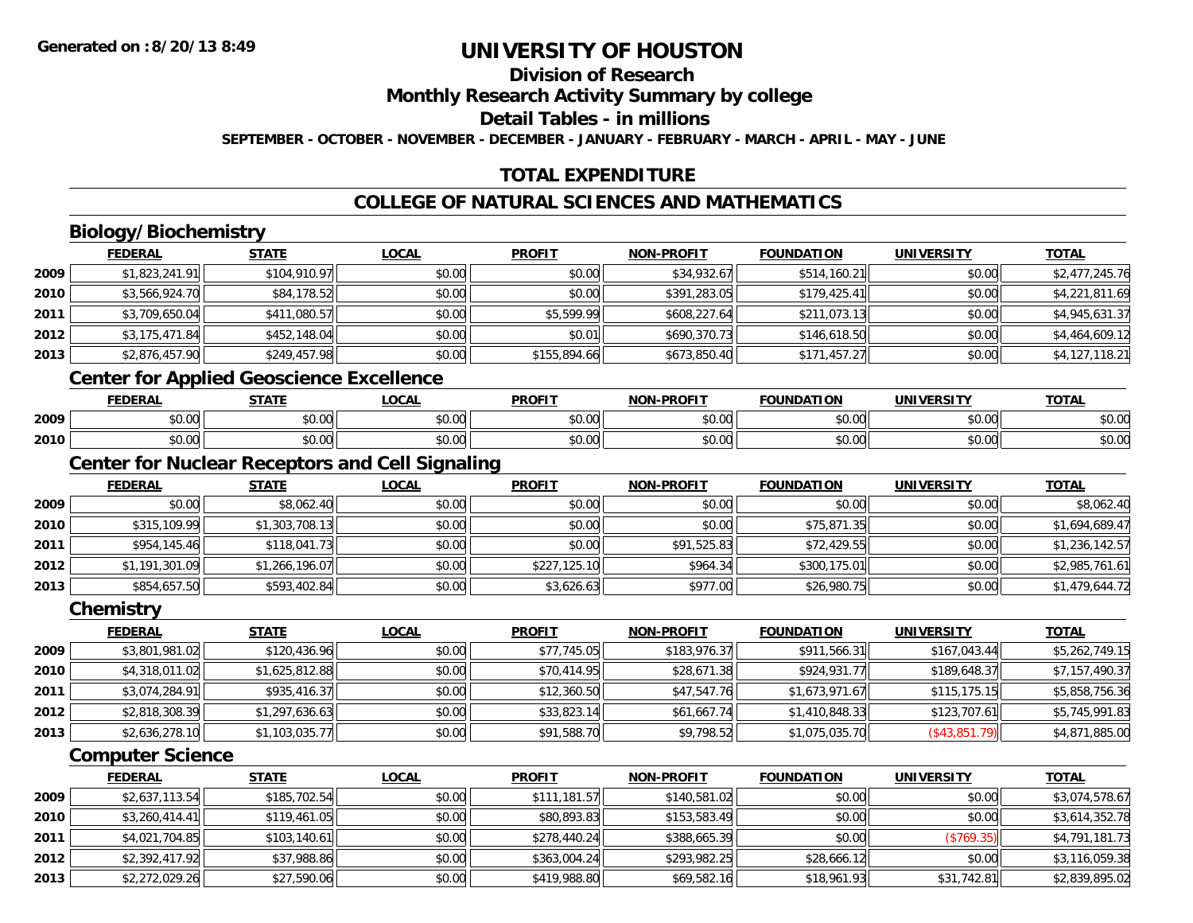**Generated on :8/20/13 8:49**

# UNIVERSITY OF HOUSTON

## Division of Research

## Monthly Research Activity Summary by college

## Detail Tables - in millions

**SEPTEMBER - OCTOBER - NOVEMBER - DECEMBER - JANUARY - FEBRUARY - MARCH - APRIL - MAY - JUNE**

## TOTAL EXPENDITURE

## COLLEGE OF NATURAL SCIENCES AND MATHEMATICS

### Biology/Biochemistry

| | FEDERAL | STATE | LOCAL | PROFIT | NON-PROFIT | FOUNDATION | UNIVERSITY | TOTAL |
|---|---|---|---|---|---|---|---|---|
| 2009 | $1,823,241.91 | $104,910.97 | $0.00 | $0.00 | $34,932.67 | $514,160.21 | $0.00 | $2,477,245.76 |
| 2010 | $3,566,924.70 | $84,178.52 | $0.00 | $0.00 | $391,283.05 | $179,425.41 | $0.00 | $4,221,811.69 |
| 2011 | $3,709,650.04 | $411,080.57 | $0.00 | $5,599.99 | $608,227.64 | $211,073.13 | $0.00 | $4,945,631.37 |
| 2012 | $3,175,471.84 | $452,148.04 | $0.00 | $0.01 | $690,370.73 | $146,618.50 | $0.00 | $4,464,609.12 |
| 2013 | $2,876,457.90 | $249,457.98 | $0.00 | $155,894.66 | $673,850.40 | $171,457.27 | $0.00 | $4,127,118.21 |

### Center for Applied Geoscience Excellence

| | FEDERAL | STATE | LOCAL | PROFIT | NON-PROFIT | FOUNDATION | UNIVERSITY | TOTAL |
|---|---|---|---|---|---|---|---|---|
| 2009 | $0.00 | $0.00 | $0.00 | $0.00 | $0.00 | $0.00 | $0.00 | $0.00 |
| 2010 | $0.00 | $0.00 | $0.00 | $0.00 | $0.00 | $0.00 | $0.00 | $0.00 |

### Center for Nuclear Receptors and Cell Signaling

| | FEDERAL | STATE | LOCAL | PROFIT | NON-PROFIT | FOUNDATION | UNIVERSITY | TOTAL |
|---|---|---|---|---|---|---|---|---|
| 2009 | $0.00 | $8,062.40 | $0.00 | $0.00 | $0.00 | $0.00 | $0.00 | $8,062.40 |
| 2010 | $315,109.99 | $1,303,708.13 | $0.00 | $0.00 | $0.00 | $75,871.35 | $0.00 | $1,694,689.47 |
| 2011 | $954,145.46 | $118,041.73 | $0.00 | $0.00 | $91,525.83 | $72,429.55 | $0.00 | $1,236,142.57 |
| 2012 | $1,191,301.09 | $1,266,196.07 | $0.00 | $227,125.10 | $964.34 | $300,175.01 | $0.00 | $2,985,761.61 |
| 2013 | $854,657.50 | $593,402.84 | $0.00 | $3,626.63 | $977.00 | $26,980.75 | $0.00 | $1,479,644.72 |

### Chemistry

| | FEDERAL | STATE | LOCAL | PROFIT | NON-PROFIT | FOUNDATION | UNIVERSITY | TOTAL |
|---|---|---|---|---|---|---|---|---|
| 2009 | $3,801,981.02 | $120,436.96 | $0.00 | $77,745.05 | $183,976.37 | $911,566.31 | $167,043.44 | $5,262,749.15 |
| 2010 | $4,318,011.02 | $1,625,812.88 | $0.00 | $70,414.95 | $28,671.38 | $924,931.77 | $189,648.37 | $7,157,490.37 |
| 2011 | $3,074,284.91 | $935,416.37 | $0.00 | $12,360.50 | $47,547.76 | $1,673,971.67 | $115,175.15 | $5,858,756.36 |
| 2012 | $2,818,308.39 | $1,297,636.63 | $0.00 | $33,823.14 | $61,667.74 | $1,410,848.33 | $123,707.61 | $5,745,991.83 |
| 2013 | $2,636,278.10 | $1,103,035.77 | $0.00 | $91,588.70 | $9,798.52 | $1,075,035.70 | ($43,851.79) | $4,871,885.00 |

### Computer Science

| | FEDERAL | STATE | LOCAL | PROFIT | NON-PROFIT | FOUNDATION | UNIVERSITY | TOTAL |
|---|---|---|---|---|---|---|---|---|
| 2009 | $2,637,113.54 | $185,702.54 | $0.00 | $111,181.57 | $140,581.02 | $0.00 | $0.00 | $3,074,578.67 |
| 2010 | $3,260,414.41 | $119,461.05 | $0.00 | $80,893.83 | $153,583.49 | $0.00 | $0.00 | $3,614,352.78 |
| 2011 | $4,021,704.85 | $103,140.61 | $0.00 | $278,440.24 | $388,665.39 | $0.00 | ($769.35) | $4,791,181.73 |
| 2012 | $2,392,417.92 | $37,988.86 | $0.00 | $363,004.24 | $293,982.25 | $28,666.12 | $0.00 | $3,116,059.38 |
| 2013 | $2,272,029.26 | $27,590.06 | $0.00 | $419,988.80 | $69,582.16 | $18,961.93 | $31,742.81 | $2,839,895.02 |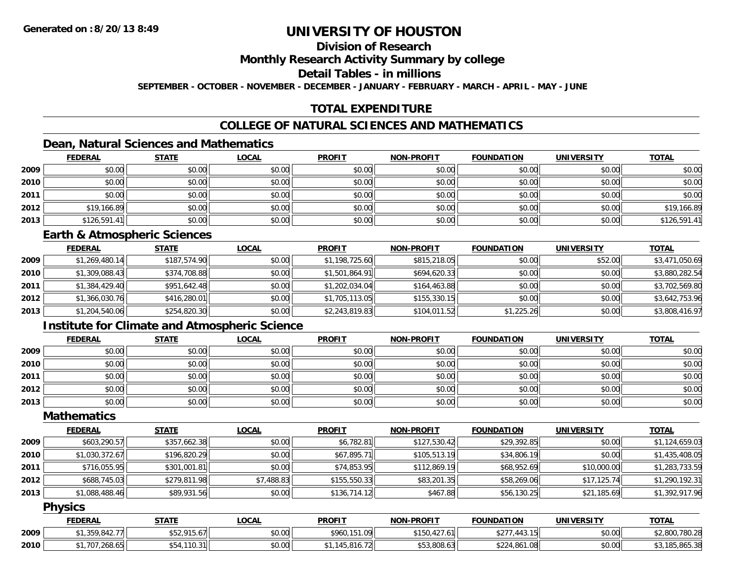Generated on :8/20/13 8:49

# UNIVERSITY OF HOUSTON

## Division of Research

## Monthly Research Activity Summary by college

## Detail Tables - in millions

**SEPTEMBER - OCTOBER - NOVEMBER - DECEMBER - JANUARY - FEBRUARY - MARCH - APRIL - MAY - JUNE**

## TOTAL EXPENDITURE

## COLLEGE OF NATURAL SCIENCES AND MATHEMATICS

### Dean, Natural Sciences and Mathematics

| | FEDERAL | STATE | LOCAL | PROFIT | NON-PROFIT | FOUNDATION | UNIVERSITY | TOTAL |
|---|---|---|---|---|---|---|---|---|
| 2009 | $0.00 | $0.00 | $0.00 | $0.00 | $0.00 | $0.00 | $0.00 | $0.00 |
| 2010 | $0.00 | $0.00 | $0.00 | $0.00 | $0.00 | $0.00 | $0.00 | $0.00 |
| 2011 | $0.00 | $0.00 | $0.00 | $0.00 | $0.00 | $0.00 | $0.00 | $0.00 |
| 2012 | $19,166.89 | $0.00 | $0.00 | $0.00 | $0.00 | $0.00 | $0.00 | $19,166.89 |
| 2013 | $126,591.41 | $0.00 | $0.00 | $0.00 | $0.00 | $0.00 | $0.00 | $126,591.41 |

### Earth & Atmospheric Sciences

| | FEDERAL | STATE | LOCAL | PROFIT | NON-PROFIT | FOUNDATION | UNIVERSITY | TOTAL |
|---|---|---|---|---|---|---|---|---|
| 2009 | $1,269,480.14 | $187,574.90 | $0.00 | $1,198,725.60 | $815,218.05 | $0.00 | $52.00 | $3,471,050.69 |
| 2010 | $1,309,088.43 | $374,708.88 | $0.00 | $1,501,864.91 | $694,620.33 | $0.00 | $0.00 | $3,880,282.54 |
| 2011 | $1,384,429.40 | $951,642.48 | $0.00 | $1,202,034.04 | $164,463.88 | $0.00 | $0.00 | $3,702,569.80 |
| 2012 | $1,366,030.76 | $416,280.01 | $0.00 | $1,705,113.05 | $155,330.15 | $0.00 | $0.00 | $3,642,753.96 |
| 2013 | $1,204,540.06 | $254,820.30 | $0.00 | $2,243,819.83 | $104,011.52 | $1,225.26 | $0.00 | $3,808,416.97 |

### Institute for Climate and Atmospheric Science

| | FEDERAL | STATE | LOCAL | PROFIT | NON-PROFIT | FOUNDATION | UNIVERSITY | TOTAL |
|---|---|---|---|---|---|---|---|---|
| 2009 | $0.00 | $0.00 | $0.00 | $0.00 | $0.00 | $0.00 | $0.00 | $0.00 |
| 2010 | $0.00 | $0.00 | $0.00 | $0.00 | $0.00 | $0.00 | $0.00 | $0.00 |
| 2011 | $0.00 | $0.00 | $0.00 | $0.00 | $0.00 | $0.00 | $0.00 | $0.00 |
| 2012 | $0.00 | $0.00 | $0.00 | $0.00 | $0.00 | $0.00 | $0.00 | $0.00 |
| 2013 | $0.00 | $0.00 | $0.00 | $0.00 | $0.00 | $0.00 | $0.00 | $0.00 |

### Mathematics

| | FEDERAL | STATE | LOCAL | PROFIT | NON-PROFIT | FOUNDATION | UNIVERSITY | TOTAL |
|---|---|---|---|---|---|---|---|---|
| 2009 | $603,290.57 | $357,662.38 | $0.00 | $6,782.81 | $127,530.42 | $29,392.85 | $0.00 | $1,124,659.03 |
| 2010 | $1,030,372.67 | $196,820.29 | $0.00 | $67,895.71 | $105,513.19 | $34,806.19 | $0.00 | $1,435,408.05 |
| 2011 | $716,055.95 | $301,001.81 | $0.00 | $74,853.95 | $112,869.19 | $68,952.69 | $10,000.00 | $1,283,733.59 |
| 2012 | $688,745.03 | $279,811.98 | $7,488.83 | $155,550.33 | $83,201.35 | $58,269.06 | $17,125.74 | $1,290,192.31 |
| 2013 | $1,088,488.46 | $89,931.56 | $0.00 | $136,714.12 | $467.88 | $56,130.25 | $21,185.69 | $1,392,917.96 |

### Physics

| | FEDERAL | STATE | LOCAL | PROFIT | NON-PROFIT | FOUNDATION | UNIVERSITY | TOTAL |
|---|---|---|---|---|---|---|---|---|
| 2009 | $1,359,842.77 | $52,915.67 | $0.00 | $960,151.09 | $150,427.61 | $277,443.15 | $0.00 | $2,800,780.28 |
| 2010 | $1,707,268.65 | $54,110.31 | $0.00 | $1,145,816.72 | $53,808.63 | $224,861.08 | $0.00 | $3,185,865.38 |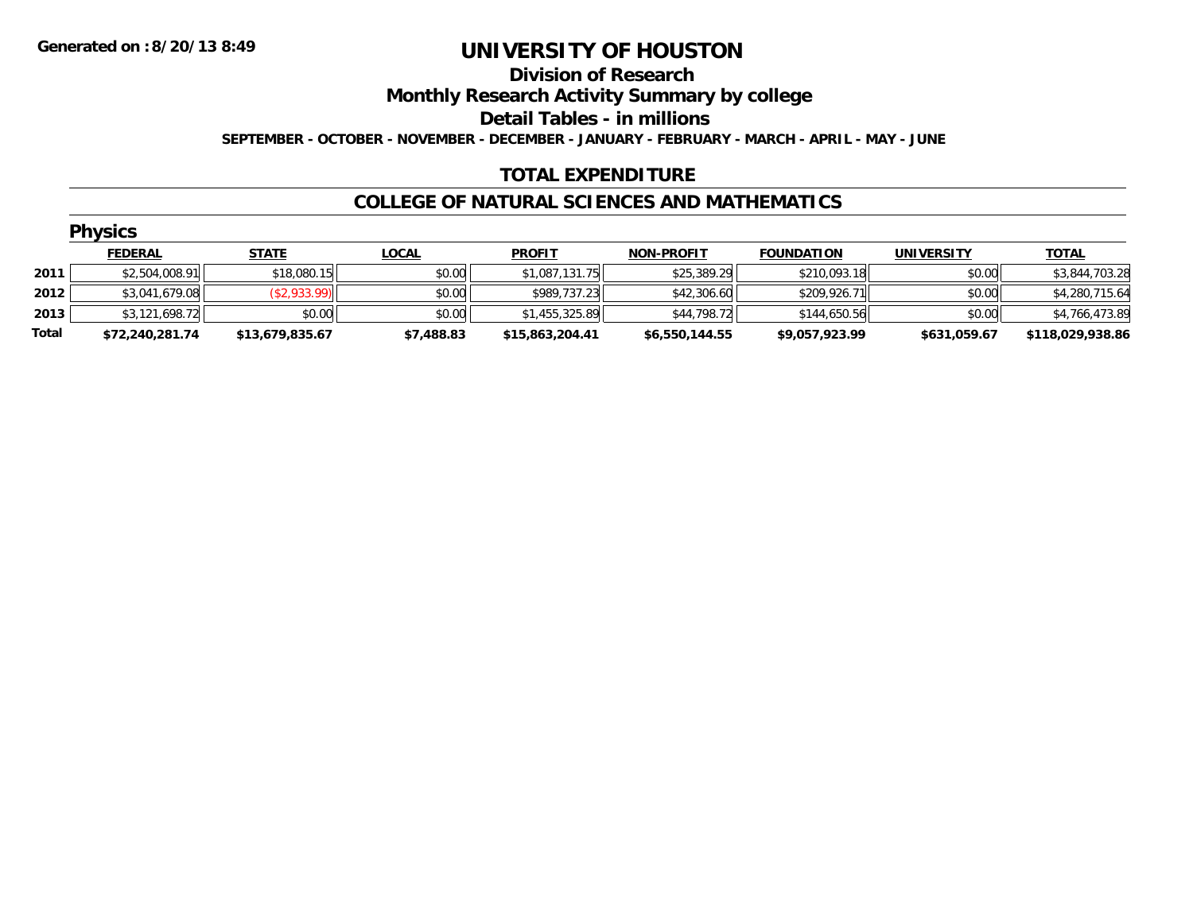**Generated on :8/20/13 8:49**

# UNIVERSITY OF HOUSTON

## Division of Research

## Monthly Research Activity Summary by college

## Detail Tables - in millions

**SEPTEMBER - OCTOBER - NOVEMBER - DECEMBER - JANUARY - FEBRUARY - MARCH - APRIL - MAY - JUNE**

## TOTAL EXPENDITURE

## COLLEGE OF NATURAL SCIENCES AND MATHEMATICS

### Physics

| | FEDERAL | STATE | LOCAL | PROFIT | NON-PROFIT | FOUNDATION | UNIVERSITY | TOTAL |
|---|---|---|---|---|---|---|---|---|
| **2011** | $2,504,008.91 | $18,080.15 | $0.00 | $1,087,131.75 | $25,389.29 | $210,093.18 | $0.00 | $3,844,703.28 |
| **2012** | $3,041,679.08 | ($2,933.99) | $0.00 | $989,737.23 | $42,306.60 | $209,926.71 | $0.00 | $4,280,715.64 |
| **2013** | $3,121,698.72 | $0.00 | $0.00 | $1,455,325.89 | $44,798.72 | $144,650.56 | $0.00 | $4,766,473.89 |
| **Total** | **$72,240,281.74** | **$13,679,835.67** | **$7,488.83** | **$15,863,204.41** | **$6,550,144.55** | **$9,057,923.99** | **$631,059.67** | **$118,029,938.86** |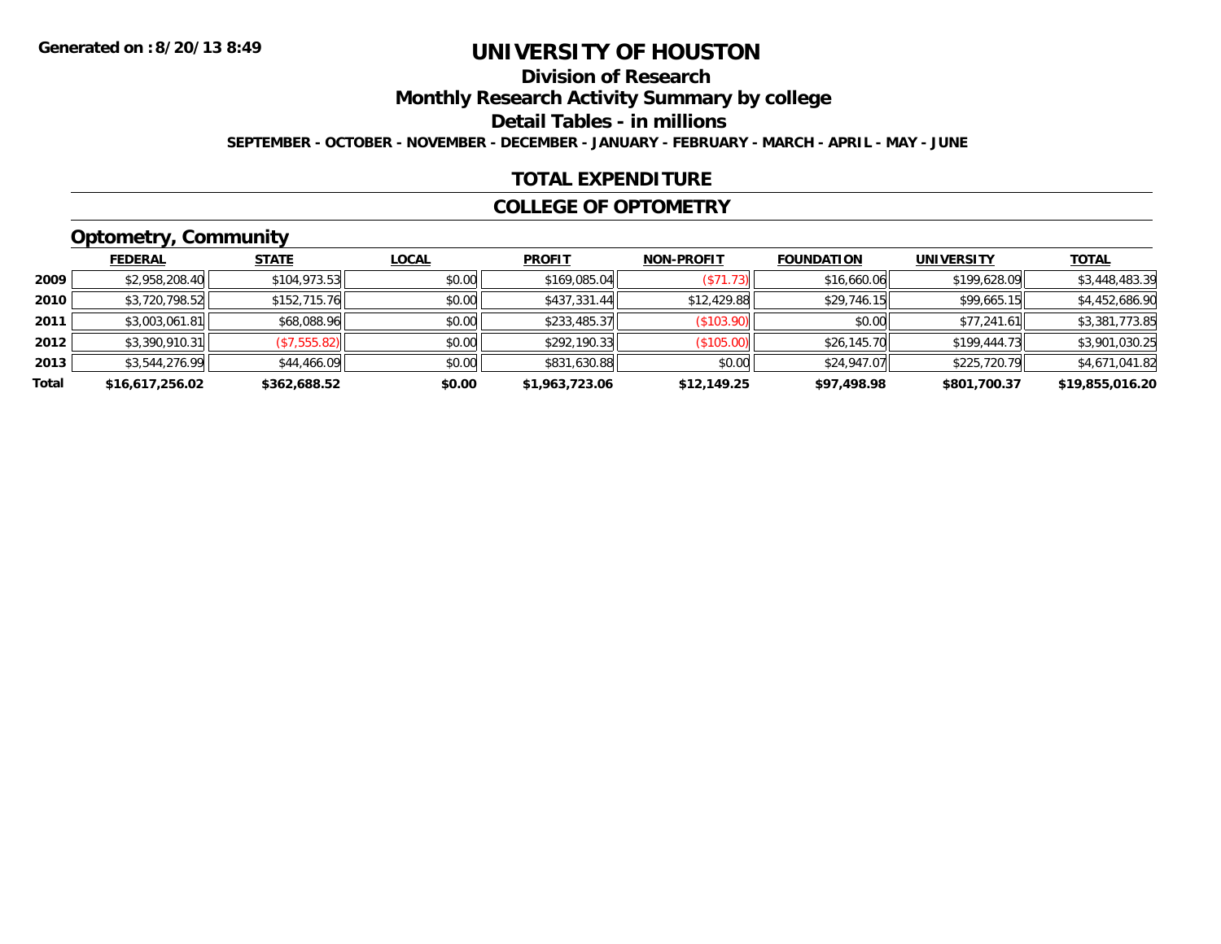Generated on :8/20/13 8:49

# UNIVERSITY OF HOUSTON

## Division of Research

## Monthly Research Activity Summary by college

## Detail Tables - in millions

SEPTEMBER - OCTOBER - NOVEMBER - DECEMBER - JANUARY - FEBRUARY - MARCH - APRIL - MAY - JUNE

## TOTAL EXPENDITURE

## COLLEGE OF OPTOMETRY

### Optometry, Community

| | FEDERAL | STATE | LOCAL | PROFIT | NON-PROFIT | FOUNDATION | UNIVERSITY | TOTAL |
|---|---|---|---|---|---|---|---|---|
| 2009 | $2,958,208.40 | $104,973.53 | $0.00 | $169,085.04 | ($71.73) | $16,660.06 | $199,628.09 | $3,448,483.39 |
| 2010 | $3,720,798.52 | $152,715.76 | $0.00 | $437,331.44 | $12,429.88 | $29,746.15 | $99,665.15 | $4,452,686.90 |
| 2011 | $3,003,061.81 | $68,088.96 | $0.00 | $233,485.37 | ($103.90) | $0.00 | $77,241.61 | $3,381,773.85 |
| 2012 | $3,390,910.31 | ($7,555.82) | $0.00 | $292,190.33 | ($105.00) | $26,145.70 | $199,444.73 | $3,901,030.25 |
| 2013 | $3,544,276.99 | $44,466.09 | $0.00 | $831,630.88 | $0.00 | $24,947.07 | $225,720.79 | $4,671,041.82 |
| **Total** | **$16,617,256.02** | **$362,688.52** | **$0.00** | **$1,963,723.06** | **$12,149.25** | **$97,498.98** | **$801,700.37** | **$19,855,016.20** |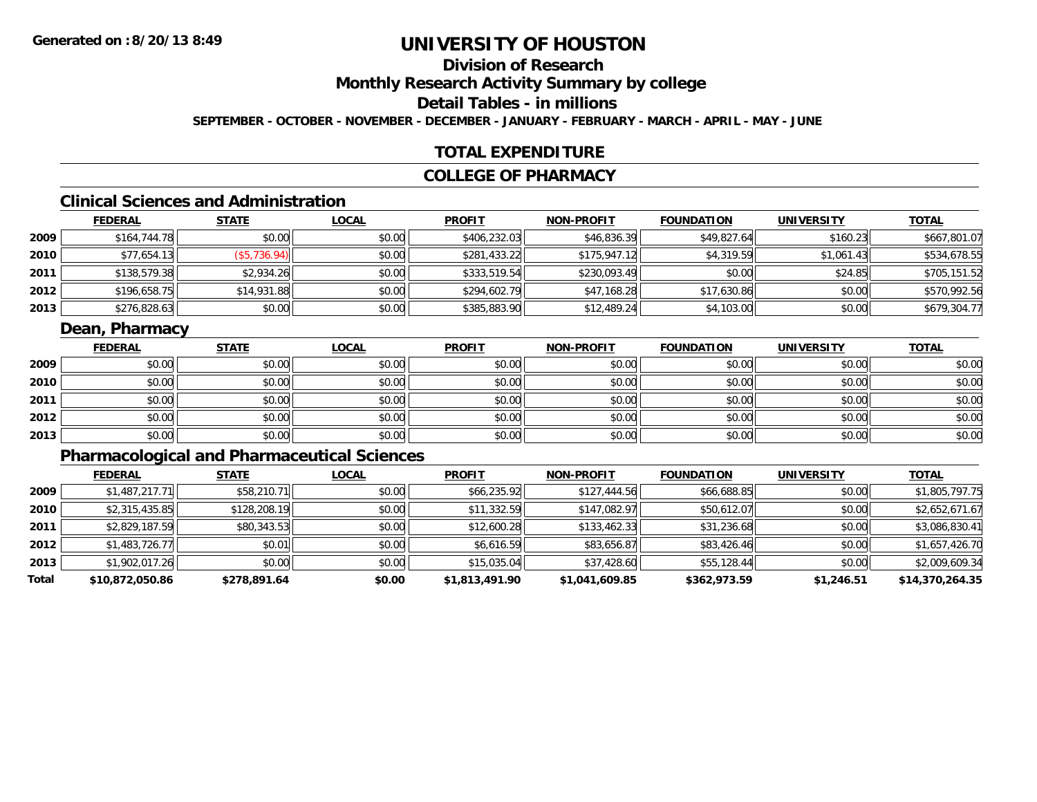Generated on :8/20/13 8:49

# UNIVERSITY OF HOUSTON

## Division of Research

## Monthly Research Activity Summary by college

## Detail Tables - in millions

**SEPTEMBER - OCTOBER - NOVEMBER - DECEMBER - JANUARY - FEBRUARY - MARCH - APRIL - MAY - JUNE**

## TOTAL EXPENDITURE

## COLLEGE OF PHARMACY

### Clinical Sciences and Administration

| | FEDERAL | STATE | LOCAL | PROFIT | NON-PROFIT | FOUNDATION | UNIVERSITY | TOTAL |
|---|---|---|---|---|---|---|---|---|
| 2009 | $164,744.78 | $0.00 | $0.00 | $406,232.03 | $46,836.39 | $49,827.64 | $160.23 | $667,801.07 |
| 2010 | $77,654.13 | ($5,736.94) | $0.00 | $281,433.22 | $175,947.12 | $4,319.59 | $1,061.43 | $534,678.55 |
| 2011 | $138,579.38 | $2,934.26 | $0.00 | $333,519.54 | $230,093.49 | $0.00 | $24.85 | $705,151.52 |
| 2012 | $196,658.75 | $14,931.88 | $0.00 | $294,602.79 | $47,168.28 | $17,630.86 | $0.00 | $570,992.56 |
| 2013 | $276,828.63 | $0.00 | $0.00 | $385,883.90 | $12,489.24 | $4,103.00 | $0.00 | $679,304.77 |

### Dean, Pharmacy

| | FEDERAL | STATE | LOCAL | PROFIT | NON-PROFIT | FOUNDATION | UNIVERSITY | TOTAL |
|---|---|---|---|---|---|---|---|---|
| 2009 | $0.00 | $0.00 | $0.00 | $0.00 | $0.00 | $0.00 | $0.00 | $0.00 |
| 2010 | $0.00 | $0.00 | $0.00 | $0.00 | $0.00 | $0.00 | $0.00 | $0.00 |
| 2011 | $0.00 | $0.00 | $0.00 | $0.00 | $0.00 | $0.00 | $0.00 | $0.00 |
| 2012 | $0.00 | $0.00 | $0.00 | $0.00 | $0.00 | $0.00 | $0.00 | $0.00 |
| 2013 | $0.00 | $0.00 | $0.00 | $0.00 | $0.00 | $0.00 | $0.00 | $0.00 |

### Pharmacological and Pharmaceutical Sciences

| | FEDERAL | STATE | LOCAL | PROFIT | NON-PROFIT | FOUNDATION | UNIVERSITY | TOTAL |
|---|---|---|---|---|---|---|---|---|
| 2009 | $1,487,217.71 | $58,210.71 | $0.00 | $66,235.92 | $127,444.56 | $66,688.85 | $0.00 | $1,805,797.75 |
| 2010 | $2,315,435.85 | $128,208.19 | $0.00 | $11,332.59 | $147,082.97 | $50,612.07 | $0.00 | $2,652,671.67 |
| 2011 | $2,829,187.59 | $80,343.53 | $0.00 | $12,600.28 | $133,462.33 | $31,236.68 | $0.00 | $3,086,830.41 |
| 2012 | $1,483,726.77 | $0.01 | $0.00 | $6,616.59 | $83,656.87 | $83,426.46 | $0.00 | $1,657,426.70 |
| 2013 | $1,902,017.26 | $0.00 | $0.00 | $15,035.04 | $37,428.60 | $55,128.44 | $0.00 | $2,009,609.34 |
| **Total** | **$10,872,050.86** | **$278,891.64** | **$0.00** | **$1,813,491.90** | **$1,041,609.85** | **$362,973.59** | **$1,246.51** | **$14,370,264.35** |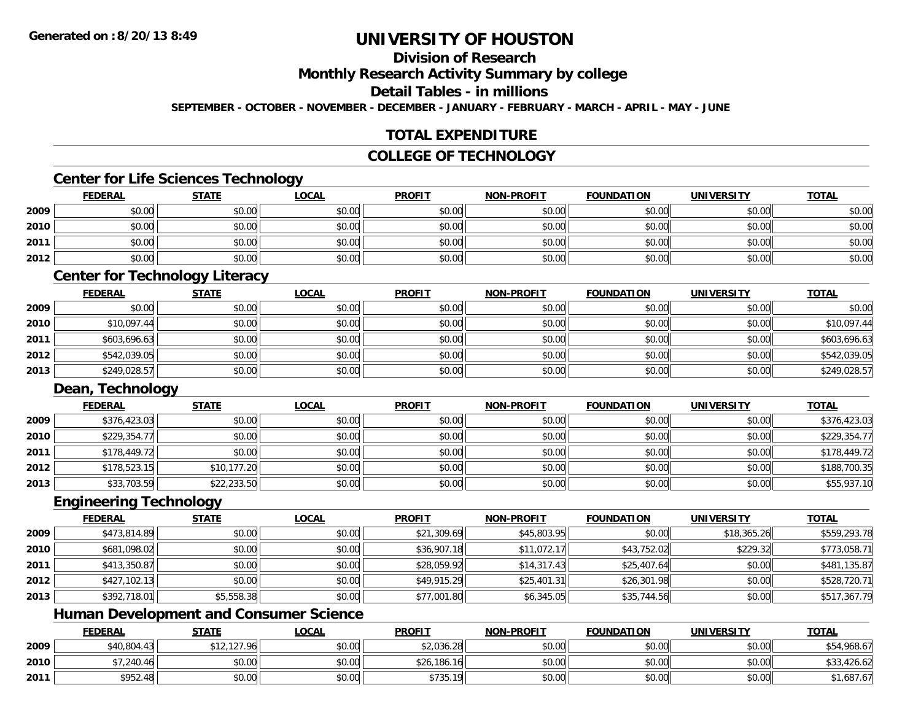# UNIVERSITY OF HOUSTON

## Division of Research

## Monthly Research Activity Summary by college

## Detail Tables - in millions

**SEPTEMBER - OCTOBER - NOVEMBER - DECEMBER - JANUARY - FEBRUARY - MARCH - APRIL - MAY - JUNE**

## TOTAL EXPENDITURE

## COLLEGE OF TECHNOLOGY

### Center for Life Sciences Technology

| | FEDERAL | STATE | LOCAL | PROFIT | NON-PROFIT | FOUNDATION | UNIVERSITY | TOTAL |
|---|---|---|---|---|---|---|---|---|
| 2009 | $0.00 | $0.00 | $0.00 | $0.00 | $0.00 | $0.00 | $0.00 | $0.00 |
| 2010 | $0.00 | $0.00 | $0.00 | $0.00 | $0.00 | $0.00 | $0.00 | $0.00 |
| 2011 | $0.00 | $0.00 | $0.00 | $0.00 | $0.00 | $0.00 | $0.00 | $0.00 |
| 2012 | $0.00 | $0.00 | $0.00 | $0.00 | $0.00 | $0.00 | $0.00 | $0.00 |

### Center for Technology Literacy

| | FEDERAL | STATE | LOCAL | PROFIT | NON-PROFIT | FOUNDATION | UNIVERSITY | TOTAL |
|---|---|---|---|---|---|---|---|---|
| 2009 | $0.00 | $0.00 | $0.00 | $0.00 | $0.00 | $0.00 | $0.00 | $0.00 |
| 2010 | $10,097.44 | $0.00 | $0.00 | $0.00 | $0.00 | $0.00 | $0.00 | $10,097.44 |
| 2011 | $603,696.63 | $0.00 | $0.00 | $0.00 | $0.00 | $0.00 | $0.00 | $603,696.63 |
| 2012 | $542,039.05 | $0.00 | $0.00 | $0.00 | $0.00 | $0.00 | $0.00 | $542,039.05 |
| 2013 | $249,028.57 | $0.00 | $0.00 | $0.00 | $0.00 | $0.00 | $0.00 | $249,028.57 |

### Dean, Technology

| | FEDERAL | STATE | LOCAL | PROFIT | NON-PROFIT | FOUNDATION | UNIVERSITY | TOTAL |
|---|---|---|---|---|---|---|---|---|
| 2009 | $376,423.03 | $0.00 | $0.00 | $0.00 | $0.00 | $0.00 | $0.00 | $376,423.03 |
| 2010 | $229,354.77 | $0.00 | $0.00 | $0.00 | $0.00 | $0.00 | $0.00 | $229,354.77 |
| 2011 | $178,449.72 | $0.00 | $0.00 | $0.00 | $0.00 | $0.00 | $0.00 | $178,449.72 |
| 2012 | $178,523.15 | $10,177.20 | $0.00 | $0.00 | $0.00 | $0.00 | $0.00 | $188,700.35 |
| 2013 | $33,703.59 | $22,233.50 | $0.00 | $0.00 | $0.00 | $0.00 | $0.00 | $55,937.10 |

### Engineering Technology

| | FEDERAL | STATE | LOCAL | PROFIT | NON-PROFIT | FOUNDATION | UNIVERSITY | TOTAL |
|---|---|---|---|---|---|---|---|---|
| 2009 | $473,814.89 | $0.00 | $0.00 | $21,309.69 | $45,803.95 | $0.00 | $18,365.26 | $559,293.78 |
| 2010 | $681,098.02 | $0.00 | $0.00 | $36,907.18 | $11,072.17 | $43,752.02 | $229.32 | $773,058.71 |
| 2011 | $413,350.87 | $0.00 | $0.00 | $28,059.92 | $14,317.43 | $25,407.64 | $0.00 | $481,135.87 |
| 2012 | $427,102.13 | $0.00 | $0.00 | $49,915.29 | $25,401.31 | $26,301.98 | $0.00 | $528,720.71 |
| 2013 | $392,718.01 | $5,558.38 | $0.00 | $77,001.80 | $6,345.05 | $35,744.56 | $0.00 | $517,367.79 |

### Human Development and Consumer Science

| | FEDERAL | STATE | LOCAL | PROFIT | NON-PROFIT | FOUNDATION | UNIVERSITY | TOTAL |
|---|---|---|---|---|---|---|---|---|
| 2009 | $40,804.43 | $12,127.96 | $0.00 | $2,036.28 | $0.00 | $0.00 | $0.00 | $54,968.67 |
| 2010 | $7,240.46 | $0.00 | $0.00 | $26,186.16 | $0.00 | $0.00 | $0.00 | $33,426.62 |
| 2011 | $952.48 | $0.00 | $0.00 | $735.19 | $0.00 | $0.00 | $0.00 | $1,687.67 |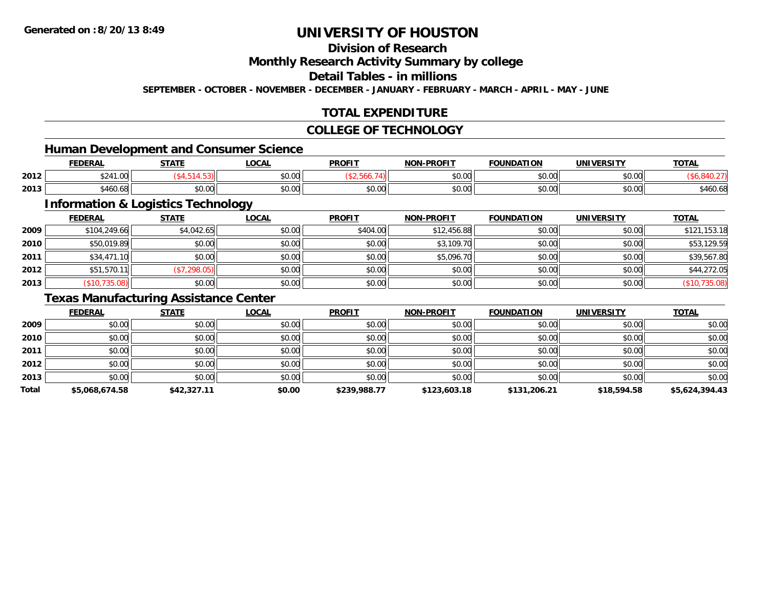# UNIVERSITY OF HOUSTON

## Division of Research

## Monthly Research Activity Summary by college

## Detail Tables - in millions

**SEPTEMBER - OCTOBER - NOVEMBER - DECEMBER - JANUARY - FEBRUARY - MARCH - APRIL - MAY - JUNE**

## TOTAL EXPENDITURE

## COLLEGE OF TECHNOLOGY

### Human Development and Consumer Science

| | FEDERAL | STATE | LOCAL | PROFIT | NON-PROFIT | FOUNDATION | UNIVERSITY | TOTAL |
|---|---|---|---|---|---|---|---|---|
| 2012 | $241.00 | ($4,514.53) | $0.00 | ($2,566.74) | $0.00 | $0.00 | $0.00 | ($6,840.27) |
| 2013 | $460.68 | $0.00 | $0.00 | $0.00 | $0.00 | $0.00 | $0.00 | $460.68 |

### Information & Logistics Technology

| | FEDERAL | STATE | LOCAL | PROFIT | NON-PROFIT | FOUNDATION | UNIVERSITY | TOTAL |
|---|---|---|---|---|---|---|---|---|
| 2009 | $104,249.66 | $4,042.65 | $0.00 | $404.00 | $12,456.88 | $0.00 | $0.00 | $121,153.18 |
| 2010 | $50,019.89 | $0.00 | $0.00 | $0.00 | $3,109.70 | $0.00 | $0.00 | $53,129.59 |
| 2011 | $34,471.10 | $0.00 | $0.00 | $0.00 | $5,096.70 | $0.00 | $0.00 | $39,567.80 |
| 2012 | $51,570.11 | ($7,298.05) | $0.00 | $0.00 | $0.00 | $0.00 | $0.00 | $44,272.05 |
| 2013 | ($10,735.08) | $0.00 | $0.00 | $0.00 | $0.00 | $0.00 | $0.00 | ($10,735.08) |

### Texas Manufacturing Assistance Center

| | FEDERAL | STATE | LOCAL | PROFIT | NON-PROFIT | FOUNDATION | UNIVERSITY | TOTAL |
|---|---|---|---|---|---|---|---|---|
| 2009 | $0.00 | $0.00 | $0.00 | $0.00 | $0.00 | $0.00 | $0.00 | $0.00 |
| 2010 | $0.00 | $0.00 | $0.00 | $0.00 | $0.00 | $0.00 | $0.00 | $0.00 |
| 2011 | $0.00 | $0.00 | $0.00 | $0.00 | $0.00 | $0.00 | $0.00 | $0.00 |
| 2012 | $0.00 | $0.00 | $0.00 | $0.00 | $0.00 | $0.00 | $0.00 | $0.00 |
| 2013 | $0.00 | $0.00 | $0.00 | $0.00 | $0.00 | $0.00 | $0.00 | $0.00 |
| **Total** | **$5,068,674.58** | **$42,327.11** | **$0.00** | **$239,988.77** | **$123,603.18** | **$131,206.21** | **$18,594.58** | **$5,624,394.43** |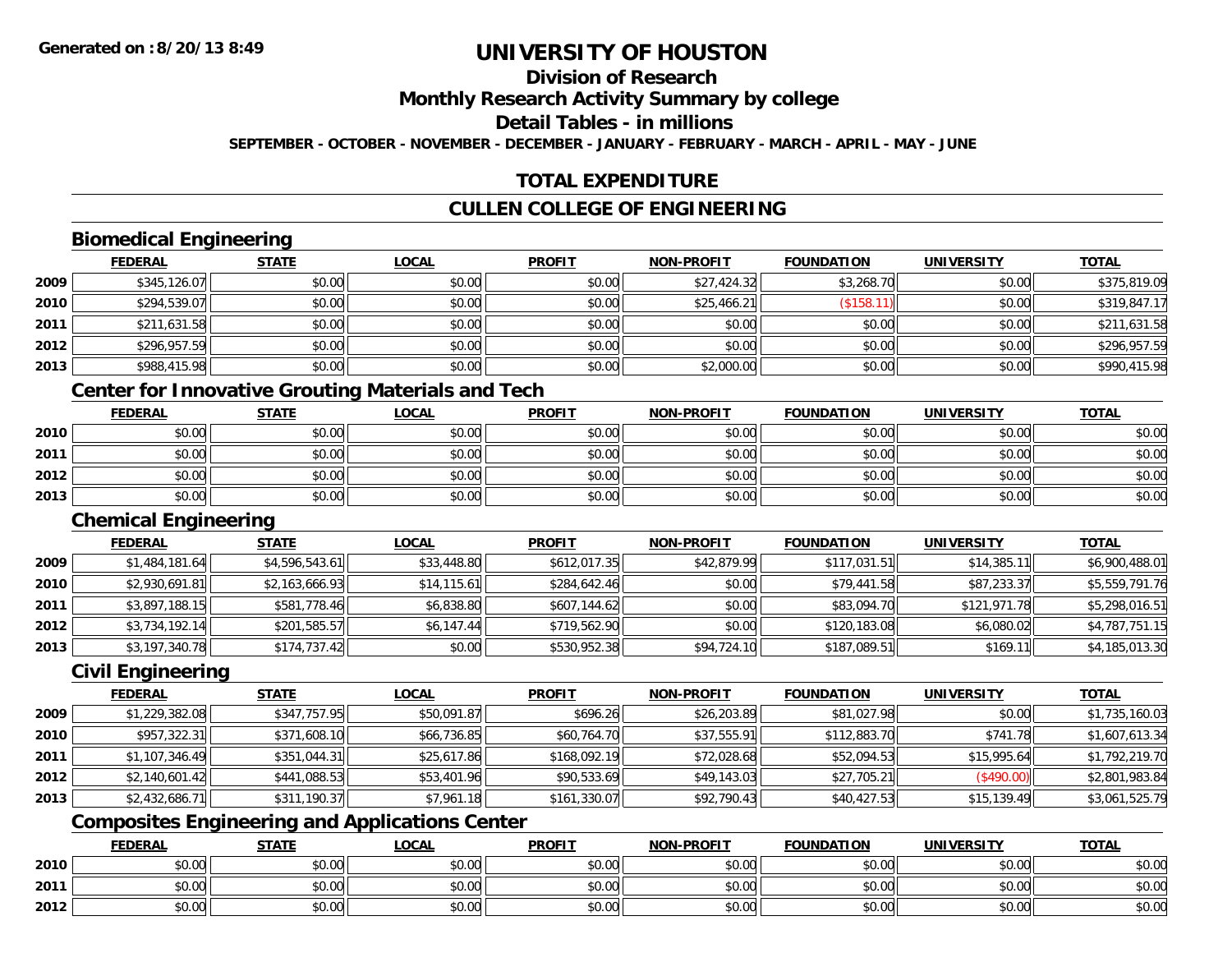# UNIVERSITY OF HOUSTON

## Division of Research

## Monthly Research Activity Summary by college

## Detail Tables - in millions

**SEPTEMBER - OCTOBER - NOVEMBER - DECEMBER - JANUARY - FEBRUARY - MARCH - APRIL - MAY - JUNE**

## TOTAL EXPENDITURE

## CULLEN COLLEGE OF ENGINEERING

### Biomedical Engineering

| | FEDERAL | STATE | LOCAL | PROFIT | NON-PROFIT | FOUNDATION | UNIVERSITY | TOTAL |
|---|---|---|---|---|---|---|---|---|
| 2009 | $345,126.07 | $0.00 | $0.00 | $0.00 | $27,424.32 | $3,268.70 | $0.00 | $375,819.09 |
| 2010 | $294,539.07 | $0.00 | $0.00 | $0.00 | $25,466.21 | ($158.11) | $0.00 | $319,847.17 |
| 2011 | $211,631.58 | $0.00 | $0.00 | $0.00 | $0.00 | $0.00 | $0.00 | $211,631.58 |
| 2012 | $296,957.59 | $0.00 | $0.00 | $0.00 | $0.00 | $0.00 | $0.00 | $296,957.59 |
| 2013 | $988,415.98 | $0.00 | $0.00 | $0.00 | $2,000.00 | $0.00 | $0.00 | $990,415.98 |

### Center for Innovative Grouting Materials and Tech

| | FEDERAL | STATE | LOCAL | PROFIT | NON-PROFIT | FOUNDATION | UNIVERSITY | TOTAL |
|---|---|---|---|---|---|---|---|---|
| 2010 | $0.00 | $0.00 | $0.00 | $0.00 | $0.00 | $0.00 | $0.00 | $0.00 |
| 2011 | $0.00 | $0.00 | $0.00 | $0.00 | $0.00 | $0.00 | $0.00 | $0.00 |
| 2012 | $0.00 | $0.00 | $0.00 | $0.00 | $0.00 | $0.00 | $0.00 | $0.00 |
| 2013 | $0.00 | $0.00 | $0.00 | $0.00 | $0.00 | $0.00 | $0.00 | $0.00 |

### Chemical Engineering

| | FEDERAL | STATE | LOCAL | PROFIT | NON-PROFIT | FOUNDATION | UNIVERSITY | TOTAL |
|---|---|---|---|---|---|---|---|---|
| 2009 | $1,484,181.64 | $4,596,543.61 | $33,448.80 | $612,017.35 | $42,879.99 | $117,031.51 | $14,385.11 | $6,900,488.01 |
| 2010 | $2,930,691.81 | $2,163,666.93 | $14,115.61 | $284,642.46 | $0.00 | $79,441.58 | $87,233.37 | $5,559,791.76 |
| 2011 | $3,897,188.15 | $581,778.46 | $6,838.80 | $607,144.62 | $0.00 | $83,094.70 | $121,971.78 | $5,298,016.51 |
| 2012 | $3,734,192.14 | $201,585.57 | $6,147.44 | $719,562.90 | $0.00 | $120,183.08 | $6,080.02 | $4,787,751.15 |
| 2013 | $3,197,340.78 | $174,737.42 | $0.00 | $530,952.38 | $94,724.10 | $187,089.51 | $169.11 | $4,185,013.30 |

### Civil Engineering

| | FEDERAL | STATE | LOCAL | PROFIT | NON-PROFIT | FOUNDATION | UNIVERSITY | TOTAL |
|---|---|---|---|---|---|---|---|---|
| 2009 | $1,229,382.08 | $347,757.95 | $50,091.87 | $696.26 | $26,203.89 | $81,027.98 | $0.00 | $1,735,160.03 |
| 2010 | $957,322.31 | $371,608.10 | $66,736.85 | $60,764.70 | $37,555.91 | $112,883.70 | $741.78 | $1,607,613.34 |
| 2011 | $1,107,346.49 | $351,044.31 | $25,617.86 | $168,092.19 | $72,028.68 | $52,094.53 | $15,995.64 | $1,792,219.70 |
| 2012 | $2,140,601.42 | $441,088.53 | $53,401.96 | $90,533.69 | $49,143.03 | $27,705.21 | ($490.00) | $2,801,983.84 |
| 2013 | $2,432,686.71 | $311,190.37 | $7,961.18 | $161,330.07 | $92,790.43 | $40,427.53 | $15,139.49 | $3,061,525.79 |

### Composites Engineering and Applications Center

| | FEDERAL | STATE | LOCAL | PROFIT | NON-PROFIT | FOUNDATION | UNIVERSITY | TOTAL |
|---|---|---|---|---|---|---|---|---|
| 2010 | $0.00 | $0.00 | $0.00 | $0.00 | $0.00 | $0.00 | $0.00 | $0.00 |
| 2011 | $0.00 | $0.00 | $0.00 | $0.00 | $0.00 | $0.00 | $0.00 | $0.00 |
| 2012 | $0.00 | $0.00 | $0.00 | $0.00 | $0.00 | $0.00 | $0.00 | $0.00 |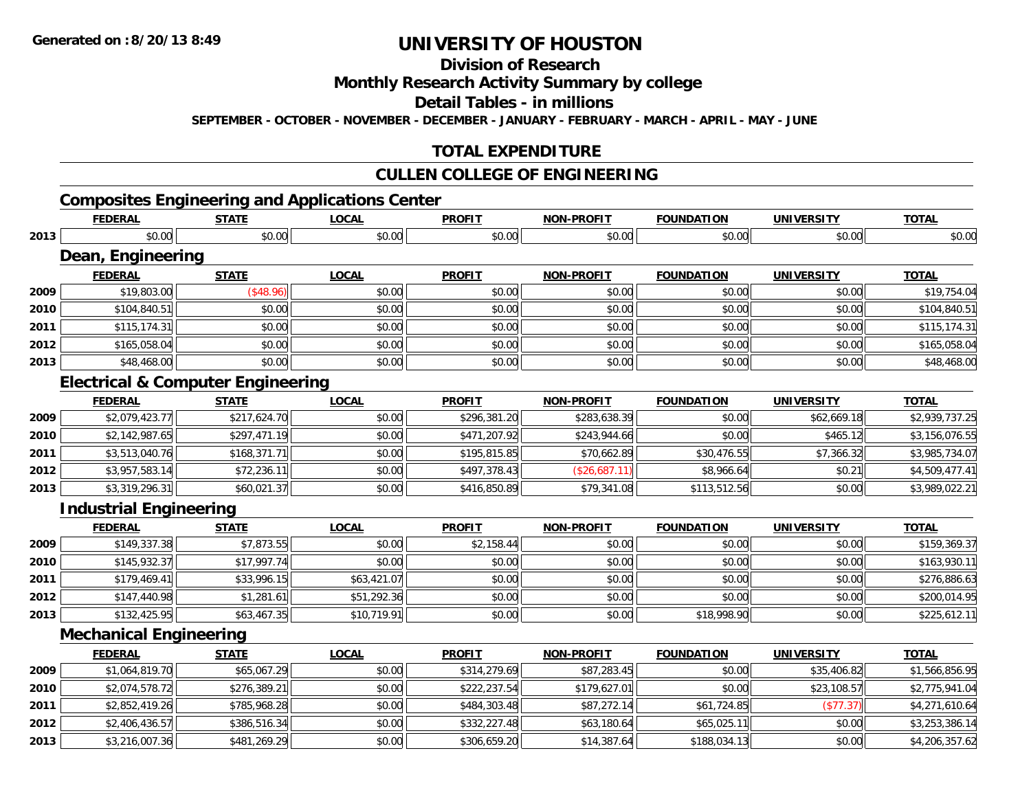Generated on :8/20/13 8:49

# UNIVERSITY OF HOUSTON

## Division of Research

## Monthly Research Activity Summary by college

## Detail Tables - in millions

SEPTEMBER - OCTOBER - NOVEMBER - DECEMBER - JANUARY - FEBRUARY - MARCH - APRIL - MAY - JUNE

## TOTAL EXPENDITURE

## CULLEN COLLEGE OF ENGINEERING

### Composites Engineering and Applications Center

| | FEDERAL | STATE | LOCAL | PROFIT | NON-PROFIT | FOUNDATION | UNIVERSITY | TOTAL |
|---|---|---|---|---|---|---|---|---|
| 2013 | $0.00 | $0.00 | $0.00 | $0.00 | $0.00 | $0.00 | $0.00 | $0.00 |

### Dean, Engineering

| | FEDERAL | STATE | LOCAL | PROFIT | NON-PROFIT | FOUNDATION | UNIVERSITY | TOTAL |
|---|---|---|---|---|---|---|---|---|
| 2009 | $19,803.00 | ($48.96) | $0.00 | $0.00 | $0.00 | $0.00 | $0.00 | $19,754.04 |
| 2010 | $104,840.51 | $0.00 | $0.00 | $0.00 | $0.00 | $0.00 | $0.00 | $104,840.51 |
| 2011 | $115,174.31 | $0.00 | $0.00 | $0.00 | $0.00 | $0.00 | $0.00 | $115,174.31 |
| 2012 | $165,058.04 | $0.00 | $0.00 | $0.00 | $0.00 | $0.00 | $0.00 | $165,058.04 |
| 2013 | $48,468.00 | $0.00 | $0.00 | $0.00 | $0.00 | $0.00 | $0.00 | $48,468.00 |

### Electrical & Computer Engineering

| | FEDERAL | STATE | LOCAL | PROFIT | NON-PROFIT | FOUNDATION | UNIVERSITY | TOTAL |
|---|---|---|---|---|---|---|---|---|
| 2009 | $2,079,423.77 | $217,624.70 | $0.00 | $296,381.20 | $283,638.39 | $0.00 | $62,669.18 | $2,939,737.25 |
| 2010 | $2,142,987.65 | $297,471.19 | $0.00 | $471,207.92 | $243,944.66 | $0.00 | $465.12 | $3,156,076.55 |
| 2011 | $3,513,040.76 | $168,371.71 | $0.00 | $195,815.85 | $70,662.89 | $30,476.55 | $7,366.32 | $3,985,734.07 |
| 2012 | $3,957,583.14 | $72,236.11 | $0.00 | $497,378.43 | ($26,687.11) | $8,966.64 | $0.21 | $4,509,477.41 |
| 2013 | $3,319,296.31 | $60,021.37 | $0.00 | $416,850.89 | $79,341.08 | $113,512.56 | $0.00 | $3,989,022.21 |

### Industrial Engineering

| | FEDERAL | STATE | LOCAL | PROFIT | NON-PROFIT | FOUNDATION | UNIVERSITY | TOTAL |
|---|---|---|---|---|---|---|---|---|
| 2009 | $149,337.38 | $7,873.55 | $0.00 | $2,158.44 | $0.00 | $0.00 | $0.00 | $159,369.37 |
| 2010 | $145,932.37 | $17,997.74 | $0.00 | $0.00 | $0.00 | $0.00 | $0.00 | $163,930.11 |
| 2011 | $179,469.41 | $33,996.15 | $63,421.07 | $0.00 | $0.00 | $0.00 | $0.00 | $276,886.63 |
| 2012 | $147,440.98 | $1,281.61 | $51,292.36 | $0.00 | $0.00 | $0.00 | $0.00 | $200,014.95 |
| 2013 | $132,425.95 | $63,467.35 | $10,719.91 | $0.00 | $0.00 | $18,998.90 | $0.00 | $225,612.11 |

### Mechanical Engineering

| | FEDERAL | STATE | LOCAL | PROFIT | NON-PROFIT | FOUNDATION | UNIVERSITY | TOTAL |
|---|---|---|---|---|---|---|---|---|
| 2009 | $1,064,819.70 | $65,067.29 | $0.00 | $314,279.69 | $87,283.45 | $0.00 | $35,406.82 | $1,566,856.95 |
| 2010 | $2,074,578.72 | $276,389.21 | $0.00 | $222,237.54 | $179,627.01 | $0.00 | $23,108.57 | $2,775,941.04 |
| 2011 | $2,852,419.26 | $785,968.28 | $0.00 | $484,303.48 | $87,272.14 | $61,724.85 | ($77.37) | $4,271,610.64 |
| 2012 | $2,406,436.57 | $386,516.34 | $0.00 | $332,227.48 | $63,180.64 | $65,025.11 | $0.00 | $3,253,386.14 |
| 2013 | $3,216,007.36 | $481,269.29 | $0.00 | $306,659.20 | $14,387.64 | $188,034.13 | $0.00 | $4,206,357.62 |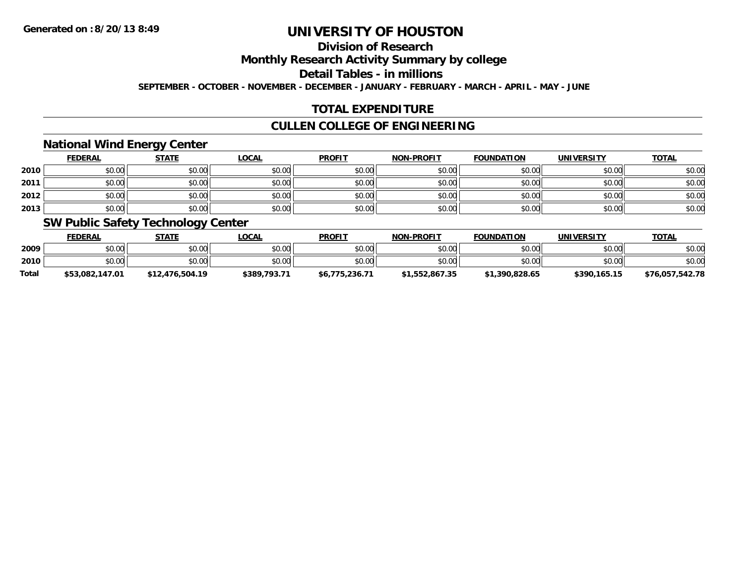Generated on :8/20/13 8:49

# UNIVERSITY OF HOUSTON

## Division of Research

## Monthly Research Activity Summary by college

## Detail Tables - in millions

**SEPTEMBER - OCTOBER - NOVEMBER - DECEMBER - JANUARY - FEBRUARY - MARCH - APRIL - MAY - JUNE**

## TOTAL EXPENDITURE

## CULLEN COLLEGE OF ENGINEERING

### National Wind Energy Center

| | FEDERAL | STATE | LOCAL | PROFIT | NON-PROFIT | FOUNDATION | UNIVERSITY | TOTAL |
|---|---|---|---|---|---|---|---|---|
| 2010 | $0.00 | $0.00 | $0.00 | $0.00 | $0.00 | $0.00 | $0.00 | $0.00 |
| 2011 | $0.00 | $0.00 | $0.00 | $0.00 | $0.00 | $0.00 | $0.00 | $0.00 |
| 2012 | $0.00 | $0.00 | $0.00 | $0.00 | $0.00 | $0.00 | $0.00 | $0.00 |
| 2013 | $0.00 | $0.00 | $0.00 | $0.00 | $0.00 | $0.00 | $0.00 | $0.00 |

### SW Public Safety Technology Center

| | FEDERAL | STATE | LOCAL | PROFIT | NON-PROFIT | FOUNDATION | UNIVERSITY | TOTAL |
|---|---|---|---|---|---|---|---|---|
| 2009 | $0.00 | $0.00 | $0.00 | $0.00 | $0.00 | $0.00 | $0.00 | $0.00 |
| 2010 | $0.00 | $0.00 | $0.00 | $0.00 | $0.00 | $0.00 | $0.00 | $0.00 |
| **Total** | **$53,082,147.01** | **$12,476,504.19** | **$389,793.71** | **$6,775,236.71** | **$1,552,867.35** | **$1,390,828.65** | **$390,165.15** | **$76,057,542.78** |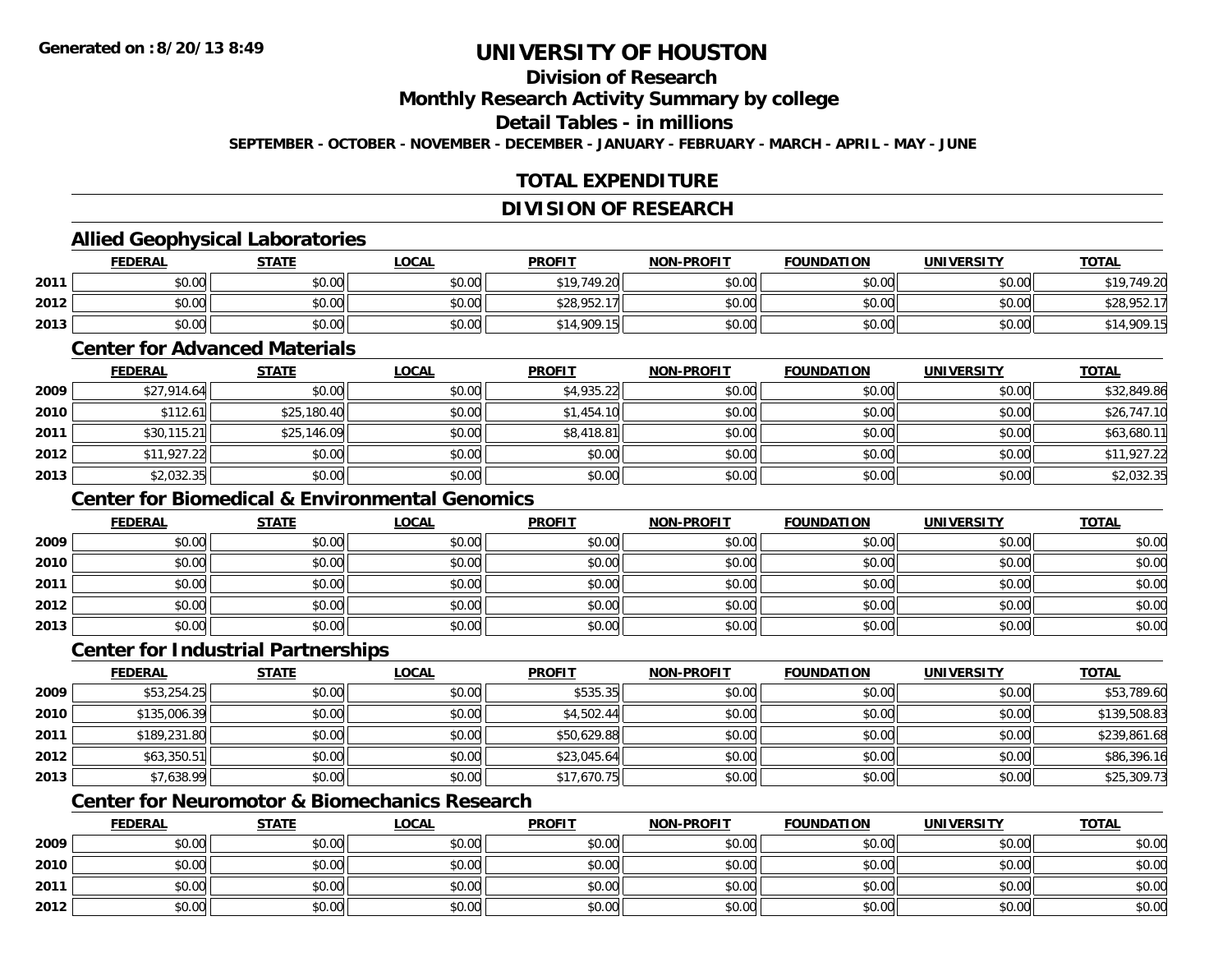**Generated on :8/20/13 8:49**

# UNIVERSITY OF HOUSTON

## Division of Research

## Monthly Research Activity Summary by college

## Detail Tables - in millions

**SEPTEMBER - OCTOBER - NOVEMBER - DECEMBER - JANUARY - FEBRUARY - MARCH - APRIL - MAY - JUNE**

## TOTAL EXPENDITURE

## DIVISION OF RESEARCH

### Allied Geophysical Laboratories

| | FEDERAL | STATE | LOCAL | PROFIT | NON-PROFIT | FOUNDATION | UNIVERSITY | TOTAL |
|---|---|---|---|---|---|---|---|---|
| 2011 | $0.00 | $0.00 | $0.00 | $19,749.20 | $0.00 | $0.00 | $0.00 | $19,749.20 |
| 2012 | $0.00 | $0.00 | $0.00 | $28,952.17 | $0.00 | $0.00 | $0.00 | $28,952.17 |
| 2013 | $0.00 | $0.00 | $0.00 | $14,909.15 | $0.00 | $0.00 | $0.00 | $14,909.15 |

### Center for Advanced Materials

| | FEDERAL | STATE | LOCAL | PROFIT | NON-PROFIT | FOUNDATION | UNIVERSITY | TOTAL |
|---|---|---|---|---|---|---|---|---|
| 2009 | $27,914.64 | $0.00 | $0.00 | $4,935.22 | $0.00 | $0.00 | $0.00 | $32,849.86 |
| 2010 | $112.61 | $25,180.40 | $0.00 | $1,454.10 | $0.00 | $0.00 | $0.00 | $26,747.10 |
| 2011 | $30,115.21 | $25,146.09 | $0.00 | $8,418.81 | $0.00 | $0.00 | $0.00 | $63,680.11 |
| 2012 | $11,927.22 | $0.00 | $0.00 | $0.00 | $0.00 | $0.00 | $0.00 | $11,927.22 |
| 2013 | $2,032.35 | $0.00 | $0.00 | $0.00 | $0.00 | $0.00 | $0.00 | $2,032.35 |

### Center for Biomedical & Environmental Genomics

| | FEDERAL | STATE | LOCAL | PROFIT | NON-PROFIT | FOUNDATION | UNIVERSITY | TOTAL |
|---|---|---|---|---|---|---|---|---|
| 2009 | $0.00 | $0.00 | $0.00 | $0.00 | $0.00 | $0.00 | $0.00 | $0.00 |
| 2010 | $0.00 | $0.00 | $0.00 | $0.00 | $0.00 | $0.00 | $0.00 | $0.00 |
| 2011 | $0.00 | $0.00 | $0.00 | $0.00 | $0.00 | $0.00 | $0.00 | $0.00 |
| 2012 | $0.00 | $0.00 | $0.00 | $0.00 | $0.00 | $0.00 | $0.00 | $0.00 |
| 2013 | $0.00 | $0.00 | $0.00 | $0.00 | $0.00 | $0.00 | $0.00 | $0.00 |

### Center for Industrial Partnerships

| | FEDERAL | STATE | LOCAL | PROFIT | NON-PROFIT | FOUNDATION | UNIVERSITY | TOTAL |
|---|---|---|---|---|---|---|---|---|
| 2009 | $53,254.25 | $0.00 | $0.00 | $535.35 | $0.00 | $0.00 | $0.00 | $53,789.60 |
| 2010 | $135,006.39 | $0.00 | $0.00 | $4,502.44 | $0.00 | $0.00 | $0.00 | $139,508.83 |
| 2011 | $189,231.80 | $0.00 | $0.00 | $50,629.88 | $0.00 | $0.00 | $0.00 | $239,861.68 |
| 2012 | $63,350.51 | $0.00 | $0.00 | $23,045.64 | $0.00 | $0.00 | $0.00 | $86,396.16 |
| 2013 | $7,638.99 | $0.00 | $0.00 | $17,670.75 | $0.00 | $0.00 | $0.00 | $25,309.73 |

### Center for Neuromotor & Biomechanics Research

| | FEDERAL | STATE | LOCAL | PROFIT | NON-PROFIT | FOUNDATION | UNIVERSITY | TOTAL |
|---|---|---|---|---|---|---|---|---|
| 2009 | $0.00 | $0.00 | $0.00 | $0.00 | $0.00 | $0.00 | $0.00 | $0.00 |
| 2010 | $0.00 | $0.00 | $0.00 | $0.00 | $0.00 | $0.00 | $0.00 | $0.00 |
| 2011 | $0.00 | $0.00 | $0.00 | $0.00 | $0.00 | $0.00 | $0.00 | $0.00 |
| 2012 | $0.00 | $0.00 | $0.00 | $0.00 | $0.00 | $0.00 | $0.00 | $0.00 |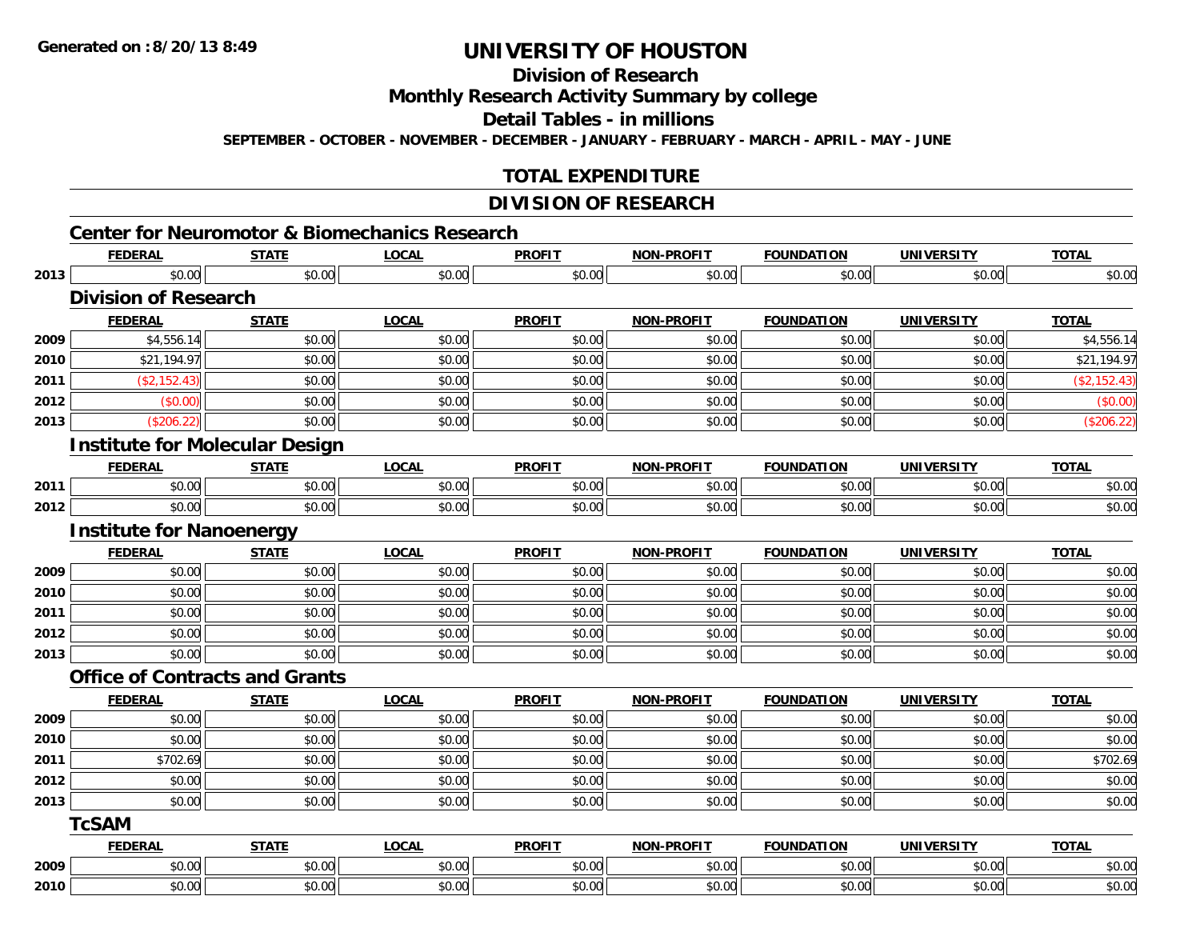# UNIVERSITY OF HOUSTON

## Division of Research

## Monthly Research Activity Summary by college

## Detail Tables - in millions

**SEPTEMBER - OCTOBER - NOVEMBER - DECEMBER - JANUARY - FEBRUARY - MARCH - APRIL - MAY - JUNE**

## TOTAL EXPENDITURE

## DIVISION OF RESEARCH

### Center for Neuromotor & Biomechanics Research

| | FEDERAL | STATE | LOCAL | PROFIT | NON-PROFIT | FOUNDATION | UNIVERSITY | TOTAL |
|---|---|---|---|---|---|---|---|---|
| 2013 | $0.00 | $0.00 | $0.00 | $0.00 | $0.00 | $0.00 | $0.00 | $0.00 |

### Division of Research

| | FEDERAL | STATE | LOCAL | PROFIT | NON-PROFIT | FOUNDATION | UNIVERSITY | TOTAL |
|---|---|---|---|---|---|---|---|---|
| 2009 | $4,556.14 | $0.00 | $0.00 | $0.00 | $0.00 | $0.00 | $0.00 | $4,556.14 |
| 2010 | $21,194.97 | $0.00 | $0.00 | $0.00 | $0.00 | $0.00 | $0.00 | $21,194.97 |
| 2011 | ($2,152.43) | $0.00 | $0.00 | $0.00 | $0.00 | $0.00 | $0.00 | ($2,152.43) |
| 2012 | ($0.00) | $0.00 | $0.00 | $0.00 | $0.00 | $0.00 | $0.00 | ($0.00) |
| 2013 | ($206.22) | $0.00 | $0.00 | $0.00 | $0.00 | $0.00 | $0.00 | ($206.22) |

### Institute for Molecular Design

| | FEDERAL | STATE | LOCAL | PROFIT | NON-PROFIT | FOUNDATION | UNIVERSITY | TOTAL |
|---|---|---|---|---|---|---|---|---|
| 2011 | $0.00 | $0.00 | $0.00 | $0.00 | $0.00 | $0.00 | $0.00 | $0.00 |
| 2012 | $0.00 | $0.00 | $0.00 | $0.00 | $0.00 | $0.00 | $0.00 | $0.00 |

### Institute for Nanoenergy

| | FEDERAL | STATE | LOCAL | PROFIT | NON-PROFIT | FOUNDATION | UNIVERSITY | TOTAL |
|---|---|---|---|---|---|---|---|---|
| 2009 | $0.00 | $0.00 | $0.00 | $0.00 | $0.00 | $0.00 | $0.00 | $0.00 |
| 2010 | $0.00 | $0.00 | $0.00 | $0.00 | $0.00 | $0.00 | $0.00 | $0.00 |
| 2011 | $0.00 | $0.00 | $0.00 | $0.00 | $0.00 | $0.00 | $0.00 | $0.00 |
| 2012 | $0.00 | $0.00 | $0.00 | $0.00 | $0.00 | $0.00 | $0.00 | $0.00 |
| 2013 | $0.00 | $0.00 | $0.00 | $0.00 | $0.00 | $0.00 | $0.00 | $0.00 |

### Office of Contracts and Grants

| | FEDERAL | STATE | LOCAL | PROFIT | NON-PROFIT | FOUNDATION | UNIVERSITY | TOTAL |
|---|---|---|---|---|---|---|---|---|
| 2009 | $0.00 | $0.00 | $0.00 | $0.00 | $0.00 | $0.00 | $0.00 | $0.00 |
| 2010 | $0.00 | $0.00 | $0.00 | $0.00 | $0.00 | $0.00 | $0.00 | $0.00 |
| 2011 | $702.69 | $0.00 | $0.00 | $0.00 | $0.00 | $0.00 | $0.00 | $702.69 |
| 2012 | $0.00 | $0.00 | $0.00 | $0.00 | $0.00 | $0.00 | $0.00 | $0.00 |
| 2013 | $0.00 | $0.00 | $0.00 | $0.00 | $0.00 | $0.00 | $0.00 | $0.00 |

### TcSAM

| | FEDERAL | STATE | LOCAL | PROFIT | NON-PROFIT | FOUNDATION | UNIVERSITY | TOTAL |
|---|---|---|---|---|---|---|---|---|
| 2009 | $0.00 | $0.00 | $0.00 | $0.00 | $0.00 | $0.00 | $0.00 | $0.00 |
| 2010 | $0.00 | $0.00 | $0.00 | $0.00 | $0.00 | $0.00 | $0.00 | $0.00 |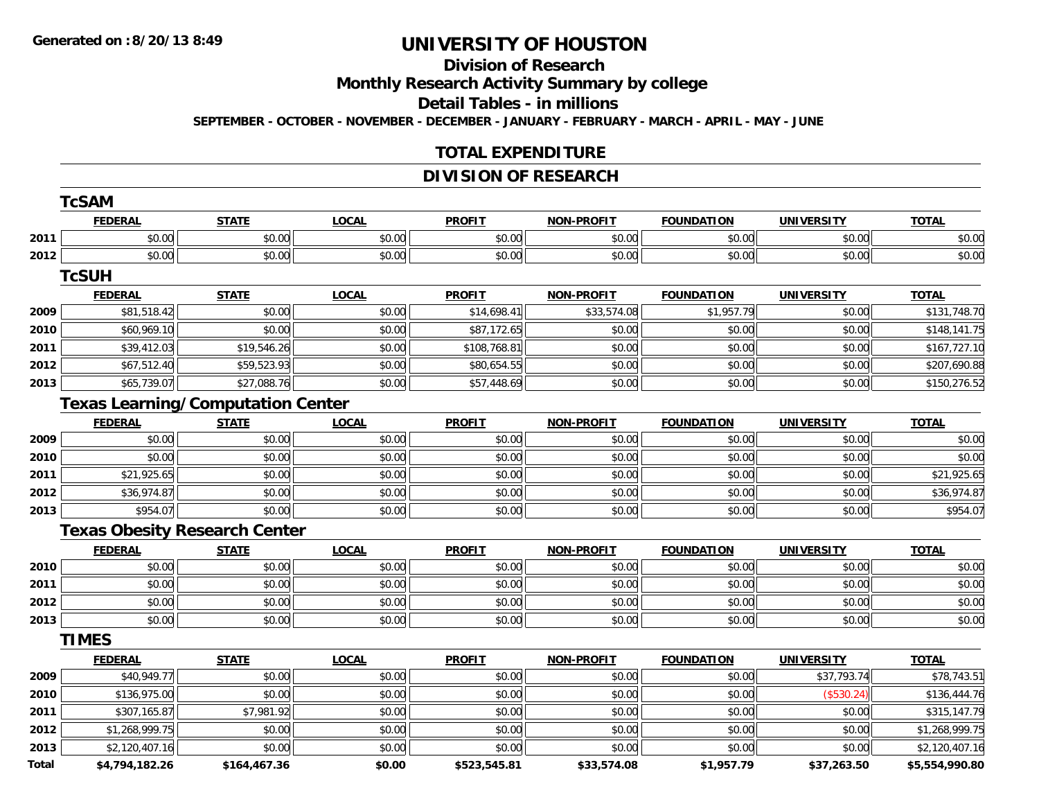**Generated on :8/20/13 8:49**

# UNIVERSITY OF HOUSTON

## Division of Research

## Monthly Research Activity Summary by college

## Detail Tables - in millions

**SEPTEMBER - OCTOBER - NOVEMBER - DECEMBER - JANUARY - FEBRUARY - MARCH - APRIL - MAY - JUNE**

## TOTAL EXPENDITURE

## DIVISION OF RESEARCH

### TcSAM

| | FEDERAL | STATE | LOCAL | PROFIT | NON-PROFIT | FOUNDATION | UNIVERSITY | TOTAL |
|---|---|---|---|---|---|---|---|---|
| 2011 | $0.00 | $0.00 | $0.00 | $0.00 | $0.00 | $0.00 | $0.00 | $0.00 |
| 2012 | $0.00 | $0.00 | $0.00 | $0.00 | $0.00 | $0.00 | $0.00 | $0.00 |

### TcSUH

| | FEDERAL | STATE | LOCAL | PROFIT | NON-PROFIT | FOUNDATION | UNIVERSITY | TOTAL |
|---|---|---|---|---|---|---|---|---|
| 2009 | $81,518.42 | $0.00 | $0.00 | $14,698.41 | $33,574.08 | $1,957.79 | $0.00 | $131,748.70 |
| 2010 | $60,969.10 | $0.00 | $0.00 | $87,172.65 | $0.00 | $0.00 | $0.00 | $148,141.75 |
| 2011 | $39,412.03 | $19,546.26 | $0.00 | $108,768.81 | $0.00 | $0.00 | $0.00 | $167,727.10 |
| 2012 | $67,512.40 | $59,523.93 | $0.00 | $80,654.55 | $0.00 | $0.00 | $0.00 | $207,690.88 |
| 2013 | $65,739.07 | $27,088.76 | $0.00 | $57,448.69 | $0.00 | $0.00 | $0.00 | $150,276.52 |

### Texas Learning/Computation Center

| | FEDERAL | STATE | LOCAL | PROFIT | NON-PROFIT | FOUNDATION | UNIVERSITY | TOTAL |
|---|---|---|---|---|---|---|---|---|
| 2009 | $0.00 | $0.00 | $0.00 | $0.00 | $0.00 | $0.00 | $0.00 | $0.00 |
| 2010 | $0.00 | $0.00 | $0.00 | $0.00 | $0.00 | $0.00 | $0.00 | $0.00 |
| 2011 | $21,925.65 | $0.00 | $0.00 | $0.00 | $0.00 | $0.00 | $0.00 | $21,925.65 |
| 2012 | $36,974.87 | $0.00 | $0.00 | $0.00 | $0.00 | $0.00 | $0.00 | $36,974.87 |
| 2013 | $954.07 | $0.00 | $0.00 | $0.00 | $0.00 | $0.00 | $0.00 | $954.07 |

### Texas Obesity Research Center

| | FEDERAL | STATE | LOCAL | PROFIT | NON-PROFIT | FOUNDATION | UNIVERSITY | TOTAL |
|---|---|---|---|---|---|---|---|---|
| 2010 | $0.00 | $0.00 | $0.00 | $0.00 | $0.00 | $0.00 | $0.00 | $0.00 |
| 2011 | $0.00 | $0.00 | $0.00 | $0.00 | $0.00 | $0.00 | $0.00 | $0.00 |
| 2012 | $0.00 | $0.00 | $0.00 | $0.00 | $0.00 | $0.00 | $0.00 | $0.00 |
| 2013 | $0.00 | $0.00 | $0.00 | $0.00 | $0.00 | $0.00 | $0.00 | $0.00 |

### TIMES

| | FEDERAL | STATE | LOCAL | PROFIT | NON-PROFIT | FOUNDATION | UNIVERSITY | TOTAL |
|---|---|---|---|---|---|---|---|---|
| 2009 | $40,949.77 | $0.00 | $0.00 | $0.00 | $0.00 | $0.00 | $37,793.74 | $78,743.51 |
| 2010 | $136,975.00 | $0.00 | $0.00 | $0.00 | $0.00 | $0.00 | ($530.24) | $136,444.76 |
| 2011 | $307,165.87 | $7,981.92 | $0.00 | $0.00 | $0.00 | $0.00 | $0.00 | $315,147.79 |
| 2012 | $1,268,999.75 | $0.00 | $0.00 | $0.00 | $0.00 | $0.00 | $0.00 | $1,268,999.75 |
| 2013 | $2,120,407.16 | $0.00 | $0.00 | $0.00 | $0.00 | $0.00 | $0.00 | $2,120,407.16 |
| **Total** | **$4,794,182.26** | **$164,467.36** | **$0.00** | **$523,545.81** | **$33,574.08** | **$1,957.79** | **$37,263.50** | **$5,554,990.80** |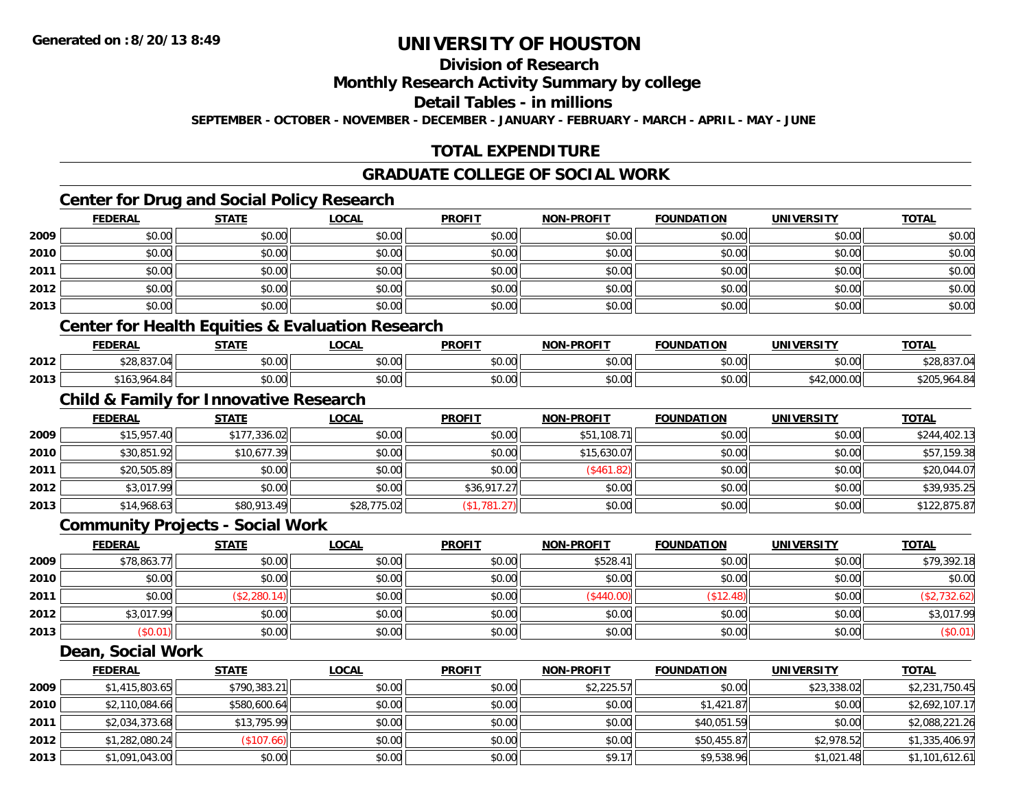# UNIVERSITY OF HOUSTON

## Division of Research

## Monthly Research Activity Summary by college

## Detail Tables - in millions

**SEPTEMBER - OCTOBER - NOVEMBER - DECEMBER - JANUARY - FEBRUARY - MARCH - APRIL - MAY - JUNE**

## TOTAL EXPENDITURE

## GRADUATE COLLEGE OF SOCIAL WORK

### Center for Drug and Social Policy Research

| | FEDERAL | STATE | LOCAL | PROFIT | NON-PROFIT | FOUNDATION | UNIVERSITY | TOTAL |
|---|---|---|---|---|---|---|---|---|
| 2009 | $0.00 | $0.00 | $0.00 | $0.00 | $0.00 | $0.00 | $0.00 | $0.00 |
| 2010 | $0.00 | $0.00 | $0.00 | $0.00 | $0.00 | $0.00 | $0.00 | $0.00 |
| 2011 | $0.00 | $0.00 | $0.00 | $0.00 | $0.00 | $0.00 | $0.00 | $0.00 |
| 2012 | $0.00 | $0.00 | $0.00 | $0.00 | $0.00 | $0.00 | $0.00 | $0.00 |
| 2013 | $0.00 | $0.00 | $0.00 | $0.00 | $0.00 | $0.00 | $0.00 | $0.00 |

### Center for Health Equities & Evaluation Research

| | FEDERAL | STATE | LOCAL | PROFIT | NON-PROFIT | FOUNDATION | UNIVERSITY | TOTAL |
|---|---|---|---|---|---|---|---|---|
| 2012 | $28,837.04 | $0.00 | $0.00 | $0.00 | $0.00 | $0.00 | $0.00 | $28,837.04 |
| 2013 | $163,964.84 | $0.00 | $0.00 | $0.00 | $0.00 | $0.00 | $42,000.00 | $205,964.84 |

### Child & Family for Innovative Research

| | FEDERAL | STATE | LOCAL | PROFIT | NON-PROFIT | FOUNDATION | UNIVERSITY | TOTAL |
|---|---|---|---|---|---|---|---|---|
| 2009 | $15,957.40 | $177,336.02 | $0.00 | $0.00 | $51,108.71 | $0.00 | $0.00 | $244,402.13 |
| 2010 | $30,851.92 | $10,677.39 | $0.00 | $0.00 | $15,630.07 | $0.00 | $0.00 | $57,159.38 |
| 2011 | $20,505.89 | $0.00 | $0.00 | $0.00 | ($461.82) | $0.00 | $0.00 | $20,044.07 |
| 2012 | $3,017.99 | $0.00 | $0.00 | $36,917.27 | $0.00 | $0.00 | $0.00 | $39,935.25 |
| 2013 | $14,968.63 | $80,913.49 | $28,775.02 | ($1,781.27) | $0.00 | $0.00 | $0.00 | $122,875.87 |

### Community Projects - Social Work

| | FEDERAL | STATE | LOCAL | PROFIT | NON-PROFIT | FOUNDATION | UNIVERSITY | TOTAL |
|---|---|---|---|---|---|---|---|---|
| 2009 | $78,863.77 | $0.00 | $0.00 | $0.00 | $528.41 | $0.00 | $0.00 | $79,392.18 |
| 2010 | $0.00 | $0.00 | $0.00 | $0.00 | $0.00 | $0.00 | $0.00 | $0.00 |
| 2011 | $0.00 | ($2,280.14) | $0.00 | $0.00 | ($440.00) | ($12.48) | $0.00 | ($2,732.62) |
| 2012 | $3,017.99 | $0.00 | $0.00 | $0.00 | $0.00 | $0.00 | $0.00 | $3,017.99 |
| 2013 | ($0.01) | $0.00 | $0.00 | $0.00 | $0.00 | $0.00 | $0.00 | ($0.01) |

### Dean, Social Work

| | FEDERAL | STATE | LOCAL | PROFIT | NON-PROFIT | FOUNDATION | UNIVERSITY | TOTAL |
|---|---|---|---|---|---|---|---|---|
| 2009 | $1,415,803.65 | $790,383.21 | $0.00 | $0.00 | $2,225.57 | $0.00 | $23,338.02 | $2,231,750.45 |
| 2010 | $2,110,084.66 | $580,600.64 | $0.00 | $0.00 | $0.00 | $1,421.87 | $0.00 | $2,692,107.17 |
| 2011 | $2,034,373.68 | $13,795.99 | $0.00 | $0.00 | $0.00 | $40,051.59 | $0.00 | $2,088,221.26 |
| 2012 | $1,282,080.24 | ($107.66) | $0.00 | $0.00 | $0.00 | $50,455.87 | $2,978.52 | $1,335,406.97 |
| 2013 | $1,091,043.00 | $0.00 | $0.00 | $0.00 | $9.17 | $9,538.96 | $1,021.48 | $1,101,612.61 |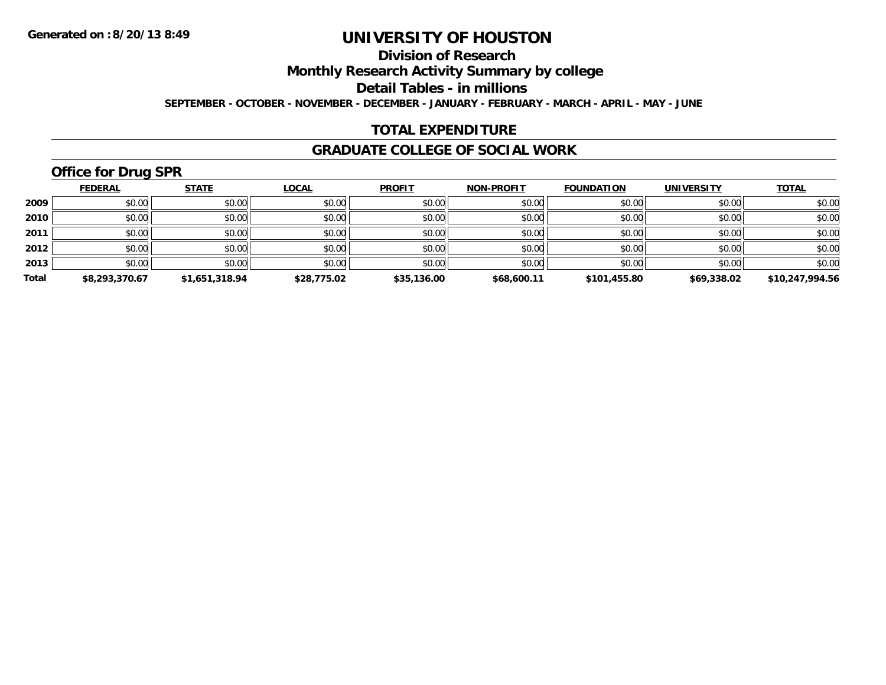Generated on :8/20/13 8:49

# UNIVERSITY OF HOUSTON

## Division of Research

## Monthly Research Activity Summary by college

## Detail Tables - in millions

**SEPTEMBER - OCTOBER - NOVEMBER - DECEMBER - JANUARY - FEBRUARY - MARCH - APRIL - MAY - JUNE**

## TOTAL EXPENDITURE

## GRADUATE COLLEGE OF SOCIAL WORK

### Office for Drug SPR

| | FEDERAL | STATE | LOCAL | PROFIT | NON-PROFIT | FOUNDATION | UNIVERSITY | TOTAL |
|---|---|---|---|---|---|---|---|---|
| **2009** | $0.00 | $0.00 | $0.00 | $0.00 | $0.00 | $0.00 | $0.00 | $0.00 |
| **2010** | $0.00 | $0.00 | $0.00 | $0.00 | $0.00 | $0.00 | $0.00 | $0.00 |
| **2011** | $0.00 | $0.00 | $0.00 | $0.00 | $0.00 | $0.00 | $0.00 | $0.00 |
| **2012** | $0.00 | $0.00 | $0.00 | $0.00 | $0.00 | $0.00 | $0.00 | $0.00 |
| **2013** | $0.00 | $0.00 | $0.00 | $0.00 | $0.00 | $0.00 | $0.00 | $0.00 |
| **Total** | **$8,293,370.67** | **$1,651,318.94** | **$28,775.02** | **$35,136.00** | **$68,600.11** | **$101,455.80** | **$69,338.02** | **$10,247,994.56** |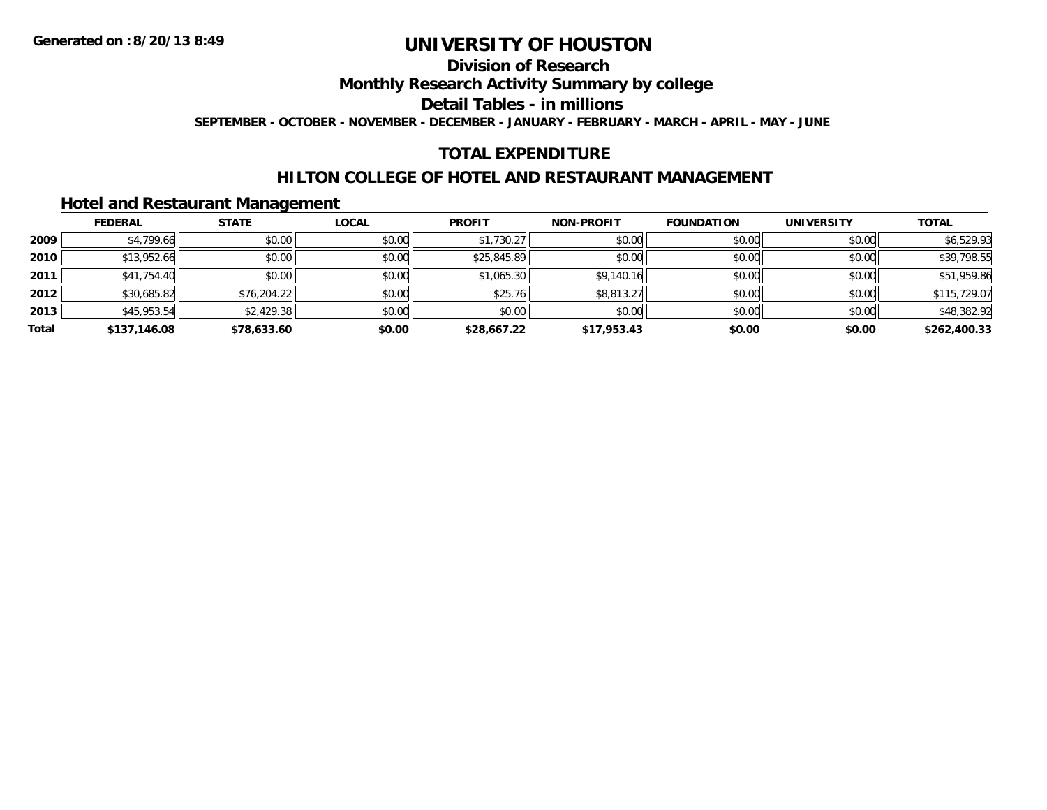**Generated on :8/20/13 8:49**

# UNIVERSITY OF HOUSTON

## Division of Research

## Monthly Research Activity Summary by college

## Detail Tables - in millions

**SEPTEMBER - OCTOBER - NOVEMBER - DECEMBER - JANUARY - FEBRUARY - MARCH - APRIL - MAY - JUNE**

## TOTAL EXPENDITURE

## HILTON COLLEGE OF HOTEL AND RESTAURANT MANAGEMENT

### Hotel and Restaurant Management

| | FEDERAL | STATE | LOCAL | PROFIT | NON-PROFIT | FOUNDATION | UNIVERSITY | TOTAL |
|---|---|---|---|---|---|---|---|---|
| **2009** | $4,799.66 | $0.00 | $0.00 | $1,730.27 | $0.00 | $0.00 | $0.00 | $6,529.93 |
| **2010** | $13,952.66 | $0.00 | $0.00 | $25,845.89 | $0.00 | $0.00 | $0.00 | $39,798.55 |
| **2011** | $41,754.40 | $0.00 | $0.00 | $1,065.30 | $9,140.16 | $0.00 | $0.00 | $51,959.86 |
| **2012** | $30,685.82 | $76,204.22 | $0.00 | $25.76 | $8,813.27 | $0.00 | $0.00 | $115,729.07 |
| **2013** | $45,953.54 | $2,429.38 | $0.00 | $0.00 | $0.00 | $0.00 | $0.00 | $48,382.92 |
| **Total** | **$137,146.08** | **$78,633.60** | **$0.00** | **$28,667.22** | **$17,953.43** | **$0.00** | **$0.00** | **$262,400.33** |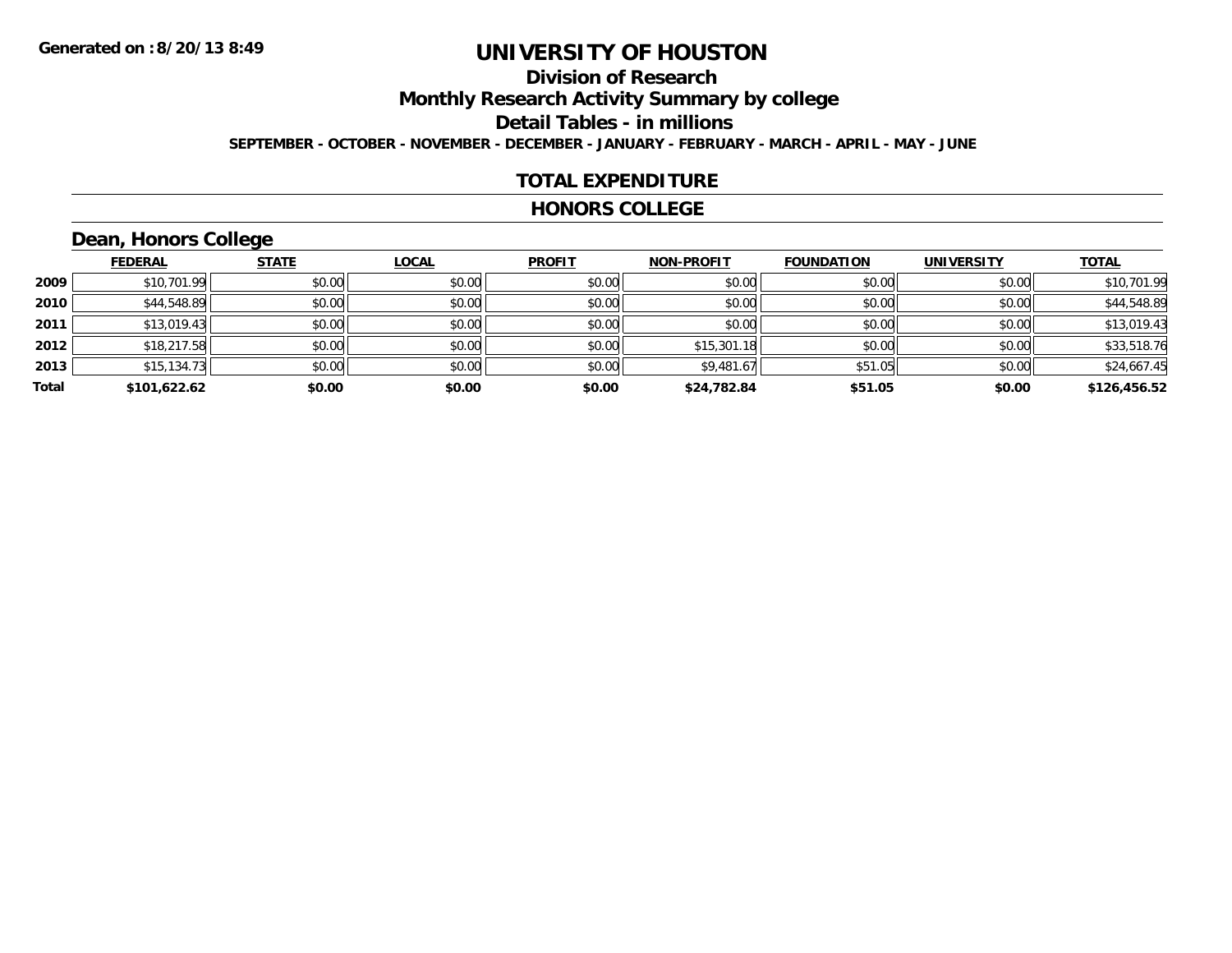**Generated on :8/20/13 8:49**

# UNIVERSITY OF HOUSTON

## Division of Research

## Monthly Research Activity Summary by college

## Detail Tables - in millions

**SEPTEMBER - OCTOBER - NOVEMBER - DECEMBER - JANUARY - FEBRUARY - MARCH - APRIL - MAY - JUNE**

## TOTAL EXPENDITURE

## HONORS COLLEGE

### Dean, Honors College

| | FEDERAL | STATE | LOCAL | PROFIT | NON-PROFIT | FOUNDATION | UNIVERSITY | TOTAL |
|---|---|---|---|---|---|---|---|---|
| 2009 | $10,701.99 | $0.00 | $0.00 | $0.00 | $0.00 | $0.00 | $0.00 | $10,701.99 |
| 2010 | $44,548.89 | $0.00 | $0.00 | $0.00 | $0.00 | $0.00 | $0.00 | $44,548.89 |
| 2011 | $13,019.43 | $0.00 | $0.00 | $0.00 | $0.00 | $0.00 | $0.00 | $13,019.43 |
| 2012 | $18,217.58 | $0.00 | $0.00 | $0.00 | $15,301.18 | $0.00 | $0.00 | $33,518.76 |
| 2013 | $15,134.73 | $0.00 | $0.00 | $0.00 | $9,481.67 | $51.05 | $0.00 | $24,667.45 |
| **Total** | **$101,622.62** | **$0.00** | **$0.00** | **$0.00** | **$24,782.84** | **$51.05** | **$0.00** | **$126,456.52** |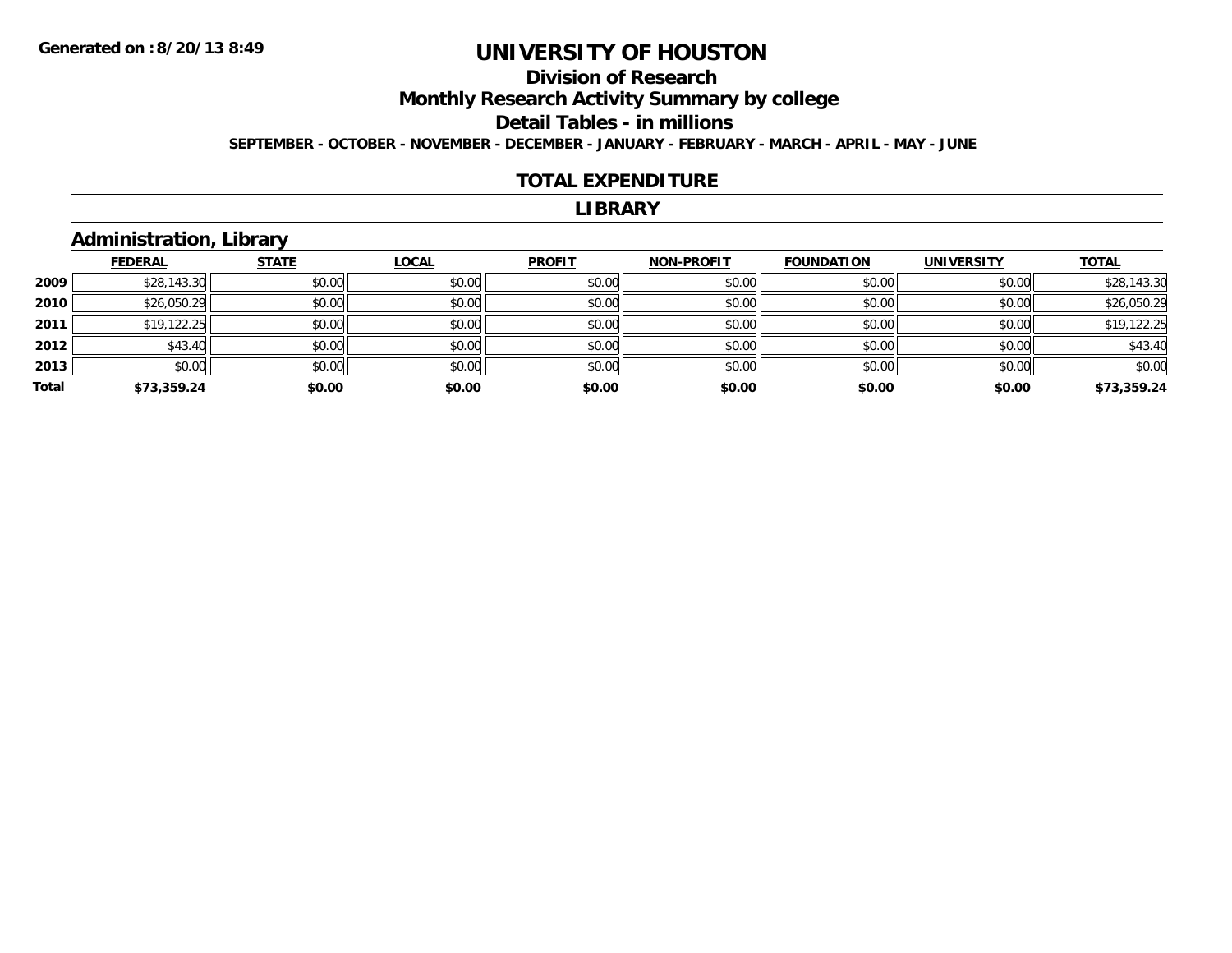Generated on :8/20/13 8:49

# UNIVERSITY OF HOUSTON

## Division of Research

## Monthly Research Activity Summary by college

## Detail Tables - in millions

**SEPTEMBER - OCTOBER - NOVEMBER - DECEMBER - JANUARY - FEBRUARY - MARCH - APRIL - MAY - JUNE**

## TOTAL EXPENDITURE

## LIBRARY

### Administration, Library

| | FEDERAL | STATE | LOCAL | PROFIT | NON-PROFIT | FOUNDATION | UNIVERSITY | TOTAL |
|---|---|---|---|---|---|---|---|---|
| 2009 | $28,143.30 | $0.00 | $0.00 | $0.00 | $0.00 | $0.00 | $0.00 | $28,143.30 |
| 2010 | $26,050.29 | $0.00 | $0.00 | $0.00 | $0.00 | $0.00 | $0.00 | $26,050.29 |
| 2011 | $19,122.25 | $0.00 | $0.00 | $0.00 | $0.00 | $0.00 | $0.00 | $19,122.25 |
| 2012 | $43.40 | $0.00 | $0.00 | $0.00 | $0.00 | $0.00 | $0.00 | $43.40 |
| 2013 | $0.00 | $0.00 | $0.00 | $0.00 | $0.00 | $0.00 | $0.00 | $0.00 |
| **Total** | **$73,359.24** | **$0.00** | **$0.00** | **$0.00** | **$0.00** | **$0.00** | **$0.00** | **$73,359.24** |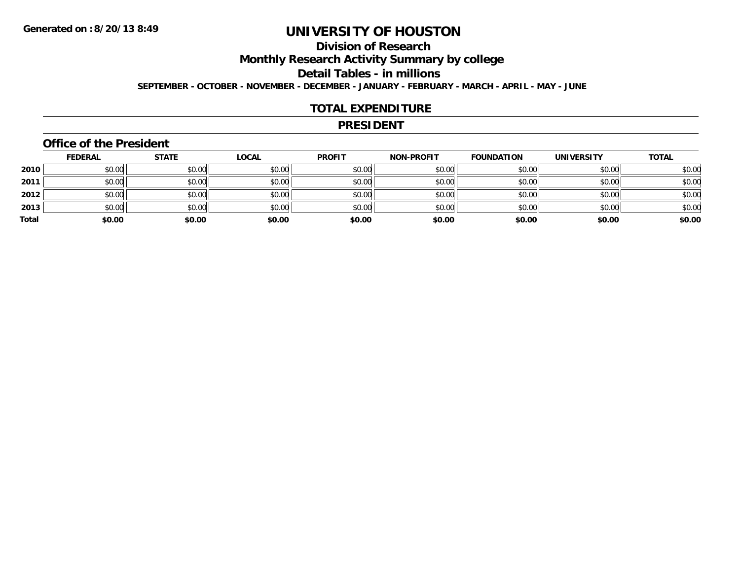Generated on :8/20/13 8:49

# UNIVERSITY OF HOUSTON

## Division of Research

## Monthly Research Activity Summary by college

## Detail Tables - in millions

**SEPTEMBER - OCTOBER - NOVEMBER - DECEMBER - JANUARY - FEBRUARY - MARCH - APRIL - MAY - JUNE**

## TOTAL EXPENDITURE

## PRESIDENT

### Office of the President

| | FEDERAL | STATE | LOCAL | PROFIT | NON-PROFIT | FOUNDATION | UNIVERSITY | TOTAL |
|---|---|---|---|---|---|---|---|---|
| **2010** | $0.00 | $0.00 | $0.00 | $0.00 | $0.00 | $0.00 | $0.00 | $0.00 |
| **2011** | $0.00 | $0.00 | $0.00 | $0.00 | $0.00 | $0.00 | $0.00 | $0.00 |
| **2012** | $0.00 | $0.00 | $0.00 | $0.00 | $0.00 | $0.00 | $0.00 | $0.00 |
| **2013** | $0.00 | $0.00 | $0.00 | $0.00 | $0.00 | $0.00 | $0.00 | $0.00 |
| **Total** | **$0.00** | **$0.00** | **$0.00** | **$0.00** | **$0.00** | **$0.00** | **$0.00** | **$0.00** |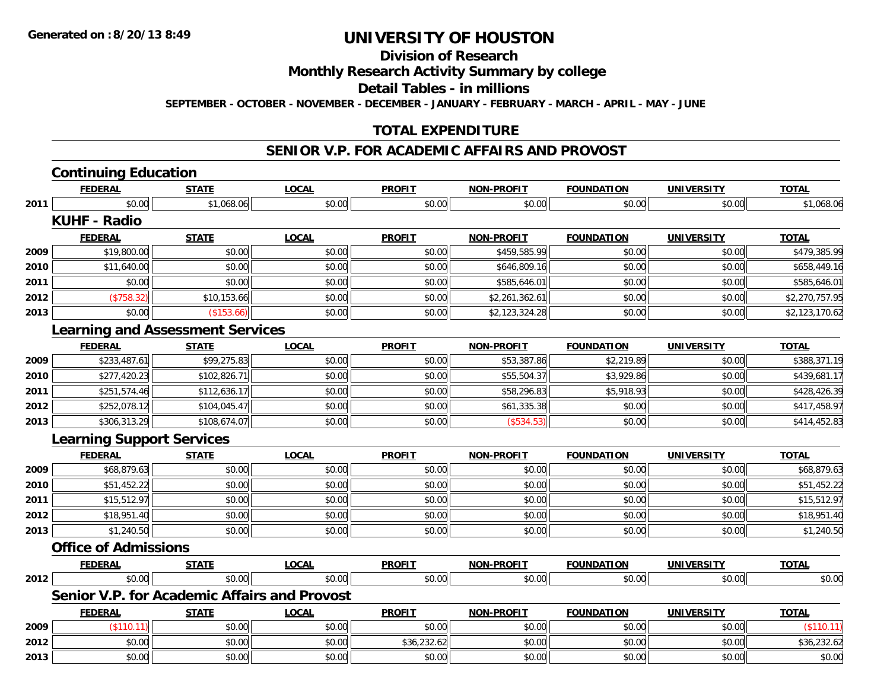Generated on :8/20/13 8:49

# UNIVERSITY OF HOUSTON

## Division of Research

## Monthly Research Activity Summary by college

## Detail Tables - in millions

**SEPTEMBER - OCTOBER - NOVEMBER - DECEMBER - JANUARY - FEBRUARY - MARCH - APRIL - MAY - JUNE**

## TOTAL EXPENDITURE

## SENIOR V.P. FOR ACADEMIC AFFAIRS AND PROVOST

### Continuing Education

| | FEDERAL | STATE | LOCAL | PROFIT | NON-PROFIT | FOUNDATION | UNIVERSITY | TOTAL |
|---|---|---|---|---|---|---|---|---|
| 2011 | $0.00 | $1,068.06 | $0.00 | $0.00 | $0.00 | $0.00 | $0.00 | $1,068.06 |

### KUHF - Radio

| | FEDERAL | STATE | LOCAL | PROFIT | NON-PROFIT | FOUNDATION | UNIVERSITY | TOTAL |
|---|---|---|---|---|---|---|---|---|
| 2009 | $19,800.00 | $0.00 | $0.00 | $0.00 | $459,585.99 | $0.00 | $0.00 | $479,385.99 |
| 2010 | $11,640.00 | $0.00 | $0.00 | $0.00 | $646,809.16 | $0.00 | $0.00 | $658,449.16 |
| 2011 | $0.00 | $0.00 | $0.00 | $0.00 | $585,646.01 | $0.00 | $0.00 | $585,646.01 |
| 2012 | ($758.32) | $10,153.66 | $0.00 | $0.00 | $2,261,362.61 | $0.00 | $0.00 | $2,270,757.95 |
| 2013 | $0.00 | ($153.66) | $0.00 | $0.00 | $2,123,324.28 | $0.00 | $0.00 | $2,123,170.62 |

### Learning and Assessment Services

| | FEDERAL | STATE | LOCAL | PROFIT | NON-PROFIT | FOUNDATION | UNIVERSITY | TOTAL |
|---|---|---|---|---|---|---|---|---|
| 2009 | $233,487.61 | $99,275.83 | $0.00 | $0.00 | $53,387.86 | $2,219.89 | $0.00 | $388,371.19 |
| 2010 | $277,420.23 | $102,826.71 | $0.00 | $0.00 | $55,504.37 | $3,929.86 | $0.00 | $439,681.17 |
| 2011 | $251,574.46 | $112,636.17 | $0.00 | $0.00 | $58,296.83 | $5,918.93 | $0.00 | $428,426.39 |
| 2012 | $252,078.12 | $104,045.47 | $0.00 | $0.00 | $61,335.38 | $0.00 | $0.00 | $417,458.97 |
| 2013 | $306,313.29 | $108,674.07 | $0.00 | $0.00 | ($534.53) | $0.00 | $0.00 | $414,452.83 |

### Learning Support Services

| | FEDERAL | STATE | LOCAL | PROFIT | NON-PROFIT | FOUNDATION | UNIVERSITY | TOTAL |
|---|---|---|---|---|---|---|---|---|
| 2009 | $68,879.63 | $0.00 | $0.00 | $0.00 | $0.00 | $0.00 | $0.00 | $68,879.63 |
| 2010 | $51,452.22 | $0.00 | $0.00 | $0.00 | $0.00 | $0.00 | $0.00 | $51,452.22 |
| 2011 | $15,512.97 | $0.00 | $0.00 | $0.00 | $0.00 | $0.00 | $0.00 | $15,512.97 |
| 2012 | $18,951.40 | $0.00 | $0.00 | $0.00 | $0.00 | $0.00 | $0.00 | $18,951.40 |
| 2013 | $1,240.50 | $0.00 | $0.00 | $0.00 | $0.00 | $0.00 | $0.00 | $1,240.50 |

### Office of Admissions

| | FEDERAL | STATE | LOCAL | PROFIT | NON-PROFIT | FOUNDATION | UNIVERSITY | TOTAL |
|---|---|---|---|---|---|---|---|---|
| 2012 | $0.00 | $0.00 | $0.00 | $0.00 | $0.00 | $0.00 | $0.00 | $0.00 |

### Senior V.P. for Academic Affairs and Provost

| | FEDERAL | STATE | LOCAL | PROFIT | NON-PROFIT | FOUNDATION | UNIVERSITY | TOTAL |
|---|---|---|---|---|---|---|---|---|
| 2009 | ($110.11) | $0.00 | $0.00 | $0.00 | $0.00 | $0.00 | $0.00 | ($110.11) |
| 2012 | $0.00 | $0.00 | $0.00 | $36,232.62 | $0.00 | $0.00 | $0.00 | $36,232.62 |
| 2013 | $0.00 | $0.00 | $0.00 | $0.00 | $0.00 | $0.00 | $0.00 | $0.00 |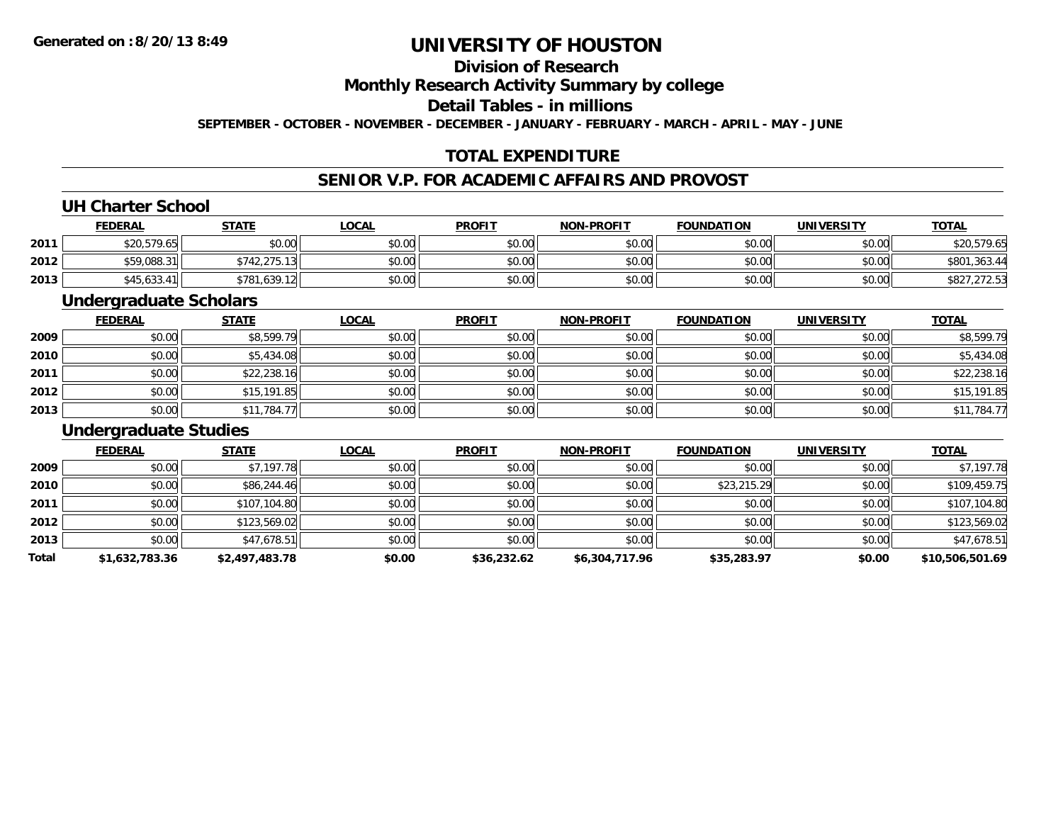# UNIVERSITY OF HOUSTON

## Division of Research

## Monthly Research Activity Summary by college

## Detail Tables - in millions

**SEPTEMBER - OCTOBER - NOVEMBER - DECEMBER - JANUARY - FEBRUARY - MARCH - APRIL - MAY - JUNE**

## TOTAL EXPENDITURE

## SENIOR V.P. FOR ACADEMIC AFFAIRS AND PROVOST

### UH Charter School

| | FEDERAL | STATE | LOCAL | PROFIT | NON-PROFIT | FOUNDATION | UNIVERSITY | TOTAL |
|---|---|---|---|---|---|---|---|---|
| 2011 | $20,579.65 | $0.00 | $0.00 | $0.00 | $0.00 | $0.00 | $0.00 | $20,579.65 |
| 2012 | $59,088.31 | $742,275.13 | $0.00 | $0.00 | $0.00 | $0.00 | $0.00 | $801,363.44 |
| 2013 | $45,633.41 | $781,639.12 | $0.00 | $0.00 | $0.00 | $0.00 | $0.00 | $827,272.53 |

### Undergraduate Scholars

| | FEDERAL | STATE | LOCAL | PROFIT | NON-PROFIT | FOUNDATION | UNIVERSITY | TOTAL |
|---|---|---|---|---|---|---|---|---|
| 2009 | $0.00 | $8,599.79 | $0.00 | $0.00 | $0.00 | $0.00 | $0.00 | $8,599.79 |
| 2010 | $0.00 | $5,434.08 | $0.00 | $0.00 | $0.00 | $0.00 | $0.00 | $5,434.08 |
| 2011 | $0.00 | $22,238.16 | $0.00 | $0.00 | $0.00 | $0.00 | $0.00 | $22,238.16 |
| 2012 | $0.00 | $15,191.85 | $0.00 | $0.00 | $0.00 | $0.00 | $0.00 | $15,191.85 |
| 2013 | $0.00 | $11,784.77 | $0.00 | $0.00 | $0.00 | $0.00 | $0.00 | $11,784.77 |

### Undergraduate Studies

| | FEDERAL | STATE | LOCAL | PROFIT | NON-PROFIT | FOUNDATION | UNIVERSITY | TOTAL |
|---|---|---|---|---|---|---|---|---|
| 2009 | $0.00 | $7,197.78 | $0.00 | $0.00 | $0.00 | $0.00 | $0.00 | $7,197.78 |
| 2010 | $0.00 | $86,244.46 | $0.00 | $0.00 | $0.00 | $23,215.29 | $0.00 | $109,459.75 |
| 2011 | $0.00 | $107,104.80 | $0.00 | $0.00 | $0.00 | $0.00 | $0.00 | $107,104.80 |
| 2012 | $0.00 | $123,569.02 | $0.00 | $0.00 | $0.00 | $0.00 | $0.00 | $123,569.02 |
| 2013 | $0.00 | $47,678.51 | $0.00 | $0.00 | $0.00 | $0.00 | $0.00 | $47,678.51 |
| **Total** | **$1,632,783.36** | **$2,497,483.78** | **$0.00** | **$36,232.62** | **$6,304,717.96** | **$35,283.97** | **$0.00** | **$10,506,501.69** |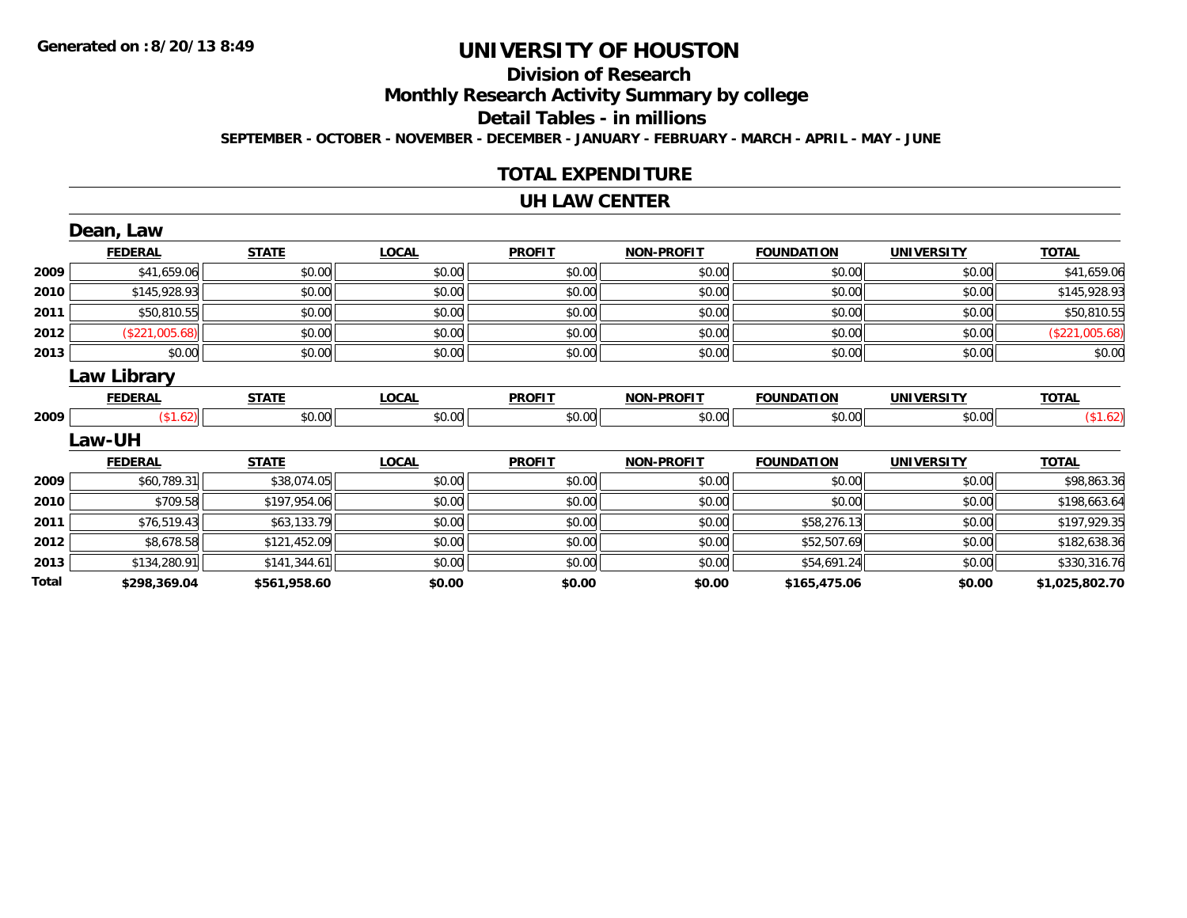Generated on :8/20/13 8:49

# UNIVERSITY OF HOUSTON

## Division of Research

## Monthly Research Activity Summary by college

## Detail Tables - in millions

**SEPTEMBER - OCTOBER - NOVEMBER - DECEMBER - JANUARY - FEBRUARY - MARCH - APRIL - MAY - JUNE**

## TOTAL EXPENDITURE

## UH LAW CENTER

### Dean, Law

| | FEDERAL | STATE | LOCAL | PROFIT | NON-PROFIT | FOUNDATION | UNIVERSITY | TOTAL |
|---|---|---|---|---|---|---|---|---|
| 2009 | $41,659.06 | $0.00 | $0.00 | $0.00 | $0.00 | $0.00 | $0.00 | $41,659.06 |
| 2010 | $145,928.93 | $0.00 | $0.00 | $0.00 | $0.00 | $0.00 | $0.00 | $145,928.93 |
| 2011 | $50,810.55 | $0.00 | $0.00 | $0.00 | $0.00 | $0.00 | $0.00 | $50,810.55 |
| 2012 | ($221,005.68) | $0.00 | $0.00 | $0.00 | $0.00 | $0.00 | $0.00 | ($221,005.68) |
| 2013 | $0.00 | $0.00 | $0.00 | $0.00 | $0.00 | $0.00 | $0.00 | $0.00 |

### Law Library

| | FEDERAL | STATE | LOCAL | PROFIT | NON-PROFIT | FOUNDATION | UNIVERSITY | TOTAL |
|---|---|---|---|---|---|---|---|---|
| 2009 | ($1.62) | $0.00 | $0.00 | $0.00 | $0.00 | $0.00 | $0.00 | ($1.62) |

### Law-UH

| | FEDERAL | STATE | LOCAL | PROFIT | NON-PROFIT | FOUNDATION | UNIVERSITY | TOTAL |
|---|---|---|---|---|---|---|---|---|
| 2009 | $60,789.31 | $38,074.05 | $0.00 | $0.00 | $0.00 | $0.00 | $0.00 | $98,863.36 |
| 2010 | $709.58 | $197,954.06 | $0.00 | $0.00 | $0.00 | $0.00 | $0.00 | $198,663.64 |
| 2011 | $76,519.43 | $63,133.79 | $0.00 | $0.00 | $0.00 | $58,276.13 | $0.00 | $197,929.35 |
| 2012 | $8,678.58 | $121,452.09 | $0.00 | $0.00 | $0.00 | $52,507.69 | $0.00 | $182,638.36 |
| 2013 | $134,280.91 | $141,344.61 | $0.00 | $0.00 | $0.00 | $54,691.24 | $0.00 | $330,316.76 |
| **Total** | **$298,369.04** | **$561,958.60** | **$0.00** | **$0.00** | **$0.00** | **$165,475.06** | **$0.00** | **$1,025,802.70** |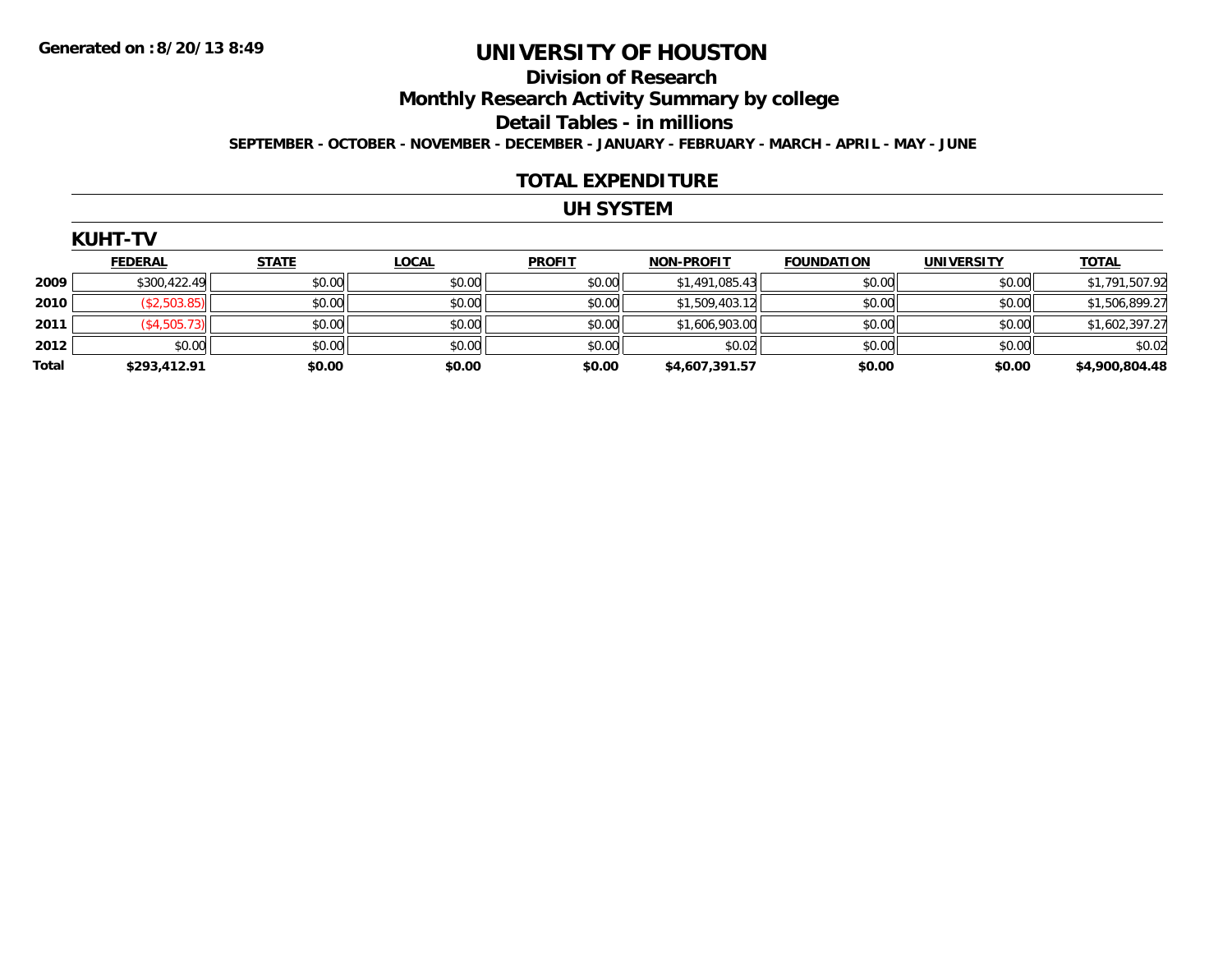Generated on :8/20/13 8:49

# UNIVERSITY OF HOUSTON

## Division of Research

## Monthly Research Activity Summary by college

## Detail Tables - in millions

**SEPTEMBER - OCTOBER - NOVEMBER - DECEMBER - JANUARY - FEBRUARY - MARCH - APRIL - MAY - JUNE**

## TOTAL EXPENDITURE

## UH SYSTEM

### KUHT-TV

| | FEDERAL | STATE | LOCAL | PROFIT | NON-PROFIT | FOUNDATION | UNIVERSITY | TOTAL |
|---|---|---|---|---|---|---|---|---|
| 2009 | $300,422.49 | $0.00 | $0.00 | $0.00 | $1,491,085.43 | $0.00 | $0.00 | $1,791,507.92 |
| 2010 | ($2,503.85) | $0.00 | $0.00 | $0.00 | $1,509,403.12 | $0.00 | $0.00 | $1,506,899.27 |
| 2011 | ($4,505.73) | $0.00 | $0.00 | $0.00 | $1,606,903.00 | $0.00 | $0.00 | $1,602,397.27 |
| 2012 | $0.00 | $0.00 | $0.00 | $0.00 | $0.02 | $0.00 | $0.00 | $0.02 |
| **Total** | **$293,412.91** | **$0.00** | **$0.00** | **$0.00** | **$4,607,391.57** | **$0.00** | **$0.00** | **$4,900,804.48** |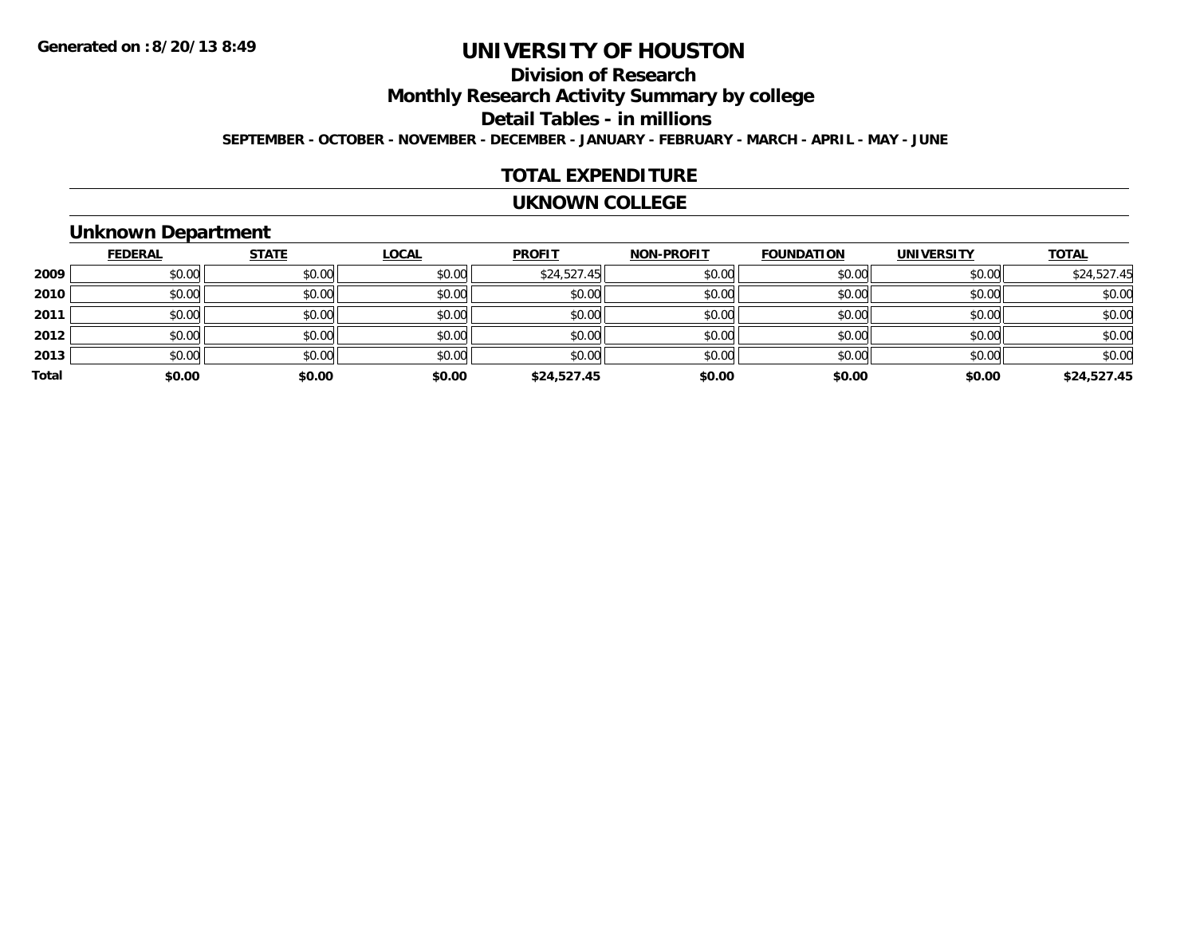Generated on :8/20/13 8:49

# UNIVERSITY OF HOUSTON

## Division of Research

## Monthly Research Activity Summary by college

## Detail Tables - in millions

**SEPTEMBER - OCTOBER - NOVEMBER - DECEMBER - JANUARY - FEBRUARY - MARCH - APRIL - MAY - JUNE**

## TOTAL EXPENDITURE

## UKNOWN COLLEGE

### Unknown Department

| | FEDERAL | STATE | LOCAL | PROFIT | NON-PROFIT | FOUNDATION | UNIVERSITY | TOTAL |
|---|---|---|---|---|---|---|---|---|
| 2009 | $0.00 | $0.00 | $0.00 | $24,527.45 | $0.00 | $0.00 | $0.00 | $24,527.45 |
| 2010 | $0.00 | $0.00 | $0.00 | $0.00 | $0.00 | $0.00 | $0.00 | $0.00 |
| 2011 | $0.00 | $0.00 | $0.00 | $0.00 | $0.00 | $0.00 | $0.00 | $0.00 |
| 2012 | $0.00 | $0.00 | $0.00 | $0.00 | $0.00 | $0.00 | $0.00 | $0.00 |
| 2013 | $0.00 | $0.00 | $0.00 | $0.00 | $0.00 | $0.00 | $0.00 | $0.00 |
| **Total** | **$0.00** | **$0.00** | **$0.00** | **$24,527.45** | **$0.00** | **$0.00** | **$0.00** | **$24,527.45** |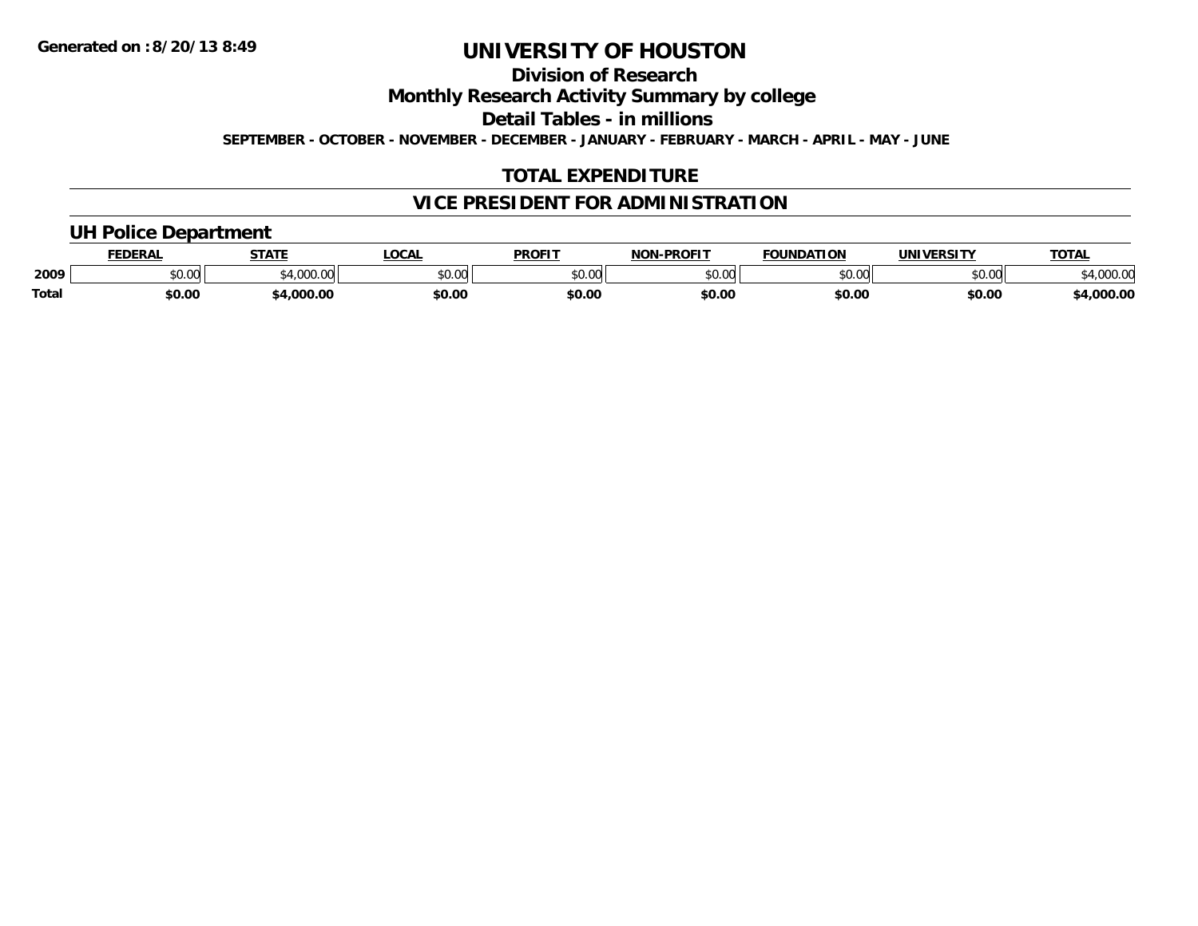**Generated on :8/20/13 8:49**

# UNIVERSITY OF HOUSTON

## Division of Research

## Monthly Research Activity Summary by college

## Detail Tables - in millions

**SEPTEMBER - OCTOBER - NOVEMBER - DECEMBER - JANUARY - FEBRUARY - MARCH - APRIL - MAY - JUNE**

## TOTAL EXPENDITURE

## VICE PRESIDENT FOR ADMINISTRATION

### UH Police Department

| | FEDERAL | STATE | LOCAL | PROFIT | NON-PROFIT | FOUNDATION | UNIVERSITY | TOTAL |
|---|---|---|---|---|---|---|---|---|
| 2009 | $0.00 | $4,000.00 | $0.00 | $0.00 | $0.00 | $0.00 | $0.00 | $4,000.00 |
| **Total** | **$0.00** | **$4,000.00** | **$0.00** | **$0.00** | **$0.00** | **$0.00** | **$0.00** | **$4,000.00** |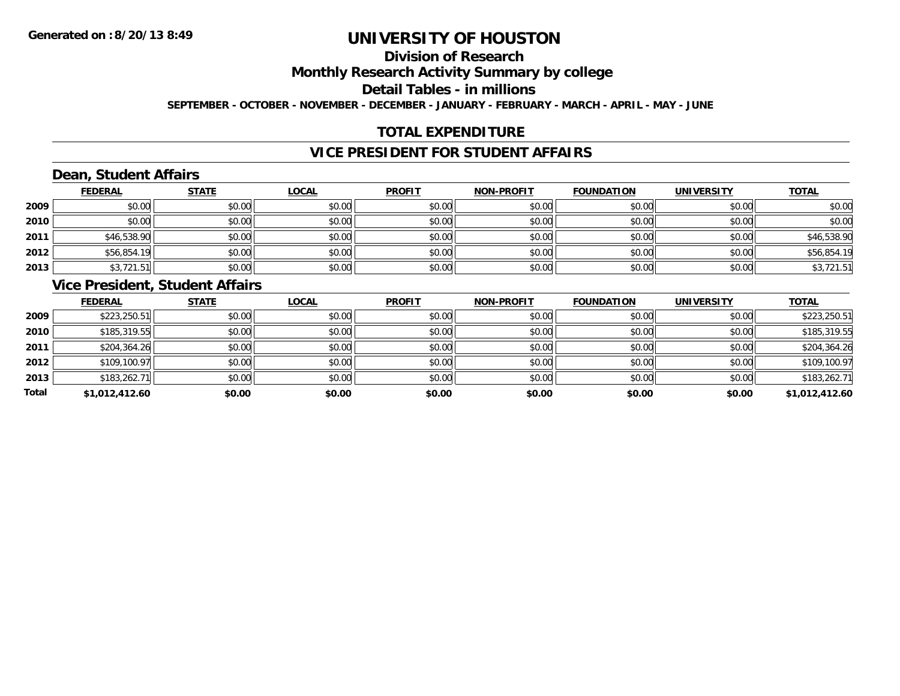**Generated on :8/20/13 8:49**

# UNIVERSITY OF HOUSTON

## Division of Research

## Monthly Research Activity Summary by college

## Detail Tables - in millions

**SEPTEMBER - OCTOBER - NOVEMBER - DECEMBER - JANUARY - FEBRUARY - MARCH - APRIL - MAY - JUNE**

## TOTAL EXPENDITURE

## VICE PRESIDENT FOR STUDENT AFFAIRS

### Dean, Student Affairs

| | FEDERAL | STATE | LOCAL | PROFIT | NON-PROFIT | FOUNDATION | UNIVERSITY | TOTAL |
|---|---|---|---|---|---|---|---|---|
| 2009 | $0.00 | $0.00 | $0.00 | $0.00 | $0.00 | $0.00 | $0.00 | $0.00 |
| 2010 | $0.00 | $0.00 | $0.00 | $0.00 | $0.00 | $0.00 | $0.00 | $0.00 |
| 2011 | $46,538.90 | $0.00 | $0.00 | $0.00 | $0.00 | $0.00 | $0.00 | $46,538.90 |
| 2012 | $56,854.19 | $0.00 | $0.00 | $0.00 | $0.00 | $0.00 | $0.00 | $56,854.19 |
| 2013 | $3,721.51 | $0.00 | $0.00 | $0.00 | $0.00 | $0.00 | $0.00 | $3,721.51 |

### Vice President, Student Affairs

| | FEDERAL | STATE | LOCAL | PROFIT | NON-PROFIT | FOUNDATION | UNIVERSITY | TOTAL |
|---|---|---|---|---|---|---|---|---|
| 2009 | $223,250.51 | $0.00 | $0.00 | $0.00 | $0.00 | $0.00 | $0.00 | $223,250.51 |
| 2010 | $185,319.55 | $0.00 | $0.00 | $0.00 | $0.00 | $0.00 | $0.00 | $185,319.55 |
| 2011 | $204,364.26 | $0.00 | $0.00 | $0.00 | $0.00 | $0.00 | $0.00 | $204,364.26 |
| 2012 | $109,100.97 | $0.00 | $0.00 | $0.00 | $0.00 | $0.00 | $0.00 | $109,100.97 |
| 2013 | $183,262.71 | $0.00 | $0.00 | $0.00 | $0.00 | $0.00 | $0.00 | $183,262.71 |
| **Total** | **$1,012,412.60** | **$0.00** | **$0.00** | **$0.00** | **$0.00** | **$0.00** | **$0.00** | **$1,012,412.60** |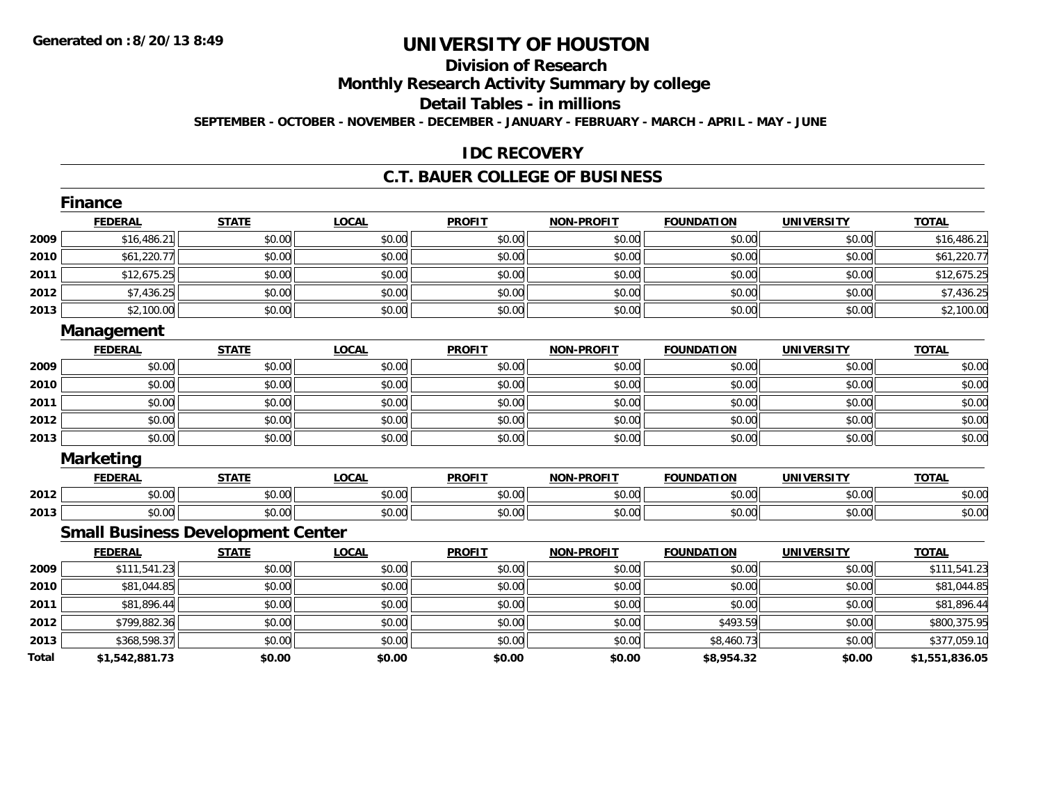# UNIVERSITY OF HOUSTON

## Division of Research

## Monthly Research Activity Summary by college

## Detail Tables - in millions

**SEPTEMBER - OCTOBER - NOVEMBER - DECEMBER - JANUARY - FEBRUARY - MARCH - APRIL - MAY - JUNE**

## IDC RECOVERY

## C.T. BAUER COLLEGE OF BUSINESS

### Finance

| | FEDERAL | STATE | LOCAL | PROFIT | NON-PROFIT | FOUNDATION | UNIVERSITY | TOTAL |
|---|---|---|---|---|---|---|---|---|
| 2009 | $16,486.21 | $0.00 | $0.00 | $0.00 | $0.00 | $0.00 | $0.00 | $16,486.21 |
| 2010 | $61,220.77 | $0.00 | $0.00 | $0.00 | $0.00 | $0.00 | $0.00 | $61,220.77 |
| 2011 | $12,675.25 | $0.00 | $0.00 | $0.00 | $0.00 | $0.00 | $0.00 | $12,675.25 |
| 2012 | $7,436.25 | $0.00 | $0.00 | $0.00 | $0.00 | $0.00 | $0.00 | $7,436.25 |
| 2013 | $2,100.00 | $0.00 | $0.00 | $0.00 | $0.00 | $0.00 | $0.00 | $2,100.00 |

### Management

| | FEDERAL | STATE | LOCAL | PROFIT | NON-PROFIT | FOUNDATION | UNIVERSITY | TOTAL |
|---|---|---|---|---|---|---|---|---|
| 2009 | $0.00 | $0.00 | $0.00 | $0.00 | $0.00 | $0.00 | $0.00 | $0.00 |
| 2010 | $0.00 | $0.00 | $0.00 | $0.00 | $0.00 | $0.00 | $0.00 | $0.00 |
| 2011 | $0.00 | $0.00 | $0.00 | $0.00 | $0.00 | $0.00 | $0.00 | $0.00 |
| 2012 | $0.00 | $0.00 | $0.00 | $0.00 | $0.00 | $0.00 | $0.00 | $0.00 |
| 2013 | $0.00 | $0.00 | $0.00 | $0.00 | $0.00 | $0.00 | $0.00 | $0.00 |

### Marketing

| | FEDERAL | STATE | LOCAL | PROFIT | NON-PROFIT | FOUNDATION | UNIVERSITY | TOTAL |
|---|---|---|---|---|---|---|---|---|
| 2012 | $0.00 | $0.00 | $0.00 | $0.00 | $0.00 | $0.00 | $0.00 | $0.00 |
| 2013 | $0.00 | $0.00 | $0.00 | $0.00 | $0.00 | $0.00 | $0.00 | $0.00 |

### Small Business Development Center

| | FEDERAL | STATE | LOCAL | PROFIT | NON-PROFIT | FOUNDATION | UNIVERSITY | TOTAL |
|---|---|---|---|---|---|---|---|---|
| 2009 | $111,541.23 | $0.00 | $0.00 | $0.00 | $0.00 | $0.00 | $0.00 | $111,541.23 |
| 2010 | $81,044.85 | $0.00 | $0.00 | $0.00 | $0.00 | $0.00 | $0.00 | $81,044.85 |
| 2011 | $81,896.44 | $0.00 | $0.00 | $0.00 | $0.00 | $0.00 | $0.00 | $81,896.44 |
| 2012 | $799,882.36 | $0.00 | $0.00 | $0.00 | $0.00 | $493.59 | $0.00 | $800,375.95 |
| 2013 | $368,598.37 | $0.00 | $0.00 | $0.00 | $0.00 | $8,460.73 | $0.00 | $377,059.10 |
| **Total** | **$1,542,881.73** | **$0.00** | **$0.00** | **$0.00** | **$0.00** | **$8,954.32** | **$0.00** | **$1,551,836.05** |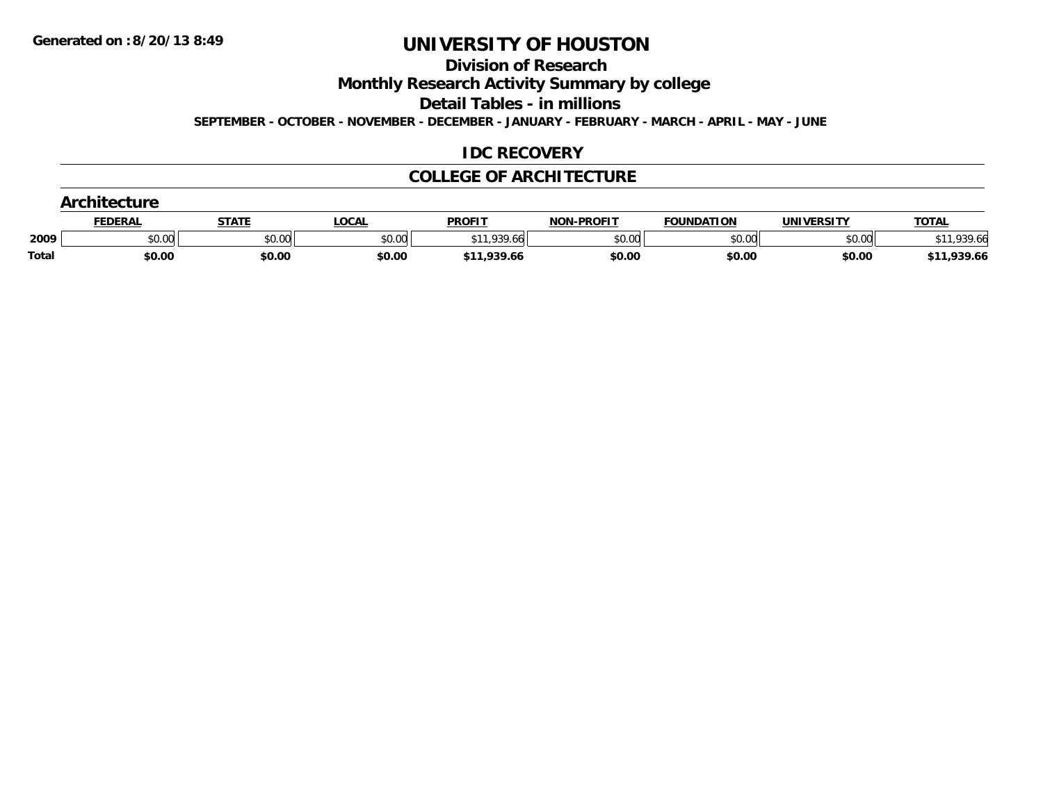Generated on :8/20/13 8:49

# UNIVERSITY OF HOUSTON

## Division of Research

## Monthly Research Activity Summary by college

## Detail Tables - in millions

**SEPTEMBER - OCTOBER - NOVEMBER - DECEMBER - JANUARY - FEBRUARY - MARCH - APRIL - MAY - JUNE**

## IDC RECOVERY

## COLLEGE OF ARCHITECTURE

### Architecture

| | FEDERAL | STATE | LOCAL | PROFIT | NON-PROFIT | FOUNDATION | UNIVERSITY | TOTAL |
|---|---|---|---|---|---|---|---|---|
| 2009 | $0.00 | $0.00 | $0.00 | $11,939.66 | $0.00 | $0.00 | $0.00 | $11,939.66 |
| **Total** | **$0.00** | **$0.00** | **$0.00** | **$11,939.66** | **$0.00** | **$0.00** | **$0.00** | **$11,939.66** |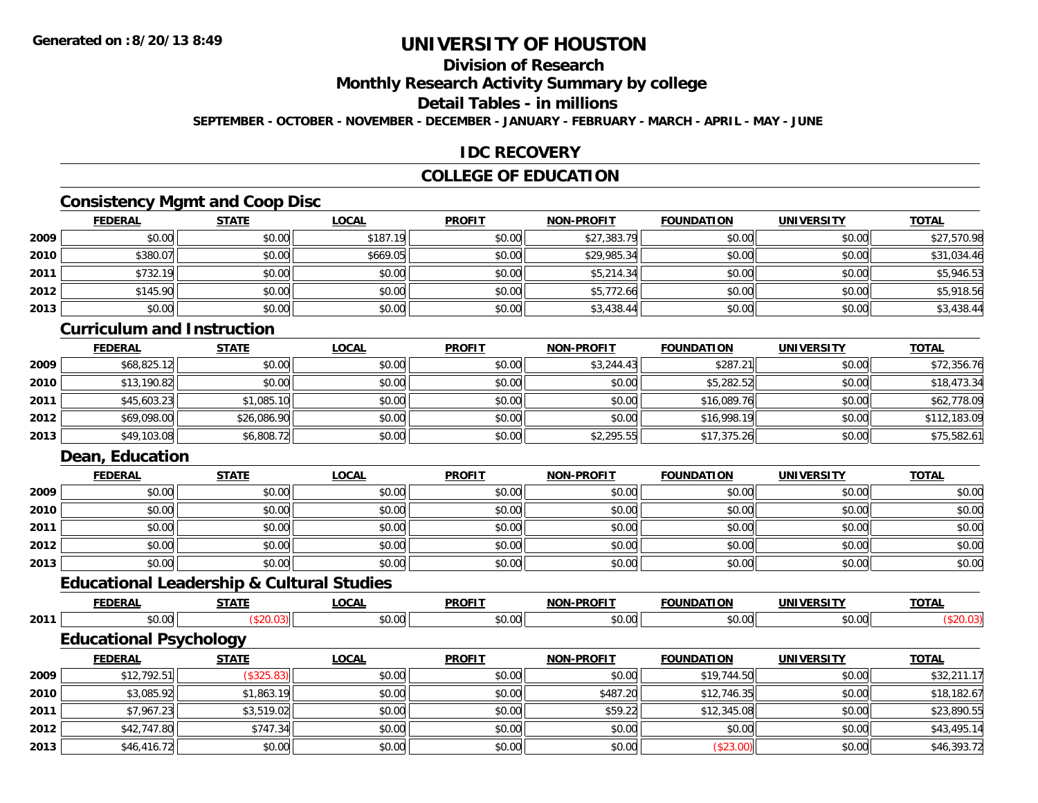**Generated on :8/20/13 8:49**

# UNIVERSITY OF HOUSTON

## Division of Research

## Monthly Research Activity Summary by college

## Detail Tables - in millions

**SEPTEMBER - OCTOBER - NOVEMBER - DECEMBER - JANUARY - FEBRUARY - MARCH - APRIL - MAY - JUNE**

## IDC RECOVERY

## COLLEGE OF EDUCATION

### Consistency Mgmt and Coop Disc

| | FEDERAL | STATE | LOCAL | PROFIT | NON-PROFIT | FOUNDATION | UNIVERSITY | TOTAL |
|---|---|---|---|---|---|---|---|---|
| 2009 | $0.00 | $0.00 | $187.19 | $0.00 | $27,383.79 | $0.00 | $0.00 | $27,570.98 |
| 2010 | $380.07 | $0.00 | $669.05 | $0.00 | $29,985.34 | $0.00 | $0.00 | $31,034.46 |
| 2011 | $732.19 | $0.00 | $0.00 | $0.00 | $5,214.34 | $0.00 | $0.00 | $5,946.53 |
| 2012 | $145.90 | $0.00 | $0.00 | $0.00 | $5,772.66 | $0.00 | $0.00 | $5,918.56 |
| 2013 | $0.00 | $0.00 | $0.00 | $0.00 | $3,438.44 | $0.00 | $0.00 | $3,438.44 |

### Curriculum and Instruction

| | FEDERAL | STATE | LOCAL | PROFIT | NON-PROFIT | FOUNDATION | UNIVERSITY | TOTAL |
|---|---|---|---|---|---|---|---|---|
| 2009 | $68,825.12 | $0.00 | $0.00 | $0.00 | $3,244.43 | $287.21 | $0.00 | $72,356.76 |
| 2010 | $13,190.82 | $0.00 | $0.00 | $0.00 | $0.00 | $5,282.52 | $0.00 | $18,473.34 |
| 2011 | $45,603.23 | $1,085.10 | $0.00 | $0.00 | $0.00 | $16,089.76 | $0.00 | $62,778.09 |
| 2012 | $69,098.00 | $26,086.90 | $0.00 | $0.00 | $0.00 | $16,998.19 | $0.00 | $112,183.09 |
| 2013 | $49,103.08 | $6,808.72 | $0.00 | $0.00 | $2,295.55 | $17,375.26 | $0.00 | $75,582.61 |

### Dean, Education

| | FEDERAL | STATE | LOCAL | PROFIT | NON-PROFIT | FOUNDATION | UNIVERSITY | TOTAL |
|---|---|---|---|---|---|---|---|---|
| 2009 | $0.00 | $0.00 | $0.00 | $0.00 | $0.00 | $0.00 | $0.00 | $0.00 |
| 2010 | $0.00 | $0.00 | $0.00 | $0.00 | $0.00 | $0.00 | $0.00 | $0.00 |
| 2011 | $0.00 | $0.00 | $0.00 | $0.00 | $0.00 | $0.00 | $0.00 | $0.00 |
| 2012 | $0.00 | $0.00 | $0.00 | $0.00 | $0.00 | $0.00 | $0.00 | $0.00 |
| 2013 | $0.00 | $0.00 | $0.00 | $0.00 | $0.00 | $0.00 | $0.00 | $0.00 |

### Educational Leadership & Cultural Studies

| | FEDERAL | STATE | LOCAL | PROFIT | NON-PROFIT | FOUNDATION | UNIVERSITY | TOTAL |
|---|---|---|---|---|---|---|---|---|
| 2011 | $0.00 | ($20.03) | $0.00 | $0.00 | $0.00 | $0.00 | $0.00 | ($20.03) |

### Educational Psychology

| | FEDERAL | STATE | LOCAL | PROFIT | NON-PROFIT | FOUNDATION | UNIVERSITY | TOTAL |
|---|---|---|---|---|---|---|---|---|
| 2009 | $12,792.51 | ($325.83) | $0.00 | $0.00 | $0.00 | $19,744.50 | $0.00 | $32,211.17 |
| 2010 | $3,085.92 | $1,863.19 | $0.00 | $0.00 | $487.20 | $12,746.35 | $0.00 | $18,182.67 |
| 2011 | $7,967.23 | $3,519.02 | $0.00 | $0.00 | $59.22 | $12,345.08 | $0.00 | $23,890.55 |
| 2012 | $42,747.80 | $747.34 | $0.00 | $0.00 | $0.00 | $0.00 | $0.00 | $43,495.14 |
| 2013 | $46,416.72 | $0.00 | $0.00 | $0.00 | $0.00 | ($23.00) | $0.00 | $46,393.72 |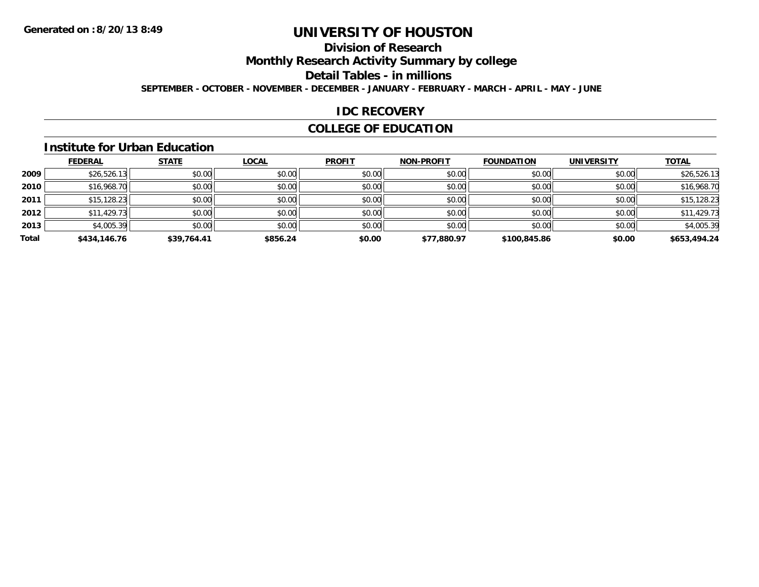Generated on :8/20/13 8:49

# UNIVERSITY OF HOUSTON

## Division of Research

## Monthly Research Activity Summary by college

## Detail Tables - in millions

**SEPTEMBER - OCTOBER - NOVEMBER - DECEMBER - JANUARY - FEBRUARY - MARCH - APRIL - MAY - JUNE**

## IDC RECOVERY

## COLLEGE OF EDUCATION

### Institute for Urban Education

| | FEDERAL | STATE | LOCAL | PROFIT | NON-PROFIT | FOUNDATION | UNIVERSITY | TOTAL |
|---|---|---|---|---|---|---|---|---|
| **2009** | $26,526.13 | $0.00 | $0.00 | $0.00 | $0.00 | $0.00 | $0.00 | $26,526.13 |
| **2010** | $16,968.70 | $0.00 | $0.00 | $0.00 | $0.00 | $0.00 | $0.00 | $16,968.70 |
| **2011** | $15,128.23 | $0.00 | $0.00 | $0.00 | $0.00 | $0.00 | $0.00 | $15,128.23 |
| **2012** | $11,429.73 | $0.00 | $0.00 | $0.00 | $0.00 | $0.00 | $0.00 | $11,429.73 |
| **2013** | $4,005.39 | $0.00 | $0.00 | $0.00 | $0.00 | $0.00 | $0.00 | $4,005.39 |
| **Total** | **$434,146.76** | **$39,764.41** | **$856.24** | **$0.00** | **$77,880.97** | **$100,845.86** | **$0.00** | **$653,494.24** |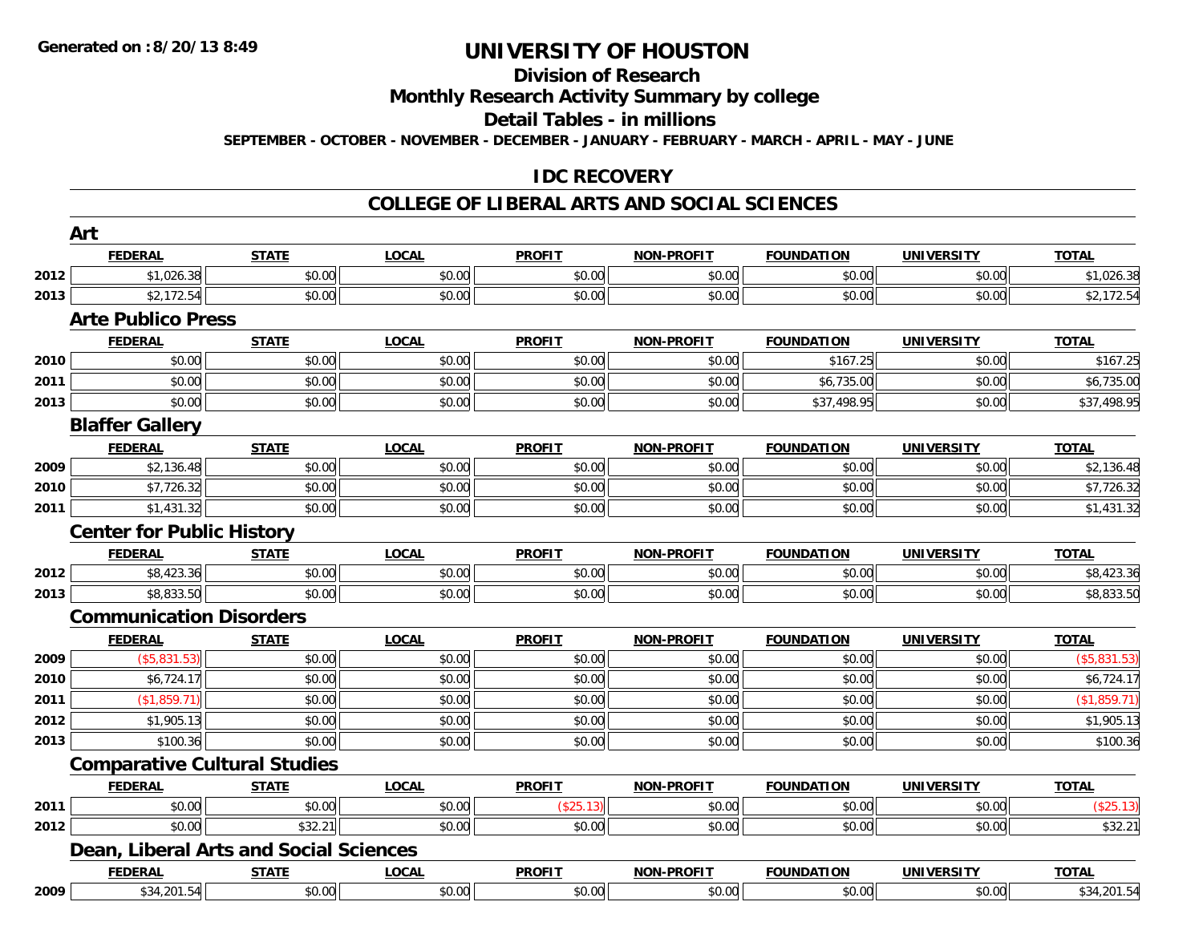**Generated on :8/20/13 8:49**

# UNIVERSITY OF HOUSTON

## Division of Research

## Monthly Research Activity Summary by college

## Detail Tables - in millions

**SEPTEMBER - OCTOBER - NOVEMBER - DECEMBER - JANUARY - FEBRUARY - MARCH - APRIL - MAY - JUNE**

## IDC RECOVERY

## COLLEGE OF LIBERAL ARTS AND SOCIAL SCIENCES

### Art

| | FEDERAL | STATE | LOCAL | PROFIT | NON-PROFIT | FOUNDATION | UNIVERSITY | TOTAL |
|---|---|---|---|---|---|---|---|---|
| 2012 | $1,026.38 | $0.00 | $0.00 | $0.00 | $0.00 | $0.00 | $0.00 | $1,026.38 |
| 2013 | $2,172.54 | $0.00 | $0.00 | $0.00 | $0.00 | $0.00 | $0.00 | $2,172.54 |

### Arte Publico Press

| | FEDERAL | STATE | LOCAL | PROFIT | NON-PROFIT | FOUNDATION | UNIVERSITY | TOTAL |
|---|---|---|---|---|---|---|---|---|
| 2010 | $0.00 | $0.00 | $0.00 | $0.00 | $0.00 | $167.25 | $0.00 | $167.25 |
| 2011 | $0.00 | $0.00 | $0.00 | $0.00 | $0.00 | $6,735.00 | $0.00 | $6,735.00 |
| 2013 | $0.00 | $0.00 | $0.00 | $0.00 | $0.00 | $37,498.95 | $0.00 | $37,498.95 |

### Blaffer Gallery

| | FEDERAL | STATE | LOCAL | PROFIT | NON-PROFIT | FOUNDATION | UNIVERSITY | TOTAL |
|---|---|---|---|---|---|---|---|---|
| 2009 | $2,136.48 | $0.00 | $0.00 | $0.00 | $0.00 | $0.00 | $0.00 | $2,136.48 |
| 2010 | $7,726.32 | $0.00 | $0.00 | $0.00 | $0.00 | $0.00 | $0.00 | $7,726.32 |
| 2011 | $1,431.32 | $0.00 | $0.00 | $0.00 | $0.00 | $0.00 | $0.00 | $1,431.32 |

### Center for Public History

| | FEDERAL | STATE | LOCAL | PROFIT | NON-PROFIT | FOUNDATION | UNIVERSITY | TOTAL |
|---|---|---|---|---|---|---|---|---|
| 2012 | $8,423.36 | $0.00 | $0.00 | $0.00 | $0.00 | $0.00 | $0.00 | $8,423.36 |
| 2013 | $8,833.50 | $0.00 | $0.00 | $0.00 | $0.00 | $0.00 | $0.00 | $8,833.50 |

### Communication Disorders

| | FEDERAL | STATE | LOCAL | PROFIT | NON-PROFIT | FOUNDATION | UNIVERSITY | TOTAL |
|---|---|---|---|---|---|---|---|---|
| 2009 | ($5,831.53) | $0.00 | $0.00 | $0.00 | $0.00 | $0.00 | $0.00 | ($5,831.53) |
| 2010 | $6,724.17 | $0.00 | $0.00 | $0.00 | $0.00 | $0.00 | $0.00 | $6,724.17 |
| 2011 | ($1,859.71) | $0.00 | $0.00 | $0.00 | $0.00 | $0.00 | $0.00 | ($1,859.71) |
| 2012 | $1,905.13 | $0.00 | $0.00 | $0.00 | $0.00 | $0.00 | $0.00 | $1,905.13 |
| 2013 | $100.36 | $0.00 | $0.00 | $0.00 | $0.00 | $0.00 | $0.00 | $100.36 |

### Comparative Cultural Studies

| | FEDERAL | STATE | LOCAL | PROFIT | NON-PROFIT | FOUNDATION | UNIVERSITY | TOTAL |
|---|---|---|---|---|---|---|---|---|
| 2011 | $0.00 | $0.00 | $0.00 | ($25.13) | $0.00 | $0.00 | $0.00 | ($25.13) |
| 2012 | $0.00 | $32.21 | $0.00 | $0.00 | $0.00 | $0.00 | $0.00 | $32.21 |

### Dean, Liberal Arts and Social Sciences

| | FEDERAL | STATE | LOCAL | PROFIT | NON-PROFIT | FOUNDATION | UNIVERSITY | TOTAL |
|---|---|---|---|---|---|---|---|---|
| 2009 | $34,201.54 | $0.00 | $0.00 | $0.00 | $0.00 | $0.00 | $0.00 | $34,201.54 |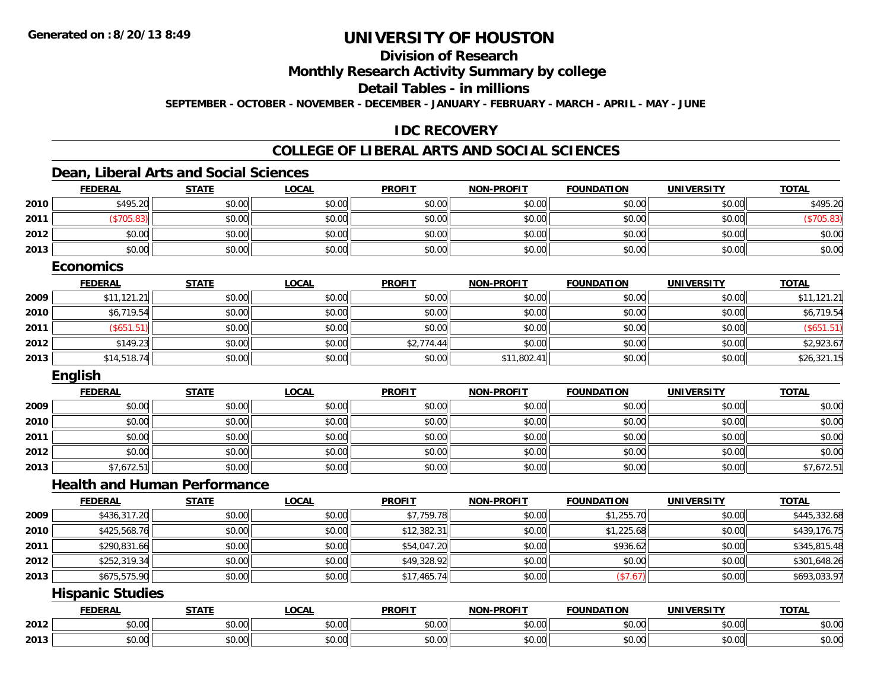Generated on :8/20/13 8:49

# UNIVERSITY OF HOUSTON

## Division of Research

## Monthly Research Activity Summary by college

## Detail Tables - in millions

**SEPTEMBER - OCTOBER - NOVEMBER - DECEMBER - JANUARY - FEBRUARY - MARCH - APRIL - MAY - JUNE**

## IDC RECOVERY

## COLLEGE OF LIBERAL ARTS AND SOCIAL SCIENCES

### Dean, Liberal Arts and Social Sciences

| | FEDERAL | STATE | LOCAL | PROFIT | NON-PROFIT | FOUNDATION | UNIVERSITY | TOTAL |
|---|---|---|---|---|---|---|---|---|
| 2010 | $495.20 | $0.00 | $0.00 | $0.00 | $0.00 | $0.00 | $0.00 | $495.20 |
| 2011 | ($705.83) | $0.00 | $0.00 | $0.00 | $0.00 | $0.00 | $0.00 | ($705.83) |
| 2012 | $0.00 | $0.00 | $0.00 | $0.00 | $0.00 | $0.00 | $0.00 | $0.00 |
| 2013 | $0.00 | $0.00 | $0.00 | $0.00 | $0.00 | $0.00 | $0.00 | $0.00 |

### Economics

| | FEDERAL | STATE | LOCAL | PROFIT | NON-PROFIT | FOUNDATION | UNIVERSITY | TOTAL |
|---|---|---|---|---|---|---|---|---|
| 2009 | $11,121.21 | $0.00 | $0.00 | $0.00 | $0.00 | $0.00 | $0.00 | $11,121.21 |
| 2010 | $6,719.54 | $0.00 | $0.00 | $0.00 | $0.00 | $0.00 | $0.00 | $6,719.54 |
| 2011 | ($651.51) | $0.00 | $0.00 | $0.00 | $0.00 | $0.00 | $0.00 | ($651.51) |
| 2012 | $149.23 | $0.00 | $0.00 | $2,774.44 | $0.00 | $0.00 | $0.00 | $2,923.67 |
| 2013 | $14,518.74 | $0.00 | $0.00 | $0.00 | $11,802.41 | $0.00 | $0.00 | $26,321.15 |

### English

| | FEDERAL | STATE | LOCAL | PROFIT | NON-PROFIT | FOUNDATION | UNIVERSITY | TOTAL |
|---|---|---|---|---|---|---|---|---|
| 2009 | $0.00 | $0.00 | $0.00 | $0.00 | $0.00 | $0.00 | $0.00 | $0.00 |
| 2010 | $0.00 | $0.00 | $0.00 | $0.00 | $0.00 | $0.00 | $0.00 | $0.00 |
| 2011 | $0.00 | $0.00 | $0.00 | $0.00 | $0.00 | $0.00 | $0.00 | $0.00 |
| 2012 | $0.00 | $0.00 | $0.00 | $0.00 | $0.00 | $0.00 | $0.00 | $0.00 |
| 2013 | $7,672.51 | $0.00 | $0.00 | $0.00 | $0.00 | $0.00 | $0.00 | $7,672.51 |

### Health and Human Performance

| | FEDERAL | STATE | LOCAL | PROFIT | NON-PROFIT | FOUNDATION | UNIVERSITY | TOTAL |
|---|---|---|---|---|---|---|---|---|
| 2009 | $436,317.20 | $0.00 | $0.00 | $7,759.78 | $0.00 | $1,255.70 | $0.00 | $445,332.68 |
| 2010 | $425,568.76 | $0.00 | $0.00 | $12,382.31 | $0.00 | $1,225.68 | $0.00 | $439,176.75 |
| 2011 | $290,831.66 | $0.00 | $0.00 | $54,047.20 | $0.00 | $936.62 | $0.00 | $345,815.48 |
| 2012 | $252,319.34 | $0.00 | $0.00 | $49,328.92 | $0.00 | $0.00 | $0.00 | $301,648.26 |
| 2013 | $675,575.90 | $0.00 | $0.00 | $17,465.74 | $0.00 | ($7.67) | $0.00 | $693,033.97 |

### Hispanic Studies

| | FEDERAL | STATE | LOCAL | PROFIT | NON-PROFIT | FOUNDATION | UNIVERSITY | TOTAL |
|---|---|---|---|---|---|---|---|---|
| 2012 | $0.00 | $0.00 | $0.00 | $0.00 | $0.00 | $0.00 | $0.00 | $0.00 |
| 2013 | $0.00 | $0.00 | $0.00 | $0.00 | $0.00 | $0.00 | $0.00 | $0.00 |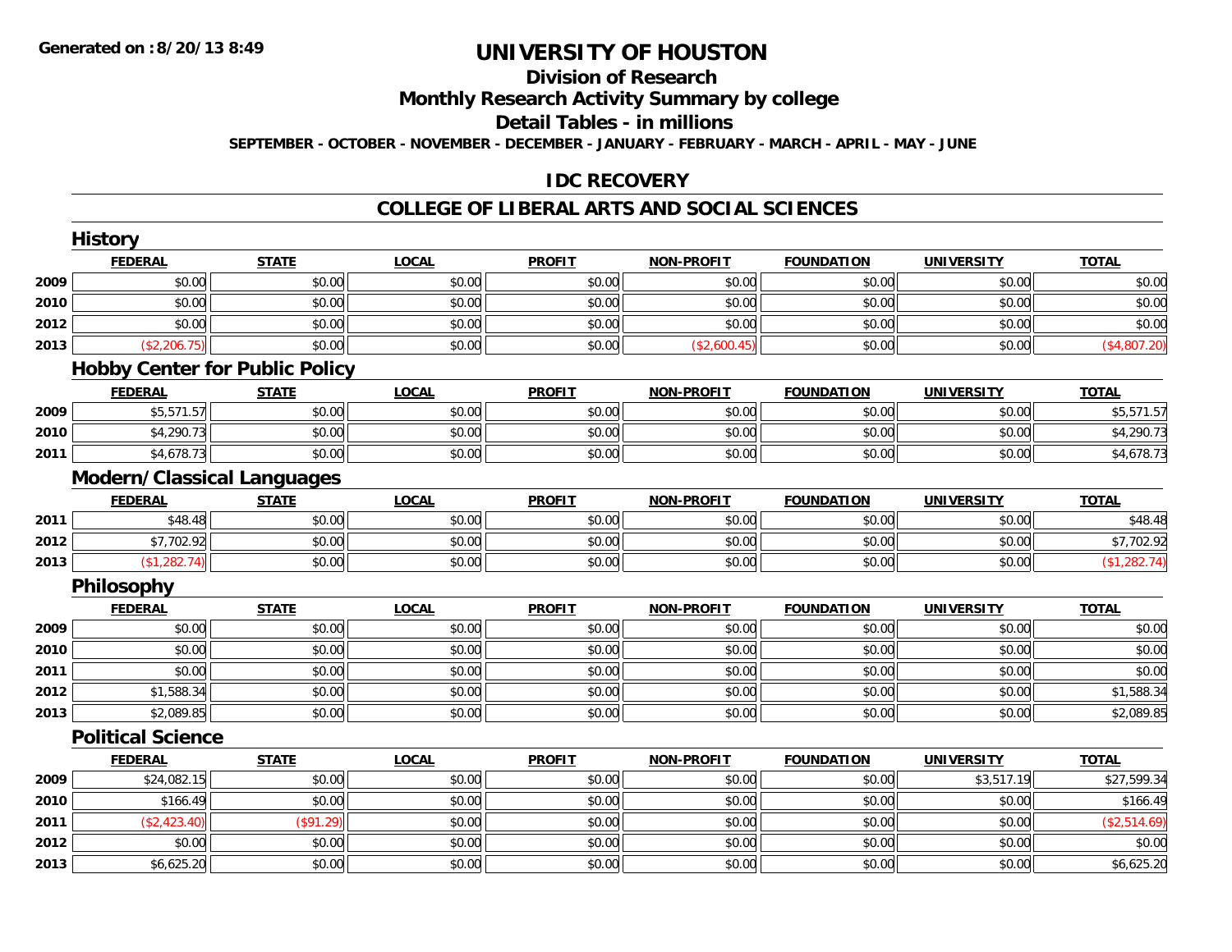# UNIVERSITY OF HOUSTON

## Division of Research

## Monthly Research Activity Summary by college

## Detail Tables - in millions

**SEPTEMBER - OCTOBER - NOVEMBER - DECEMBER - JANUARY - FEBRUARY - MARCH - APRIL - MAY - JUNE**

## IDC RECOVERY

## COLLEGE OF LIBERAL ARTS AND SOCIAL SCIENCES

### History

| | FEDERAL | STATE | LOCAL | PROFIT | NON-PROFIT | FOUNDATION | UNIVERSITY | TOTAL |
|---|---|---|---|---|---|---|---|---|
| 2009 | $0.00 | $0.00 | $0.00 | $0.00 | $0.00 | $0.00 | $0.00 | $0.00 |
| 2010 | $0.00 | $0.00 | $0.00 | $0.00 | $0.00 | $0.00 | $0.00 | $0.00 |
| 2012 | $0.00 | $0.00 | $0.00 | $0.00 | $0.00 | $0.00 | $0.00 | $0.00 |
| 2013 | ($2,206.75) | $0.00 | $0.00 | $0.00 | ($2,600.45) | $0.00 | $0.00 | ($4,807.20) |

### Hobby Center for Public Policy

| | FEDERAL | STATE | LOCAL | PROFIT | NON-PROFIT | FOUNDATION | UNIVERSITY | TOTAL |
|---|---|---|---|---|---|---|---|---|
| 2009 | $5,571.57 | $0.00 | $0.00 | $0.00 | $0.00 | $0.00 | $0.00 | $5,571.57 |
| 2010 | $4,290.73 | $0.00 | $0.00 | $0.00 | $0.00 | $0.00 | $0.00 | $4,290.73 |
| 2011 | $4,678.73 | $0.00 | $0.00 | $0.00 | $0.00 | $0.00 | $0.00 | $4,678.73 |

### Modern/Classical Languages

| | FEDERAL | STATE | LOCAL | PROFIT | NON-PROFIT | FOUNDATION | UNIVERSITY | TOTAL |
|---|---|---|---|---|---|---|---|---|
| 2011 | $48.48 | $0.00 | $0.00 | $0.00 | $0.00 | $0.00 | $0.00 | $48.48 |
| 2012 | $7,702.92 | $0.00 | $0.00 | $0.00 | $0.00 | $0.00 | $0.00 | $7,702.92 |
| 2013 | ($1,282.74) | $0.00 | $0.00 | $0.00 | $0.00 | $0.00 | $0.00 | ($1,282.74) |

### Philosophy

| | FEDERAL | STATE | LOCAL | PROFIT | NON-PROFIT | FOUNDATION | UNIVERSITY | TOTAL |
|---|---|---|---|---|---|---|---|---|
| 2009 | $0.00 | $0.00 | $0.00 | $0.00 | $0.00 | $0.00 | $0.00 | $0.00 |
| 2010 | $0.00 | $0.00 | $0.00 | $0.00 | $0.00 | $0.00 | $0.00 | $0.00 |
| 2011 | $0.00 | $0.00 | $0.00 | $0.00 | $0.00 | $0.00 | $0.00 | $0.00 |
| 2012 | $1,588.34 | $0.00 | $0.00 | $0.00 | $0.00 | $0.00 | $0.00 | $1,588.34 |
| 2013 | $2,089.85 | $0.00 | $0.00 | $0.00 | $0.00 | $0.00 | $0.00 | $2,089.85 |

### Political Science

| | FEDERAL | STATE | LOCAL | PROFIT | NON-PROFIT | FOUNDATION | UNIVERSITY | TOTAL |
|---|---|---|---|---|---|---|---|---|
| 2009 | $24,082.15 | $0.00 | $0.00 | $0.00 | $0.00 | $0.00 | $3,517.19 | $27,599.34 |
| 2010 | $166.49 | $0.00 | $0.00 | $0.00 | $0.00 | $0.00 | $0.00 | $166.49 |
| 2011 | ($2,423.40) | ($91.29) | $0.00 | $0.00 | $0.00 | $0.00 | $0.00 | ($2,514.69) |
| 2012 | $0.00 | $0.00 | $0.00 | $0.00 | $0.00 | $0.00 | $0.00 | $0.00 |
| 2013 | $6,625.20 | $0.00 | $0.00 | $0.00 | $0.00 | $0.00 | $0.00 | $6,625.20 |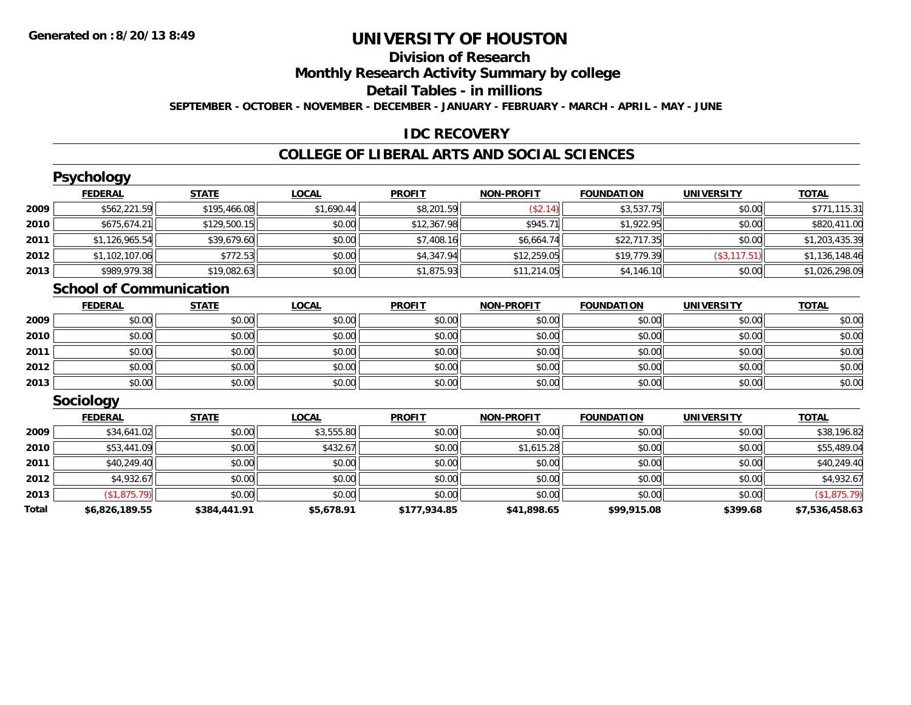**Generated on :8/20/13 8:49**

# UNIVERSITY OF HOUSTON

## Division of Research

## Monthly Research Activity Summary by college

## Detail Tables - in millions

**SEPTEMBER - OCTOBER - NOVEMBER - DECEMBER - JANUARY - FEBRUARY - MARCH - APRIL - MAY - JUNE**

## IDC RECOVERY

## COLLEGE OF LIBERAL ARTS AND SOCIAL SCIENCES

### Psychology

| | FEDERAL | STATE | LOCAL | PROFIT | NON-PROFIT | FOUNDATION | UNIVERSITY | TOTAL |
|---|---|---|---|---|---|---|---|---|
| 2009 | $562,221.59 | $195,466.08 | $1,690.44 | $8,201.59 | ($2.14) | $3,537.75 | $0.00 | $771,115.31 |
| 2010 | $675,674.21 | $129,500.15 | $0.00 | $12,367.98 | $945.71 | $1,922.95 | $0.00 | $820,411.00 |
| 2011 | $1,126,965.54 | $39,679.60 | $0.00 | $7,408.16 | $6,664.74 | $22,717.35 | $0.00 | $1,203,435.39 |
| 2012 | $1,102,107.06 | $772.53 | $0.00 | $4,347.94 | $12,259.05 | $19,779.39 | ($3,117.51) | $1,136,148.46 |
| 2013 | $989,979.38 | $19,082.63 | $0.00 | $1,875.93 | $11,214.05 | $4,146.10 | $0.00 | $1,026,298.09 |

### School of Communication

| | FEDERAL | STATE | LOCAL | PROFIT | NON-PROFIT | FOUNDATION | UNIVERSITY | TOTAL |
|---|---|---|---|---|---|---|---|---|
| 2009 | $0.00 | $0.00 | $0.00 | $0.00 | $0.00 | $0.00 | $0.00 | $0.00 |
| 2010 | $0.00 | $0.00 | $0.00 | $0.00 | $0.00 | $0.00 | $0.00 | $0.00 |
| 2011 | $0.00 | $0.00 | $0.00 | $0.00 | $0.00 | $0.00 | $0.00 | $0.00 |
| 2012 | $0.00 | $0.00 | $0.00 | $0.00 | $0.00 | $0.00 | $0.00 | $0.00 |
| 2013 | $0.00 | $0.00 | $0.00 | $0.00 | $0.00 | $0.00 | $0.00 | $0.00 |

### Sociology

| | FEDERAL | STATE | LOCAL | PROFIT | NON-PROFIT | FOUNDATION | UNIVERSITY | TOTAL |
|---|---|---|---|---|---|---|---|---|
| 2009 | $34,641.02 | $0.00 | $3,555.80 | $0.00 | $0.00 | $0.00 | $0.00 | $38,196.82 |
| 2010 | $53,441.09 | $0.00 | $432.67 | $0.00 | $1,615.28 | $0.00 | $0.00 | $55,489.04 |
| 2011 | $40,249.40 | $0.00 | $0.00 | $0.00 | $0.00 | $0.00 | $0.00 | $40,249.40 |
| 2012 | $4,932.67 | $0.00 | $0.00 | $0.00 | $0.00 | $0.00 | $0.00 | $4,932.67 |
| 2013 | ($1,875.79) | $0.00 | $0.00 | $0.00 | $0.00 | $0.00 | $0.00 | ($1,875.79) |
| **Total** | **$6,826,189.55** | **$384,441.91** | **$5,678.91** | **$177,934.85** | **$41,898.65** | **$99,915.08** | **$399.68** | **$7,536,458.63** |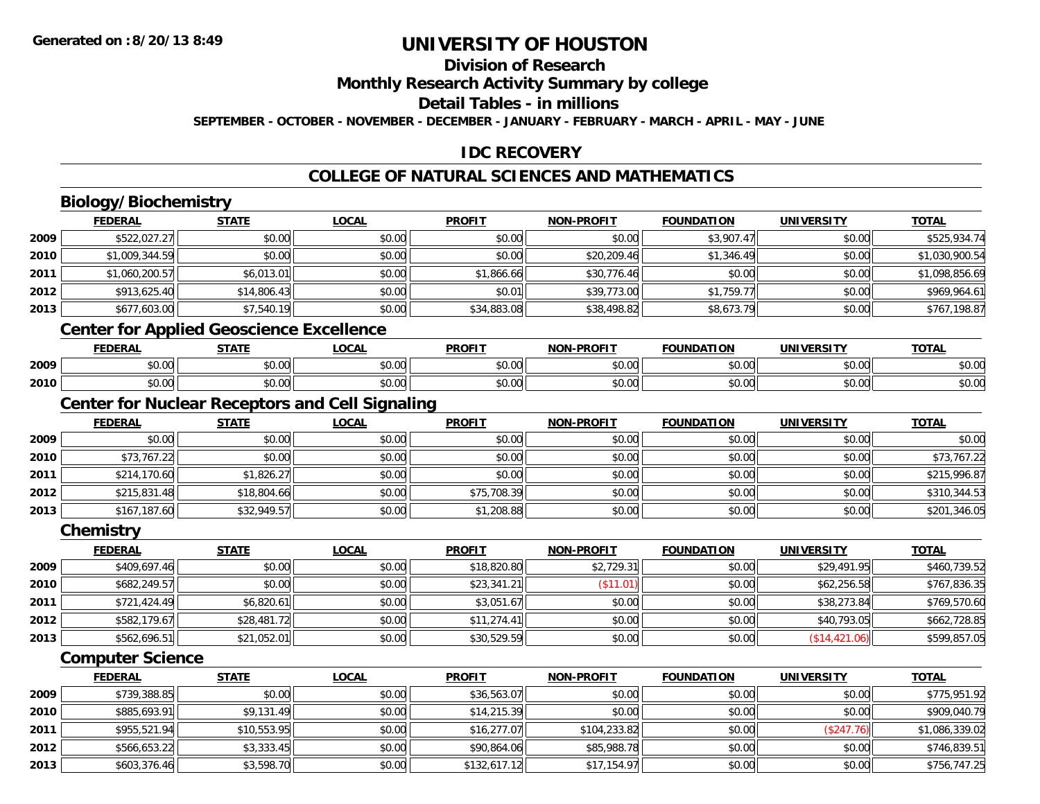Generated on :8/20/13 8:49

# UNIVERSITY OF HOUSTON

## Division of Research

## Monthly Research Activity Summary by college

## Detail Tables - in millions

**SEPTEMBER - OCTOBER - NOVEMBER - DECEMBER - JANUARY - FEBRUARY - MARCH - APRIL - MAY - JUNE**

## IDC RECOVERY

## COLLEGE OF NATURAL SCIENCES AND MATHEMATICS

### Biology/Biochemistry

| | FEDERAL | STATE | LOCAL | PROFIT | NON-PROFIT | FOUNDATION | UNIVERSITY | TOTAL |
|---|---|---|---|---|---|---|---|---|
| 2009 | $522,027.27 | $0.00 | $0.00 | $0.00 | $0.00 | $3,907.47 | $0.00 | $525,934.74 |
| 2010 | $1,009,344.59 | $0.00 | $0.00 | $0.00 | $20,209.46 | $1,346.49 | $0.00 | $1,030,900.54 |
| 2011 | $1,060,200.57 | $6,013.01 | $0.00 | $1,866.66 | $30,776.46 | $0.00 | $0.00 | $1,098,856.69 |
| 2012 | $913,625.40 | $14,806.43 | $0.00 | $0.01 | $39,773.00 | $1,759.77 | $0.00 | $969,964.61 |
| 2013 | $677,603.00 | $7,540.19 | $0.00 | $34,883.08 | $38,498.82 | $8,673.79 | $0.00 | $767,198.87 |

### Center for Applied Geoscience Excellence

| | FEDERAL | STATE | LOCAL | PROFIT | NON-PROFIT | FOUNDATION | UNIVERSITY | TOTAL |
|---|---|---|---|---|---|---|---|---|
| 2009 | $0.00 | $0.00 | $0.00 | $0.00 | $0.00 | $0.00 | $0.00 | $0.00 |
| 2010 | $0.00 | $0.00 | $0.00 | $0.00 | $0.00 | $0.00 | $0.00 | $0.00 |

### Center for Nuclear Receptors and Cell Signaling

| | FEDERAL | STATE | LOCAL | PROFIT | NON-PROFIT | FOUNDATION | UNIVERSITY | TOTAL |
|---|---|---|---|---|---|---|---|---|
| 2009 | $0.00 | $0.00 | $0.00 | $0.00 | $0.00 | $0.00 | $0.00 | $0.00 |
| 2010 | $73,767.22 | $0.00 | $0.00 | $0.00 | $0.00 | $0.00 | $0.00 | $73,767.22 |
| 2011 | $214,170.60 | $1,826.27 | $0.00 | $0.00 | $0.00 | $0.00 | $0.00 | $215,996.87 |
| 2012 | $215,831.48 | $18,804.66 | $0.00 | $75,708.39 | $0.00 | $0.00 | $0.00 | $310,344.53 |
| 2013 | $167,187.60 | $32,949.57 | $0.00 | $1,208.88 | $0.00 | $0.00 | $0.00 | $201,346.05 |

### Chemistry

| | FEDERAL | STATE | LOCAL | PROFIT | NON-PROFIT | FOUNDATION | UNIVERSITY | TOTAL |
|---|---|---|---|---|---|---|---|---|
| 2009 | $409,697.46 | $0.00 | $0.00 | $18,820.80 | $2,729.31 | $0.00 | $29,491.95 | $460,739.52 |
| 2010 | $682,249.57 | $0.00 | $0.00 | $23,341.21 | ($11.01) | $0.00 | $62,256.58 | $767,836.35 |
| 2011 | $721,424.49 | $6,820.61 | $0.00 | $3,051.67 | $0.00 | $0.00 | $38,273.84 | $769,570.60 |
| 2012 | $582,179.67 | $28,481.72 | $0.00 | $11,274.41 | $0.00 | $0.00 | $40,793.05 | $662,728.85 |
| 2013 | $562,696.51 | $21,052.01 | $0.00 | $30,529.59 | $0.00 | $0.00 | ($14,421.06) | $599,857.05 |

### Computer Science

| | FEDERAL | STATE | LOCAL | PROFIT | NON-PROFIT | FOUNDATION | UNIVERSITY | TOTAL |
|---|---|---|---|---|---|---|---|---|
| 2009 | $739,388.85 | $0.00 | $0.00 | $36,563.07 | $0.00 | $0.00 | $0.00 | $775,951.92 |
| 2010 | $885,693.91 | $9,131.49 | $0.00 | $14,215.39 | $0.00 | $0.00 | $0.00 | $909,040.79 |
| 2011 | $955,521.94 | $10,553.95 | $0.00 | $16,277.07 | $104,233.82 | $0.00 | ($247.76) | $1,086,339.02 |
| 2012 | $566,653.22 | $3,333.45 | $0.00 | $90,864.06 | $85,988.78 | $0.00 | $0.00 | $746,839.51 |
| 2013 | $603,376.46 | $3,598.70 | $0.00 | $132,617.12 | $17,154.97 | $0.00 | $0.00 | $756,747.25 |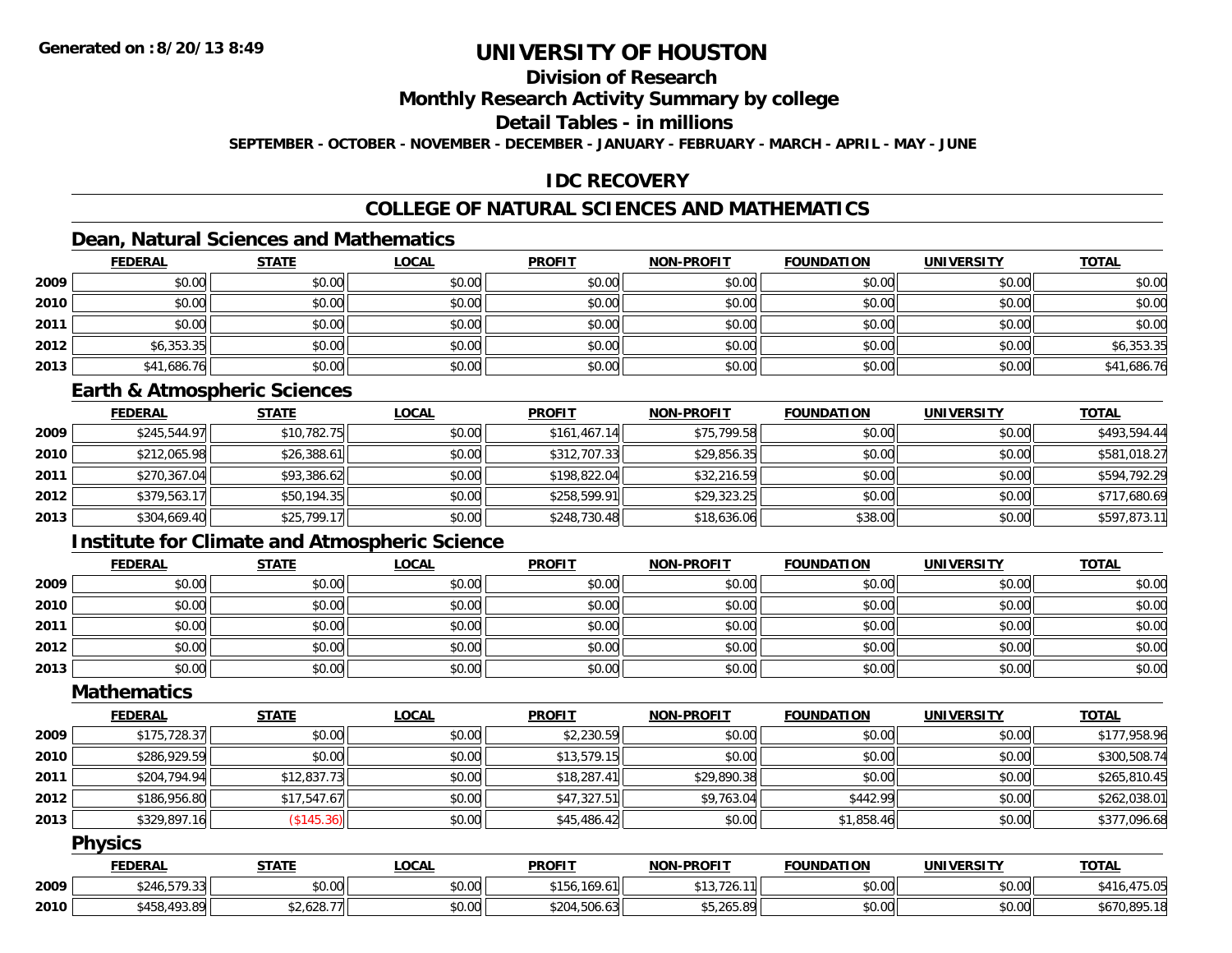# UNIVERSITY OF HOUSTON

## Division of Research

## Monthly Research Activity Summary by college

## Detail Tables - in millions

**SEPTEMBER - OCTOBER - NOVEMBER - DECEMBER - JANUARY - FEBRUARY - MARCH - APRIL - MAY - JUNE**

## IDC RECOVERY

## COLLEGE OF NATURAL SCIENCES AND MATHEMATICS

### Dean, Natural Sciences and Mathematics

| | FEDERAL | STATE | LOCAL | PROFIT | NON-PROFIT | FOUNDATION | UNIVERSITY | TOTAL |
|---|---|---|---|---|---|---|---|---|
| 2009 | $0.00 | $0.00 | $0.00 | $0.00 | $0.00 | $0.00 | $0.00 | $0.00 |
| 2010 | $0.00 | $0.00 | $0.00 | $0.00 | $0.00 | $0.00 | $0.00 | $0.00 |
| 2011 | $0.00 | $0.00 | $0.00 | $0.00 | $0.00 | $0.00 | $0.00 | $0.00 |
| 2012 | $6,353.35 | $0.00 | $0.00 | $0.00 | $0.00 | $0.00 | $0.00 | $6,353.35 |
| 2013 | $41,686.76 | $0.00 | $0.00 | $0.00 | $0.00 | $0.00 | $0.00 | $41,686.76 |

### Earth & Atmospheric Sciences

| | FEDERAL | STATE | LOCAL | PROFIT | NON-PROFIT | FOUNDATION | UNIVERSITY | TOTAL |
|---|---|---|---|---|---|---|---|---|
| 2009 | $245,544.97 | $10,782.75 | $0.00 | $161,467.14 | $75,799.58 | $0.00 | $0.00 | $493,594.44 |
| 2010 | $212,065.98 | $26,388.61 | $0.00 | $312,707.33 | $29,856.35 | $0.00 | $0.00 | $581,018.27 |
| 2011 | $270,367.04 | $93,386.62 | $0.00 | $198,822.04 | $32,216.59 | $0.00 | $0.00 | $594,792.29 |
| 2012 | $379,563.17 | $50,194.35 | $0.00 | $258,599.91 | $29,323.25 | $0.00 | $0.00 | $717,680.69 |
| 2013 | $304,669.40 | $25,799.17 | $0.00 | $248,730.48 | $18,636.06 | $38.00 | $0.00 | $597,873.11 |

### Institute for Climate and Atmospheric Science

| | FEDERAL | STATE | LOCAL | PROFIT | NON-PROFIT | FOUNDATION | UNIVERSITY | TOTAL |
|---|---|---|---|---|---|---|---|---|
| 2009 | $0.00 | $0.00 | $0.00 | $0.00 | $0.00 | $0.00 | $0.00 | $0.00 |
| 2010 | $0.00 | $0.00 | $0.00 | $0.00 | $0.00 | $0.00 | $0.00 | $0.00 |
| 2011 | $0.00 | $0.00 | $0.00 | $0.00 | $0.00 | $0.00 | $0.00 | $0.00 |
| 2012 | $0.00 | $0.00 | $0.00 | $0.00 | $0.00 | $0.00 | $0.00 | $0.00 |
| 2013 | $0.00 | $0.00 | $0.00 | $0.00 | $0.00 | $0.00 | $0.00 | $0.00 |

### Mathematics

| | FEDERAL | STATE | LOCAL | PROFIT | NON-PROFIT | FOUNDATION | UNIVERSITY | TOTAL |
|---|---|---|---|---|---|---|---|---|
| 2009 | $175,728.37 | $0.00 | $0.00 | $2,230.59 | $0.00 | $0.00 | $0.00 | $177,958.96 |
| 2010 | $286,929.59 | $0.00 | $0.00 | $13,579.15 | $0.00 | $0.00 | $0.00 | $300,508.74 |
| 2011 | $204,794.94 | $12,837.73 | $0.00 | $18,287.41 | $29,890.38 | $0.00 | $0.00 | $265,810.45 |
| 2012 | $186,956.80 | $17,547.67 | $0.00 | $47,327.51 | $9,763.04 | $442.99 | $0.00 | $262,038.01 |
| 2013 | $329,897.16 | ($145.36) | $0.00 | $45,486.42 | $0.00 | $1,858.46 | $0.00 | $377,096.68 |

### Physics

| | FEDERAL | STATE | LOCAL | PROFIT | NON-PROFIT | FOUNDATION | UNIVERSITY | TOTAL |
|---|---|---|---|---|---|---|---|---|
| 2009 | $246,579.33 | $0.00 | $0.00 | $156,169.61 | $13,726.11 | $0.00 | $0.00 | $416,475.05 |
| 2010 | $458,493.89 | $2,628.77 | $0.00 | $204,506.63 | $5,265.89 | $0.00 | $0.00 | $670,895.18 |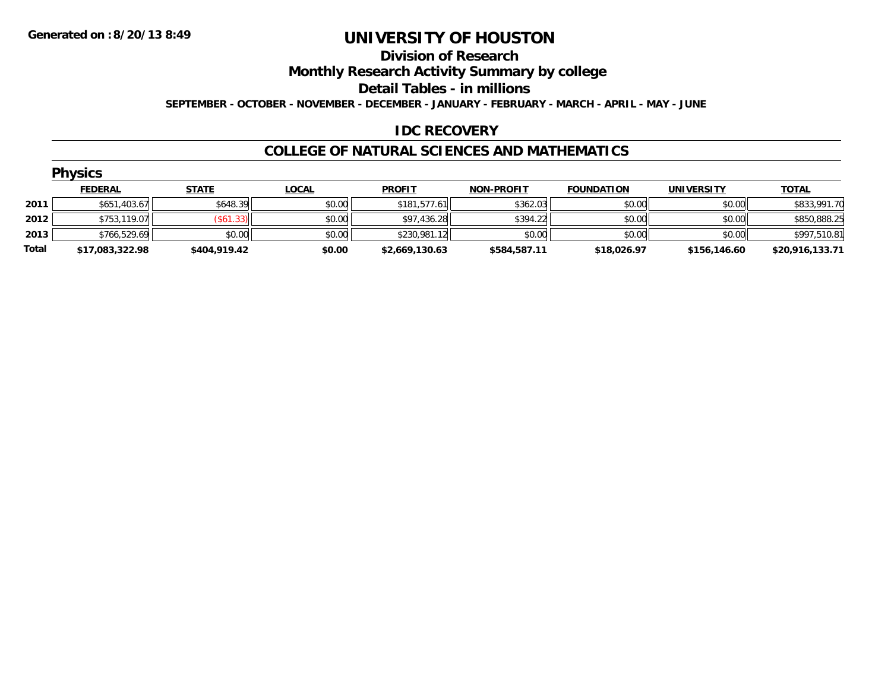Generated on :8/20/13 8:49

# UNIVERSITY OF HOUSTON

## Division of Research

## Monthly Research Activity Summary by college

## Detail Tables - in millions

**SEPTEMBER - OCTOBER - NOVEMBER - DECEMBER - JANUARY - FEBRUARY - MARCH - APRIL - MAY - JUNE**

## IDC RECOVERY

## COLLEGE OF NATURAL SCIENCES AND MATHEMATICS

### Physics

| | FEDERAL | STATE | LOCAL | PROFIT | NON-PROFIT | FOUNDATION | UNIVERSITY | TOTAL |
|---|---|---|---|---|---|---|---|---|
| 2011 | $651,403.67 | $648.39 | $0.00 | $181,577.61 | $362.03 | $0.00 | $0.00 | $833,991.70 |
| 2012 | $753,119.07 | ($61.33) | $0.00 | $97,436.28 | $394.22 | $0.00 | $0.00 | $850,888.25 |
| 2013 | $766,529.69 | $0.00 | $0.00 | $230,981.12 | $0.00 | $0.00 | $0.00 | $997,510.81 |
| **Total** | **$17,083,322.98** | **$404,919.42** | **$0.00** | **$2,669,130.63** | **$584,587.11** | **$18,026.97** | **$156,146.60** | **$20,916,133.71** |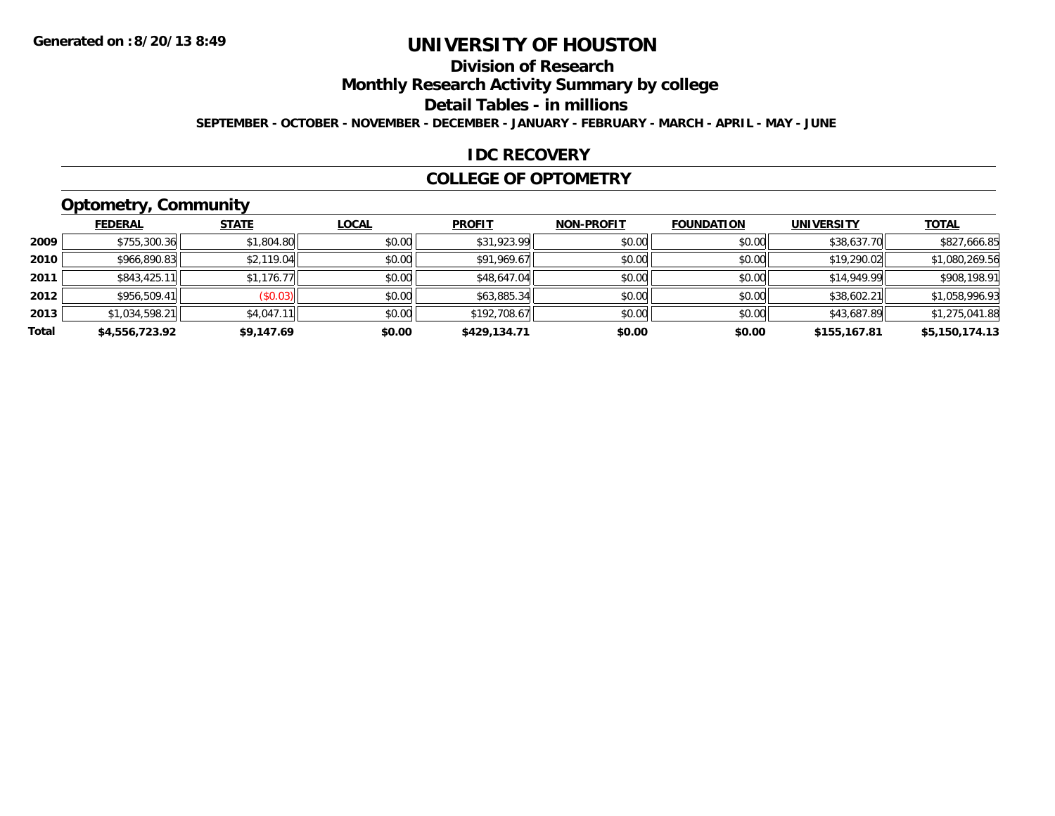Generated on :8/20/13 8:49

# UNIVERSITY OF HOUSTON

## Division of Research

## Monthly Research Activity Summary by college

## Detail Tables - in millions

SEPTEMBER - OCTOBER - NOVEMBER - DECEMBER - JANUARY - FEBRUARY - MARCH - APRIL - MAY - JUNE

## IDC RECOVERY

## COLLEGE OF OPTOMETRY

### Optometry, Community

| | FEDERAL | STATE | LOCAL | PROFIT | NON-PROFIT | FOUNDATION | UNIVERSITY | TOTAL |
|---|---|---|---|---|---|---|---|---|
| 2009 | $755,300.36 | $1,804.80 | $0.00 | $31,923.99 | $0.00 | $0.00 | $38,637.70 | $827,666.85 |
| 2010 | $966,890.83 | $2,119.04 | $0.00 | $91,969.67 | $0.00 | $0.00 | $19,290.02 | $1,080,269.56 |
| 2011 | $843,425.11 | $1,176.77 | $0.00 | $48,647.04 | $0.00 | $0.00 | $14,949.99 | $908,198.91 |
| 2012 | $956,509.41 | ($0.03) | $0.00 | $63,885.34 | $0.00 | $0.00 | $38,602.21 | $1,058,996.93 |
| 2013 | $1,034,598.21 | $4,047.11 | $0.00 | $192,708.67 | $0.00 | $0.00 | $43,687.89 | $1,275,041.88 |
| **Total** | **$4,556,723.92** | **$9,147.69** | **$0.00** | **$429,134.71** | **$0.00** | **$0.00** | **$155,167.81** | **$5,150,174.13** |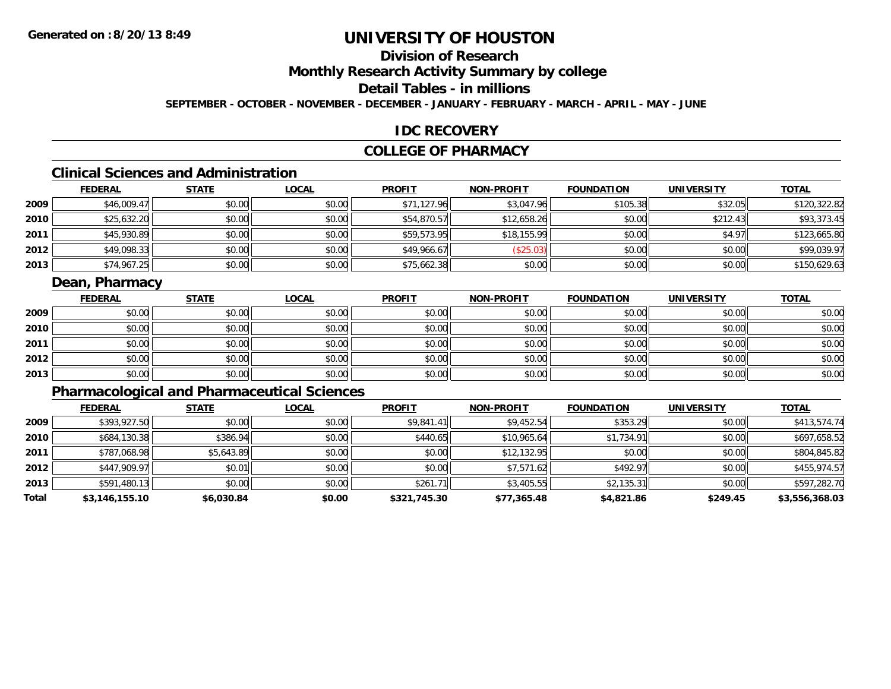**Generated on :8/20/13 8:49**

# UNIVERSITY OF HOUSTON

## Division of Research

## Monthly Research Activity Summary by college

## Detail Tables - in millions

**SEPTEMBER - OCTOBER - NOVEMBER - DECEMBER - JANUARY - FEBRUARY - MARCH - APRIL - MAY - JUNE**

## IDC RECOVERY

## COLLEGE OF PHARMACY

### Clinical Sciences and Administration

| | FEDERAL | STATE | LOCAL | PROFIT | NON-PROFIT | FOUNDATION | UNIVERSITY | TOTAL |
|---|---|---|---|---|---|---|---|---|
| 2009 | $46,009.47 | $0.00 | $0.00 | $71,127.96 | $3,047.96 | $105.38 | $32.05 | $120,322.82 |
| 2010 | $25,632.20 | $0.00 | $0.00 | $54,870.57 | $12,658.26 | $0.00 | $212.43 | $93,373.45 |
| 2011 | $45,930.89 | $0.00 | $0.00 | $59,573.95 | $18,155.99 | $0.00 | $4.97 | $123,665.80 |
| 2012 | $49,098.33 | $0.00 | $0.00 | $49,966.67 | ($25.03) | $0.00 | $0.00 | $99,039.97 |
| 2013 | $74,967.25 | $0.00 | $0.00 | $75,662.38 | $0.00 | $0.00 | $0.00 | $150,629.63 |

### Dean, Pharmacy

| | FEDERAL | STATE | LOCAL | PROFIT | NON-PROFIT | FOUNDATION | UNIVERSITY | TOTAL |
|---|---|---|---|---|---|---|---|---|
| 2009 | $0.00 | $0.00 | $0.00 | $0.00 | $0.00 | $0.00 | $0.00 | $0.00 |
| 2010 | $0.00 | $0.00 | $0.00 | $0.00 | $0.00 | $0.00 | $0.00 | $0.00 |
| 2011 | $0.00 | $0.00 | $0.00 | $0.00 | $0.00 | $0.00 | $0.00 | $0.00 |
| 2012 | $0.00 | $0.00 | $0.00 | $0.00 | $0.00 | $0.00 | $0.00 | $0.00 |
| 2013 | $0.00 | $0.00 | $0.00 | $0.00 | $0.00 | $0.00 | $0.00 | $0.00 |

### Pharmacological and Pharmaceutical Sciences

| | FEDERAL | STATE | LOCAL | PROFIT | NON-PROFIT | FOUNDATION | UNIVERSITY | TOTAL |
|---|---|---|---|---|---|---|---|---|
| 2009 | $393,927.50 | $0.00 | $0.00 | $9,841.41 | $9,452.54 | $353.29 | $0.00 | $413,574.74 |
| 2010 | $684,130.38 | $386.94 | $0.00 | $440.65 | $10,965.64 | $1,734.91 | $0.00 | $697,658.52 |
| 2011 | $787,068.98 | $5,643.89 | $0.00 | $0.00 | $12,132.95 | $0.00 | $0.00 | $804,845.82 |
| 2012 | $447,909.97 | $0.01 | $0.00 | $0.00 | $7,571.62 | $492.97 | $0.00 | $455,974.57 |
| 2013 | $591,480.13 | $0.00 | $0.00 | $261.71 | $3,405.55 | $2,135.31 | $0.00 | $597,282.70 |
| **Total** | **$3,146,155.10** | **$6,030.84** | **$0.00** | **$321,745.30** | **$77,365.48** | **$4,821.86** | **$249.45** | **$3,556,368.03** |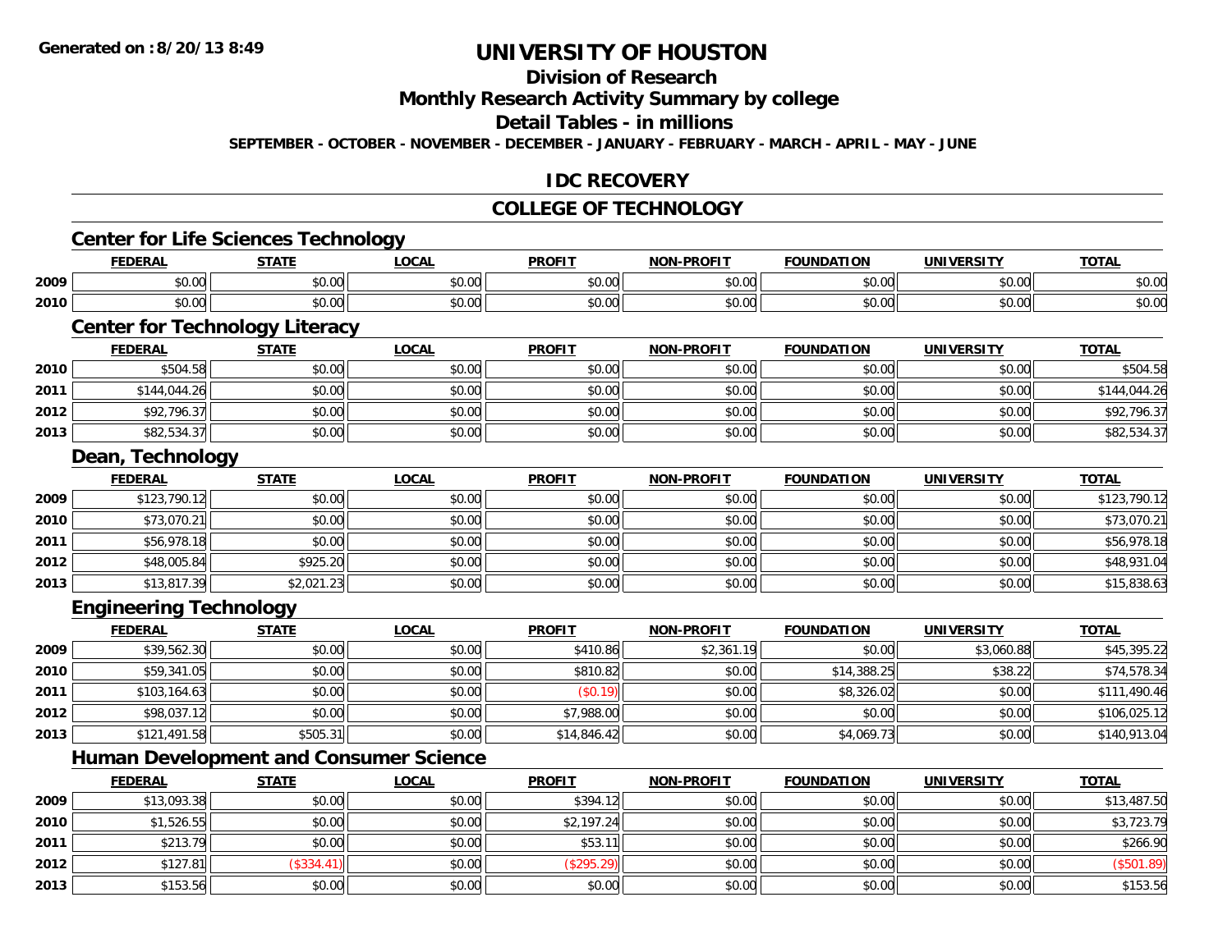# UNIVERSITY OF HOUSTON

## Division of Research

## Monthly Research Activity Summary by college

## Detail Tables - in millions

**SEPTEMBER - OCTOBER - NOVEMBER - DECEMBER - JANUARY - FEBRUARY - MARCH - APRIL - MAY - JUNE**

## IDC RECOVERY

## COLLEGE OF TECHNOLOGY

### Center for Life Sciences Technology

| | FEDERAL | STATE | LOCAL | PROFIT | NON-PROFIT | FOUNDATION | UNIVERSITY | TOTAL |
|---|---|---|---|---|---|---|---|---|
| 2009 | $0.00 | $0.00 | $0.00 | $0.00 | $0.00 | $0.00 | $0.00 | $0.00 |
| 2010 | $0.00 | $0.00 | $0.00 | $0.00 | $0.00 | $0.00 | $0.00 | $0.00 |

### Center for Technology Literacy

| | FEDERAL | STATE | LOCAL | PROFIT | NON-PROFIT | FOUNDATION | UNIVERSITY | TOTAL |
|---|---|---|---|---|---|---|---|---|
| 2010 | $504.58 | $0.00 | $0.00 | $0.00 | $0.00 | $0.00 | $0.00 | $504.58 |
| 2011 | $144,044.26 | $0.00 | $0.00 | $0.00 | $0.00 | $0.00 | $0.00 | $144,044.26 |
| 2012 | $92,796.37 | $0.00 | $0.00 | $0.00 | $0.00 | $0.00 | $0.00 | $92,796.37 |
| 2013 | $82,534.37 | $0.00 | $0.00 | $0.00 | $0.00 | $0.00 | $0.00 | $82,534.37 |

### Dean, Technology

| | FEDERAL | STATE | LOCAL | PROFIT | NON-PROFIT | FOUNDATION | UNIVERSITY | TOTAL |
|---|---|---|---|---|---|---|---|---|
| 2009 | $123,790.12 | $0.00 | $0.00 | $0.00 | $0.00 | $0.00 | $0.00 | $123,790.12 |
| 2010 | $73,070.21 | $0.00 | $0.00 | $0.00 | $0.00 | $0.00 | $0.00 | $73,070.21 |
| 2011 | $56,978.18 | $0.00 | $0.00 | $0.00 | $0.00 | $0.00 | $0.00 | $56,978.18 |
| 2012 | $48,005.84 | $925.20 | $0.00 | $0.00 | $0.00 | $0.00 | $0.00 | $48,931.04 |
| 2013 | $13,817.39 | $2,021.23 | $0.00 | $0.00 | $0.00 | $0.00 | $0.00 | $15,838.63 |

### Engineering Technology

| | FEDERAL | STATE | LOCAL | PROFIT | NON-PROFIT | FOUNDATION | UNIVERSITY | TOTAL |
|---|---|---|---|---|---|---|---|---|
| 2009 | $39,562.30 | $0.00 | $0.00 | $410.86 | $2,361.19 | $0.00 | $3,060.88 | $45,395.22 |
| 2010 | $59,341.05 | $0.00 | $0.00 | $810.82 | $0.00 | $14,388.25 | $38.22 | $74,578.34 |
| 2011 | $103,164.63 | $0.00 | $0.00 | ($0.19) | $0.00 | $8,326.02 | $0.00 | $111,490.46 |
| 2012 | $98,037.12 | $0.00 | $0.00 | $7,988.00 | $0.00 | $0.00 | $0.00 | $106,025.12 |
| 2013 | $121,491.58 | $505.31 | $0.00 | $14,846.42 | $0.00 | $4,069.73 | $0.00 | $140,913.04 |

### Human Development and Consumer Science

| | FEDERAL | STATE | LOCAL | PROFIT | NON-PROFIT | FOUNDATION | UNIVERSITY | TOTAL |
|---|---|---|---|---|---|---|---|---|
| 2009 | $13,093.38 | $0.00 | $0.00 | $394.12 | $0.00 | $0.00 | $0.00 | $13,487.50 |
| 2010 | $1,526.55 | $0.00 | $0.00 | $2,197.24 | $0.00 | $0.00 | $0.00 | $3,723.79 |
| 2011 | $213.79 | $0.00 | $0.00 | $53.11 | $0.00 | $0.00 | $0.00 | $266.90 |
| 2012 | $127.81 | ($334.41) | $0.00 | ($295.29) | $0.00 | $0.00 | $0.00 | ($501.89) |
| 2013 | $153.56 | $0.00 | $0.00 | $0.00 | $0.00 | $0.00 | $0.00 | $153.56 |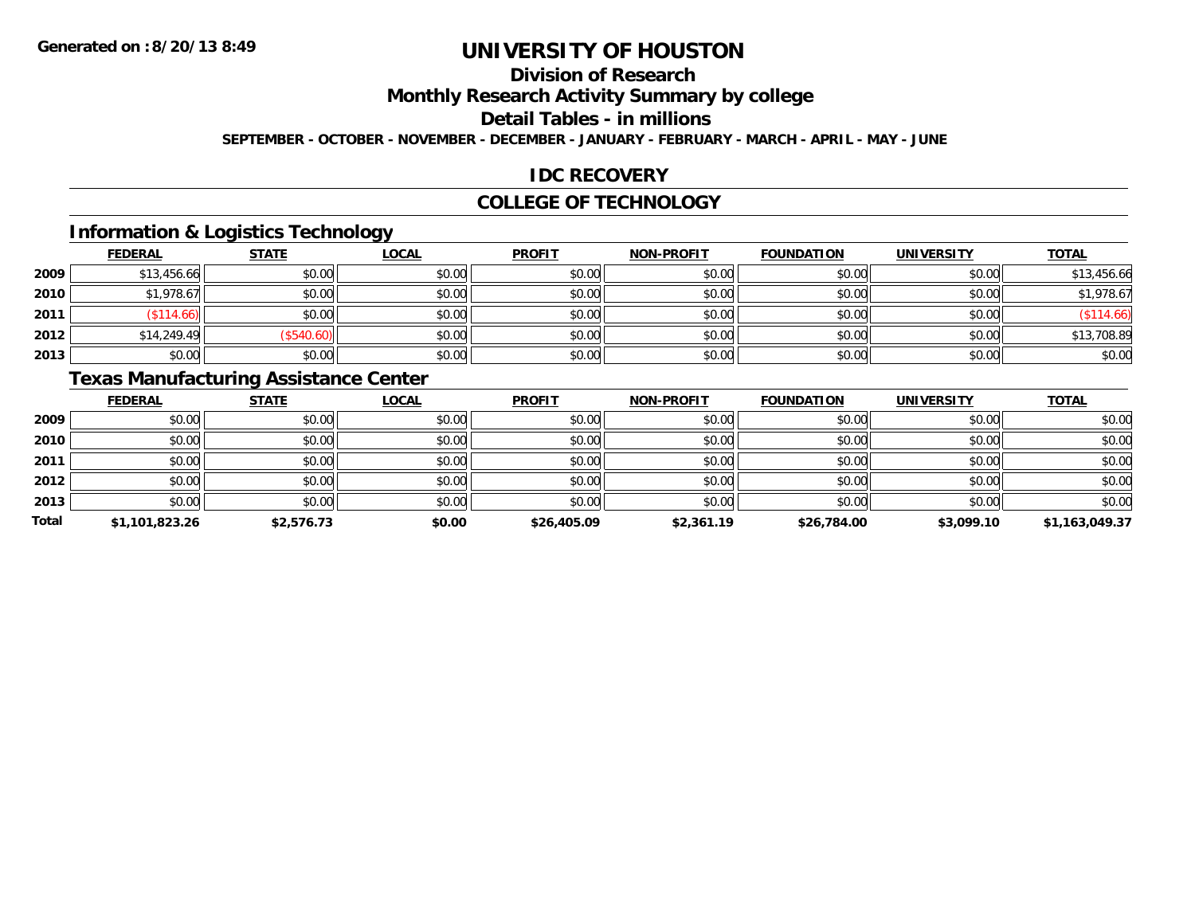Generated on :8/20/13 8:49

# UNIVERSITY OF HOUSTON

## Division of Research

## Monthly Research Activity Summary by college

## Detail Tables - in millions

**SEPTEMBER - OCTOBER - NOVEMBER - DECEMBER - JANUARY - FEBRUARY - MARCH - APRIL - MAY - JUNE**

## IDC RECOVERY

## COLLEGE OF TECHNOLOGY

### Information & Logistics Technology

| | FEDERAL | STATE | LOCAL | PROFIT | NON-PROFIT | FOUNDATION | UNIVERSITY | TOTAL |
|---|---|---|---|---|---|---|---|---|
| 2009 | $13,456.66 | $0.00 | $0.00 | $0.00 | $0.00 | $0.00 | $0.00 | $13,456.66 |
| 2010 | $1,978.67 | $0.00 | $0.00 | $0.00 | $0.00 | $0.00 | $0.00 | $1,978.67 |
| 2011 | ($114.66) | $0.00 | $0.00 | $0.00 | $0.00 | $0.00 | $0.00 | ($114.66) |
| 2012 | $14,249.49 | ($540.60) | $0.00 | $0.00 | $0.00 | $0.00 | $0.00 | $13,708.89 |
| 2013 | $0.00 | $0.00 | $0.00 | $0.00 | $0.00 | $0.00 | $0.00 | $0.00 |

### Texas Manufacturing Assistance Center

| | FEDERAL | STATE | LOCAL | PROFIT | NON-PROFIT | FOUNDATION | UNIVERSITY | TOTAL |
|---|---|---|---|---|---|---|---|---|
| 2009 | $0.00 | $0.00 | $0.00 | $0.00 | $0.00 | $0.00 | $0.00 | $0.00 |
| 2010 | $0.00 | $0.00 | $0.00 | $0.00 | $0.00 | $0.00 | $0.00 | $0.00 |
| 2011 | $0.00 | $0.00 | $0.00 | $0.00 | $0.00 | $0.00 | $0.00 | $0.00 |
| 2012 | $0.00 | $0.00 | $0.00 | $0.00 | $0.00 | $0.00 | $0.00 | $0.00 |
| 2013 | $0.00 | $0.00 | $0.00 | $0.00 | $0.00 | $0.00 | $0.00 | $0.00 |
| **Total** | **$1,101,823.26** | **$2,576.73** | **$0.00** | **$26,405.09** | **$2,361.19** | **$26,784.00** | **$3,099.10** | **$1,163,049.37** |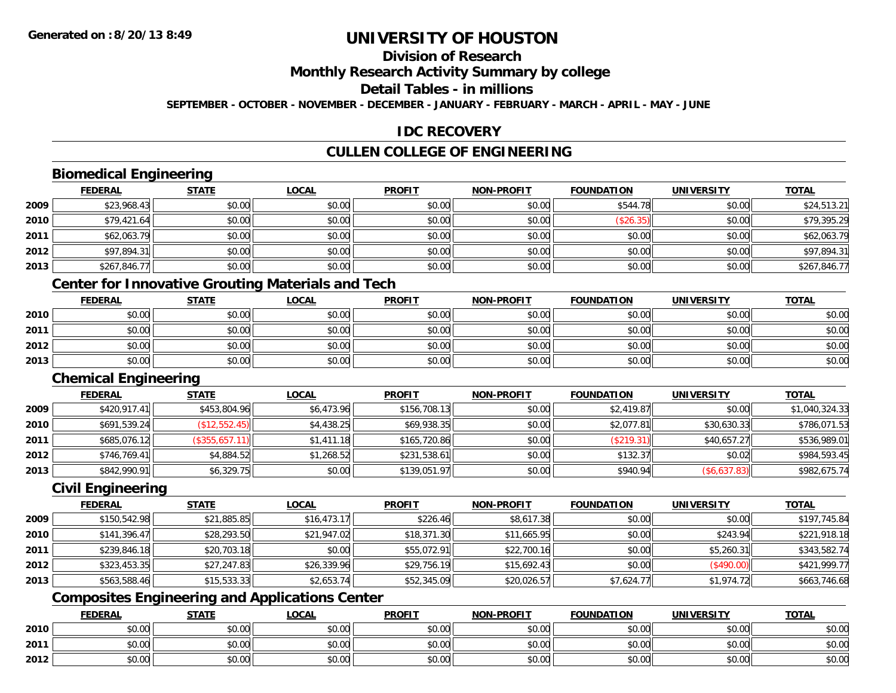# UNIVERSITY OF HOUSTON

## Division of Research

## Monthly Research Activity Summary by college

## Detail Tables - in millions

**SEPTEMBER - OCTOBER - NOVEMBER - DECEMBER - JANUARY - FEBRUARY - MARCH - APRIL - MAY - JUNE**

## IDC RECOVERY

## CULLEN COLLEGE OF ENGINEERING

### Biomedical Engineering

| | FEDERAL | STATE | LOCAL | PROFIT | NON-PROFIT | FOUNDATION | UNIVERSITY | TOTAL |
|---|---|---|---|---|---|---|---|---|
| 2009 | $23,968.43 | $0.00 | $0.00 | $0.00 | $0.00 | $544.78 | $0.00 | $24,513.21 |
| 2010 | $79,421.64 | $0.00 | $0.00 | $0.00 | $0.00 | ($26.35) | $0.00 | $79,395.29 |
| 2011 | $62,063.79 | $0.00 | $0.00 | $0.00 | $0.00 | $0.00 | $0.00 | $62,063.79 |
| 2012 | $97,894.31 | $0.00 | $0.00 | $0.00 | $0.00 | $0.00 | $0.00 | $97,894.31 |
| 2013 | $267,846.77 | $0.00 | $0.00 | $0.00 | $0.00 | $0.00 | $0.00 | $267,846.77 |

### Center for Innovative Grouting Materials and Tech

| | FEDERAL | STATE | LOCAL | PROFIT | NON-PROFIT | FOUNDATION | UNIVERSITY | TOTAL |
|---|---|---|---|---|---|---|---|---|
| 2010 | $0.00 | $0.00 | $0.00 | $0.00 | $0.00 | $0.00 | $0.00 | $0.00 |
| 2011 | $0.00 | $0.00 | $0.00 | $0.00 | $0.00 | $0.00 | $0.00 | $0.00 |
| 2012 | $0.00 | $0.00 | $0.00 | $0.00 | $0.00 | $0.00 | $0.00 | $0.00 |
| 2013 | $0.00 | $0.00 | $0.00 | $0.00 | $0.00 | $0.00 | $0.00 | $0.00 |

### Chemical Engineering

| | FEDERAL | STATE | LOCAL | PROFIT | NON-PROFIT | FOUNDATION | UNIVERSITY | TOTAL |
|---|---|---|---|---|---|---|---|---|
| 2009 | $420,917.41 | $453,804.96 | $6,473.96 | $156,708.13 | $0.00 | $2,419.87 | $0.00 | $1,040,324.33 |
| 2010 | $691,539.24 | ($12,552.45) | $4,438.25 | $69,938.35 | $0.00 | $2,077.81 | $30,630.33 | $786,071.53 |
| 2011 | $685,076.12 | ($355,657.11) | $1,411.18 | $165,720.86 | $0.00 | ($219.31) | $40,657.27 | $536,989.01 |
| 2012 | $746,769.41 | $4,884.52 | $1,268.52 | $231,538.61 | $0.00 | $132.37 | $0.02 | $984,593.45 |
| 2013 | $842,990.91 | $6,329.75 | $0.00 | $139,051.97 | $0.00 | $940.94 | ($6,637.83) | $982,675.74 |

### Civil Engineering

| | FEDERAL | STATE | LOCAL | PROFIT | NON-PROFIT | FOUNDATION | UNIVERSITY | TOTAL |
|---|---|---|---|---|---|---|---|---|
| 2009 | $150,542.98 | $21,885.85 | $16,473.17 | $226.46 | $8,617.38 | $0.00 | $0.00 | $197,745.84 |
| 2010 | $141,396.47 | $28,293.50 | $21,947.02 | $18,371.30 | $11,665.95 | $0.00 | $243.94 | $221,918.18 |
| 2011 | $239,846.18 | $20,703.18 | $0.00 | $55,072.91 | $22,700.16 | $0.00 | $5,260.31 | $343,582.74 |
| 2012 | $323,453.35 | $27,247.83 | $26,339.96 | $29,756.19 | $15,692.43 | $0.00 | ($490.00) | $421,999.77 |
| 2013 | $563,588.46 | $15,533.33 | $2,653.74 | $52,345.09 | $20,026.57 | $7,624.77 | $1,974.72 | $663,746.68 |

### Composites Engineering and Applications Center

| | FEDERAL | STATE | LOCAL | PROFIT | NON-PROFIT | FOUNDATION | UNIVERSITY | TOTAL |
|---|---|---|---|---|---|---|---|---|
| 2010 | $0.00 | $0.00 | $0.00 | $0.00 | $0.00 | $0.00 | $0.00 | $0.00 |
| 2011 | $0.00 | $0.00 | $0.00 | $0.00 | $0.00 | $0.00 | $0.00 | $0.00 |
| 2012 | $0.00 | $0.00 | $0.00 | $0.00 | $0.00 | $0.00 | $0.00 | $0.00 |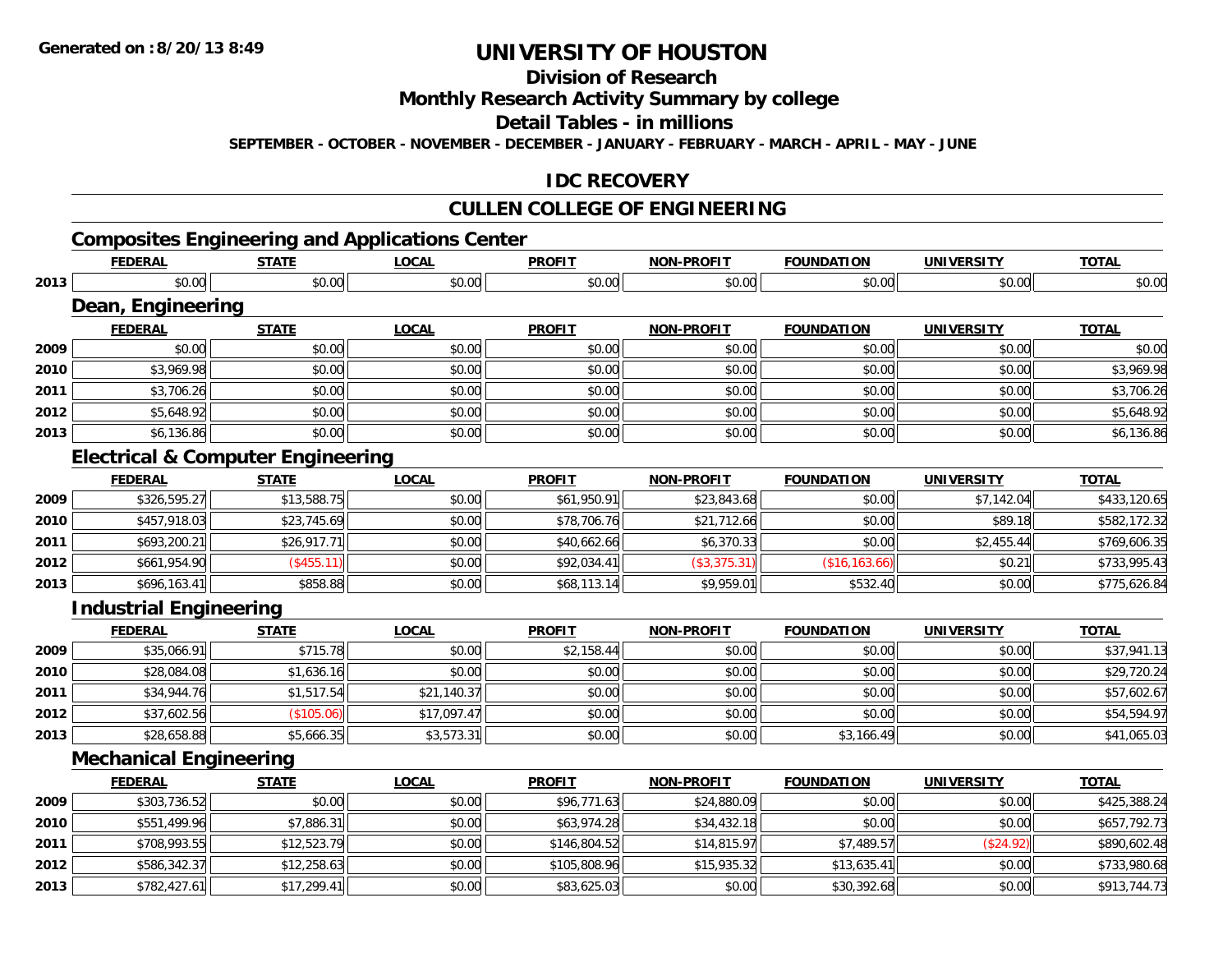# UNIVERSITY OF HOUSTON

## Division of Research

## Monthly Research Activity Summary by college

## Detail Tables - in millions

**SEPTEMBER - OCTOBER - NOVEMBER - DECEMBER - JANUARY - FEBRUARY - MARCH - APRIL - MAY - JUNE**

## IDC RECOVERY

## CULLEN COLLEGE OF ENGINEERING

### Composites Engineering and Applications Center

| | FEDERAL | STATE | LOCAL | PROFIT | NON-PROFIT | FOUNDATION | UNIVERSITY | TOTAL |
|---|---|---|---|---|---|---|---|---|
| 2013 | $0.00 | $0.00 | $0.00 | $0.00 | $0.00 | $0.00 | $0.00 | $0.00 |

### Dean, Engineering

| | FEDERAL | STATE | LOCAL | PROFIT | NON-PROFIT | FOUNDATION | UNIVERSITY | TOTAL |
|---|---|---|---|---|---|---|---|---|
| 2009 | $0.00 | $0.00 | $0.00 | $0.00 | $0.00 | $0.00 | $0.00 | $0.00 |
| 2010 | $3,969.98 | $0.00 | $0.00 | $0.00 | $0.00 | $0.00 | $0.00 | $3,969.98 |
| 2011 | $3,706.26 | $0.00 | $0.00 | $0.00 | $0.00 | $0.00 | $0.00 | $3,706.26 |
| 2012 | $5,648.92 | $0.00 | $0.00 | $0.00 | $0.00 | $0.00 | $0.00 | $5,648.92 |
| 2013 | $6,136.86 | $0.00 | $0.00 | $0.00 | $0.00 | $0.00 | $0.00 | $6,136.86 |

### Electrical & Computer Engineering

| | FEDERAL | STATE | LOCAL | PROFIT | NON-PROFIT | FOUNDATION | UNIVERSITY | TOTAL |
|---|---|---|---|---|---|---|---|---|
| 2009 | $326,595.27 | $13,588.75 | $0.00 | $61,950.91 | $23,843.68 | $0.00 | $7,142.04 | $433,120.65 |
| 2010 | $457,918.03 | $23,745.69 | $0.00 | $78,706.76 | $21,712.66 | $0.00 | $89.18 | $582,172.32 |
| 2011 | $693,200.21 | $26,917.71 | $0.00 | $40,662.66 | $6,370.33 | $0.00 | $2,455.44 | $769,606.35 |
| 2012 | $661,954.90 | ($455.11) | $0.00 | $92,034.41 | ($3,375.31) | ($16,163.66) | $0.21 | $733,995.43 |
| 2013 | $696,163.41 | $858.88 | $0.00 | $68,113.14 | $9,959.01 | $532.40 | $0.00 | $775,626.84 |

### Industrial Engineering

| | FEDERAL | STATE | LOCAL | PROFIT | NON-PROFIT | FOUNDATION | UNIVERSITY | TOTAL |
|---|---|---|---|---|---|---|---|---|
| 2009 | $35,066.91 | $715.78 | $0.00 | $2,158.44 | $0.00 | $0.00 | $0.00 | $37,941.13 |
| 2010 | $28,084.08 | $1,636.16 | $0.00 | $0.00 | $0.00 | $0.00 | $0.00 | $29,720.24 |
| 2011 | $34,944.76 | $1,517.54 | $21,140.37 | $0.00 | $0.00 | $0.00 | $0.00 | $57,602.67 |
| 2012 | $37,602.56 | ($105.06) | $17,097.47 | $0.00 | $0.00 | $0.00 | $0.00 | $54,594.97 |
| 2013 | $28,658.88 | $5,666.35 | $3,573.31 | $0.00 | $0.00 | $3,166.49 | $0.00 | $41,065.03 |

### Mechanical Engineering

| | FEDERAL | STATE | LOCAL | PROFIT | NON-PROFIT | FOUNDATION | UNIVERSITY | TOTAL |
|---|---|---|---|---|---|---|---|---|
| 2009 | $303,736.52 | $0.00 | $0.00 | $96,771.63 | $24,880.09 | $0.00 | $0.00 | $425,388.24 |
| 2010 | $551,499.96 | $7,886.31 | $0.00 | $63,974.28 | $34,432.18 | $0.00 | $0.00 | $657,792.73 |
| 2011 | $708,993.55 | $12,523.79 | $0.00 | $146,804.52 | $14,815.97 | $7,489.57 | ($24.92) | $890,602.48 |
| 2012 | $586,342.37 | $12,258.63 | $0.00 | $105,808.96 | $15,935.32 | $13,635.41 | $0.00 | $733,980.68 |
| 2013 | $782,427.61 | $17,299.41 | $0.00 | $83,625.03 | $0.00 | $30,392.68 | $0.00 | $913,744.73 |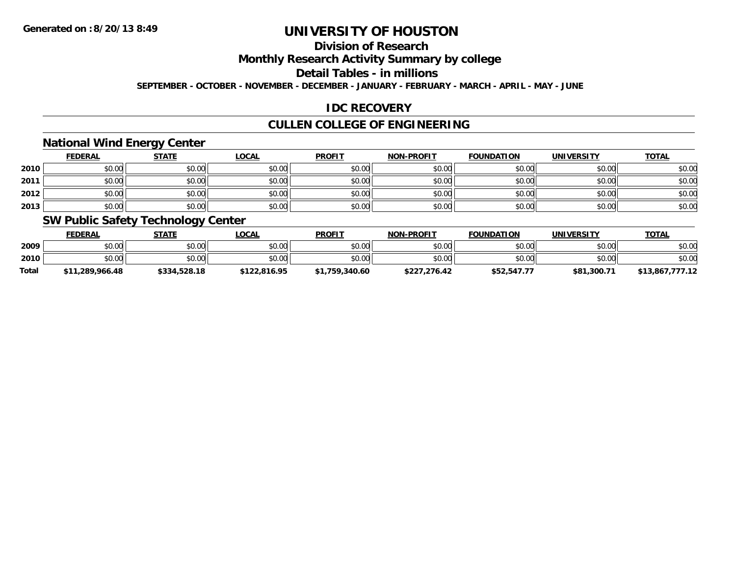# UNIVERSITY OF HOUSTON

## Division of Research

## Monthly Research Activity Summary by college

## Detail Tables - in millions

**SEPTEMBER - OCTOBER - NOVEMBER - DECEMBER - JANUARY - FEBRUARY - MARCH - APRIL - MAY - JUNE**

## IDC RECOVERY

## CULLEN COLLEGE OF ENGINEERING

### National Wind Energy Center

| | FEDERAL | STATE | LOCAL | PROFIT | NON-PROFIT | FOUNDATION | UNIVERSITY | TOTAL |
|---|---|---|---|---|---|---|---|---|
| 2010 | $0.00 | $0.00 | $0.00 | $0.00 | $0.00 | $0.00 | $0.00 | $0.00 |
| 2011 | $0.00 | $0.00 | $0.00 | $0.00 | $0.00 | $0.00 | $0.00 | $0.00 |
| 2012 | $0.00 | $0.00 | $0.00 | $0.00 | $0.00 | $0.00 | $0.00 | $0.00 |
| 2013 | $0.00 | $0.00 | $0.00 | $0.00 | $0.00 | $0.00 | $0.00 | $0.00 |

### SW Public Safety Technology Center

| | FEDERAL | STATE | LOCAL | PROFIT | NON-PROFIT | FOUNDATION | UNIVERSITY | TOTAL |
|---|---|---|---|---|---|---|---|---|
| 2009 | $0.00 | $0.00 | $0.00 | $0.00 | $0.00 | $0.00 | $0.00 | $0.00 |
| 2010 | $0.00 | $0.00 | $0.00 | $0.00 | $0.00 | $0.00 | $0.00 | $0.00 |
| **Total** | **$11,289,966.48** | **$334,528.18** | **$122,816.95** | **$1,759,340.60** | **$227,276.42** | **$52,547.77** | **$81,300.71** | **$13,867,777.12** |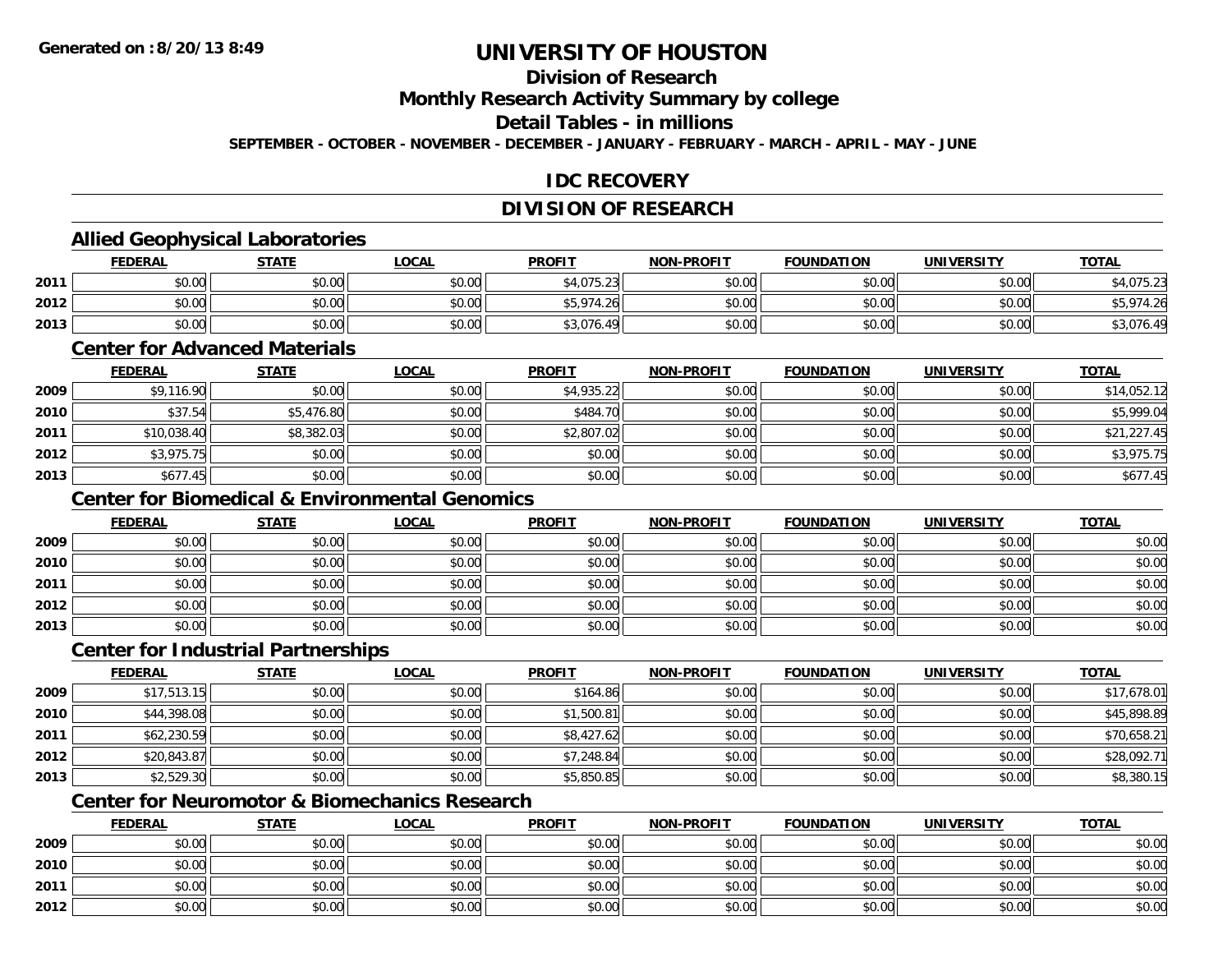**Generated on :8/20/13 8:49**

# UNIVERSITY OF HOUSTON

## Division of Research

## Monthly Research Activity Summary by college

## Detail Tables - in millions

**SEPTEMBER - OCTOBER - NOVEMBER - DECEMBER - JANUARY - FEBRUARY - MARCH - APRIL - MAY - JUNE**

## IDC RECOVERY

## DIVISION OF RESEARCH

### Allied Geophysical Laboratories

| | FEDERAL | STATE | LOCAL | PROFIT | NON-PROFIT | FOUNDATION | UNIVERSITY | TOTAL |
|---|---|---|---|---|---|---|---|---|
| 2011 | $0.00 | $0.00 | $0.00 | $4,075.23 | $0.00 | $0.00 | $0.00 | $4,075.23 |
| 2012 | $0.00 | $0.00 | $0.00 | $5,974.26 | $0.00 | $0.00 | $0.00 | $5,974.26 |
| 2013 | $0.00 | $0.00 | $0.00 | $3,076.49 | $0.00 | $0.00 | $0.00 | $3,076.49 |

### Center for Advanced Materials

| | FEDERAL | STATE | LOCAL | PROFIT | NON-PROFIT | FOUNDATION | UNIVERSITY | TOTAL |
|---|---|---|---|---|---|---|---|---|
| 2009 | $9,116.90 | $0.00 | $0.00 | $4,935.22 | $0.00 | $0.00 | $0.00 | $14,052.12 |
| 2010 | $37.54 | $5,476.80 | $0.00 | $484.70 | $0.00 | $0.00 | $0.00 | $5,999.04 |
| 2011 | $10,038.40 | $8,382.03 | $0.00 | $2,807.02 | $0.00 | $0.00 | $0.00 | $21,227.45 |
| 2012 | $3,975.75 | $0.00 | $0.00 | $0.00 | $0.00 | $0.00 | $0.00 | $3,975.75 |
| 2013 | $677.45 | $0.00 | $0.00 | $0.00 | $0.00 | $0.00 | $0.00 | $677.45 |

### Center for Biomedical & Environmental Genomics

| | FEDERAL | STATE | LOCAL | PROFIT | NON-PROFIT | FOUNDATION | UNIVERSITY | TOTAL |
|---|---|---|---|---|---|---|---|---|
| 2009 | $0.00 | $0.00 | $0.00 | $0.00 | $0.00 | $0.00 | $0.00 | $0.00 |
| 2010 | $0.00 | $0.00 | $0.00 | $0.00 | $0.00 | $0.00 | $0.00 | $0.00 |
| 2011 | $0.00 | $0.00 | $0.00 | $0.00 | $0.00 | $0.00 | $0.00 | $0.00 |
| 2012 | $0.00 | $0.00 | $0.00 | $0.00 | $0.00 | $0.00 | $0.00 | $0.00 |
| 2013 | $0.00 | $0.00 | $0.00 | $0.00 | $0.00 | $0.00 | $0.00 | $0.00 |

### Center for Industrial Partnerships

| | FEDERAL | STATE | LOCAL | PROFIT | NON-PROFIT | FOUNDATION | UNIVERSITY | TOTAL |
|---|---|---|---|---|---|---|---|---|
| 2009 | $17,513.15 | $0.00 | $0.00 | $164.86 | $0.00 | $0.00 | $0.00 | $17,678.01 |
| 2010 | $44,398.08 | $0.00 | $0.00 | $1,500.81 | $0.00 | $0.00 | $0.00 | $45,898.89 |
| 2011 | $62,230.59 | $0.00 | $0.00 | $8,427.62 | $0.00 | $0.00 | $0.00 | $70,658.21 |
| 2012 | $20,843.87 | $0.00 | $0.00 | $7,248.84 | $0.00 | $0.00 | $0.00 | $28,092.71 |
| 2013 | $2,529.30 | $0.00 | $0.00 | $5,850.85 | $0.00 | $0.00 | $0.00 | $8,380.15 |

### Center for Neuromotor & Biomechanics Research

| | FEDERAL | STATE | LOCAL | PROFIT | NON-PROFIT | FOUNDATION | UNIVERSITY | TOTAL |
|---|---|---|---|---|---|---|---|---|
| 2009 | $0.00 | $0.00 | $0.00 | $0.00 | $0.00 | $0.00 | $0.00 | $0.00 |
| 2010 | $0.00 | $0.00 | $0.00 | $0.00 | $0.00 | $0.00 | $0.00 | $0.00 |
| 2011 | $0.00 | $0.00 | $0.00 | $0.00 | $0.00 | $0.00 | $0.00 | $0.00 |
| 2012 | $0.00 | $0.00 | $0.00 | $0.00 | $0.00 | $0.00 | $0.00 | $0.00 |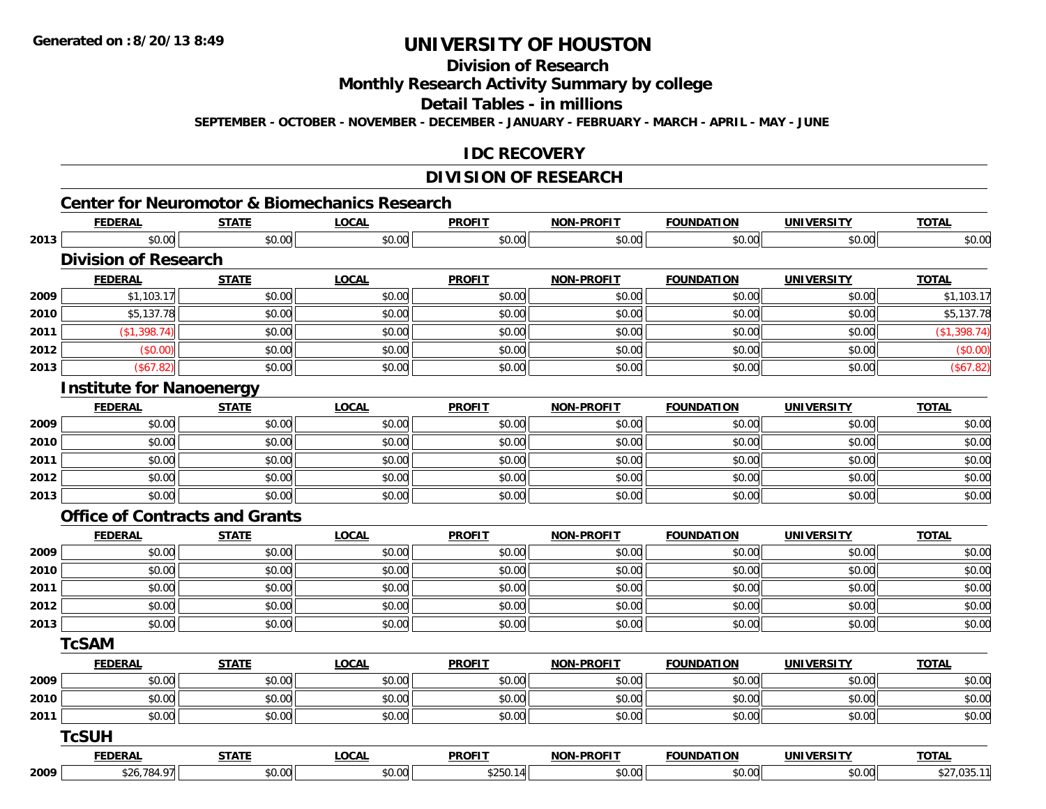**Generated on :8/20/13 8:49**

# UNIVERSITY OF HOUSTON

## Division of Research

## Monthly Research Activity Summary by college

## Detail Tables - in millions

**SEPTEMBER - OCTOBER - NOVEMBER - DECEMBER - JANUARY - FEBRUARY - MARCH - APRIL - MAY - JUNE**

## IDC RECOVERY

## DIVISION OF RESEARCH

### Center for Neuromotor & Biomechanics Research

| | FEDERAL | STATE | LOCAL | PROFIT | NON-PROFIT | FOUNDATION | UNIVERSITY | TOTAL |
|---|---|---|---|---|---|---|---|---|
| 2013 | $0.00 | $0.00 | $0.00 | $0.00 | $0.00 | $0.00 | $0.00 | $0.00 |

### Division of Research

| | FEDERAL | STATE | LOCAL | PROFIT | NON-PROFIT | FOUNDATION | UNIVERSITY | TOTAL |
|---|---|---|---|---|---|---|---|---|
| 2009 | $1,103.17 | $0.00 | $0.00 | $0.00 | $0.00 | $0.00 | $0.00 | $1,103.17 |
| 2010 | $5,137.78 | $0.00 | $0.00 | $0.00 | $0.00 | $0.00 | $0.00 | $5,137.78 |
| 2011 | ($1,398.74) | $0.00 | $0.00 | $0.00 | $0.00 | $0.00 | $0.00 | ($1,398.74) |
| 2012 | ($0.00) | $0.00 | $0.00 | $0.00 | $0.00 | $0.00 | $0.00 | ($0.00) |
| 2013 | ($67.82) | $0.00 | $0.00 | $0.00 | $0.00 | $0.00 | $0.00 | ($67.82) |

### Institute for Nanoenergy

| | FEDERAL | STATE | LOCAL | PROFIT | NON-PROFIT | FOUNDATION | UNIVERSITY | TOTAL |
|---|---|---|---|---|---|---|---|---|
| 2009 | $0.00 | $0.00 | $0.00 | $0.00 | $0.00 | $0.00 | $0.00 | $0.00 |
| 2010 | $0.00 | $0.00 | $0.00 | $0.00 | $0.00 | $0.00 | $0.00 | $0.00 |
| 2011 | $0.00 | $0.00 | $0.00 | $0.00 | $0.00 | $0.00 | $0.00 | $0.00 |
| 2012 | $0.00 | $0.00 | $0.00 | $0.00 | $0.00 | $0.00 | $0.00 | $0.00 |
| 2013 | $0.00 | $0.00 | $0.00 | $0.00 | $0.00 | $0.00 | $0.00 | $0.00 |

### Office of Contracts and Grants

| | FEDERAL | STATE | LOCAL | PROFIT | NON-PROFIT | FOUNDATION | UNIVERSITY | TOTAL |
|---|---|---|---|---|---|---|---|---|
| 2009 | $0.00 | $0.00 | $0.00 | $0.00 | $0.00 | $0.00 | $0.00 | $0.00 |
| 2010 | $0.00 | $0.00 | $0.00 | $0.00 | $0.00 | $0.00 | $0.00 | $0.00 |
| 2011 | $0.00 | $0.00 | $0.00 | $0.00 | $0.00 | $0.00 | $0.00 | $0.00 |
| 2012 | $0.00 | $0.00 | $0.00 | $0.00 | $0.00 | $0.00 | $0.00 | $0.00 |
| 2013 | $0.00 | $0.00 | $0.00 | $0.00 | $0.00 | $0.00 | $0.00 | $0.00 |

### TcSAM

| | FEDERAL | STATE | LOCAL | PROFIT | NON-PROFIT | FOUNDATION | UNIVERSITY | TOTAL |
|---|---|---|---|---|---|---|---|---|
| 2009 | $0.00 | $0.00 | $0.00 | $0.00 | $0.00 | $0.00 | $0.00 | $0.00 |
| 2010 | $0.00 | $0.00 | $0.00 | $0.00 | $0.00 | $0.00 | $0.00 | $0.00 |
| 2011 | $0.00 | $0.00 | $0.00 | $0.00 | $0.00 | $0.00 | $0.00 | $0.00 |

### TcSUH

| | FEDERAL | STATE | LOCAL | PROFIT | NON-PROFIT | FOUNDATION | UNIVERSITY | TOTAL |
|---|---|---|---|---|---|---|---|---|
| 2009 | $26,784.97 | $0.00 | $0.00 | $250.14 | $0.00 | $0.00 | $0.00 | $27,035.11 |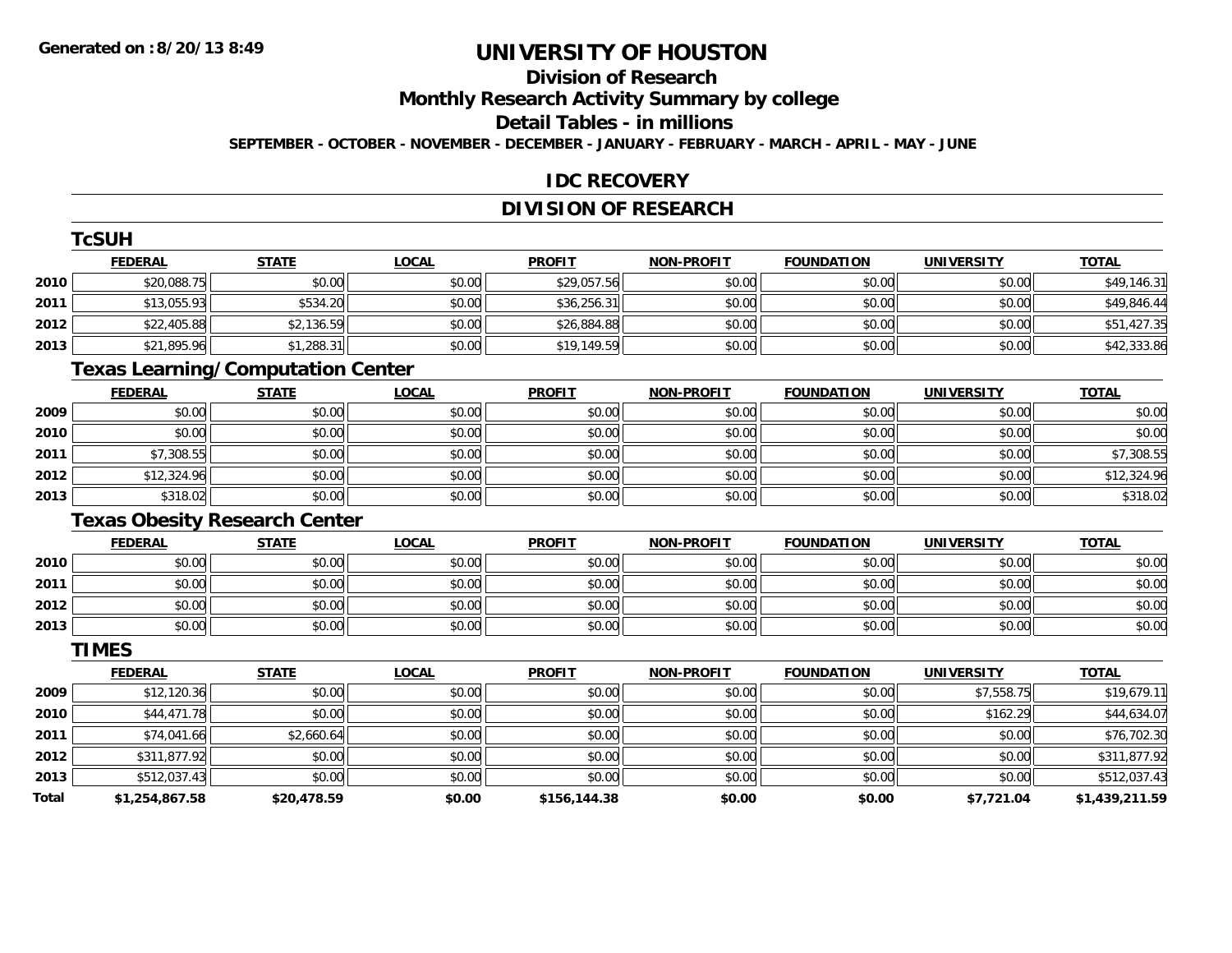**Generated on :8/20/13 8:49**

# UNIVERSITY OF HOUSTON

## Division of Research

## Monthly Research Activity Summary by college

## Detail Tables - in millions

**SEPTEMBER - OCTOBER - NOVEMBER - DECEMBER - JANUARY - FEBRUARY - MARCH - APRIL - MAY - JUNE**

## IDC RECOVERY

## DIVISION OF RESEARCH

### TcSUH

| | FEDERAL | STATE | LOCAL | PROFIT | NON-PROFIT | FOUNDATION | UNIVERSITY | TOTAL |
|---|---|---|---|---|---|---|---|---|
| 2010 | $20,088.75 | $0.00 | $0.00 | $29,057.56 | $0.00 | $0.00 | $0.00 | $49,146.31 |
| 2011 | $13,055.93 | $534.20 | $0.00 | $36,256.31 | $0.00 | $0.00 | $0.00 | $49,846.44 |
| 2012 | $22,405.88 | $2,136.59 | $0.00 | $26,884.88 | $0.00 | $0.00 | $0.00 | $51,427.35 |
| 2013 | $21,895.96 | $1,288.31 | $0.00 | $19,149.59 | $0.00 | $0.00 | $0.00 | $42,333.86 |

### Texas Learning/Computation Center

| | FEDERAL | STATE | LOCAL | PROFIT | NON-PROFIT | FOUNDATION | UNIVERSITY | TOTAL |
|---|---|---|---|---|---|---|---|---|
| 2009 | $0.00 | $0.00 | $0.00 | $0.00 | $0.00 | $0.00 | $0.00 | $0.00 |
| 2010 | $0.00 | $0.00 | $0.00 | $0.00 | $0.00 | $0.00 | $0.00 | $0.00 |
| 2011 | $7,308.55 | $0.00 | $0.00 | $0.00 | $0.00 | $0.00 | $0.00 | $7,308.55 |
| 2012 | $12,324.96 | $0.00 | $0.00 | $0.00 | $0.00 | $0.00 | $0.00 | $12,324.96 |
| 2013 | $318.02 | $0.00 | $0.00 | $0.00 | $0.00 | $0.00 | $0.00 | $318.02 |

### Texas Obesity Research Center

| | FEDERAL | STATE | LOCAL | PROFIT | NON-PROFIT | FOUNDATION | UNIVERSITY | TOTAL |
|---|---|---|---|---|---|---|---|---|
| 2010 | $0.00 | $0.00 | $0.00 | $0.00 | $0.00 | $0.00 | $0.00 | $0.00 |
| 2011 | $0.00 | $0.00 | $0.00 | $0.00 | $0.00 | $0.00 | $0.00 | $0.00 |
| 2012 | $0.00 | $0.00 | $0.00 | $0.00 | $0.00 | $0.00 | $0.00 | $0.00 |
| 2013 | $0.00 | $0.00 | $0.00 | $0.00 | $0.00 | $0.00 | $0.00 | $0.00 |

### TIMES

| | FEDERAL | STATE | LOCAL | PROFIT | NON-PROFIT | FOUNDATION | UNIVERSITY | TOTAL |
|---|---|---|---|---|---|---|---|---|
| 2009 | $12,120.36 | $0.00 | $0.00 | $0.00 | $0.00 | $0.00 | $7,558.75 | $19,679.11 |
| 2010 | $44,471.78 | $0.00 | $0.00 | $0.00 | $0.00 | $0.00 | $162.29 | $44,634.07 |
| 2011 | $74,041.66 | $2,660.64 | $0.00 | $0.00 | $0.00 | $0.00 | $0.00 | $76,702.30 |
| 2012 | $311,877.92 | $0.00 | $0.00 | $0.00 | $0.00 | $0.00 | $0.00 | $311,877.92 |
| 2013 | $512,037.43 | $0.00 | $0.00 | $0.00 | $0.00 | $0.00 | $0.00 | $512,037.43 |
| **Total** | **$1,254,867.58** | **$20,478.59** | **$0.00** | **$156,144.38** | **$0.00** | **$0.00** | **$7,721.04** | **$1,439,211.59** |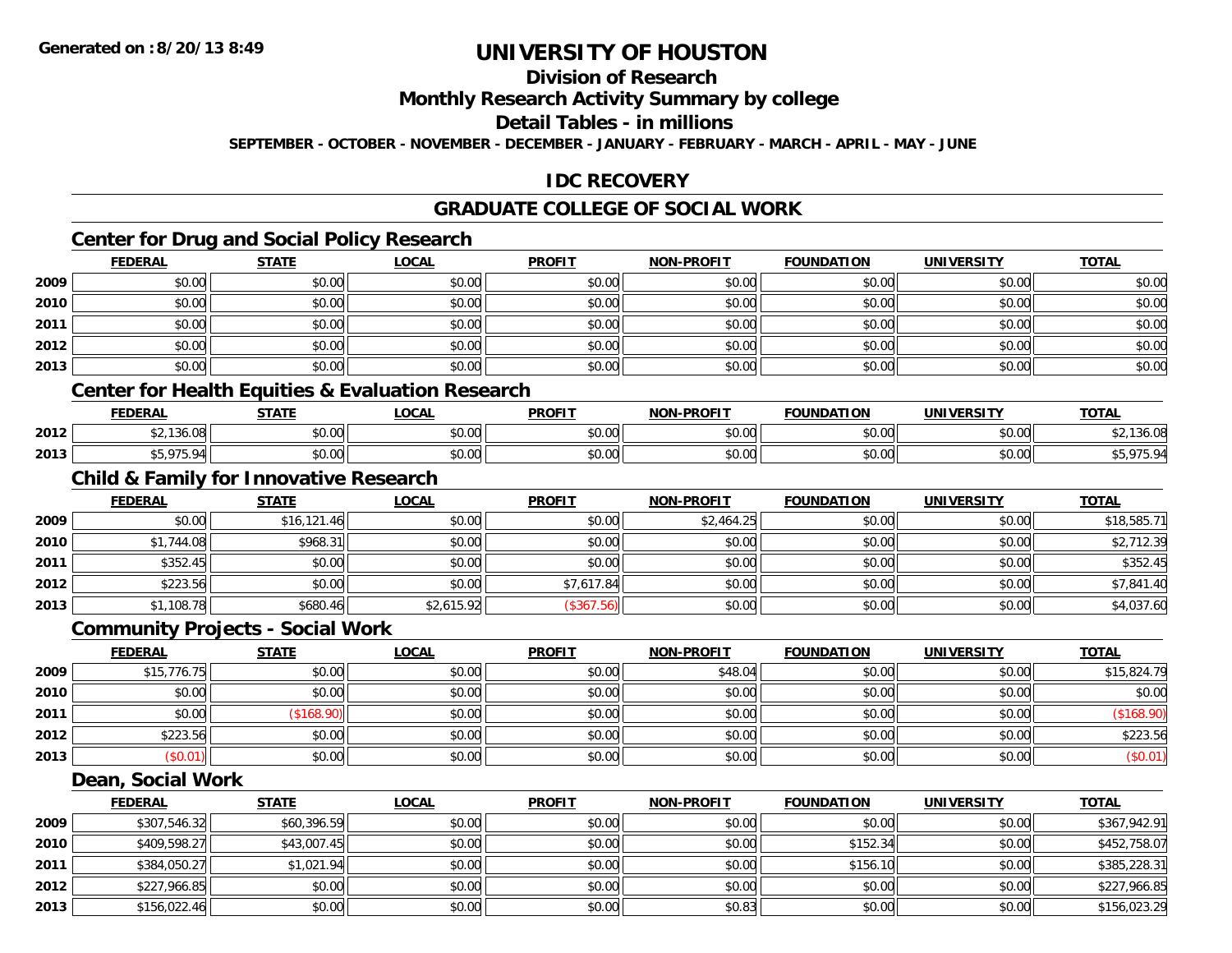**Generated on :8/20/13 8:49**

# UNIVERSITY OF HOUSTON

## Division of Research

## Monthly Research Activity Summary by college

## Detail Tables - in millions

**SEPTEMBER - OCTOBER - NOVEMBER - DECEMBER - JANUARY - FEBRUARY - MARCH - APRIL - MAY - JUNE**

## IDC RECOVERY

## GRADUATE COLLEGE OF SOCIAL WORK

### Center for Drug and Social Policy Research

| | FEDERAL | STATE | LOCAL | PROFIT | NON-PROFIT | FOUNDATION | UNIVERSITY | TOTAL |
|---|---|---|---|---|---|---|---|---|
| 2009 | $0.00 | $0.00 | $0.00 | $0.00 | $0.00 | $0.00 | $0.00 | $0.00 |
| 2010 | $0.00 | $0.00 | $0.00 | $0.00 | $0.00 | $0.00 | $0.00 | $0.00 |
| 2011 | $0.00 | $0.00 | $0.00 | $0.00 | $0.00 | $0.00 | $0.00 | $0.00 |
| 2012 | $0.00 | $0.00 | $0.00 | $0.00 | $0.00 | $0.00 | $0.00 | $0.00 |
| 2013 | $0.00 | $0.00 | $0.00 | $0.00 | $0.00 | $0.00 | $0.00 | $0.00 |

### Center for Health Equities & Evaluation Research

| | FEDERAL | STATE | LOCAL | PROFIT | NON-PROFIT | FOUNDATION | UNIVERSITY | TOTAL |
|---|---|---|---|---|---|---|---|---|
| 2012 | $2,136.08 | $0.00 | $0.00 | $0.00 | $0.00 | $0.00 | $0.00 | $2,136.08 |
| 2013 | $5,975.94 | $0.00 | $0.00 | $0.00 | $0.00 | $0.00 | $0.00 | $5,975.94 |

### Child & Family for Innovative Research

| | FEDERAL | STATE | LOCAL | PROFIT | NON-PROFIT | FOUNDATION | UNIVERSITY | TOTAL |
|---|---|---|---|---|---|---|---|---|
| 2009 | $0.00 | $16,121.46 | $0.00 | $0.00 | $2,464.25 | $0.00 | $0.00 | $18,585.71 |
| 2010 | $1,744.08 | $968.31 | $0.00 | $0.00 | $0.00 | $0.00 | $0.00 | $2,712.39 |
| 2011 | $352.45 | $0.00 | $0.00 | $0.00 | $0.00 | $0.00 | $0.00 | $352.45 |
| 2012 | $223.56 | $0.00 | $0.00 | $7,617.84 | $0.00 | $0.00 | $0.00 | $7,841.40 |
| 2013 | $1,108.78 | $680.46 | $2,615.92 | ($367.56) | $0.00 | $0.00 | $0.00 | $4,037.60 |

### Community Projects - Social Work

| | FEDERAL | STATE | LOCAL | PROFIT | NON-PROFIT | FOUNDATION | UNIVERSITY | TOTAL |
|---|---|---|---|---|---|---|---|---|
| 2009 | $15,776.75 | $0.00 | $0.00 | $0.00 | $48.04 | $0.00 | $0.00 | $15,824.79 |
| 2010 | $0.00 | $0.00 | $0.00 | $0.00 | $0.00 | $0.00 | $0.00 | $0.00 |
| 2011 | $0.00 | ($168.90) | $0.00 | $0.00 | $0.00 | $0.00 | $0.00 | ($168.90) |
| 2012 | $223.56 | $0.00 | $0.00 | $0.00 | $0.00 | $0.00 | $0.00 | $223.56 |
| 2013 | ($0.01) | $0.00 | $0.00 | $0.00 | $0.00 | $0.00 | $0.00 | ($0.01) |

### Dean, Social Work

| | FEDERAL | STATE | LOCAL | PROFIT | NON-PROFIT | FOUNDATION | UNIVERSITY | TOTAL |
|---|---|---|---|---|---|---|---|---|
| 2009 | $307,546.32 | $60,396.59 | $0.00 | $0.00 | $0.00 | $0.00 | $0.00 | $367,942.91 |
| 2010 | $409,598.27 | $43,007.45 | $0.00 | $0.00 | $0.00 | $152.34 | $0.00 | $452,758.07 |
| 2011 | $384,050.27 | $1,021.94 | $0.00 | $0.00 | $0.00 | $156.10 | $0.00 | $385,228.31 |
| 2012 | $227,966.85 | $0.00 | $0.00 | $0.00 | $0.00 | $0.00 | $0.00 | $227,966.85 |
| 2013 | $156,022.46 | $0.00 | $0.00 | $0.00 | $0.83 | $0.00 | $0.00 | $156,023.29 |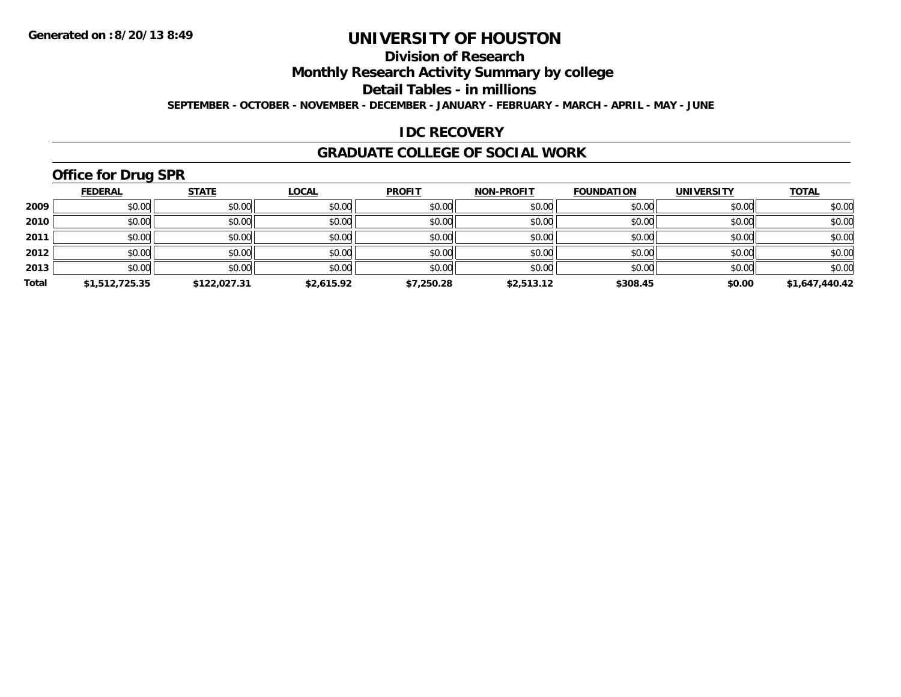**Generated on :8/20/13 8:49**

# UNIVERSITY OF HOUSTON

## Division of Research

## Monthly Research Activity Summary by college

## Detail Tables - in millions

**SEPTEMBER - OCTOBER - NOVEMBER - DECEMBER - JANUARY - FEBRUARY - MARCH - APRIL - MAY - JUNE**

## IDC RECOVERY

## GRADUATE COLLEGE OF SOCIAL WORK

### Office for Drug SPR

| | FEDERAL | STATE | LOCAL | PROFIT | NON-PROFIT | FOUNDATION | UNIVERSITY | TOTAL |
|---|---|---|---|---|---|---|---|---|
| 2009 | $0.00 | $0.00 | $0.00 | $0.00 | $0.00 | $0.00 | $0.00 | $0.00 |
| 2010 | $0.00 | $0.00 | $0.00 | $0.00 | $0.00 | $0.00 | $0.00 | $0.00 |
| 2011 | $0.00 | $0.00 | $0.00 | $0.00 | $0.00 | $0.00 | $0.00 | $0.00 |
| 2012 | $0.00 | $0.00 | $0.00 | $0.00 | $0.00 | $0.00 | $0.00 | $0.00 |
| 2013 | $0.00 | $0.00 | $0.00 | $0.00 | $0.00 | $0.00 | $0.00 | $0.00 |
| **Total** | **$1,512,725.35** | **$122,027.31** | **$2,615.92** | **$7,250.28** | **$2,513.12** | **$308.45** | **$0.00** | **$1,647,440.42** |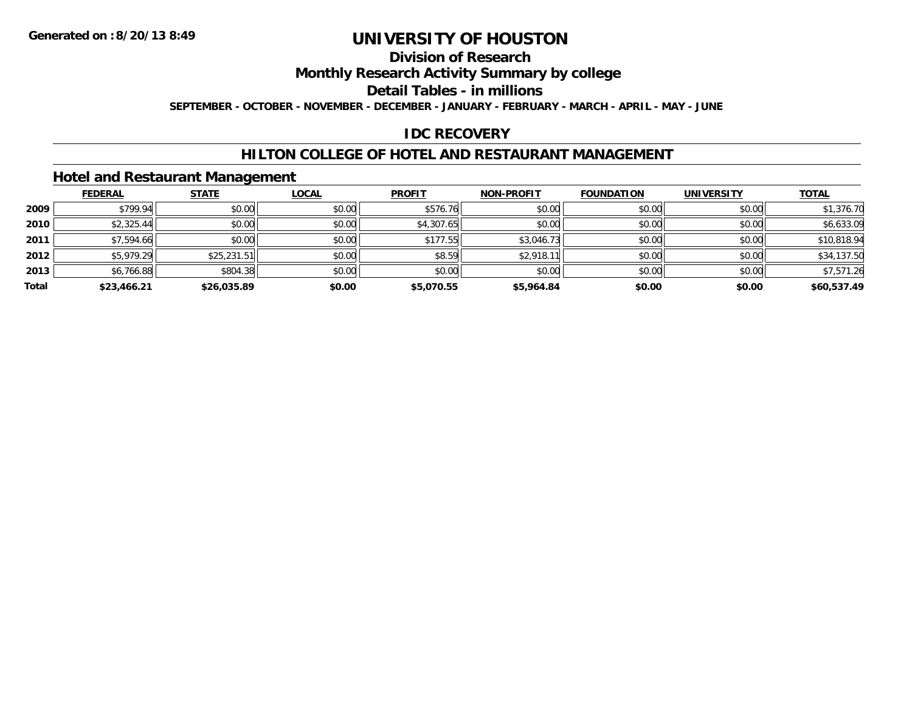Generated on :8/20/13 8:49

# UNIVERSITY OF HOUSTON

## Division of Research

## Monthly Research Activity Summary by college

## Detail Tables - in millions

**SEPTEMBER - OCTOBER - NOVEMBER - DECEMBER - JANUARY - FEBRUARY - MARCH - APRIL - MAY - JUNE**

## IDC RECOVERY

## HILTON COLLEGE OF HOTEL AND RESTAURANT MANAGEMENT

### Hotel and Restaurant Management

| | FEDERAL | STATE | LOCAL | PROFIT | NON-PROFIT | FOUNDATION | UNIVERSITY | TOTAL |
|---|---|---|---|---|---|---|---|---|
| **2009** | $799.94 | $0.00 | $0.00 | $576.76 | $0.00 | $0.00 | $0.00 | $1,376.70 |
| **2010** | $2,325.44 | $0.00 | $0.00 | $4,307.65 | $0.00 | $0.00 | $0.00 | $6,633.09 |
| **2011** | $7,594.66 | $0.00 | $0.00 | $177.55 | $3,046.73 | $0.00 | $0.00 | $10,818.94 |
| **2012** | $5,979.29 | $25,231.51 | $0.00 | $8.59 | $2,918.11 | $0.00 | $0.00 | $34,137.50 |
| **2013** | $6,766.88 | $804.38 | $0.00 | $0.00 | $0.00 | $0.00 | $0.00 | $7,571.26 |
| **Total** | **$23,466.21** | **$26,035.89** | **$0.00** | **$5,070.55** | **$5,964.84** | **$0.00** | **$0.00** | **$60,537.49** |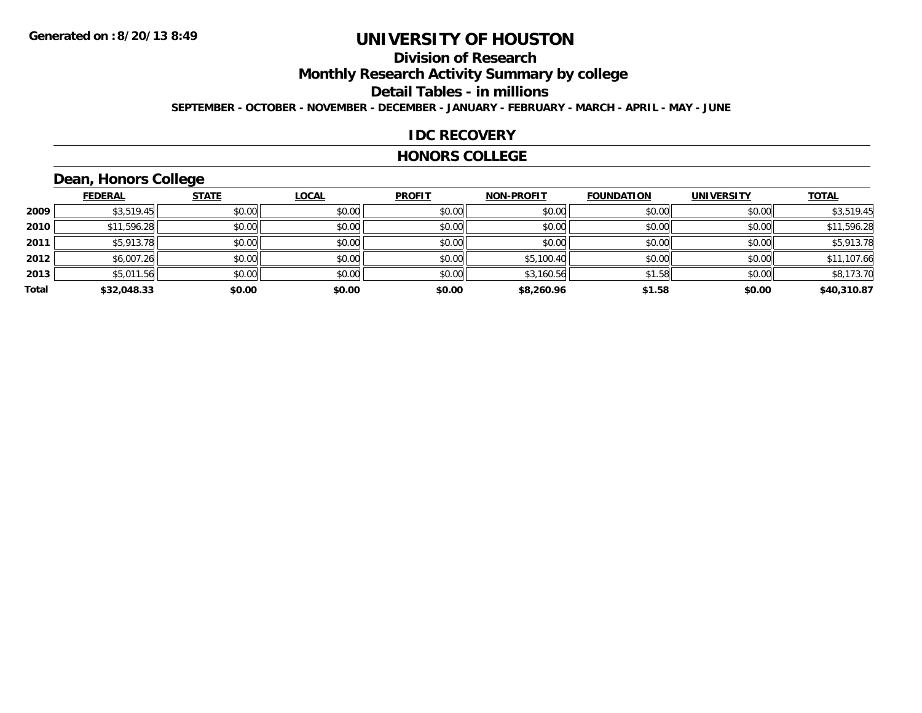**Generated on :8/20/13 8:49**

# UNIVERSITY OF HOUSTON

## Division of Research

## Monthly Research Activity Summary by college

## Detail Tables - in millions

**SEPTEMBER - OCTOBER - NOVEMBER - DECEMBER - JANUARY - FEBRUARY - MARCH - APRIL - MAY - JUNE**

## IDC RECOVERY

## HONORS COLLEGE

### Dean, Honors College

| | FEDERAL | STATE | LOCAL | PROFIT | NON-PROFIT | FOUNDATION | UNIVERSITY | TOTAL |
|---|---|---|---|---|---|---|---|---|
| 2009 | $3,519.45 | $0.00 | $0.00 | $0.00 | $0.00 | $0.00 | $0.00 | $3,519.45 |
| 2010 | $11,596.28 | $0.00 | $0.00 | $0.00 | $0.00 | $0.00 | $0.00 | $11,596.28 |
| 2011 | $5,913.78 | $0.00 | $0.00 | $0.00 | $0.00 | $0.00 | $0.00 | $5,913.78 |
| 2012 | $6,007.26 | $0.00 | $0.00 | $0.00 | $5,100.40 | $0.00 | $0.00 | $11,107.66 |
| 2013 | $5,011.56 | $0.00 | $0.00 | $0.00 | $3,160.56 | $1.58 | $0.00 | $8,173.70 |
| **Total** | **$32,048.33** | **$0.00** | **$0.00** | **$0.00** | **$8,260.96** | **$1.58** | **$0.00** | **$40,310.87** |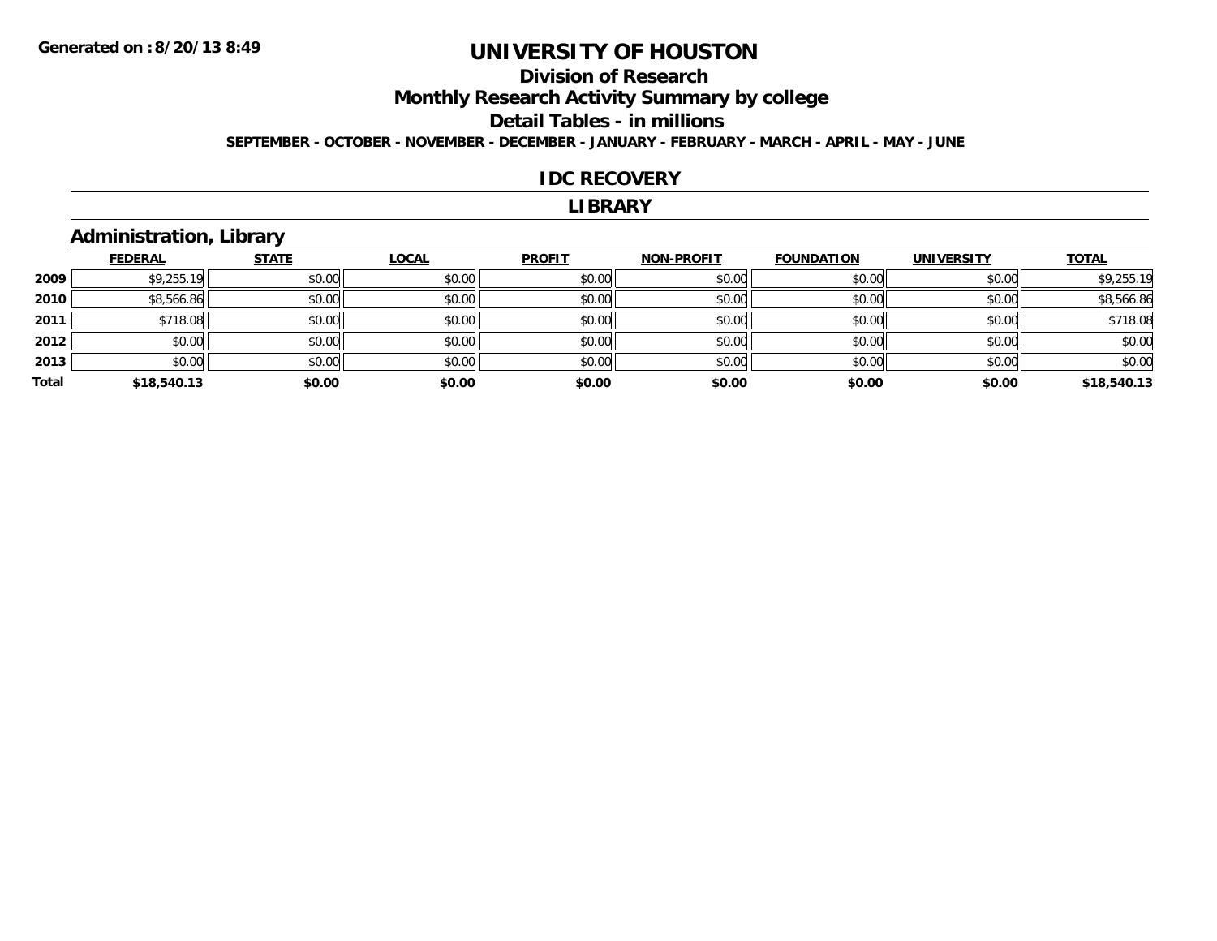Generated on :8/20/13 8:49

# UNIVERSITY OF HOUSTON

## Division of Research

## Monthly Research Activity Summary by college

## Detail Tables - in millions

**SEPTEMBER - OCTOBER - NOVEMBER - DECEMBER - JANUARY - FEBRUARY - MARCH - APRIL - MAY - JUNE**

## IDC RECOVERY

## LIBRARY

### Administration, Library

| | FEDERAL | STATE | LOCAL | PROFIT | NON-PROFIT | FOUNDATION | UNIVERSITY | TOTAL |
|---|---|---|---|---|---|---|---|---|
| 2009 | $9,255.19 | $0.00 | $0.00 | $0.00 | $0.00 | $0.00 | $0.00 | $9,255.19 |
| 2010 | $8,566.86 | $0.00 | $0.00 | $0.00 | $0.00 | $0.00 | $0.00 | $8,566.86 |
| 2011 | $718.08 | $0.00 | $0.00 | $0.00 | $0.00 | $0.00 | $0.00 | $718.08 |
| 2012 | $0.00 | $0.00 | $0.00 | $0.00 | $0.00 | $0.00 | $0.00 | $0.00 |
| 2013 | $0.00 | $0.00 | $0.00 | $0.00 | $0.00 | $0.00 | $0.00 | $0.00 |
| **Total** | **$18,540.13** | **$0.00** | **$0.00** | **$0.00** | **$0.00** | **$0.00** | **$0.00** | **$18,540.13** |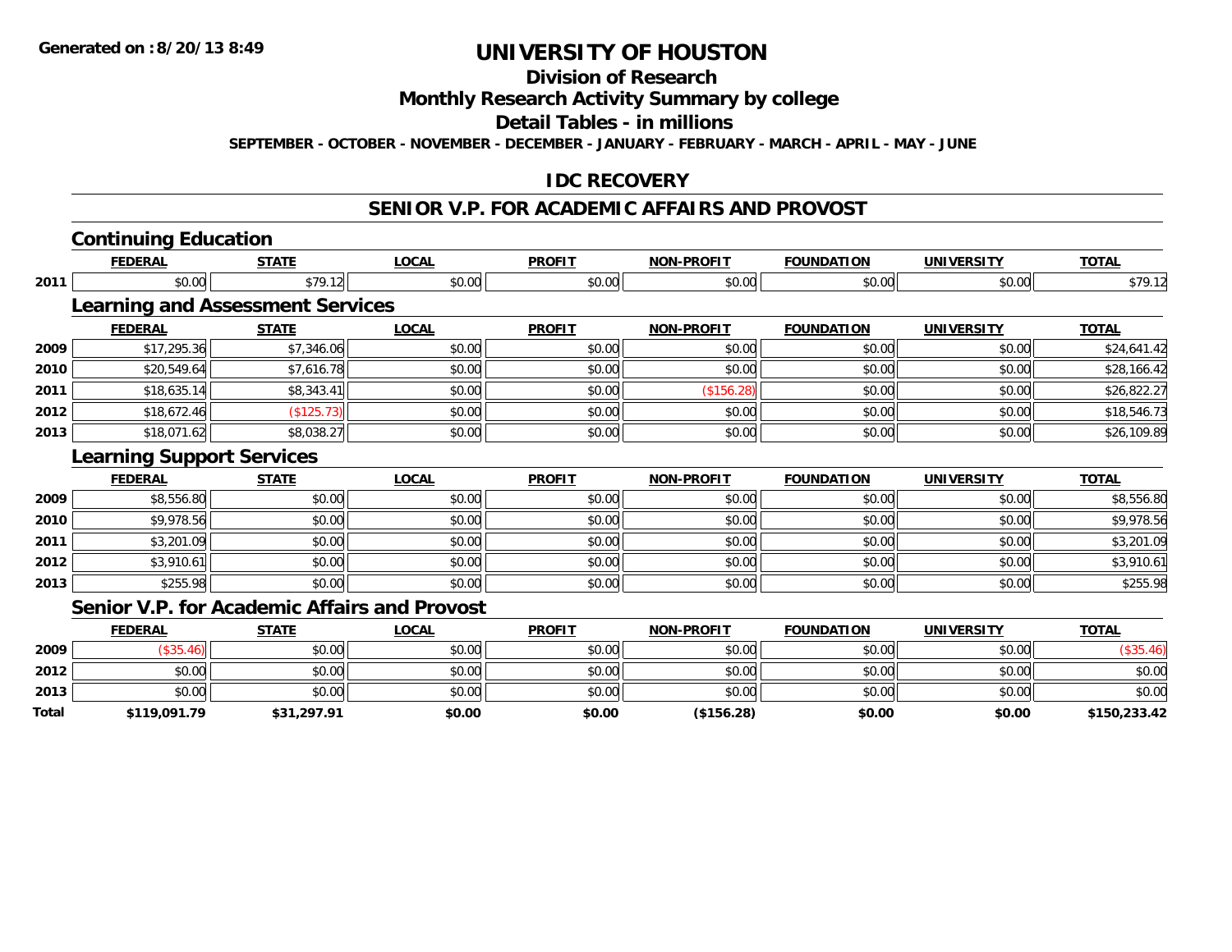**Generated on :8/20/13 8:49**

# UNIVERSITY OF HOUSTON

## Division of Research

## Monthly Research Activity Summary by college

## Detail Tables - in millions

**SEPTEMBER - OCTOBER - NOVEMBER - DECEMBER - JANUARY - FEBRUARY - MARCH - APRIL - MAY - JUNE**

## IDC RECOVERY

## SENIOR V.P. FOR ACADEMIC AFFAIRS AND PROVOST

### Continuing Education

| | FEDERAL | STATE | LOCAL | PROFIT | NON-PROFIT | FOUNDATION | UNIVERSITY | TOTAL |
|---|---|---|---|---|---|---|---|---|
| 2011 | $0.00 | $79.12 | $0.00 | $0.00 | $0.00 | $0.00 | $0.00 | $79.12 |

### Learning and Assessment Services

| | FEDERAL | STATE | LOCAL | PROFIT | NON-PROFIT | FOUNDATION | UNIVERSITY | TOTAL |
|---|---|---|---|---|---|---|---|---|
| 2009 | $17,295.36 | $7,346.06 | $0.00 | $0.00 | $0.00 | $0.00 | $0.00 | $24,641.42 |
| 2010 | $20,549.64 | $7,616.78 | $0.00 | $0.00 | $0.00 | $0.00 | $0.00 | $28,166.42 |
| 2011 | $18,635.14 | $8,343.41 | $0.00 | $0.00 | ($156.28) | $0.00 | $0.00 | $26,822.27 |
| 2012 | $18,672.46 | ($125.73) | $0.00 | $0.00 | $0.00 | $0.00 | $0.00 | $18,546.73 |
| 2013 | $18,071.62 | $8,038.27 | $0.00 | $0.00 | $0.00 | $0.00 | $0.00 | $26,109.89 |

### Learning Support Services

| | FEDERAL | STATE | LOCAL | PROFIT | NON-PROFIT | FOUNDATION | UNIVERSITY | TOTAL |
|---|---|---|---|---|---|---|---|---|
| 2009 | $8,556.80 | $0.00 | $0.00 | $0.00 | $0.00 | $0.00 | $0.00 | $8,556.80 |
| 2010 | $9,978.56 | $0.00 | $0.00 | $0.00 | $0.00 | $0.00 | $0.00 | $9,978.56 |
| 2011 | $3,201.09 | $0.00 | $0.00 | $0.00 | $0.00 | $0.00 | $0.00 | $3,201.09 |
| 2012 | $3,910.61 | $0.00 | $0.00 | $0.00 | $0.00 | $0.00 | $0.00 | $3,910.61 |
| 2013 | $255.98 | $0.00 | $0.00 | $0.00 | $0.00 | $0.00 | $0.00 | $255.98 |

### Senior V.P. for Academic Affairs and Provost

| | FEDERAL | STATE | LOCAL | PROFIT | NON-PROFIT | FOUNDATION | UNIVERSITY | TOTAL |
|---|---|---|---|---|---|---|---|---|
| 2009 | ($35.46) | $0.00 | $0.00 | $0.00 | $0.00 | $0.00 | $0.00 | ($35.46) |
| 2012 | $0.00 | $0.00 | $0.00 | $0.00 | $0.00 | $0.00 | $0.00 | $0.00 |
| 2013 | $0.00 | $0.00 | $0.00 | $0.00 | $0.00 | $0.00 | $0.00 | $0.00 |
| **Total** | **$119,091.79** | **$31,297.91** | **$0.00** | **$0.00** | **($156.28)** | **$0.00** | **$0.00** | **$150,233.42** |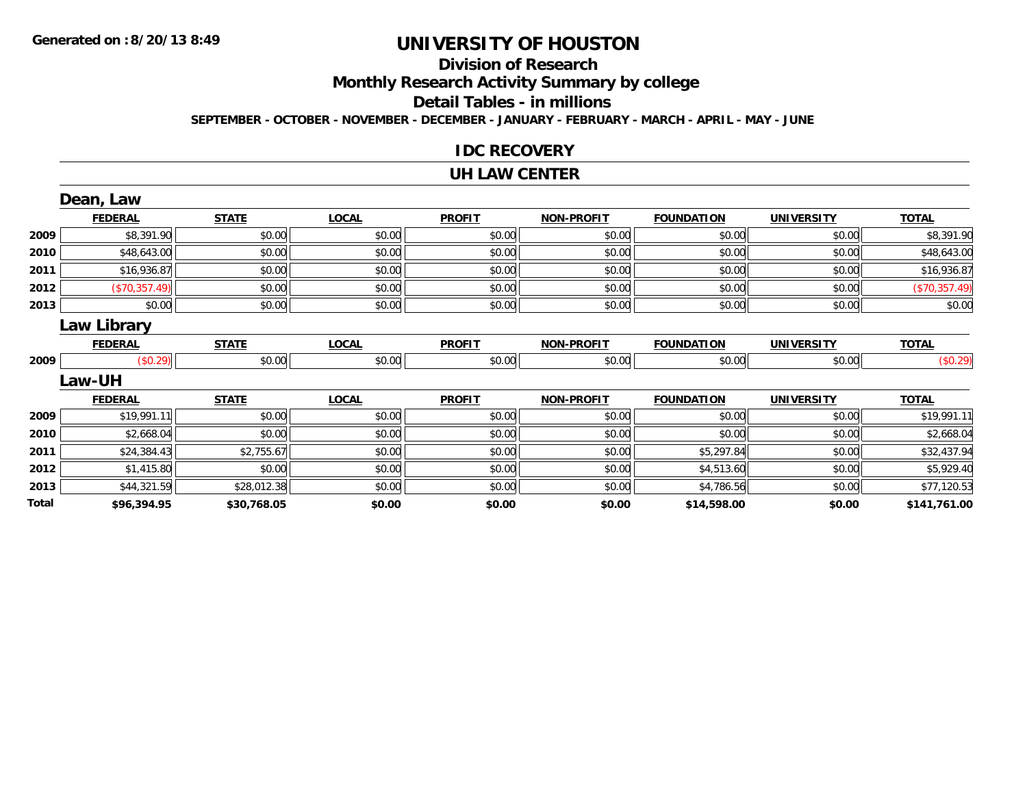**Generated on :8/20/13 8:49**

# UNIVERSITY OF HOUSTON

## Division of Research

## Monthly Research Activity Summary by college

## Detail Tables - in millions

**SEPTEMBER - OCTOBER - NOVEMBER - DECEMBER - JANUARY - FEBRUARY - MARCH - APRIL - MAY - JUNE**

## IDC RECOVERY

## UH LAW CENTER

### Dean, Law

| | FEDERAL | STATE | LOCAL | PROFIT | NON-PROFIT | FOUNDATION | UNIVERSITY | TOTAL |
|---|---|---|---|---|---|---|---|---|
| 2009 | $8,391.90 | $0.00 | $0.00 | $0.00 | $0.00 | $0.00 | $0.00 | $8,391.90 |
| 2010 | $48,643.00 | $0.00 | $0.00 | $0.00 | $0.00 | $0.00 | $0.00 | $48,643.00 |
| 2011 | $16,936.87 | $0.00 | $0.00 | $0.00 | $0.00 | $0.00 | $0.00 | $16,936.87 |
| 2012 | ($70,357.49) | $0.00 | $0.00 | $0.00 | $0.00 | $0.00 | $0.00 | ($70,357.49) |
| 2013 | $0.00 | $0.00 | $0.00 | $0.00 | $0.00 | $0.00 | $0.00 | $0.00 |

### Law Library

| | FEDERAL | STATE | LOCAL | PROFIT | NON-PROFIT | FOUNDATION | UNIVERSITY | TOTAL |
|---|---|---|---|---|---|---|---|---|
| 2009 | ($0.29) | $0.00 | $0.00 | $0.00 | $0.00 | $0.00 | $0.00 | ($0.29) |

### Law-UH

| | FEDERAL | STATE | LOCAL | PROFIT | NON-PROFIT | FOUNDATION | UNIVERSITY | TOTAL |
|---|---|---|---|---|---|---|---|---|
| 2009 | $19,991.11 | $0.00 | $0.00 | $0.00 | $0.00 | $0.00 | $0.00 | $19,991.11 |
| 2010 | $2,668.04 | $0.00 | $0.00 | $0.00 | $0.00 | $0.00 | $0.00 | $2,668.04 |
| 2011 | $24,384.43 | $2,755.67 | $0.00 | $0.00 | $0.00 | $5,297.84 | $0.00 | $32,437.94 |
| 2012 | $1,415.80 | $0.00 | $0.00 | $0.00 | $0.00 | $4,513.60 | $0.00 | $5,929.40 |
| 2013 | $44,321.59 | $28,012.38 | $0.00 | $0.00 | $0.00 | $4,786.56 | $0.00 | $77,120.53 |
| **Total** | **$96,394.95** | **$30,768.05** | **$0.00** | **$0.00** | **$0.00** | **$14,598.00** | **$0.00** | **$141,761.00** |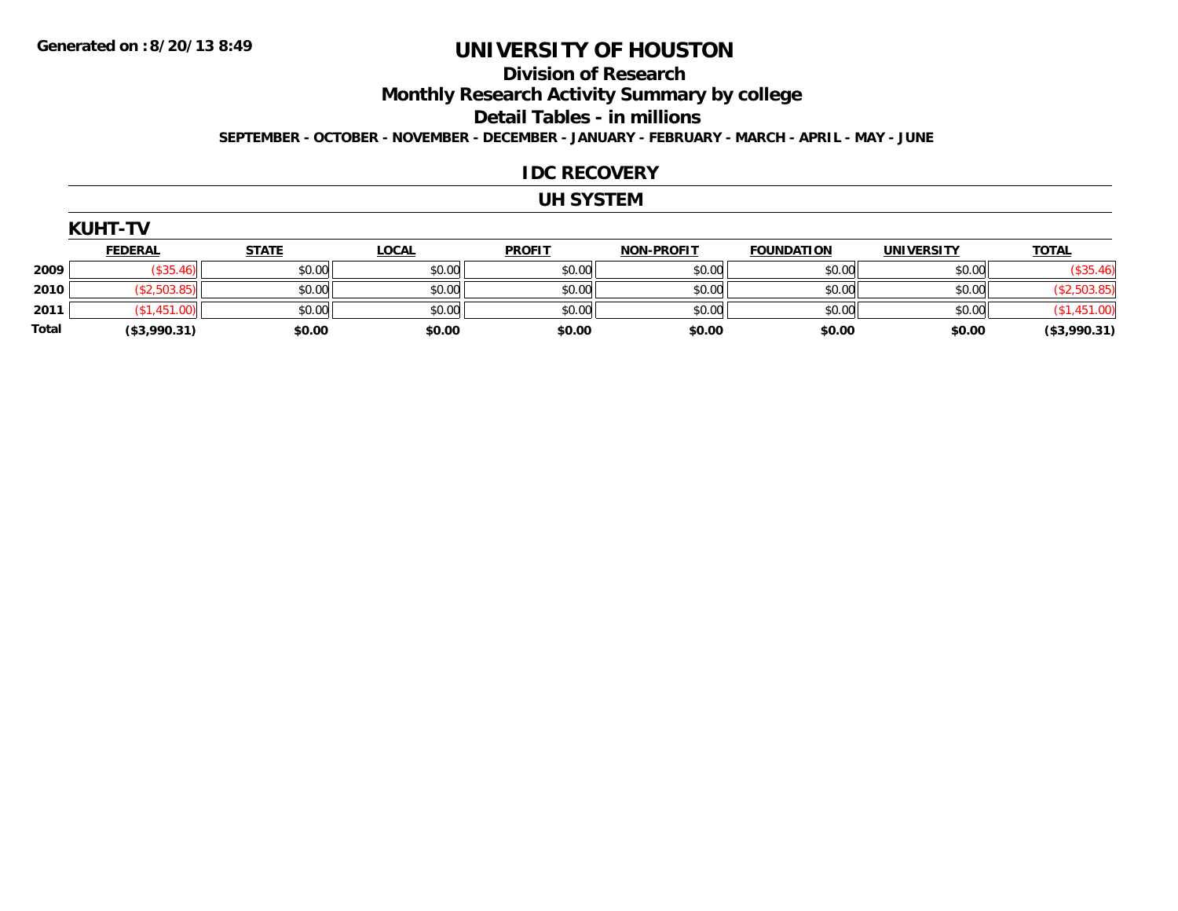**Generated on :8/20/13 8:49**

# UNIVERSITY OF HOUSTON

## Division of Research

## Monthly Research Activity Summary by college

## Detail Tables - in millions

**SEPTEMBER - OCTOBER - NOVEMBER - DECEMBER - JANUARY - FEBRUARY - MARCH - APRIL - MAY - JUNE**

## IDC RECOVERY

## UH SYSTEM

### KUHT-TV

| | FEDERAL | STATE | LOCAL | PROFIT | NON-PROFIT | FOUNDATION | UNIVERSITY | TOTAL |
|---|---|---|---|---|---|---|---|---|
| 2009 | ($35.46) | $0.00 | $0.00 | $0.00 | $0.00 | $0.00 | $0.00 | ($35.46) |
| 2010 | ($2,503.85) | $0.00 | $0.00 | $0.00 | $0.00 | $0.00 | $0.00 | ($2,503.85) |
| 2011 | ($1,451.00) | $0.00 | $0.00 | $0.00 | $0.00 | $0.00 | $0.00 | ($1,451.00) |
| **Total** | **($3,990.31)** | **$0.00** | **$0.00** | **$0.00** | **$0.00** | **$0.00** | **$0.00** | **($3,990.31)** |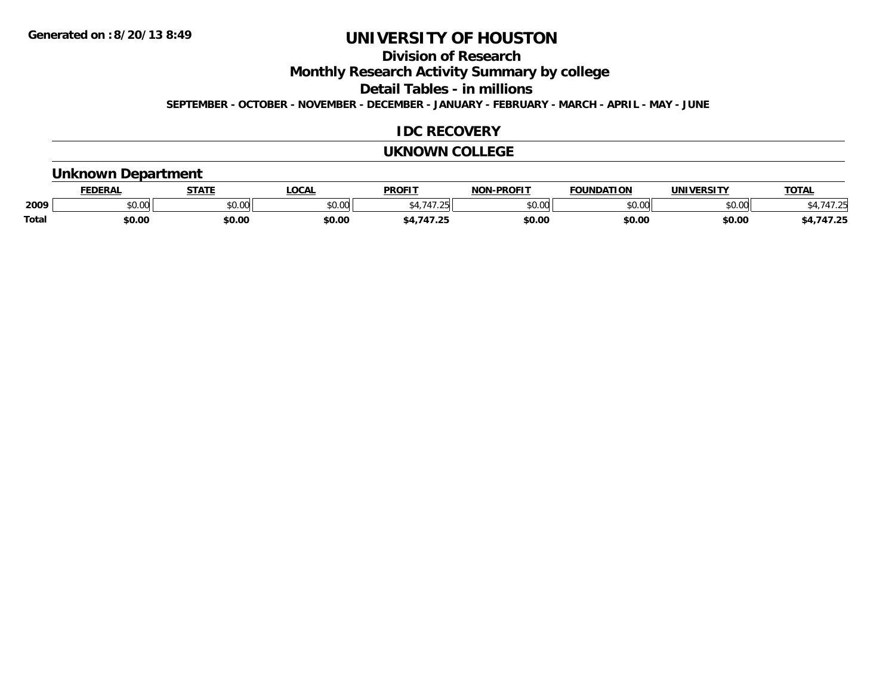# UNIVERSITY OF HOUSTON

## Division of Research

## Monthly Research Activity Summary by college

## Detail Tables - in millions

**SEPTEMBER - OCTOBER - NOVEMBER - DECEMBER - JANUARY - FEBRUARY - MARCH - APRIL - MAY - JUNE**

**Generated on : 8/20/13 8:49**

## IDC RECOVERY

## UKNOWN COLLEGE

### Unknown Department

| | FEDERAL | STATE | LOCAL | PROFIT | NON-PROFIT | FOUNDATION | UNIVERSITY | TOTAL |
|---|---|---|---|---|---|---|---|---|
| 2009 | $0.00 | $0.00 | $0.00 | $4,747.25 | $0.00 | $0.00 | $0.00 | $4,747.25 |
| **Total** | **$0.00** | **$0.00** | **$0.00** | **$4,747.25** | **$0.00** | **$0.00** | **$0.00** | **$4,747.25** |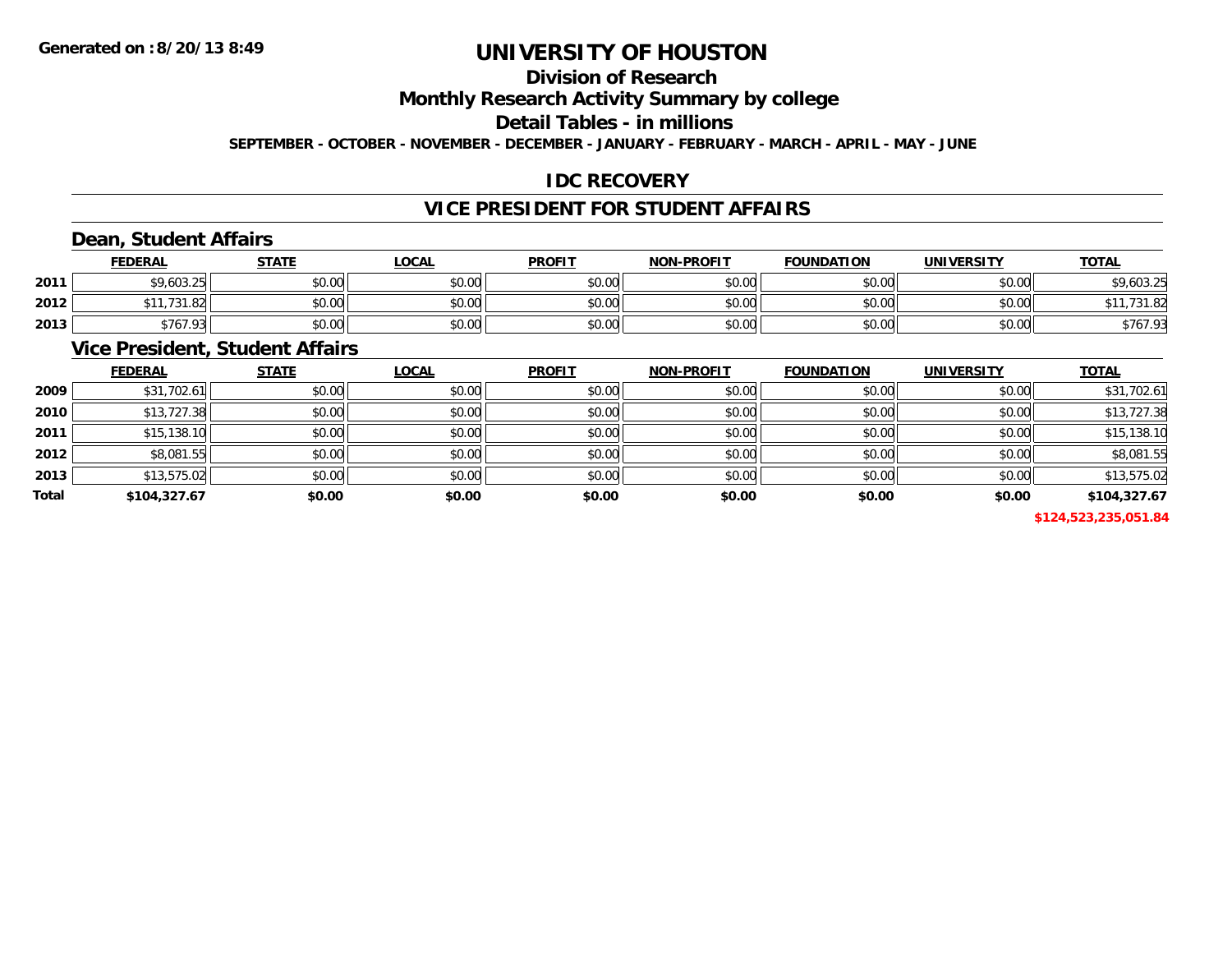**Generated on :8/20/13 8:49**

# UNIVERSITY OF HOUSTON

## Division of Research

## Monthly Research Activity Summary by college

## Detail Tables - in millions

**SEPTEMBER - OCTOBER - NOVEMBER - DECEMBER - JANUARY - FEBRUARY - MARCH - APRIL - MAY - JUNE**

## IDC RECOVERY

## VICE PRESIDENT FOR STUDENT AFFAIRS

### Dean, Student Affairs

| | FEDERAL | STATE | LOCAL | PROFIT | NON-PROFIT | FOUNDATION | UNIVERSITY | TOTAL |
|---|---|---|---|---|---|---|---|---|
| 2011 | $9,603.25 | $0.00 | $0.00 | $0.00 | $0.00 | $0.00 | $0.00 | $9,603.25 |
| 2012 | $11,731.82 | $0.00 | $0.00 | $0.00 | $0.00 | $0.00 | $0.00 | $11,731.82 |
| 2013 | $767.93 | $0.00 | $0.00 | $0.00 | $0.00 | $0.00 | $0.00 | $767.93 |

### Vice President, Student Affairs

| | FEDERAL | STATE | LOCAL | PROFIT | NON-PROFIT | FOUNDATION | UNIVERSITY | TOTAL |
|---|---|---|---|---|---|---|---|---|
| 2009 | $31,702.61 | $0.00 | $0.00 | $0.00 | $0.00 | $0.00 | $0.00 | $31,702.61 |
| 2010 | $13,727.38 | $0.00 | $0.00 | $0.00 | $0.00 | $0.00 | $0.00 | $13,727.38 |
| 2011 | $15,138.10 | $0.00 | $0.00 | $0.00 | $0.00 | $0.00 | $0.00 | $15,138.10 |
| 2012 | $8,081.55 | $0.00 | $0.00 | $0.00 | $0.00 | $0.00 | $0.00 | $8,081.55 |
| 2013 | $13,575.02 | $0.00 | $0.00 | $0.00 | $0.00 | $0.00 | $0.00 | $13,575.02 |
| **Total** | **$104,327.67** | **$0.00** | **$0.00** | **$0.00** | **$0.00** | **$0.00** | **$0.00** | **$104,327.67** |

**$124,523,235,051.84**